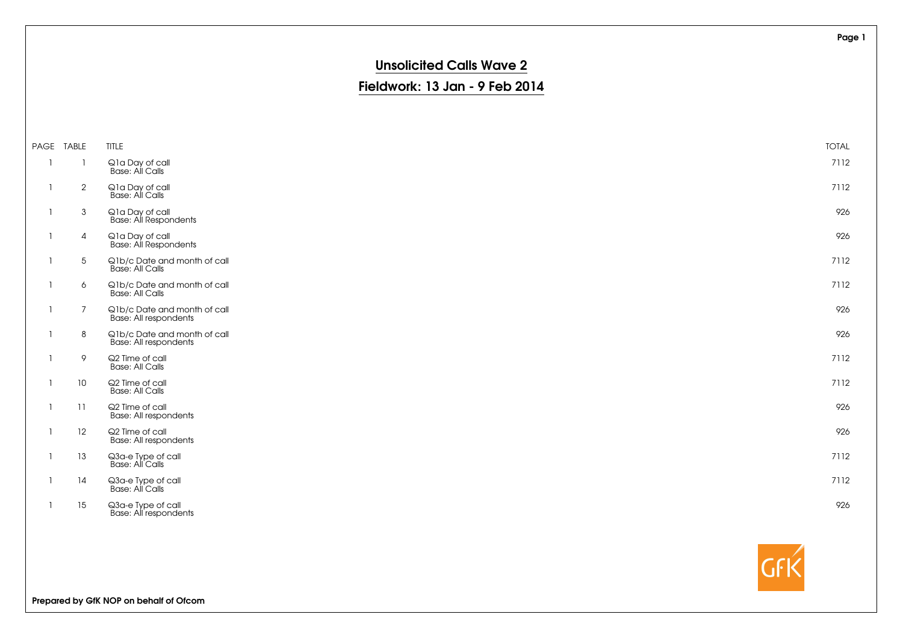# Unsolicited Calls Wave 2

## Fieldwork: 13 Jan - 9 Feb 2014

| PAGE | TABLE | TITLE | TOTAL |
|---|---|---|---|
| 1 | 1 | Q1a Day of call<br>Base: All Calls | 7112 |
| 1 | 2 | Q1a Day of call<br>Base: All Calls | 7112 |
| 1 | 3 | Q1a Day of call<br>Base: All Respondents | 926 |
| 1 | 4 | Q1a Day of call<br>Base: All Respondents | 926 |
| 1 | 5 | Q1b/c Date and month of call<br>Base: All Calls | 7112 |
| 1 | 6 | Q1b/c Date and month of call<br>Base: All Calls | 7112 |
| 1 | 7 | Q1b/c Date and month of call<br>Base: All respondents | 926 |
| 1 | 8 | Q1b/c Date and month of call<br>Base: All respondents | 926 |
| 1 | 9 | Q2 Time of call<br>Base: All Calls | 7112 |
| 1 | 10 | Q2 Time of call<br>Base: All Calls | 7112 |
| 1 | 11 | Q2 Time of call<br>Base: All respondents | 926 |
| 1 | 12 | Q2 Time of call<br>Base: All respondents | 926 |
| 1 | 13 | Q3a-e Type of call<br>Base: All Calls | 7112 |
| 1 | 14 | Q3a-e Type of call<br>Base: All Calls | 7112 |
| 1 | 15 | Q3a-e Type of call<br>Base: All respondents | 926 |

**Prepared by GfK NOP on behalf of Ofcom**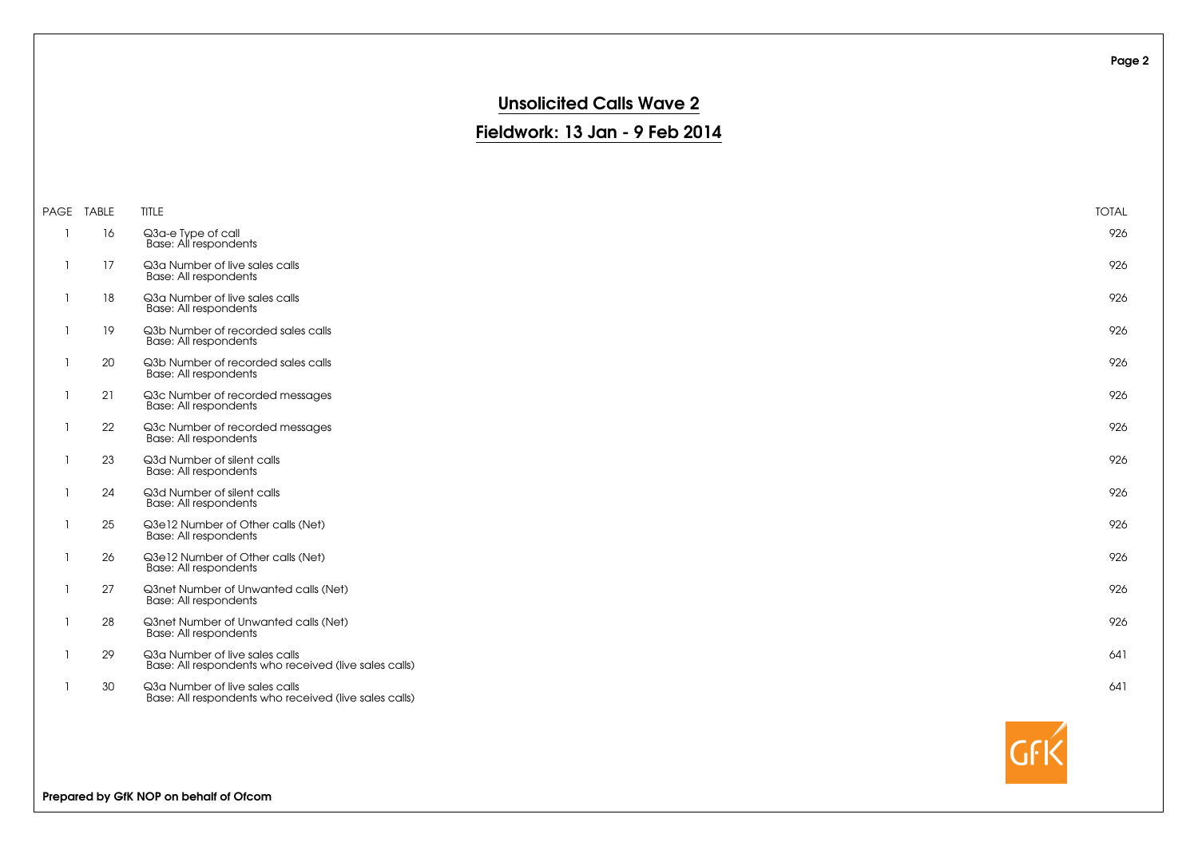# Unsolicited Calls Wave 2

## Fieldwork: 13 Jan - 9 Feb 2014

| PAGE | TABLE | TITLE | TOTAL |
|---|---|---|---|
| 1 | 16 | Q3a-e Type of call<br>Base: All respondents | 926 |
| 1 | 17 | Q3a Number of live sales calls<br>Base: All respondents | 926 |
| 1 | 18 | Q3a Number of live sales calls<br>Base: All respondents | 926 |
| 1 | 19 | Q3b Number of recorded sales calls<br>Base: All respondents | 926 |
| 1 | 20 | Q3b Number of recorded sales calls<br>Base: All respondents | 926 |
| 1 | 21 | Q3c Number of recorded messages<br>Base: All respondents | 926 |
| 1 | 22 | Q3c Number of recorded messages<br>Base: All respondents | 926 |
| 1 | 23 | Q3d Number of silent calls<br>Base: All respondents | 926 |
| 1 | 24 | Q3d Number of silent calls<br>Base: All respondents | 926 |
| 1 | 25 | Q3e12 Number of Other calls (Net)<br>Base: All respondents | 926 |
| 1 | 26 | Q3e12 Number of Other calls (Net)<br>Base: All respondents | 926 |
| 1 | 27 | Q3net Number of Unwanted calls (Net)<br>Base: All respondents | 926 |
| 1 | 28 | Q3net Number of Unwanted calls (Net)<br>Base: All respondents | 926 |
| 1 | 29 | Q3a Number of live sales calls<br>Base: All respondents who received (live sales calls) | 641 |
| 1 | 30 | Q3a Number of live sales calls<br>Base: All respondents who received (live sales calls) | 641 |

**Prepared by GfK NOP on behalf of Ofcom**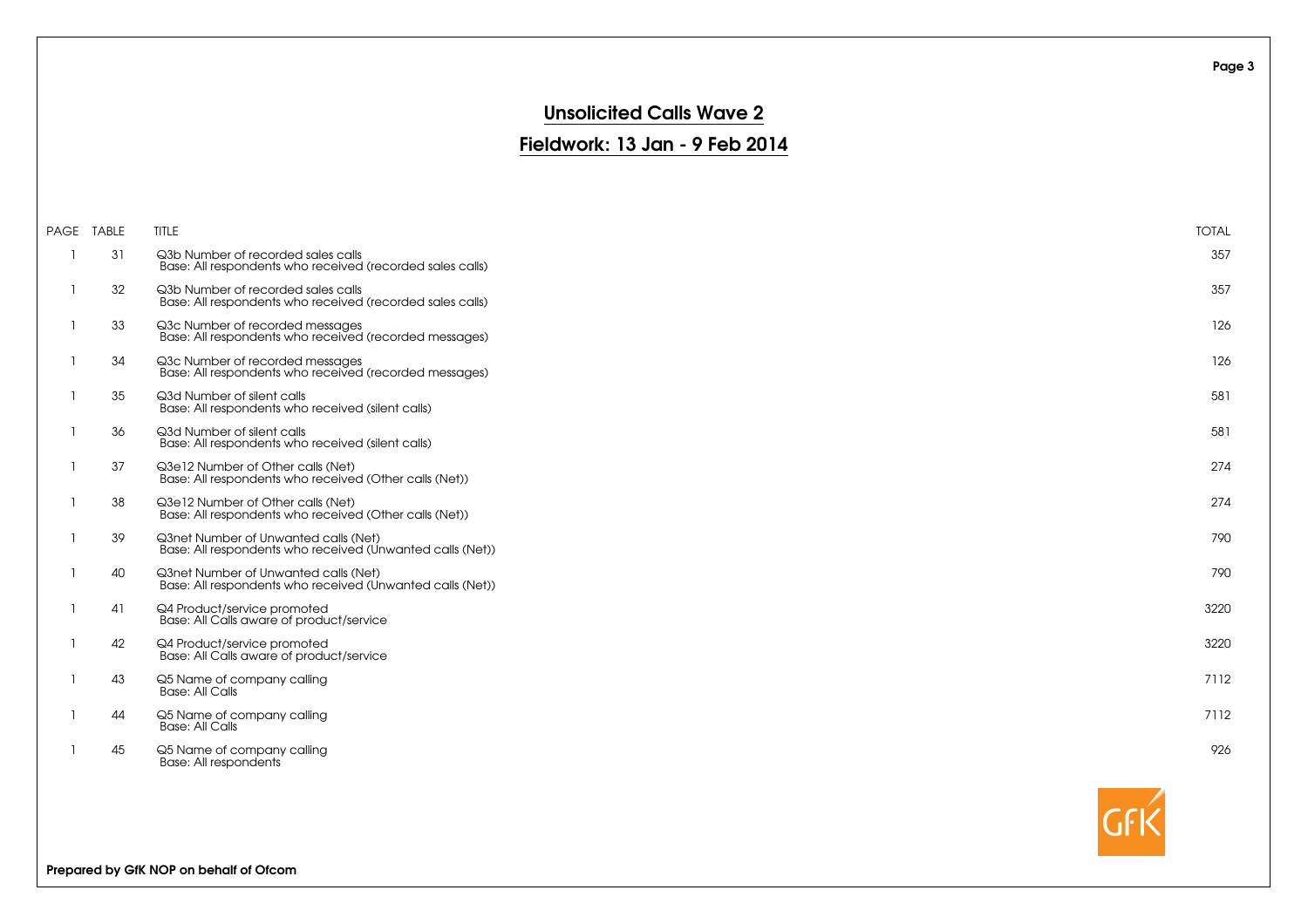## Unsolicited Calls Wave 2

## Fieldwork: 13 Jan - 9 Feb 2014

| PAGE | TABLE | TITLE | TOTAL |
|---|---|---|---|
| 1 | 31 | Q3b Number of recorded sales calls<br>Base: All respondents who received (recorded sales calls) | 357 |
| 1 | 32 | Q3b Number of recorded sales calls<br>Base: All respondents who received (recorded sales calls) | 357 |
| 1 | 33 | Q3c Number of recorded messages<br>Base: All respondents who received (recorded messages) | 126 |
| 1 | 34 | Q3c Number of recorded messages<br>Base: All respondents who received (recorded messages) | 126 |
| 1 | 35 | Q3d Number of silent calls<br>Base: All respondents who received (silent calls) | 581 |
| 1 | 36 | Q3d Number of silent calls<br>Base: All respondents who received (silent calls) | 581 |
| 1 | 37 | Q3e12 Number of Other calls (Net)<br>Base: All respondents who received (Other calls (Net)) | 274 |
| 1 | 38 | Q3e12 Number of Other calls (Net)<br>Base: All respondents who received (Other calls (Net)) | 274 |
| 1 | 39 | Q3net Number of Unwanted calls (Net)<br>Base: All respondents who received (Unwanted calls (Net)) | 790 |
| 1 | 40 | Q3net Number of Unwanted calls (Net)<br>Base: All respondents who received (Unwanted calls (Net)) | 790 |
| 1 | 41 | Q4 Product/service promoted<br>Base: All Calls aware of product/service | 3220 |
| 1 | 42 | Q4 Product/service promoted<br>Base: All Calls aware of product/service | 3220 |
| 1 | 43 | Q5 Name of company calling<br>Base: All Calls | 7112 |
| 1 | 44 | Q5 Name of company calling<br>Base: All Calls | 7112 |
| 1 | 45 | Q5 Name of company calling<br>Base: All respondents | 926 |

**Prepared by GfK NOP on behalf of Ofcom**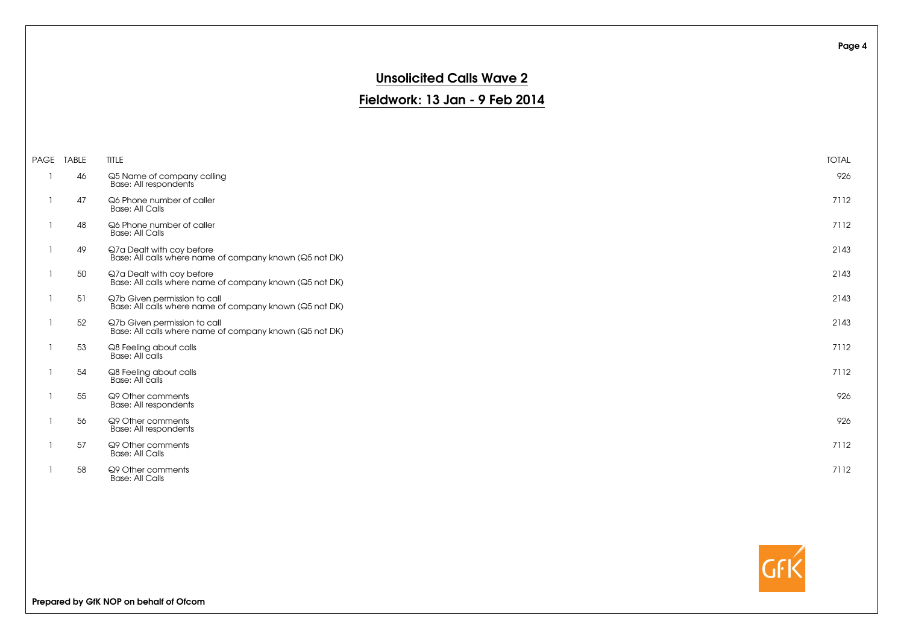# Unsolicited Calls Wave 2

## Fieldwork: 13 Jan - 9 Feb 2014

| PAGE | TABLE | TITLE | TOTAL |
|---|---|---|---|
| 1 | 46 | Q5 Name of company calling<br>Base: All respondents | 926 |
| 1 | 47 | Q6 Phone number of caller<br>Base: All Calls | 7112 |
| 1 | 48 | Q6 Phone number of caller<br>Base: All Calls | 7112 |
| 1 | 49 | Q7a Dealt with coy before<br>Base: All calls where name of company known (Q5 not DK) | 2143 |
| 1 | 50 | Q7a Dealt with coy before<br>Base: All calls where name of company known (Q5 not DK) | 2143 |
| 1 | 51 | Q7b Given permission to call<br>Base: All calls where name of company known (Q5 not DK) | 2143 |
| 1 | 52 | Q7b Given permission to call<br>Base: All calls where name of company known (Q5 not DK) | 2143 |
| 1 | 53 | Q8 Feeling about calls<br>Base: All calls | 7112 |
| 1 | 54 | Q8 Feeling about calls<br>Base: All calls | 7112 |
| 1 | 55 | Q9 Other comments<br>Base: All respondents | 926 |
| 1 | 56 | Q9 Other comments<br>Base: All respondents | 926 |
| 1 | 57 | Q9 Other comments<br>Base: All Calls | 7112 |
| 1 | 58 | Q9 Other comments<br>Base: All Calls | 7112 |

**Prepared by GfK NOP on behalf of Ofcom**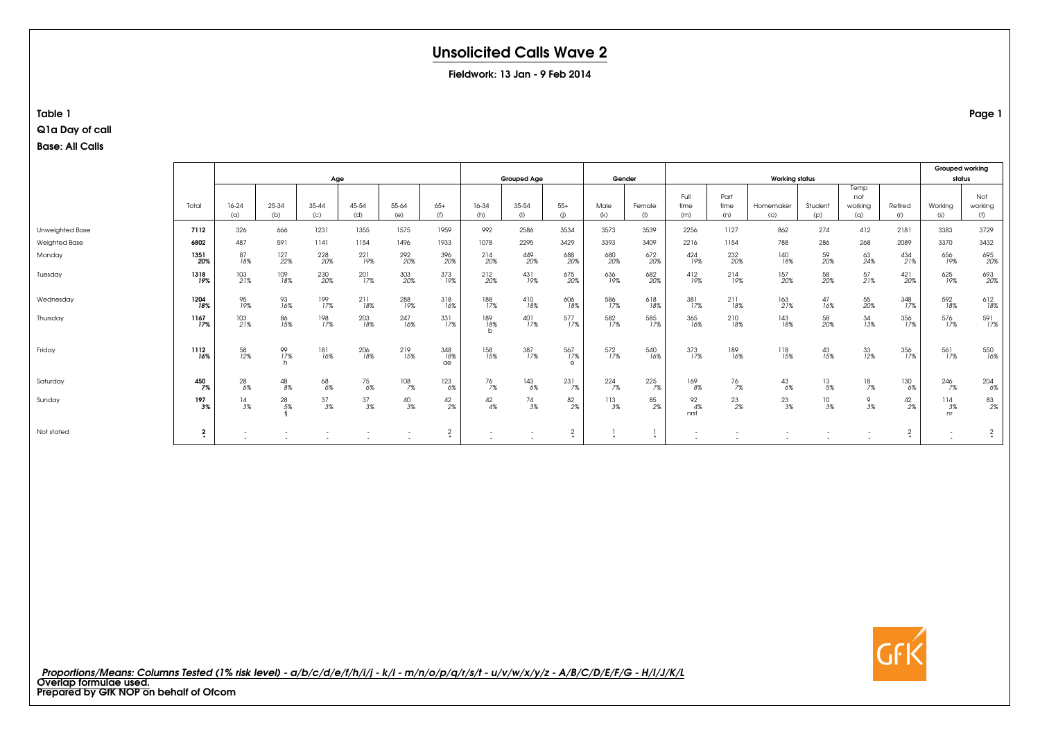# Unsolicited Calls Wave 2

**Fieldwork: 13 Jan - 9 Feb 2014**

**Table 1**

**Q1a Day of call**

**Base: All Calls**

| | Total | Age | | | | | | Grouped Age | | | Gender | | Working status | | | | | | Grouped working status | |
|---|---|---|---|---|---|---|---|---|---|---|---|---|---|---|---|---|---|---|---|---|
| | | 16-24 (a) | 25-34 (b) | 35-44 (c) | 45-54 (d) | 55-64 (e) | 65+ (f) | 16-34 (h) | 35-54 (i) | 55+ (j) | Male (k) | Female (l) | Full time (m) | Part time (n) | Homemaker (o) | Student (p) | Temp not working (q) | Retired (r) | Working (s) | Not working (t) |
| Unweighted Base | **7112** | 326 | 666 | 1231 | 1355 | 1575 | 1959 | 992 | 2586 | 3534 | 3573 | 3539 | 2256 | 1127 | 862 | 274 | 412 | 2181 | 3383 | 3729 |
| Weighted Base | **6802** | 487 | 591 | 1141 | 1154 | 1496 | 1933 | 1078 | 2295 | 3429 | 3393 | 3409 | 2216 | 1154 | 788 | 286 | 268 | 2089 | 3370 | 3432 |
| Monday | **1351** *20%* | 87 *18%* | 127 *22%* | 228 *20%* | 221 *19%* | 292 *20%* | 396 *20%* | 214 *20%* | 449 *20%* | 688 *20%* | 680 *20%* | 672 *20%* | 424 *19%* | 232 *20%* | 140 *18%* | 59 *20%* | 63 *24%* | 434 *21%* | 656 *19%* | 695 *20%* |
| Tuesday | **1318** *19%* | 103 *21%* | 109 *18%* | 230 *20%* | 201 *17%* | 303 *20%* | 373 *19%* | 212 *20%* | 431 *19%* | 675 *20%* | 636 *19%* | 682 *20%* | 412 *19%* | 214 *19%* | 157 *20%* | 58 *20%* | 57 *21%* | 421 *20%* | 625 *19%* | 693 *20%* |
| Wednesday | **1204** *18%* | 95 *19%* | 93 *16%* | 199 *17%* | 211 *18%* | 288 *19%* | 318 *16%* | 188 *17%* | 410 *18%* | 606 *18%* | 586 *17%* | 618 *18%* | 381 *17%* | 211 *18%* | 163 *21%* | 47 *16%* | 55 *20%* | 348 *17%* | 592 *18%* | 612 *18%* |
| Thursday | **1167** *17%* | 103 *21%* | 86 *15%* | 198 *17%* | 203 *18%* | 247 *16%* | 331 *17%* | 189 *18%* b | 401 *17%* | 577 *17%* | 582 *17%* | 585 *17%* | 365 *16%* | 210 *18%* | 143 *18%* | 58 *20%* | 34 *13%* | 356 *17%* | 576 *17%* | 591 *17%* |
| Friday | **1112** *16%* | 58 *12%* | 99 *17%* h | 181 *16%* | 206 *18%* | 219 *15%* | 348 *18%* ae | 158 *15%* | 387 *17%* | 567 *17%* e | 572 *17%* | 540 *16%* | 373 *17%* | 189 *16%* | 118 *15%* | 43 *15%* | 33 *12%* | 356 *17%* | 561 *17%* | 550 *16%* |
| Saturday | **450** *7%* | 28 *6%* | 48 *8%* | 68 *6%* | 75 *6%* | 108 *7%* | 123 *6%* | 76 *7%* | 143 *6%* | 231 *7%* | 224 *7%* | 225 *7%* | 169 *8%* | 76 *7%* | 43 *6%* | 13 *5%* | 18 *7%* | 130 *6%* | 246 *7%* | 204 *6%* |
| Sunday | **197** *3%* | 14 *3%* | 28 *5%* fj | 37 *3%* | 37 *3%* | 40 *3%* | 42 *2%* | 42 *4%* | 74 *3%* | 82 *2%* | 113 *3%* | 85 *2%* | 92 *4%* nrst | 23 *2%* | 23 *3%* | 10 *3%* | 9 *3%* | 42 *2%* | 114 *3%* nr | 83 *2%* |
| Not stated | **2** * | - - | - - | - - | - - | - - | 2 * | - - | - - | 2 * | 1 * | 1 * | - - | - - | - - | - - | - - | 2 * | - - | 2 * |

*Proportions/Means: Columns Tested (1% risk level) - a/b/c/d/e/f/h/i/j - k/l - m/n/o/p/q/r/s/t - u/v/w/x/y/z - A/B/C/D/E/F/G - H/I/J/K/L*

Overlap formulae used.

Prepared by GfK NOP on behalf of Ofcom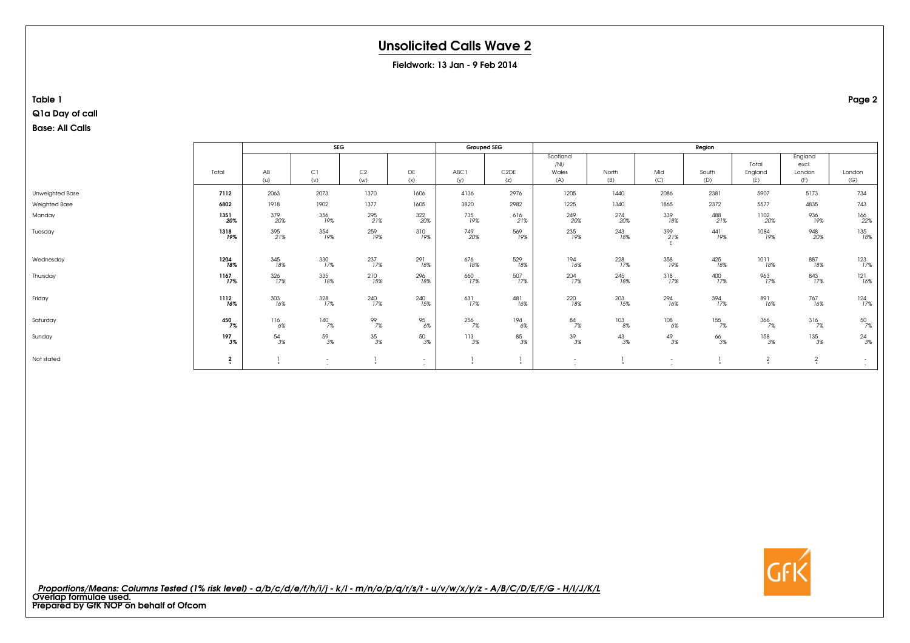# Unsolicited Calls Wave 2

**Fieldwork: 13 Jan - 9 Feb 2014**

**Table 1**

**Q1a Day of call**

**Base: All Calls**

| | Total | SEG | | | | Grouped SEG | | Region | | | | | | |
|---|---|---|---|---|---|---|---|---|---|---|---|---|---|---|
| | | AB (u) | C1 (v) | C2 (w) | DE (x) | ABC1 (y) | C2DE (z) | Scotland /NI/ Wales (A) | North (B) | Mid (C) | South (D) | Total England (E) | England excl. London (F) | London (G) |
| Unweighted Base | **7112** | 2063 | 2073 | 1370 | 1606 | 4136 | 2976 | 1205 | 1440 | 2086 | 2381 | 5907 | 5173 | 734 |
| Weighted Base | **6802** | 1918 | 1902 | 1377 | 1605 | 3820 | 2982 | 1225 | 1340 | 1865 | 2372 | 5577 | 4835 | 743 |
| Monday | **1351** **20%** | 379 20% | 356 19% | 295 21% | 322 20% | 735 19% | 616 21% | 249 20% | 274 20% | 339 18% | 488 21% | 1102 20% | 936 19% | 166 22% |
| Tuesday | **1318** **19%** | 395 21% | 354 19% | 259 19% | 310 19% | 749 20% | 569 19% | 235 19% | 243 18% | 399 21% E | 441 19% | 1084 19% | 948 20% | 135 18% |
| Wednesday | **1204** **18%** | 345 18% | 330 17% | 237 17% | 291 18% | 676 18% | 529 18% | 194 16% | 228 17% | 358 19% | 425 18% | 1011 18% | 887 18% | 123 17% |
| Thursday | **1167** **17%** | 326 17% | 335 18% | 210 15% | 296 18% | 660 17% | 507 17% | 204 17% | 245 18% | 318 17% | 400 17% | 963 17% | 843 17% | 121 16% |
| Friday | **1112** **16%** | 303 16% | 328 17% | 240 17% | 240 15% | 631 17% | 481 16% | 220 18% | 203 15% | 294 16% | 394 17% | 891 16% | 767 16% | 124 17% |
| Saturday | **450** **7%** | 116 6% | 140 7% | 99 7% | 95 6% | 256 7% | 194 6% | 84 7% | 103 8% | 108 6% | 155 7% | 366 7% | 316 7% | 50 7% |
| Sunday | **197** **3%** | 54 3% | 59 3% | 35 3% | 50 3% | 113 3% | 85 3% | 39 3% | 43 3% | 49 3% | 66 3% | 158 3% | 135 3% | 24 3% |
| Not stated | **2** **\*** | 1 \* | - - | 1 \* | - - | 1 \* | 1 \* | - - | 1 \* | - - | 1 \* | 2 \* | 2 \* | - - |

*Proportions/Means: Columns Tested (1% risk level) - a/b/c/d/e/f/h/i/j - k/l - m/n/o/p/q/r/s/t - u/v/w/x/y/z - A/B/C/D/E/F/G - H/I/J/K/L*

Overlap formulae used.

Prepared by GfK NOP on behalf of Ofcom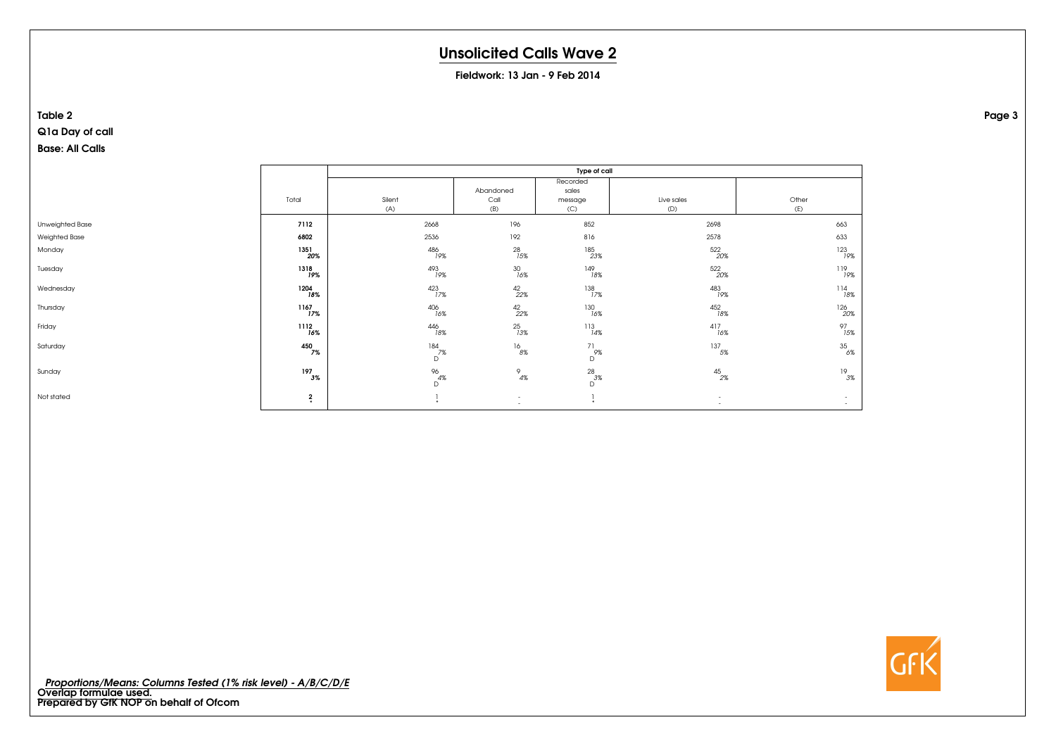# Unsolicited Calls Wave 2

**Fieldwork: 13 Jan - 9 Feb 2014**

**Table 2**

**Q1a Day of call**

**Base: All Calls**

| | Total | Type of call | | | | |
|---|---|---|---|---|---|---|
| | | Silent (A) | Abandoned Call (B) | Recorded sales message (C) | Live sales (D) | Other (E) |
| Unweighted Base | **7112** | 2668 | 196 | 852 | 2698 | 663 |
| Weighted Base | **6802** | 2536 | 192 | 816 | 2578 | 633 |
| Monday | **1351** | 486 | 28 | 185 | 522 | 123 |
| | ***20%*** | *19%* | *15%* | *23%* | *20%* | *19%* |
| Tuesday | **1318** | 493 | 30 | 149 | 522 | 119 |
| | ***19%*** | *19%* | *16%* | *18%* | *20%* | *19%* |
| Wednesday | **1204** | 423 | 42 | 138 | 483 | 114 |
| | ***18%*** | *17%* | *22%* | *17%* | *19%* | *18%* |
| Thursday | **1167** | 406 | 42 | 130 | 452 | 126 |
| | ***17%*** | *16%* | *22%* | *16%* | *18%* | *20%* |
| Friday | **1112** | 446 | 25 | 113 | 417 | 97 |
| | ***16%*** | *18%* | *13%* | *14%* | *16%* | *15%* |
| Saturday | **450** | 184 | 16 | 71 | 137 | 35 |
| | ***7%*** | *7%* | *8%* | *9%* | *5%* | *6%* |
| | | D | | D | | |
| Sunday | **197** | 96 | 9 | 28 | 45 | 19 |
| | ***3%*** | *4%* | *4%* | *3%* | *2%* | *3%* |
| | | D | | D | | |
| Not stated | **2** | 1 | - | 1 | - | - |
| | ***** | * | - | * | - | - |

*Proportions/Means: Columns Tested (1% risk level) - A/B/C/D/E*
**Overlap formulae used.**
**Prepared by GfK NOP on behalf of Ofcom**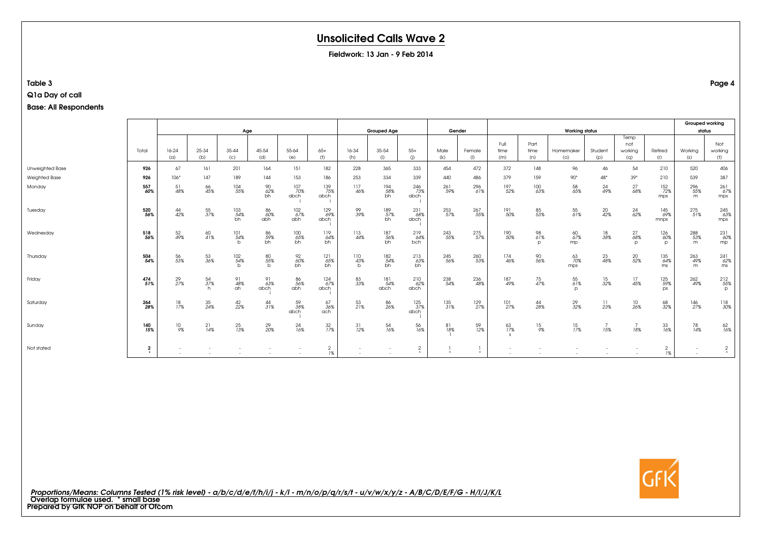# Unsolicited Calls Wave 2

**Fieldwork: 13 Jan - 9 Feb 2014**

**Table 3**

**Q1a Day of call**

**Base: All Respondents**

| | Total | Age | | | | | | Grouped Age | | | Gender | | Working status | | | | | | Grouped working status | |
|---|---|---|---|---|---|---|---|---|---|---|---|---|---|---|---|---|---|---|---|---|
| | | 16-24 (a) | 25-34 (b) | 35-44 (c) | 45-54 (d) | 55-64 (e) | 65+ (f) | 16-34 (h) | 35-54 (i) | 55+ (j) | Male (k) | Female (l) | Full time (m) | Part time (n) | Homemaker (o) | Student (p) | Temp not working (q) | Retired (r) | Working (s) | Not working (t) |
| Unweighted Base | **926** | 67 | 161 | 201 | 164 | 151 | 182 | 228 | 365 | 333 | 454 | 472 | 372 | 148 | 96 | 46 | 54 | 210 | 520 | 406 |
| Weighted Base | **926** | 106* | 147 | 189 | 144 | 153 | 186 | 253 | 334 | 339 | 440 | 486 | 379 | 159 | 90* | 48* | 39* | 210 | 539 | 387 |
| Monday | **557** **60%** | 51 48% | 66 45% | 104 55% | 90 62% bh | 107 70% abch i | 139 75% abch i | 117 46% | 194 58% bh | 246 73% abch i | 261 59% | 296 61% | 197 52% | 100 63% | 58 65% | 24 49% | 27 68% | 152 72% mps | 296 55% m | 261 67% mps |
| Tuesday | **520** **56%** | 44 42% | 55 37% | 103 54% bh | 86 60% abh | 102 67% abh | 129 69% abch i | 99 39% | 189 57% bh | 231 68% abch i | 253 57% | 267 55% | 191 50% | 85 53% | 55 61% | 20 42% | 24 62% | 145 69% mnps | 275 51% | 245 63% mps |
| Wednesday | **518** **56%** | 52 49% | 60 41% | 101 54% b | 86 59% bh | 100 65% bh | 119 64% bh | 113 44% | 187 56% bh | 219 64% bch | 243 55% | 275 57% | 190 50% | 98 61% p | 60 67% mp | 18 38% | 27 68% p | 126 60% p | 288 53% m | 231 60% mp |
| Thursday | **504** **54%** | 56 53% | 53 36% | 102 54% b | 80 55% b | 92 60% bh | 121 65% bh | 110 43% b | 182 54% bh | 213 63% bh | 245 56% | 260 53% | 174 46% | 90 56% | 63 70% mps | 23 48% | 20 52% | 135 64% ms | 263 49% m | 241 62% ms |
| Friday | **474** **51%** | 29 27% | 54 37% h | 91 48% ah | 91 63% abch i | 86 56% abh | 124 67% abch i | 83 33% | 181 54% abch | 210 62% abch | 238 54% | 236 48% | 187 49% | 75 47% | 55 61% p | 15 32% | 17 45% | 125 59% ps | 262 49% | 212 55% p |
| Saturday | **264** **28%** | 18 17% | 35 24% | 42 22% | 44 31% | 59 38% abch i | 67 36% ach | 53 21% | 86 26% | 125 37% abch i | 135 31% | 129 27% | 101 27% | 44 28% | 29 32% | 11 23% | 10 26% | 68 32% | 146 27% | 118 30% |
| Sunday | **140** **15%** | 10 9% | 21 14% | 25 13% | 29 20% | 24 16% | 32 17% | 31 12% | 54 16% | 56 16% | 81 18% l | 59 12% | 63 17% s | 15 9% | 15 17% | 7 15% | 7 18% | 33 16% | 78 14% | 62 16% |
| Not stated | **2** * | - | - | - | - | - | 2 1% | - | - | 2 * | 1 * | 1 * | - | - | - | - | - | 2 1% | - | 2 * |

*Proportions/Means: Columns Tested (1% risk level) - a/b/c/d/e/f/h/i/j - k/l - m/n/o/p/q/r/s/t - u/v/w/x/y/z - A/B/C/D/E/F/G - H/I/J/K/L*
Overlap formulae used. * small base
Prepared by GfK NOP on behalf of Ofcom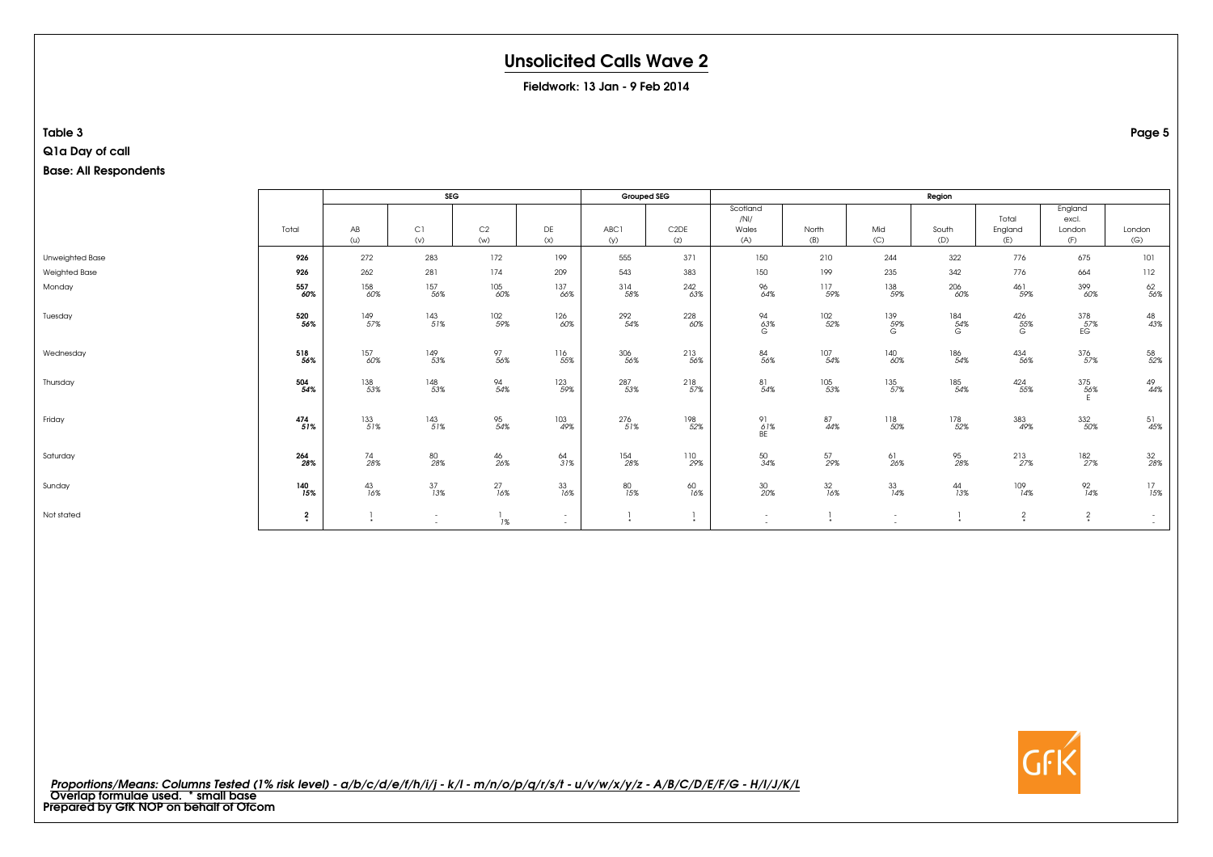# Unsolicited Calls Wave 2

**Fieldwork: 13 Jan - 9 Feb 2014**

**Table 3**

**Q1a Day of call**

**Base: All Respondents**

| | Total | SEG | | | | Grouped SEG | | Region | | | | | | |
|---|---|---|---|---|---|---|---|---|---|---|---|---|---|---|
| | | AB (u) | C1 (v) | C2 (w) | DE (x) | ABC1 (y) | C2DE (z) | Scotland /NI/ Wales (A) | North (B) | Mid (C) | South (D) | Total England (E) | England excl. London (F) | London (G) |
| Unweighted Base | **926** | 272 | 283 | 172 | 199 | 555 | 371 | 150 | 210 | 244 | 322 | 776 | 675 | 101 |
| Weighted Base | **926** | 262 | 281 | 174 | 209 | 543 | 383 | 150 | 199 | 235 | 342 | 776 | 664 | 112 |
| Monday | **557** *60%* | 158 *60%* | 157 *56%* | 105 *60%* | 137 *66%* | 314 *58%* | 242 *63%* | 96 *64%* | 117 *59%* | 138 *59%* | 206 *60%* | 461 *59%* | 399 *60%* | 62 *56%* |
| Tuesday | **520** *56%* | 149 *57%* | 143 *51%* | 102 *59%* | 126 *60%* | 292 *54%* | 228 *60%* | 94 *63%* G | 102 *52%* | 139 *59%* G | 184 *54%* G | 426 *55%* G | 378 *57%* EG | 48 *43%* |
| Wednesday | **518** *56%* | 157 *60%* | 149 *53%* | 97 *56%* | 116 *55%* | 306 *56%* | 213 *56%* | 84 *56%* | 107 *54%* | 140 *60%* | 186 *54%* | 434 *56%* | 376 *57%* | 58 *52%* |
| Thursday | **504** *54%* | 138 *53%* | 148 *53%* | 94 *54%* | 123 *59%* | 287 *53%* | 218 *57%* | 81 *54%* | 105 *53%* | 135 *57%* | 185 *54%* | 424 *55%* | 375 *56%* E | 49 *44%* |
| Friday | **474** *51%* | 133 *51%* | 143 *51%* | 95 *54%* | 103 *49%* | 276 *51%* | 198 *52%* | 91 *61%* BE | 87 *44%* | 118 *50%* | 178 *52%* | 383 *49%* | 332 *50%* | 51 *45%* |
| Saturday | **264** *28%* | 74 *28%* | 80 *28%* | 46 *26%* | 64 *31%* | 154 *28%* | 110 *29%* | 50 *34%* | 57 *29%* | 61 *26%* | 95 *28%* | 213 *27%* | 182 *27%* | 32 *28%* |
| Sunday | **140** *15%* | 43 *16%* | 37 *13%* | 27 *16%* | 33 *16%* | 80 *15%* | 60 *16%* | 30 *20%* | 32 *16%* | 33 *14%* | 44 *13%* | 109 *14%* | 92 *14%* | 17 *15%* |
| Not stated | **2** * | 1 * | - - | 1 *1%* | - - | 1 * | 1 * | - - | 1 * | - - | 1 * | 2 * | 2 * | - - |

*Proportions/Means: Columns Tested (1% risk level) - a/b/c/d/e/f/h/i/j - k/l - m/n/o/p/q/r/s/t - u/v/w/x/y/z - A/B/C/D/E/F/G - H/I/J/K/L*
Overlap formulae used. * small base
**Prepared by GfK NOP on behalf of Ofcom**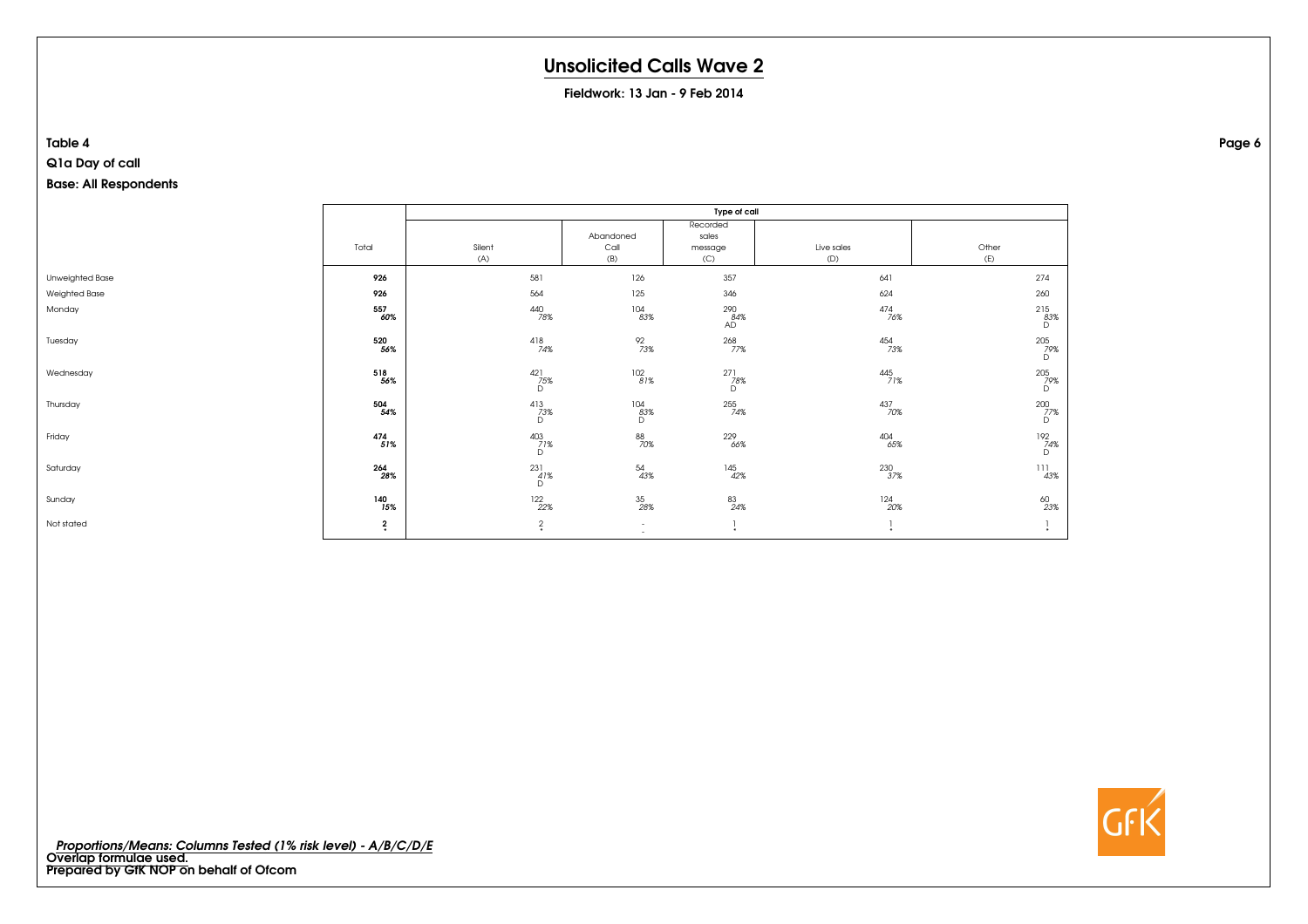# Unsolicited Calls Wave 2

**Fieldwork: 13 Jan - 9 Feb 2014**

**Table 4**

**Q1a Day of call**

**Base: All Respondents**

| | Total | Type of call | | | | |
|---|---|---|---|---|---|---|
| | | Silent (A) | Abandoned Call (B) | Recorded sales message (C) | Live sales (D) | Other (E) |
| Unweighted Base | **926** | 581 | 126 | 357 | 641 | 274 |
| Weighted Base | **926** | 564 | 125 | 346 | 624 | 260 |
| Monday | **557** | 440 | 104 | 290 | 474 | 215 |
| | ***60%*** | *78%* | *83%* | *84%* AD | *76%* | *83%* D |
| Tuesday | **520** | 418 | 92 | 268 | 454 | 205 |
| | ***56%*** | *74%* | *73%* | *77%* | *73%* | *79%* D |
| Wednesday | **518** | 421 | 102 | 271 | 445 | 205 |
| | ***56%*** | *75%* D | *81%* | *78%* D | *71%* | *79%* D |
| Thursday | **504** | 413 | 104 | 255 | 437 | 200 |
| | ***54%*** | *73%* D | *83%* D | *74%* | *70%* | *77%* D |
| Friday | **474** | 403 | 88 | 229 | 404 | 192 |
| | ***51%*** | *71%* D | *70%* | *66%* | *65%* | *74%* D |
| Saturday | **264** | 231 | 54 | 145 | 230 | 111 |
| | ***28%*** | *41%* D | *43%* | *42%* | *37%* | *43%* |
| Sunday | **140** | 122 | 35 | 83 | 124 | 60 |
| | ***15%*** | *22%* | *28%* | *24%* | *20%* | *23%* |
| Not stated | **2** | 2 | - | 1 | 1 | 1 |
| | ***** | * | - | * | * | * |

*Proportions/Means: Columns Tested (1% risk level) - A/B/C/D/E*
**Overlap formulae used.**
**Prepared by GfK NOP on behalf of Ofcom**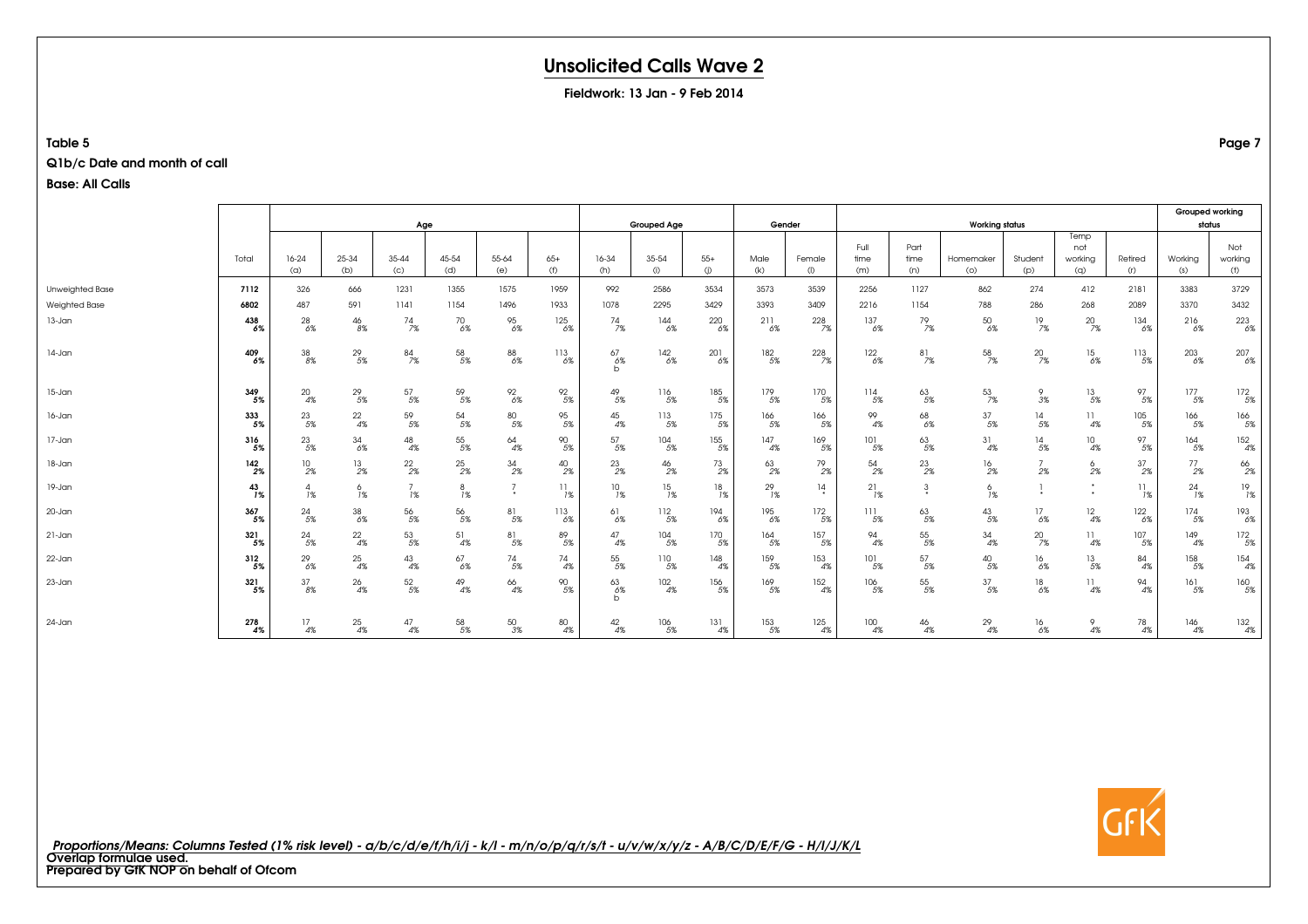# Unsolicited Calls Wave 2

**Fieldwork: 13 Jan - 9 Feb 2014**

**Table 5**

**Q1b/c Date and month of call**

**Base: All Calls**

| | Total | Age | | | | | | Grouped Age | | | Gender | | Working status | | | | | | Grouped working status | |
|---|---|---|---|---|---|---|---|---|---|---|---|---|---|---|---|---|---|---|---|---|
| | | 16-24 (a) | 25-34 (b) | 35-44 (c) | 45-54 (d) | 55-64 (e) | 65+ (f) | 16-34 (h) | 35-54 (i) | 55+ (j) | Male (k) | Female (l) | Full time (m) | Part time (n) | Homemaker (o) | Student (p) | Temp not working (q) | Retired (r) | Working (s) | Not working (t) |
| Unweighted Base | **7112** | 326 | 666 | 1231 | 1355 | 1575 | 1959 | 992 | 2586 | 3534 | 3573 | 3539 | 2256 | 1127 | 862 | 274 | 412 | 2181 | 3383 | 3729 |
| Weighted Base | **6802** | 487 | 591 | 1141 | 1154 | 1496 | 1933 | 1078 | 2295 | 3429 | 3393 | 3409 | 2216 | 1154 | 788 | 286 | 268 | 2089 | 3370 | 3432 |
| 13-Jan | **438** **6%** | 28 6% | 46 8% | 74 7% | 70 6% | 95 6% | 125 6% | 74 7% | 144 6% | 220 6% | 211 6% | 228 7% | 137 6% | 79 7% | 50 6% | 19 7% | 20 7% | 134 6% | 216 6% | 223 6% |
| 14-Jan | **409** **6%** | 38 8% | 29 5% | 84 7% | 58 5% | 88 6% | 113 6% | 67 6% b | 142 6% | 201 6% | 182 5% | 228 7% | 122 6% | 81 7% | 58 7% | 20 7% | 15 6% | 113 5% | 203 6% | 207 6% |
| 15-Jan | **349** **5%** | 20 4% | 29 5% | 57 5% | 59 5% | 92 6% | 92 5% | 49 5% | 116 5% | 185 5% | 179 5% | 170 5% | 114 5% | 63 5% | 53 7% | 9 3% | 13 5% | 97 5% | 177 5% | 172 5% |
| 16-Jan | **333** **5%** | 23 5% | 22 4% | 59 5% | 54 5% | 80 5% | 95 5% | 45 4% | 113 5% | 175 5% | 166 5% | 166 5% | 99 4% | 68 6% | 37 5% | 14 5% | 11 4% | 105 5% | 166 5% | 166 5% |
| 17-Jan | **316** **5%** | 23 5% | 34 6% | 48 4% | 55 5% | 64 4% | 90 5% | 57 5% | 104 5% | 155 5% | 147 4% | 169 5% | 101 5% | 63 5% | 31 4% | 14 5% | 10 4% | 97 5% | 164 5% | 152 4% |
| 18-Jan | **142** **2%** | 10 2% | 13 2% | 22 2% | 25 2% | 34 2% | 40 2% | 23 2% | 46 2% | 73 2% | 63 2% | 79 2% | 54 2% | 23 2% | 16 2% | 7 2% | 6 2% | 37 2% | 77 2% | 66 2% |
| 19-Jan | **43** **1%** | 4 1% | 6 1% | 7 1% | 8 1% | 7 * | 11 1% | 10 1% | 15 1% | 18 1% | 29 1% | 14 * | 21 1% | 3 * | 6 1% | 1 * | * * | 11 1% | 24 1% | 19 1% |
| 20-Jan | **367** **5%** | 24 5% | 38 6% | 56 5% | 56 5% | 81 5% | 113 6% | 61 6% | 112 5% | 194 6% | 195 6% | 172 5% | 111 5% | 63 5% | 43 5% | 17 6% | 12 4% | 122 6% | 174 5% | 193 6% |
| 21-Jan | **321** **5%** | 24 5% | 22 4% | 53 5% | 51 4% | 81 5% | 89 5% | 47 4% | 104 5% | 170 5% | 164 5% | 157 5% | 94 4% | 55 5% | 34 4% | 20 7% | 11 4% | 107 5% | 149 4% | 172 5% |
| 22-Jan | **312** **5%** | 29 6% | 25 4% | 43 4% | 67 6% | 74 5% | 74 4% | 55 5% | 110 5% | 148 4% | 159 5% | 153 4% | 101 5% | 57 5% | 40 5% | 16 6% | 13 5% | 84 4% | 158 5% | 154 4% |
| 23-Jan | **321** **5%** | 37 8% | 26 4% | 52 5% | 49 4% | 66 4% | 90 5% | 63 6% b | 102 4% | 156 5% | 169 5% | 152 4% | 106 5% | 55 5% | 37 5% | 18 6% | 11 4% | 94 4% | 161 5% | 160 5% |
| 24-Jan | **278** **4%** | 17 4% | 25 4% | 47 4% | 58 5% | 50 3% | 80 4% | 42 4% | 106 5% | 131 4% | 153 5% | 125 4% | 100 4% | 46 4% | 29 4% | 16 6% | 9 4% | 78 4% | 146 4% | 132 4% |

*Proportions/Means: Columns Tested (1% risk level) - a/b/c/d/e/f/h/i/j - k/l - m/n/o/p/q/r/s/t - u/v/w/x/y/z - A/B/C/D/E/F/G - H/I/J/K/L*

**Overlap formulae used.**

**Prepared by GfK NOP on behalf of Ofcom**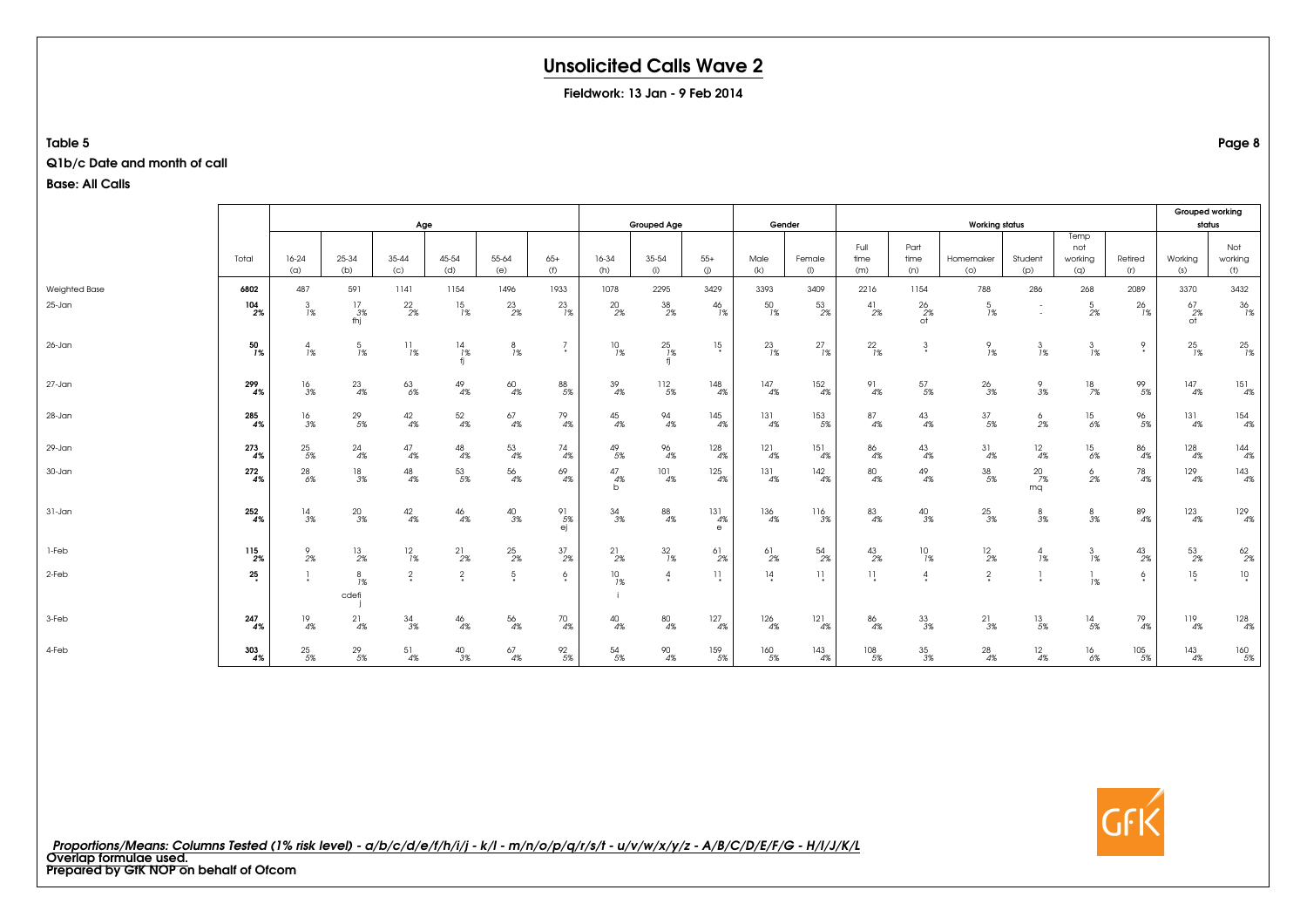# Unsolicited Calls Wave 2

**Fieldwork: 13 Jan - 9 Feb 2014**

**Table 5**

**Q1b/c Date and month of call**

**Base: All Calls**

| | Total | Age | | | | | | Grouped Age | | | Gender | | Working status | | | | | | Grouped working status | |
|---|---|---|---|---|---|---|---|---|---|---|---|---|---|---|---|---|---|---|---|---|
| | | 16-24 (a) | 25-34 (b) | 35-44 (c) | 45-54 (d) | 55-64 (e) | 65+ (f) | 16-34 (h) | 35-54 (i) | 55+ (j) | Male (k) | Female (l) | Full time (m) | Part time (n) | Homemaker (o) | Student (p) | Temp not working (q) | Retired (r) | Working (s) | Not working (t) |
| Weighted Base | 6802 | 487 | 591 | 1141 | 1154 | 1496 | 1933 | 1078 | 2295 | 3429 | 3393 | 3409 | 2216 | 1154 | 788 | 286 | 268 | 2089 | 3370 | 3432 |
| 25-Jan | 104 2% | 3 1% | 17 3% fhj | 22 2% | 15 1% | 23 2% | 23 1% | 20 2% | 38 2% | 46 1% | 50 1% | 53 2% | 41 2% | 26 2% ot | 5 1% | - - | 5 2% | 26 1% | 67 2% ot | 36 1% |
| 26-Jan | 50 1% | 4 1% | 5 1% | 11 1% | 14 1% fj | 8 1% | 7 * | 10 1% | 25 1% fj | 15 * | 23 1% | 27 1% | 22 1% | 3 * | 9 1% | 3 1% | 3 1% | 9 * | 25 1% | 25 1% |
| 27-Jan | 299 4% | 16 3% | 23 4% | 63 6% | 49 4% | 60 4% | 88 5% | 39 4% | 112 5% | 148 4% | 147 4% | 152 4% | 91 4% | 57 5% | 26 3% | 9 3% | 18 7% | 99 5% | 147 4% | 151 4% |
| 28-Jan | 285 4% | 16 3% | 29 5% | 42 4% | 52 4% | 67 4% | 79 4% | 45 4% | 94 4% | 145 4% | 131 4% | 153 5% | 87 4% | 43 4% | 37 5% | 6 2% | 15 6% | 96 5% | 131 4% | 154 4% |
| 29-Jan | 273 4% | 25 5% | 24 4% | 47 4% | 48 4% | 53 4% | 74 4% | 49 5% | 96 4% | 128 4% | 121 4% | 151 4% | 86 4% | 43 4% | 31 4% | 12 4% | 15 6% | 86 4% | 128 4% | 144 4% |
| 30-Jan | 272 4% | 28 6% | 18 3% | 48 4% | 53 5% | 56 4% | 69 4% | 47 4% b | 101 4% | 125 4% | 131 4% | 142 4% | 80 4% | 49 4% | 38 5% | 20 7% mq | 6 2% | 78 4% | 129 4% | 143 4% |
| 31-Jan | 252 4% | 14 3% | 20 3% | 42 4% | 46 4% | 40 3% | 91 5% ej | 34 3% | 88 4% | 131 4% e | 136 4% | 116 3% | 83 4% | 40 3% | 25 3% | 8 3% | 8 3% | 89 4% | 123 4% | 129 4% |
| 1-Feb | 115 2% | 9 2% | 13 2% | 12 1% | 21 2% | 25 2% | 37 2% | 21 2% | 32 1% | 61 2% | 61 2% | 54 2% | 43 2% | 10 1% | 12 2% | 4 1% | 3 1% | 43 2% | 53 2% | 62 2% |
| 2-Feb | 25 * | 1 * | 8 1% cdefij | 2 * | 2 * | 5 * | 6 * | 10 1% i | 4 * | 11 * | 14 * | 11 * | 11 * | 4 * | 2 * | 1 * | 1 1% | 6 * | 15 * | 10 * |
| 3-Feb | 247 4% | 19 4% | 21 4% | 34 3% | 46 4% | 56 4% | 70 4% | 40 4% | 80 4% | 127 4% | 126 4% | 121 4% | 86 4% | 33 3% | 21 3% | 13 5% | 14 5% | 79 4% | 119 4% | 128 4% |
| 4-Feb | 303 4% | 25 5% | 29 5% | 51 4% | 40 3% | 67 4% | 92 5% | 54 5% | 90 4% | 159 5% | 160 5% | 143 4% | 108 5% | 35 3% | 28 4% | 12 4% | 16 6% | 105 5% | 143 4% | 160 5% |

*Proportions/Means: Columns Tested (1% risk level) - a/b/c/d/e/f/h/i/j - k/l - m/n/o/p/q/r/s/t - u/v/w/x/y/z - A/B/C/D/E/F/G - H/I/J/K/L*
Overlap formulae used.
Prepared by GfK NOP on behalf of Ofcom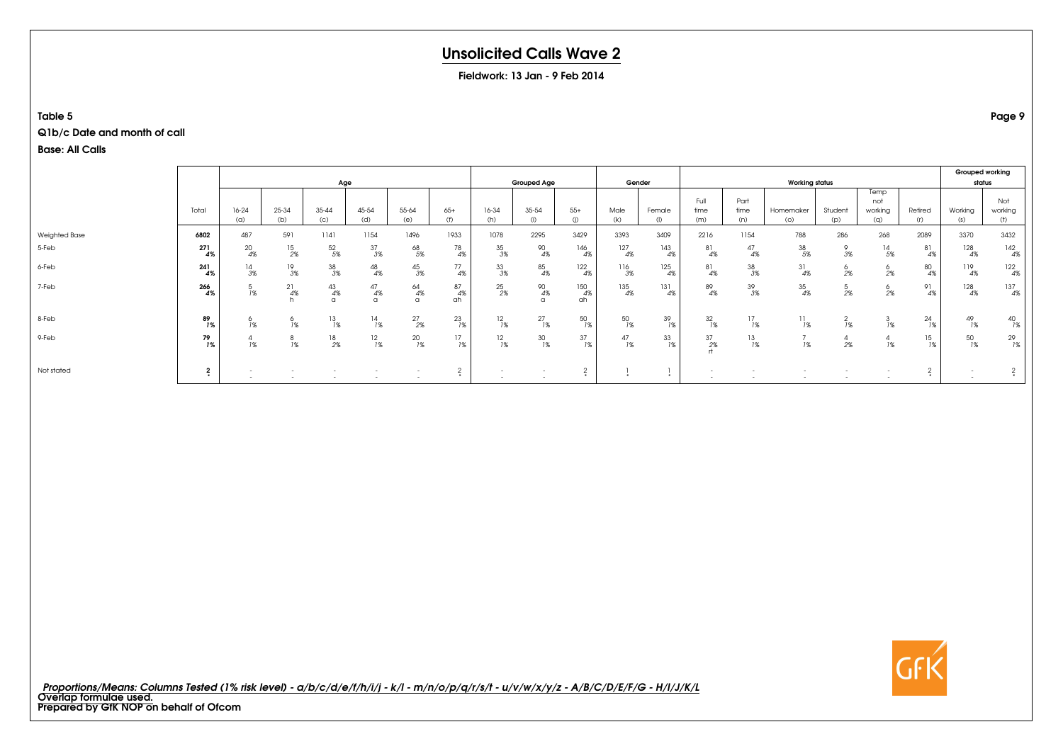# Unsolicited Calls Wave 2

**Fieldwork: 13 Jan - 9 Feb 2014**

**Table 5**

**Q1b/c Date and month of call**

**Base: All Calls**

| | Total | Age | | | | | | Grouped Age | | | Gender | | Working status | | | | | | Grouped working status | |
|---|---|---|---|---|---|---|---|---|---|---|---|---|---|---|---|---|---|---|---|---|
| | | 16-24 (a) | 25-34 (b) | 35-44 (c) | 45-54 (d) | 55-64 (e) | 65+ (f) | 16-34 (h) | 35-54 (i) | 55+ (j) | Male (k) | Female (l) | Full time (m) | Part time (n) | Homemaker (o) | Student (p) | Temp not working (q) | Retired (r) | Working (s) | Not working (t) |
| Weighted Base | **6802** | 487 | 591 | 1141 | 1154 | 1496 | 1933 | 1078 | 2295 | 3429 | 3393 | 3409 | 2216 | 1154 | 788 | 286 | 268 | 2089 | 3370 | 3432 |
| 5-Feb | **271** | 20 | 15 | 52 | 37 | 68 | 78 | 35 | 90 | 146 | 127 | 143 | 81 | 47 | 38 | 9 | 14 | 81 | 128 | 142 |
| | ***4%*** | *4%* | *2%* | *5%* | *3%* | *5%* | *4%* | *3%* | *4%* | *4%* | *4%* | *4%* | *4%* | *4%* | *5%* | *3%* | *5%* | *4%* | *4%* | *4%* |
| 6-Feb | **241** | 14 | 19 | 38 | 48 | 45 | 77 | 33 | 85 | 122 | 116 | 125 | 81 | 38 | 31 | 6 | 6 | 80 | 119 | 122 |
| | ***4%*** | *3%* | *3%* | *3%* | *4%* | *3%* | *4%* | *3%* | *4%* | *4%* | *3%* | *4%* | *4%* | *3%* | *4%* | *2%* | *2%* | *4%* | *4%* | *4%* |
| 7-Feb | **266** | 5 | 21 | 43 | 47 | 64 | 87 | 25 | 90 | 150 | 135 | 131 | 89 | 39 | 35 | 5 | 6 | 91 | 128 | 137 |
| | ***4%*** | *1%* | *4%* | *4%* | *4%* | *4%* | *4%* | *2%* | *4%* | *4%* | *4%* | *4%* | *4%* | *3%* | *4%* | *2%* | *2%* | *4%* | *4%* | *4%* |
| | | | h | a | a | a | ah | | a | ah | | | | | | | | | | |
| 8-Feb | **89** | 6 | 6 | 13 | 14 | 27 | 23 | 12 | 27 | 50 | 50 | 39 | 32 | 17 | 11 | 2 | 3 | 24 | 49 | 40 |
| | ***1%*** | *1%* | *1%* | *1%* | *1%* | *2%* | *1%* | *1%* | *1%* | *1%* | *1%* | *1%* | *1%* | *1%* | *1%* | *1%* | *1%* | *1%* | *1%* | *1%* |
| 9-Feb | **79** | 4 | 8 | 18 | 12 | 20 | 17 | 12 | 30 | 37 | 47 | 33 | 37 | 13 | 7 | 4 | 4 | 15 | 50 | 29 |
| | ***1%*** | *1%* | *1%* | *2%* | *1%* | *1%* | *1%* | *1%* | *1%* | *1%* | *1%* | *1%* | *2%* | *1%* | *1%* | *2%* | *1%* | *1%* | *1%* | *1%* |
| | | | | | | | | | | | | | rt | | | | | | | |
| Not stated | **2** | - | - | - | - | - | 2 | - | - | 2 | 1 | 1 | - | - | - | - | - | 2 | - | 2 |
| | *** | - | - | - | - | - | * | - | - | * | * | * | - | - | - | - | - | * | - | * |

*Proportions/Means: Columns Tested (1% risk level) - a/b/c/d/e/f/h/i/j - k/l - m/n/o/p/q/r/s/t - u/v/w/x/y/z - A/B/C/D/E/F/G - H/I/J/K/L*

Overlap formulae used.

Prepared by GfK NOP on behalf of Ofcom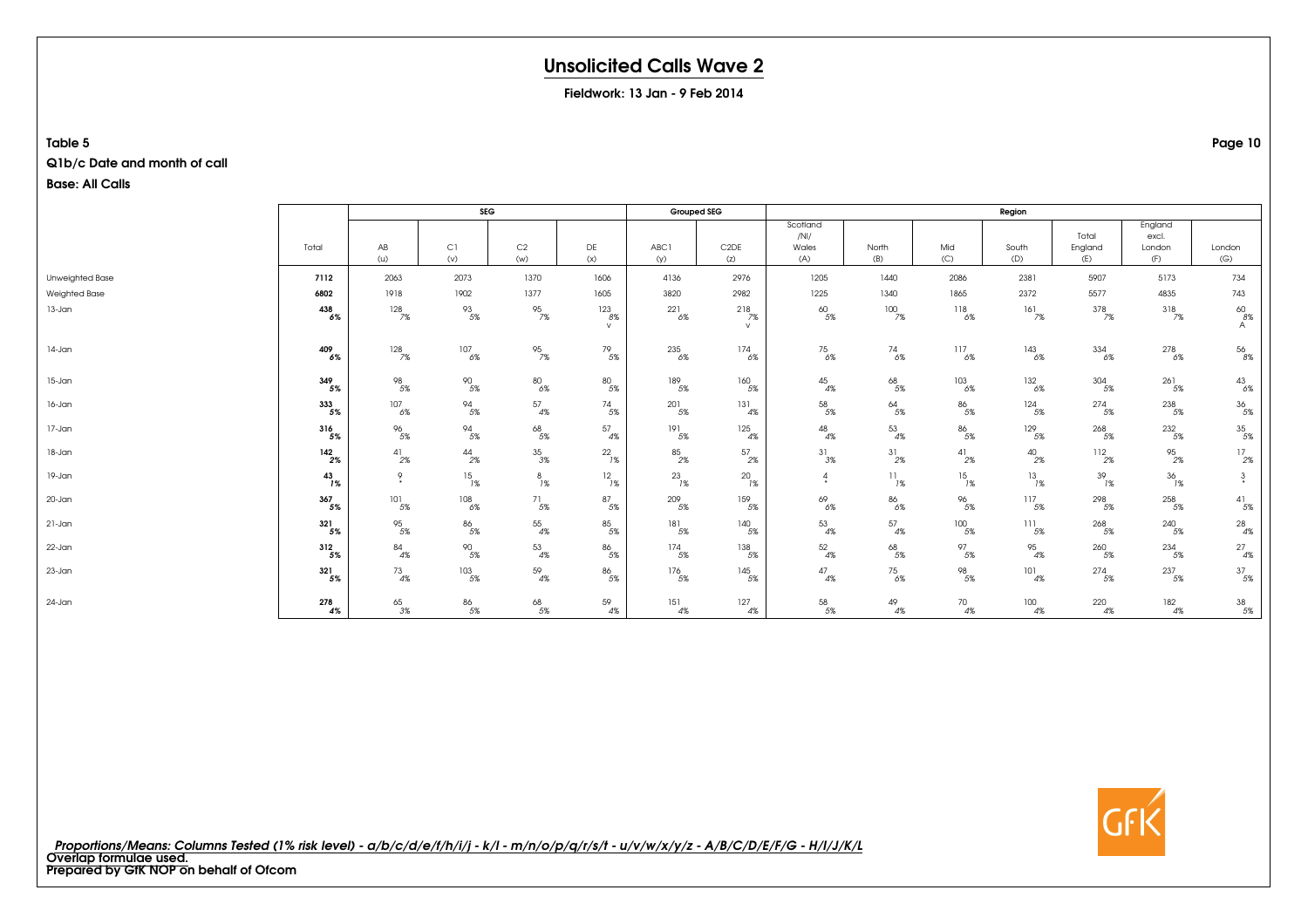# Unsolicited Calls Wave 2

**Fieldwork: 13 Jan - 9 Feb 2014**

**Table 5**

**Q1b/c Date and month of call**

**Base: All Calls**

| | Total | SEG | | | | Grouped SEG | | Region | | | | | | |
|---|---|---|---|---|---|---|---|---|---|---|---|---|---|---|
| | | AB (u) | C1 (v) | C2 (w) | DE (x) | ABC1 (y) | C2DE (z) | Scotland /NI/ Wales (A) | North (B) | Mid (C) | South (D) | Total England (E) | England excl. London (F) | London (G) |
| Unweighted Base | **7112** | 2063 | 2073 | 1370 | 1606 | 4136 | 2976 | 1205 | 1440 | 2086 | 2381 | 5907 | 5173 | 734 |
| Weighted Base | **6802** | 1918 | 1902 | 1377 | 1605 | 3820 | 2982 | 1225 | 1340 | 1865 | 2372 | 5577 | 4835 | 743 |
| 13-Jan | **438** **6%** | 128 7% | 93 5% | 95 7% | 123 8% v | 221 6% | 218 7% v | 60 5% | 100 7% | 118 6% | 161 7% | 378 7% | 318 7% | 60 8% A |
| 14-Jan | **409** **6%** | 128 7% | 107 6% | 95 7% | 79 5% | 235 6% | 174 6% | 75 6% | 74 6% | 117 6% | 143 6% | 334 6% | 278 6% | 56 8% |
| 15-Jan | **349** **5%** | 98 5% | 90 5% | 80 6% | 80 5% | 189 5% | 160 5% | 45 4% | 68 5% | 103 6% | 132 6% | 304 5% | 261 5% | 43 6% |
| 16-Jan | **333** **5%** | 107 6% | 94 5% | 57 4% | 74 5% | 201 5% | 131 4% | 58 5% | 64 5% | 86 5% | 124 5% | 274 5% | 238 5% | 36 5% |
| 17-Jan | **316** **5%** | 96 5% | 94 5% | 68 5% | 57 4% | 191 5% | 125 4% | 48 4% | 53 4% | 86 5% | 129 5% | 268 5% | 232 5% | 35 5% |
| 18-Jan | **142** **2%** | 41 2% | 44 2% | 35 3% | 22 1% | 85 2% | 57 2% | 31 3% | 31 2% | 41 2% | 40 2% | 112 2% | 95 2% | 17 2% |
| 19-Jan | **43** **1%** | 9 * | 15 1% | 8 1% | 12 1% | 23 1% | 20 1% | 4 * | 11 1% | 15 1% | 13 1% | 39 1% | 36 1% | 3 * |
| 20-Jan | **367** **5%** | 101 5% | 108 6% | 71 5% | 87 5% | 209 5% | 159 5% | 69 6% | 86 6% | 96 5% | 117 5% | 298 5% | 258 5% | 41 5% |
| 21-Jan | **321** **5%** | 95 5% | 86 5% | 55 4% | 85 5% | 181 5% | 140 5% | 53 4% | 57 4% | 100 5% | 111 5% | 268 5% | 240 5% | 28 4% |
| 22-Jan | **312** **5%** | 84 4% | 90 5% | 53 4% | 86 5% | 174 5% | 138 5% | 52 4% | 68 5% | 97 5% | 95 4% | 260 5% | 234 5% | 27 4% |
| 23-Jan | **321** **5%** | 73 4% | 103 5% | 59 4% | 86 5% | 176 5% | 145 5% | 47 4% | 75 6% | 98 5% | 101 4% | 274 5% | 237 5% | 37 5% |
| 24-Jan | **278** **4%** | 65 3% | 86 5% | 68 5% | 59 4% | 151 4% | 127 4% | 58 5% | 49 4% | 70 4% | 100 4% | 220 4% | 182 4% | 38 5% |

*Proportions/Means: Columns Tested (1% risk level) - a/b/c/d/e/f/h/i/j - k/l - m/n/o/p/q/r/s/t - u/v/w/x/y/z - A/B/C/D/E/F/G - H/I/J/K/L*

Overlap formulae used.

Prepared by GfK NOP on behalf of Ofcom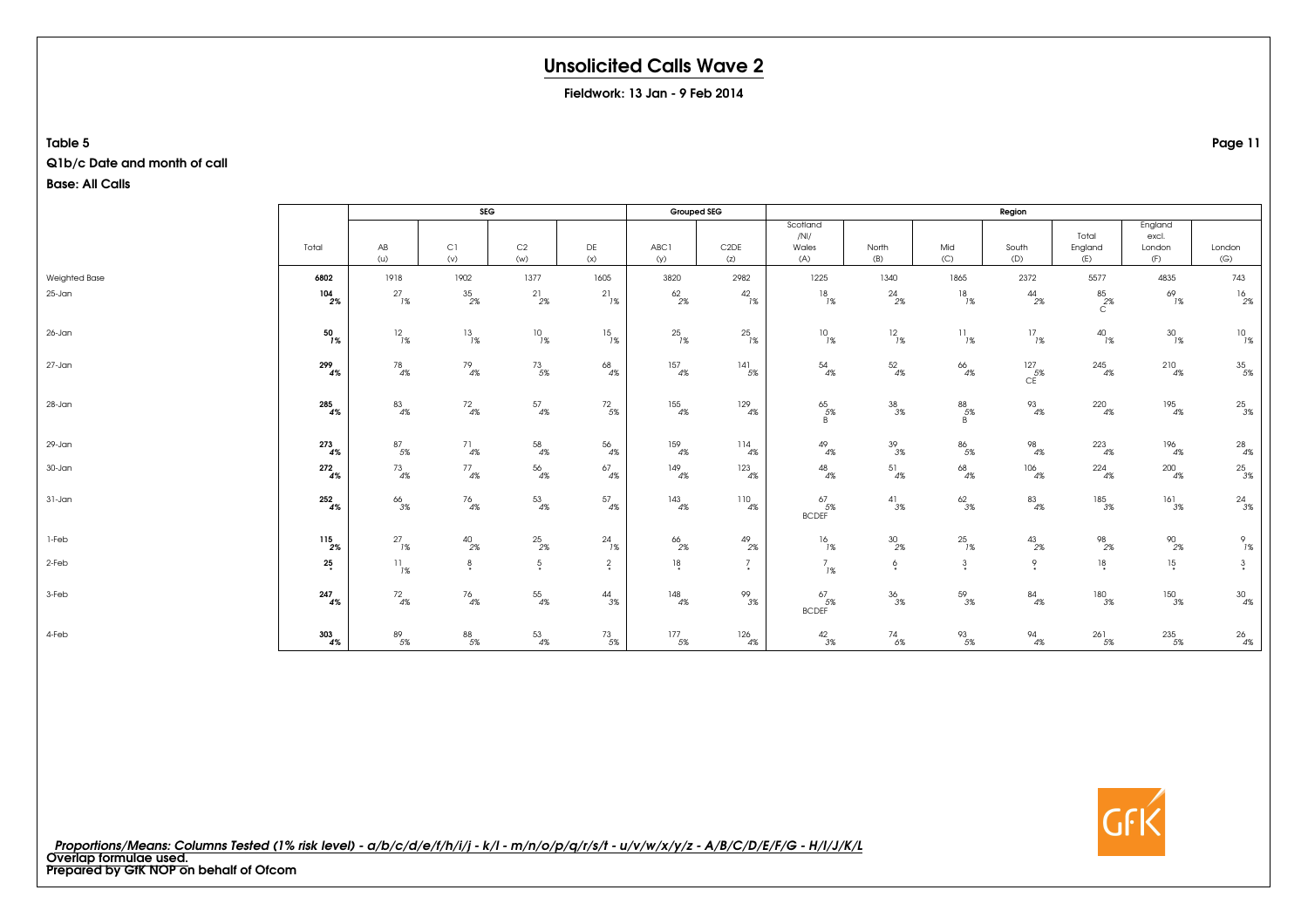# Unsolicited Calls Wave 2

**Fieldwork: 13 Jan - 9 Feb 2014**

**Table 5**

**Q1b/c Date and month of call**

**Base: All Calls**

| | Total | SEG | | | | Grouped SEG | | Region | | | | | | |
|---|---|---|---|---|---|---|---|---|---|---|---|---|---|---|
| | | AB (u) | C1 (v) | C2 (w) | DE (x) | ABC1 (y) | C2DE (z) | Scotland /NI/ Wales (A) | North (B) | Mid (C) | South (D) | Total England (E) | England excl. London (F) | London (G) |
| Weighted Base | **6802** | 1918 | 1902 | 1377 | 1605 | 3820 | 2982 | 1225 | 1340 | 1865 | 2372 | 5577 | 4835 | 743 |
| 25-Jan | **104** | 27 | 35 | 21 | 21 | 62 | 42 | 18 | 24 | 18 | 44 | 85 | 69 | 16 |
| | **2%** | 1% | 2% | 2% | 1% | 2% | 1% | 1% | 2% | 1% | 2% | 2% C | 1% | 2% |
| 26-Jan | **50** | 12 | 13 | 10 | 15 | 25 | 25 | 10 | 12 | 11 | 17 | 40 | 30 | 10 |
| | **1%** | 1% | 1% | 1% | 1% | 1% | 1% | 1% | 1% | 1% | 1% | 1% | 1% | 1% |
| 27-Jan | **299** | 78 | 79 | 73 | 68 | 157 | 141 | 54 | 52 | 66 | 127 | 245 | 210 | 35 |
| | **4%** | 4% | 4% | 5% | 4% | 4% | 5% | 4% | 4% | 4% | 5% CE | 4% | 4% | 5% |
| 28-Jan | **285** | 83 | 72 | 57 | 72 | 155 | 129 | 65 | 38 | 88 | 93 | 220 | 195 | 25 |
| | **4%** | 4% | 4% | 4% | 5% | 4% | 4% | 5% B | 3% | 5% B | 4% | 4% | 4% | 3% |
| 29-Jan | **273** | 87 | 71 | 58 | 56 | 159 | 114 | 49 | 39 | 86 | 98 | 223 | 196 | 28 |
| | **4%** | 5% | 4% | 4% | 4% | 4% | 4% | 4% | 3% | 5% | 4% | 4% | 4% | 4% |
| 30-Jan | **272** | 73 | 77 | 56 | 67 | 149 | 123 | 48 | 51 | 68 | 106 | 224 | 200 | 25 |
| | **4%** | 4% | 4% | 4% | 4% | 4% | 4% | 4% | 4% | 4% | 4% | 4% | 4% | 3% |
| 31-Jan | **252** | 66 | 76 | 53 | 57 | 143 | 110 | 67 | 41 | 62 | 83 | 185 | 161 | 24 |
| | **4%** | 3% | 4% | 4% | 4% | 4% | 4% | 5% BCDEF | 3% | 3% | 4% | 3% | 3% | 3% |
| 1-Feb | **115** | 27 | 40 | 25 | 24 | 66 | 49 | 16 | 30 | 25 | 43 | 98 | 90 | 9 |
| | **2%** | 1% | 2% | 2% | 1% | 2% | 2% | 1% | 2% | 1% | 2% | 2% | 2% | 1% |
| 2-Feb | **25** | 11 | 8 | 5 | 2 | 18 | 7 | 7 | 6 | 3 | 9 | 18 | 15 | 3 |
| | ***** | 1% | * | * | * | * | * | 1% | * | * | * | * | * | * |
| 3-Feb | **247** | 72 | 76 | 55 | 44 | 148 | 99 | 67 | 36 | 59 | 84 | 180 | 150 | 30 |
| | **4%** | 4% | 4% | 4% | 3% | 4% | 3% | 5% BCDEF | 3% | 3% | 4% | 3% | 3% | 4% |
| 4-Feb | **303** | 89 | 88 | 53 | 73 | 177 | 126 | 42 | 74 | 93 | 94 | 261 | 235 | 26 |
| | **4%** | 5% | 5% | 4% | 5% | 5% | 4% | 3% | 6% | 5% | 4% | 5% | 5% | 4% |

*Proportions/Means: Columns Tested (1% risk level) - a/b/c/d/e/f/h/i/j - k/l - m/n/o/p/q/r/s/t - u/v/w/x/y/z - A/B/C/D/E/F/G - H/I/J/K/L*

**Overlap formulae used.**

**Prepared by GfK NOP on behalf of Ofcom**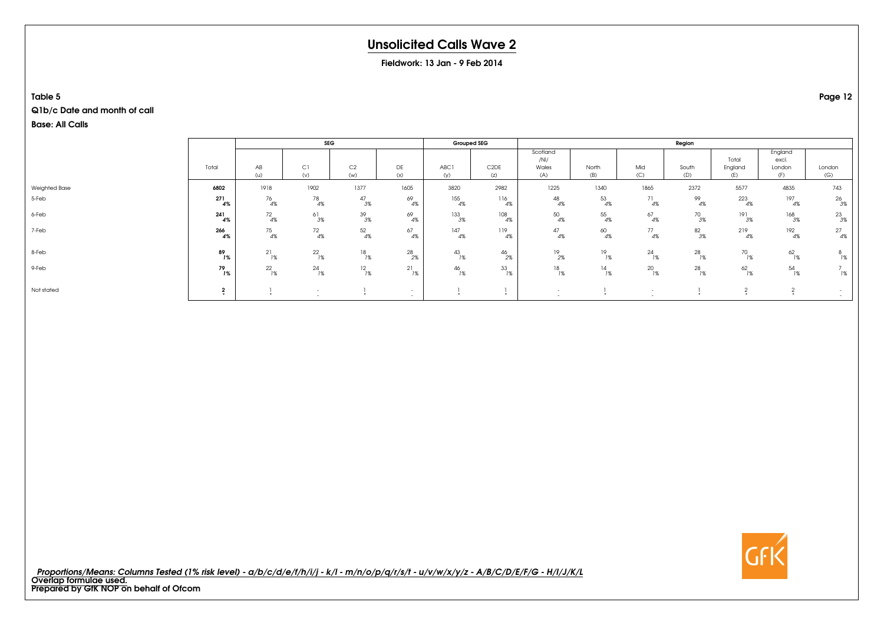# Unsolicited Calls Wave 2

**Fieldwork: 13 Jan - 9 Feb 2014**

**Table 5**

**Q1b/c Date and month of call**

**Base: All Calls**

| | Total | SEG | | | | Grouped SEG | | Region | | | | | | |
|---|---|---|---|---|---|---|---|---|---|---|---|---|---|---|
| | | AB (u) | C1 (v) | C2 (w) | DE (x) | ABC1 (y) | C2DE (z) | Scotland /NI/ Wales (A) | North (B) | Mid (C) | South (D) | Total England (E) | England excl. London (F) | London (G) |
| Weighted Base | **6802** | 1918 | 1902 | 1377 | 1605 | 3820 | 2982 | 1225 | 1340 | 1865 | 2372 | 5577 | 4835 | 743 |
| 5-Feb | **271** | 76 | 78 | 47 | 69 | 155 | 116 | 48 | 53 | 71 | 99 | 223 | 197 | 26 |
| | **4%** | 4% | 4% | 3% | 4% | 4% | 4% | 4% | 4% | 4% | 4% | 4% | 4% | 3% |
| 6-Feb | **241** | 72 | 61 | 39 | 69 | 133 | 108 | 50 | 55 | 67 | 70 | 191 | 168 | 23 |
| | **4%** | 4% | 3% | 3% | 4% | 3% | 4% | 4% | 4% | 4% | 3% | 3% | 3% | 3% |
| 7-Feb | **266** | 75 | 72 | 52 | 67 | 147 | 119 | 47 | 60 | 77 | 82 | 219 | 192 | 27 |
| | **4%** | 4% | 4% | 4% | 4% | 4% | 4% | 4% | 4% | 4% | 3% | 4% | 4% | 4% |
| 8-Feb | **89** | 21 | 22 | 18 | 28 | 43 | 46 | 19 | 19 | 24 | 28 | 70 | 62 | 8 |
| | **1%** | 1% | 1% | 1% | 2% | 1% | 2% | 2% | 1% | 1% | 1% | 1% | 1% | 1% |
| 9-Feb | **79** | 22 | 24 | 12 | 21 | 46 | 33 | 18 | 14 | 20 | 28 | 62 | 54 | 7 |
| | **1%** | 1% | 1% | 1% | 1% | 1% | 1% | 1% | 1% | 1% | 1% | 1% | 1% | 1% |
| Not stated | **2** | 1 | - | 1 | - | 1 | 1 | - | 1 | - | 1 | 2 | 2 | - |
| | ***** | * | - | * | - | * | * | - | * | - | * | * | * | - |

*Proportions/Means: Columns Tested (1% risk level) - a/b/c/d/e/f/h/i/j - k/l - m/n/o/p/q/r/s/t - u/v/w/x/y/z - A/B/C/D/E/F/G - H/I/J/K/L*

**Overlap formulae used.**

**Prepared by GfK NOP on behalf of Ofcom**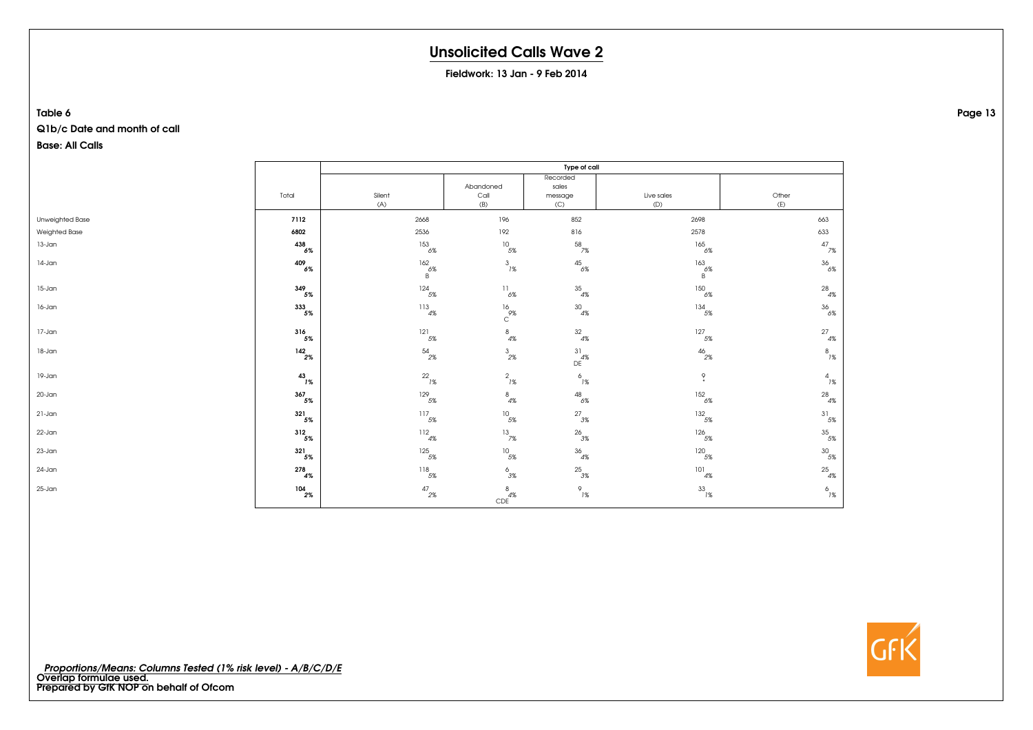# Unsolicited Calls Wave 2

**Fieldwork: 13 Jan - 9 Feb 2014**

**Table 6**

**Q1b/c Date and month of call**

**Base: All Calls**

| | Total | Type of call | | | | |
|---|---|---|---|---|---|---|
| | | Silent (A) | Abandoned Call (B) | Recorded sales message (C) | Live sales (D) | Other (E) |
| Unweighted Base | **7112** | 2668 | 196 | 852 | 2698 | 663 |
| Weighted Base | **6802** | 2536 | 192 | 816 | 2578 | 633 |
| 13-Jan | **438** *6%* | 153 *6%* | 10 *5%* | 58 *7%* | 165 *6%* | 47 *7%* |
| 14-Jan | **409** *6%* | 162 *6%* B | 3 *1%* | 45 *6%* | 163 *6%* B | 36 *6%* |
| 15-Jan | **349** *5%* | 124 *5%* | 11 *6%* | 35 *4%* | 150 *6%* | 28 *4%* |
| 16-Jan | **333** *5%* | 113 *4%* | 16 *9%* C | 30 *4%* | 134 *5%* | 36 *6%* |
| 17-Jan | **316** *5%* | 121 *5%* | 8 *4%* | 32 *4%* | 127 *5%* | 27 *4%* |
| 18-Jan | **142** *2%* | 54 *2%* | 3 *2%* | 31 *4%* DE | 46 *2%* | 8 *1%* |
| 19-Jan | **43** *1%* | 22 *1%* | 2 *1%* | 6 *1%* | 9 * | 4 *1%* |
| 20-Jan | **367** *5%* | 129 *5%* | 8 *4%* | 48 *6%* | 152 *6%* | 28 *4%* |
| 21-Jan | **321** *5%* | 117 *5%* | 10 *5%* | 27 *3%* | 132 *5%* | 31 *5%* |
| 22-Jan | **312** *5%* | 112 *4%* | 13 *7%* | 26 *3%* | 126 *5%* | 35 *5%* |
| 23-Jan | **321** *5%* | 125 *5%* | 10 *5%* | 36 *4%* | 120 *5%* | 30 *5%* |
| 24-Jan | **278** *4%* | 118 *5%* | 6 *3%* | 25 *3%* | 101 *4%* | 25 *4%* |
| 25-Jan | **104** *2%* | 47 *2%* | 8 *4%* CDE | 9 *1%* | 33 *1%* | 6 *1%* |

*Proportions/Means: Columns Tested (1% risk level) - A/B/C/D/E*
**Overlap formulae used.**
**Prepared by GfK NOP on behalf of Ofcom**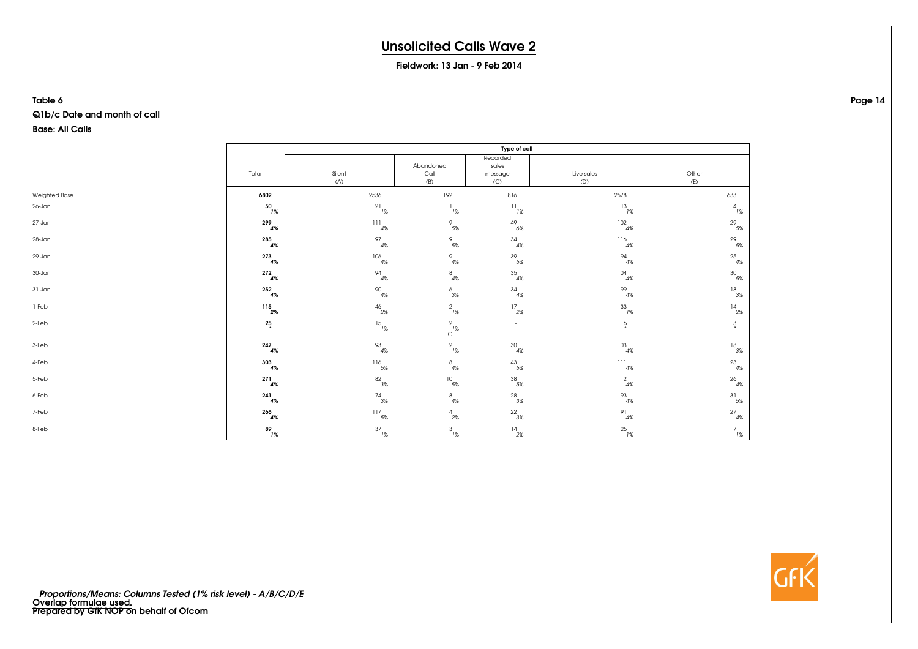# Unsolicited Calls Wave 2

**Fieldwork: 13 Jan - 9 Feb 2014**

**Table 6**

**Q1b/c Date and month of call**

**Base: All Calls**

| | Total | Type of call | | | | |
|---|---|---|---|---|---|---|
| | | Silent (A) | Abandoned Call (B) | Recorded sales message (C) | Live sales (D) | Other (E) |
| Weighted Base | **6802** | 2536 | 192 | 816 | 2578 | 633 |
| 26-Jan | **50** **1%** | 21 1% | 1 1% | 11 1% | 13 1% | 4 1% |
| 27-Jan | **299** **4%** | 111 4% | 9 5% | 49 6% | 102 4% | 29 5% |
| 28-Jan | **285** **4%** | 97 4% | 9 5% | 34 4% | 116 4% | 29 5% |
| 29-Jan | **273** **4%** | 106 4% | 9 4% | 39 5% | 94 4% | 25 4% |
| 30-Jan | **272** **4%** | 94 4% | 8 4% | 35 4% | 104 4% | 30 5% |
| 31-Jan | **252** **4%** | 90 4% | 6 3% | 34 4% | 99 4% | 18 3% |
| 1-Feb | **115** **2%** | 46 2% | 2 1% | 17 2% | 33 1% | 14 2% |
| 2-Feb | **25** **\*** | 15 1% | 2 1% C | - - | 6 \* | 3 \* |
| 3-Feb | **247** **4%** | 93 4% | 2 1% | 30 4% | 103 4% | 18 3% |
| 4-Feb | **303** **4%** | 116 5% | 8 4% | 43 5% | 111 4% | 23 4% |
| 5-Feb | **271** **4%** | 82 3% | 10 5% | 38 5% | 112 4% | 26 4% |
| 6-Feb | **241** **4%** | 74 3% | 8 4% | 28 3% | 93 4% | 31 5% |
| 7-Feb | **266** **4%** | 117 5% | 4 2% | 22 3% | 91 4% | 27 4% |
| 8-Feb | **89** **1%** | 37 1% | 3 1% | 14 2% | 25 1% | 7 1% |

***Proportions/Means: Columns Tested (1% risk level) - A/B/C/D/E***
**Overlap formulae used.**
**Prepared by GfK NOP on behalf of Ofcom**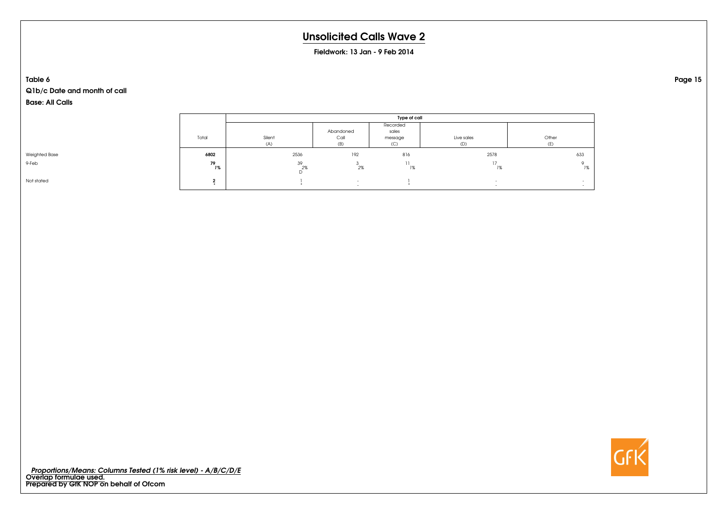# Unsolicited Calls Wave 2

**Fieldwork: 13 Jan - 9 Feb 2014**

**Table 6**

**Q1b/c Date and month of call**

**Base: All Calls**

| | Total | Type of call | | | | |
|---|---|---|---|---|---|---|
| | | Silent (A) | Abandoned Call (B) | Recorded sales message (C) | Live sales (D) | Other (E) |
| Weighted Base | **6802** | 2536 | 192 | 816 | 2578 | 633 |
| 9-Feb | **79** *1%* | 39 *2%* D | 3 *2%* | 11 *1%* | 17 *1%* | 9 *1%* |
| Not stated | **2** * | 1 * | - - | 1 * | - - | - - |

*Proportions/Means: Columns Tested (1% risk level) - A/B/C/D/E*
Overlap formulae used.
Prepared by GfK NOP on behalf of Ofcom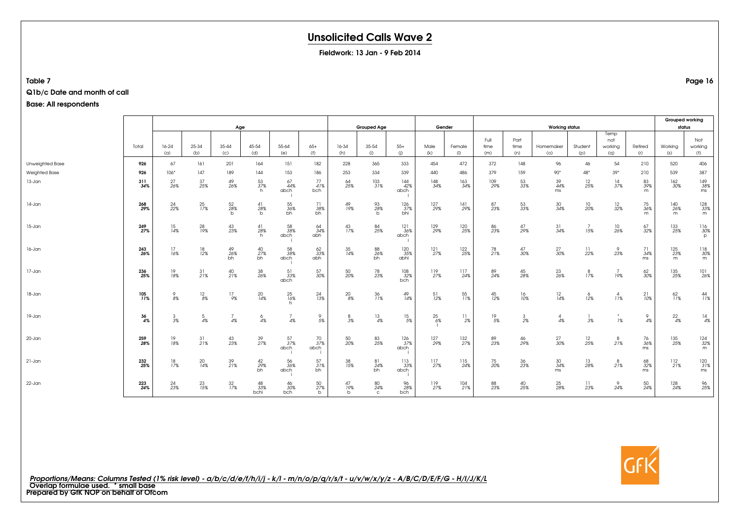# Unsolicited Calls Wave 2

**Fieldwork: 13 Jan - 9 Feb 2014**

**Table 7**

**Q1b/c Date and month of call**

**Base: All respondents**

| | Total | Age | | | | | | Grouped Age | | | Gender | | Working status | | | | | | Grouped working status | |
|---|---|---|---|---|---|---|---|---|---|---|---|---|---|---|---|---|---|---|---|---|
| | | 16-24 (a) | 25-34 (b) | 35-44 (c) | 45-54 (d) | 55-64 (e) | 65+ (f) | 16-34 (h) | 35-54 (i) | 55+ (j) | Male (k) | Female (l) | Full time (m) | Part time (n) | Homemaker (o) | Student (p) | Temp not working (q) | Retired (r) | Working (s) | Not working (t) |
| Unweighted Base | 926 | 67 | 161 | 201 | 164 | 151 | 182 | 228 | 365 | 333 | 454 | 472 | 372 | 148 | 96 | 46 | 54 | 210 | 520 | 406 |
| Weighted Base | 926 | 106* | 147 | 189 | 144 | 153 | 186 | 253 | 334 | 339 | 440 | 486 | 379 | 159 | 90* | 48* | 39* | 210 | 539 | 387 |
| 13-Jan | 311 34% | 27 26% | 37 25% | 49 26% | 53 37% h | 67 44% abch i | 77 41% bch | 64 25% | 103 31% | 144 42% abch i | 148 34% | 163 34% | 109 29% | 53 33% | 39 44% ms | 12 25% | 14 37% | 83 39% m | 162 30% | 149 38% ms |
| 14-Jan | 268 29% | 24 22% | 25 17% | 52 28% b | 41 28% b | 55 36% bh | 71 38% bh | 49 19% | 93 28% b | 126 37% bhi | 127 29% | 141 29% | 87 23% | 53 33% | 30 34% | 10 20% | 12 32% | 75 36% m | 140 26% m | 128 33% m |
| 15-Jan | 249 27% | 15 14% | 28 19% | 43 23% | 41 28% h | 58 38% abch i | 64 34% abh | 43 17% | 84 25% | 121 36% abch i | 129 29% | 120 25% | 86 23% | 47 29% | 31 34% | 7 15% | 10 26% | 67 32% | 133 25% | 116 30% p |
| 16-Jan | 243 26% | 17 16% | 18 12% | 49 26% bh | 40 27% bh | 58 38% abch i | 62 33% abh | 35 14% | 88 26% bh | 120 35% abhi | 121 27% | 122 25% | 78 21% | 47 30% | 27 30% | 11 22% | 9 23% | 71 34% ms | 125 23% m | 118 30% m |
| 17-Jan | 236 25% | 19 18% | 31 21% | 40 21% | 38 26% | 51 33% abch | 57 30% | 50 20% | 78 23% | 108 32% bch | 119 27% | 117 24% | 89 24% | 45 28% | 23 26% | 8 17% | 7 19% | 62 30% | 135 25% | 101 26% |
| 18-Jan | 105 11% | 9 8% | 12 8% | 17 9% | 20 14% | 25 16% h | 24 13% | 20 8% | 36 11% | 49 14% | 51 12% | 55 11% | 45 12% | 16 10% | 12 14% | 6 12% | 4 11% | 21 10% | 62 11% | 44 11% |
| 19-Jan | 36 4% | 3 3% | 5 4% | 7 4% | 6 4% | 7 4% | 9 5% | 8 3% | 13 4% | 15 5% | 25 6% l | 11 2% | 19 5% | 3 2% | 4 4% | 1 3% | * 1% | 9 4% | 22 4% | 14 4% |
| 20-Jan | 259 28% | 19 18% | 31 21% | 43 23% | 39 27% | 57 37% abch i | 70 37% abch i | 50 20% | 83 25% | 126 37% abch i | 127 29% | 132 27% | 89 23% | 46 29% | 27 30% | 12 25% | 8 21% | 76 36% ms | 135 25% | 124 32% m |
| 21-Jan | 232 25% | 18 17% | 20 14% | 39 21% | 42 29% bh | 56 36% abch i | 57 31% bh | 38 15% | 81 24% bh | 113 33% abch i | 117 27% | 115 24% | 75 20% | 36 23% | 30 34% ms | 13 28% | 8 21% | 68 32% ms | 112 21% | 120 31% ms |
| 22-Jan | 223 24% | 24 23% | 23 15% | 32 17% | 48 33% bchi | 46 30% bch | 50 27% b | 47 19% b | 80 24% c | 96 28% bch | 119 27% | 104 21% | 88 23% | 40 25% | 25 28% | 11 23% | 9 24% | 50 24% | 128 24% | 96 25% |

*Proportions/Means: Columns Tested (1% risk level) - a/b/c/d/e/f/h/i/j - k/l - m/n/o/p/q/r/s/t - u/v/w/x/y/z - A/B/C/D/E/F/G - H/I/J/K/L*
Overlap formulae used. * small base
Prepared by GfK NOP on behalf of Ofcom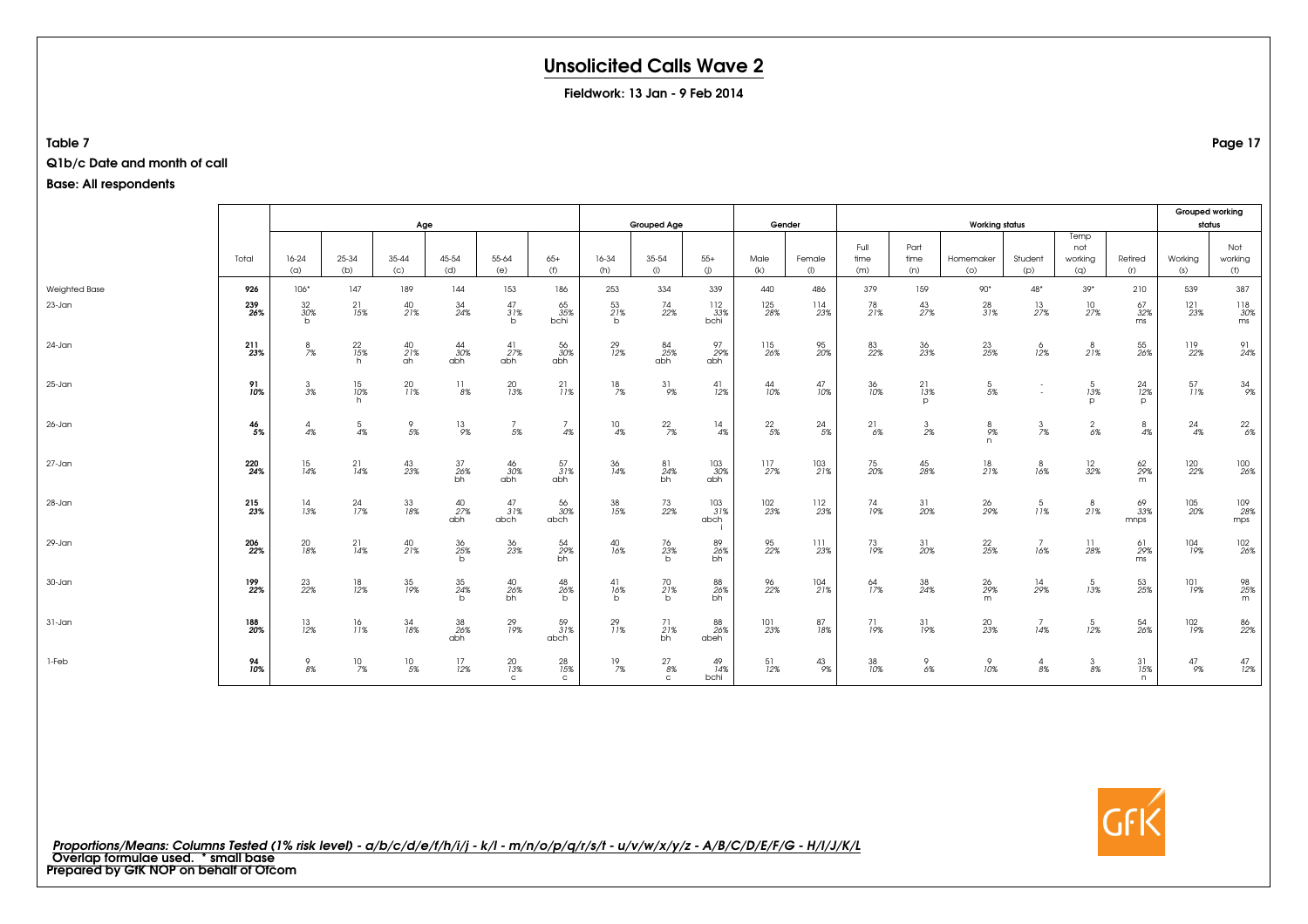# Unsolicited Calls Wave 2

**Fieldwork: 13 Jan - 9 Feb 2014**

**Table 7**

**Q1b/c Date and month of call**

**Base: All respondents**

| | Total | Age | | | | | | Grouped Age | | | Gender | | Working status | | | | | | Grouped working status | |
|---|---|---|---|---|---|---|---|---|---|---|---|---|---|---|---|---|---|---|---|---|
| | | 16-24 (a) | 25-34 (b) | 35-44 (c) | 45-54 (d) | 55-64 (e) | 65+ (f) | 16-34 (h) | 35-54 (i) | 55+ (j) | Male (k) | Female (l) | Full time (m) | Part time (n) | Homemaker (o) | Student (p) | Temp not working (q) | Retired (r) | Working (s) | Not working (t) |
| Weighted Base | 926 | 106* | 147 | 189 | 144 | 153 | 186 | 253 | 334 | 339 | 440 | 486 | 379 | 159 | 90* | 48* | 39* | 210 | 539 | 387 |
| 23-Jan | 239 26% | 32 30% b | 21 15% | 40 21% | 34 24% | 47 31% b | 65 35% bchi | 53 21% b | 74 22% | 112 33% bchi | 125 28% | 114 23% | 78 21% | 43 27% | 28 31% | 13 27% | 10 27% | 67 32% ms | 121 23% | 118 30% ms |
| 24-Jan | 211 23% | 8 7% | 22 15% h | 40 21% ah | 44 30% abh | 41 27% abh | 56 30% abh | 29 12% | 84 25% abh | 97 29% abh | 115 26% | 95 20% | 83 22% | 36 23% | 23 25% | 6 12% | 8 21% | 55 26% | 119 22% | 91 24% |
| 25-Jan | 91 10% | 3 3% | 15 10% h | 20 11% | 11 8% | 20 13% | 21 11% | 18 7% | 31 9% | 41 12% | 44 10% | 47 10% | 36 10% | 21 13% p | 5 5% | - - | 5 13% p | 24 12% p | 57 11% | 34 9% |
| 26-Jan | 46 5% | 4 4% | 5 4% | 9 5% | 13 9% | 7 5% | 7 4% | 10 4% | 22 7% | 14 4% | 22 5% | 24 5% | 21 6% | 3 2% | 8 9% n | 3 7% | 2 6% | 8 4% | 24 4% | 22 6% |
| 27-Jan | 220 24% | 15 14% | 21 14% | 43 23% | 37 26% bh | 46 30% abh | 57 31% abh | 36 14% | 81 24% bh | 103 30% abh | 117 27% | 103 21% | 75 20% | 45 28% | 18 21% | 8 16% | 12 32% | 62 29% m | 120 22% | 100 26% |
| 28-Jan | 215 23% | 14 13% | 24 17% | 33 18% | 40 27% abh | 47 31% abch | 56 30% abch | 38 15% | 73 22% | 103 31% abch i | 102 23% | 112 23% | 74 19% | 31 20% | 26 29% | 5 11% | 8 21% | 69 33% mnps | 105 20% | 109 28% mps |
| 29-Jan | 206 22% | 20 18% | 21 14% | 40 21% | 36 25% b | 36 23% | 54 29% bh | 40 16% | 76 23% b | 89 26% bh | 95 22% | 111 23% | 73 19% | 31 20% | 22 25% | 7 16% | 11 28% | 61 29% ms | 104 19% | 102 26% |
| 30-Jan | 199 22% | 23 22% | 18 12% | 35 19% | 35 24% b | 40 26% bh | 48 26% b | 41 16% b | 70 21% b | 88 26% bh | 96 22% | 104 21% | 64 17% | 38 24% | 26 29% m | 14 29% | 5 13% | 53 25% | 101 19% | 98 25% m |
| 31-Jan | 188 20% | 13 12% | 16 11% | 34 18% | 38 26% abh | 29 19% | 59 31% abch | 29 11% | 71 21% bh | 88 26% abeh | 101 23% | 87 18% | 71 19% | 31 19% | 20 23% | 7 14% | 5 12% | 54 26% | 102 19% | 86 22% |
| 1-Feb | 94 10% | 9 8% | 10 7% | 10 5% | 17 12% | 20 13% c | 28 15% c | 19 7% | 27 8% c | 49 14% bchi | 51 12% | 43 9% | 38 10% | 9 6% | 9 10% | 4 8% | 3 8% | 31 15% n | 47 9% | 47 12% |

*Proportions/Means: Columns Tested (1% risk level) - a/b/c/d/e/f/h/i/j - k/l - m/n/o/p/q/r/s/t - u/v/w/x/y/z - A/B/C/D/E/F/G - H/I/J/K/L*
Overlap formulae used. * small base
Prepared by GfK NOP on behalf of Ofcom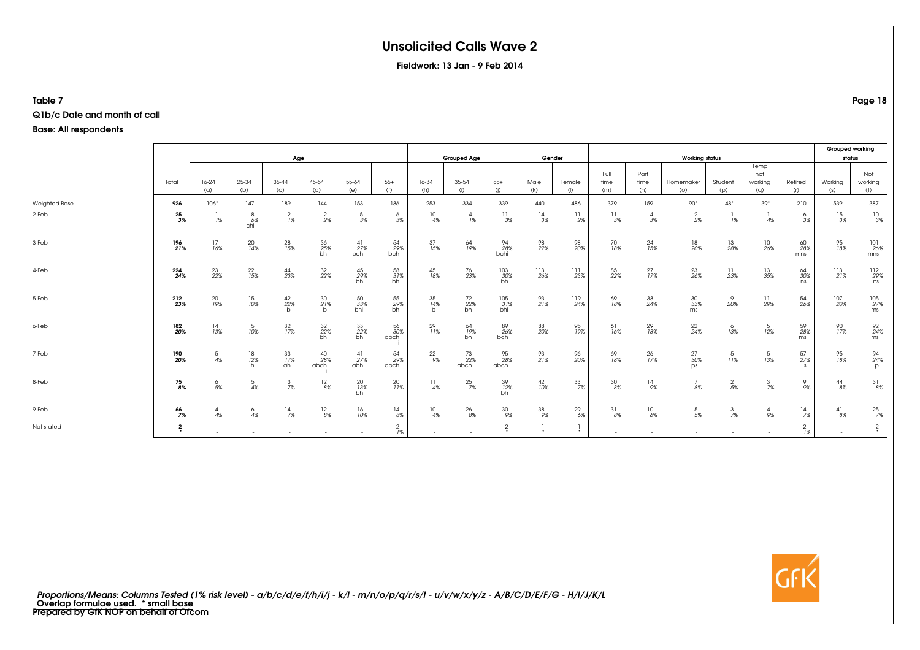# Unsolicited Calls Wave 2

**Fieldwork: 13 Jan - 9 Feb 2014**

**Table 7**

**Q1b/c Date and month of call**

**Base: All respondents**

| | Total | Age | | | | | | Grouped Age | | | Gender | | Working status | | | | | | Grouped working status | |
|---|---|---|---|---|---|---|---|---|---|---|---|---|---|---|---|---|---|---|---|---|
| | | 16-24 (a) | 25-34 (b) | 35-44 (c) | 45-54 (d) | 55-64 (e) | 65+ (f) | 16-34 (h) | 35-54 (i) | 55+ (j) | Male (k) | Female (l) | Full time (m) | Part time (n) | Homemaker (o) | Student (p) | Temp not working (q) | Retired (r) | Working (s) | Not working (t) |
| Weighted Base | **926** | 106* | 147 | 189 | 144 | 153 | 186 | 253 | 334 | 339 | 440 | 486 | 379 | 159 | 90* | 48* | 39* | 210 | 539 | 387 |
| 2-Feb | **25** **3%** | 1 1% | 8 6% chi | 2 1% | 2 2% | 5 3% | 6 3% | 10 4% | 4 1% | 11 3% | 14 3% | 11 2% | 11 3% | 4 3% | 2 2% | 1 1% | 1 4% | 6 3% | 15 3% | 10 3% |
| 3-Feb | **196** **21%** | 17 16% | 20 14% | 28 15% | 36 25% bh | 41 27% bch | 54 29% bch | 37 15% | 64 19% | 94 28% bchi | 98 22% | 98 20% | 70 18% | 24 15% | 18 20% | 13 28% | 10 26% | 60 28% mns | 95 18% | 101 26% mns |
| 4-Feb | **224** **24%** | 23 22% | 22 15% | 44 23% | 32 22% | 45 29% bh | 58 31% bh | 45 18% | 76 23% | 103 30% bh | 113 26% | 111 23% | 85 22% | 27 17% | 23 26% | 11 23% | 13 35% | 64 30% ns | 113 21% | 112 29% ns |
| 5-Feb | **212** **23%** | 20 19% | 15 10% | 42 22% b | 30 21% b | 50 33% bhi | 55 29% bh | 35 14% b | 72 22% bh | 105 31% bhi | 93 21% | 119 24% | 69 18% | 38 24% | 30 33% ms | 9 20% | 11 29% | 54 26% | 107 20% | 105 27% ms |
| 6-Feb | **182** **20%** | 14 13% | 15 10% | 32 17% | 32 22% bh | 33 22% bh | 56 30% abch i | 29 11% | 64 19% bh | 89 26% bch | 88 20% | 95 19% | 61 16% | 29 18% | 22 24% | 6 13% | 5 12% | 59 28% ms | 90 17% | 92 24% ms |
| 7-Feb | **190** **20%** | 5 4% | 18 12% h | 33 17% ah | 40 28% abch i | 41 27% abh | 54 29% abch | 22 9% | 73 22% abch | 95 28% abch | 93 21% | 96 20% | 69 18% | 26 17% | 27 30% ps | 5 11% | 5 13% | 57 27% s | 95 18% | 94 24% p |
| 8-Feb | **75** **8%** | 6 5% | 5 4% | 13 7% | 12 8% | 20 13% bh | 20 11% | 11 4% | 25 7% | 39 12% bh | 42 10% | 33 7% | 30 8% | 14 9% | 7 8% | 2 5% | 3 7% | 19 9% | 44 8% | 31 8% |
| 9-Feb | **66** **7%** | 4 4% | 6 4% | 14 7% | 12 8% | 16 10% | 14 8% | 10 4% | 26 8% | 30 9% | 38 9% | 29 6% | 31 8% | 10 6% | 5 5% | 3 7% | 4 9% | 14 7% | 41 8% | 25 7% |
| Not stated | **2** **\*** | - - | - - | - - | - - | - - | 2 1% | - - | - - | 2 * | 1 * | 1 * | - - | - - | - - | - - | - - | 2 1% | - - | 2 * |

*Proportions/Means: Columns Tested (1% risk level) - a/b/c/d/e/f/h/i/j - k/l - m/n/o/p/q/r/s/t - u/v/w/x/y/z - A/B/C/D/E/F/G - H/I/J/K/L*

Overlap formulae used. * small base

Prepared by GfK NOP on behalf of Ofcom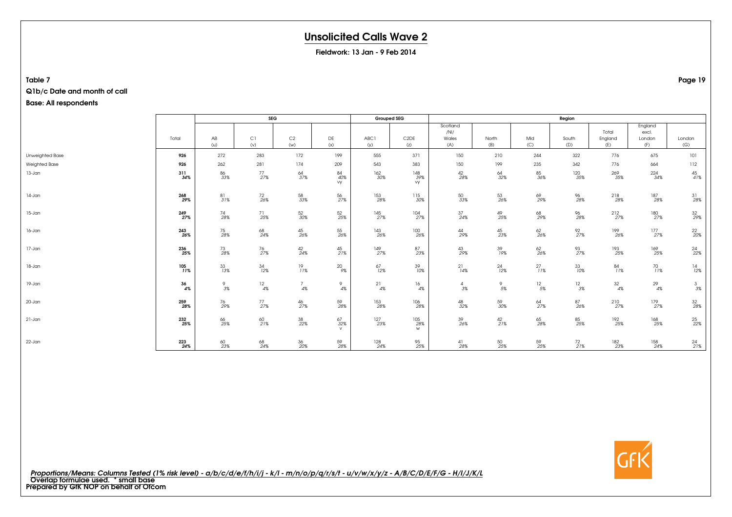# Unsolicited Calls Wave 2

**Fieldwork: 13 Jan - 9 Feb 2014**

**Table 7**

**Q1b/c Date and month of call**

**Base: All respondents**

| | Total | SEG | | | | Grouped SEG | | Region | | | | | | |
|---|---|---|---|---|---|---|---|---|---|---|---|---|---|---|
| | | AB (u) | C1 (v) | C2 (w) | DE (x) | ABC1 (y) | C2DE (z) | Scotland /NI/ Wales (A) | North (B) | Mid (C) | South (D) | Total England (E) | England excl. London (F) | London (G) |
| Unweighted Base | **926** | 272 | 283 | 172 | 199 | 555 | 371 | 150 | 210 | 244 | 322 | 776 | 675 | 101 |
| Weighted Base | **926** | 262 | 281 | 174 | 209 | 543 | 383 | 150 | 199 | 235 | 342 | 776 | 664 | 112 |
| 13-Jan | **311** *34%* | 86 *33%* | 77 *27%* | 64 *37%* | 84 *40%* vy | 162 *30%* | 148 *39%* vy | 42 *28%* | 64 *32%* | 85 *36%* | 120 *35%* | 269 *35%* | 224 *34%* | 45 *41%* |
| 14-Jan | **268** *29%* | 81 *31%* | 72 *26%* | 58 *33%* | 56 *27%* | 153 *28%* | 115 *30%* | 50 *33%* | 53 *26%* | 69 *29%* | 96 *28%* | 218 *28%* | 187 *28%* | 31 *28%* |
| 15-Jan | **249** *27%* | 74 *28%* | 71 *25%* | 52 *30%* | 52 *25%* | 145 *27%* | 104 *27%* | 37 *24%* | 49 *25%* | 68 *29%* | 96 *28%* | 212 *27%* | 180 *27%* | 32 *29%* |
| 16-Jan | **243** *26%* | 75 *28%* | 68 *24%* | 45 *26%* | 55 *26%* | 143 *26%* | 100 *26%* | 44 *29%* | 45 *23%* | 62 *26%* | 92 *27%* | 199 *26%* | 177 *27%* | 22 *20%* |
| 17-Jan | **236** *25%* | 73 *28%* | 76 *27%* | 42 *24%* | 45 *21%* | 149 *27%* | 87 *23%* | 43 *29%* | 39 *19%* | 62 *26%* | 93 *27%* | 193 *25%* | 169 *25%* | 24 *22%* |
| 18-Jan | **105** *11%* | 33 *13%* | 34 *12%* | 19 *11%* | 20 *9%* | 67 *12%* | 39 *10%* | 21 *14%* | 24 *12%* | 27 *11%* | 33 *10%* | 84 *11%* | 70 *11%* | 14 *12%* |
| 19-Jan | **36** *4%* | 9 *3%* | 12 *4%* | 7 *4%* | 9 *4%* | 21 *4%* | 16 *4%* | 4 *3%* | 9 *5%* | 12 *5%* | 12 *3%* | 32 *4%* | 29 *4%* | 3 *3%* |
| 20-Jan | **259** *28%* | 76 *29%* | 77 *27%* | 46 *27%* | 59 *28%* | 153 *28%* | 106 *28%* | 48 *32%* | 59 *30%* | 64 *27%* | 87 *26%* | 210 *27%* | 179 *27%* | 32 *28%* |
| 21-Jan | **232** *25%* | 66 *25%* | 60 *21%* | 38 *22%* | 67 *32%* v | 127 *23%* | 105 *28%* w | 39 *26%* | 42 *21%* | 65 *28%* | 85 *25%* | 192 *25%* | 168 *25%* | 25 *22%* |
| 22-Jan | **223** *24%* | 60 *23%* | 68 *24%* | 36 *20%* | 59 *28%* | 128 *24%* | 95 *25%* | 41 *28%* | 50 *25%* | 59 *25%* | 72 *21%* | 182 *23%* | 158 *24%* | 24 *21%* |

*Proportions/Means: Columns Tested (1% risk level) - a/b/c/d/e/f/h/i/j - k/l - m/n/o/p/q/r/s/t - u/v/w/x/y/z - A/B/C/D/E/F/G - H/I/J/K/L*
Overlap formulae used. * small base
Prepared by GfK NOP on behalf of Ofcom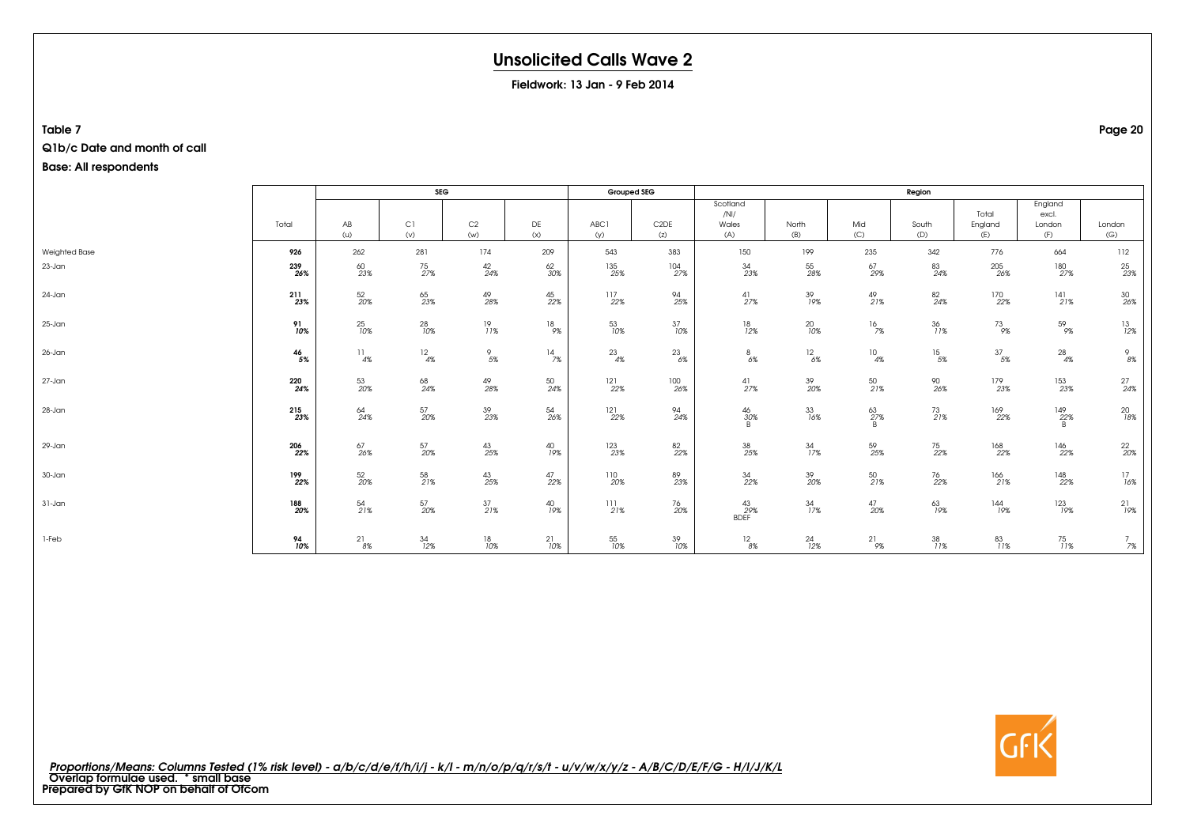# Unsolicited Calls Wave 2

**Fieldwork: 13 Jan - 9 Feb 2014**

**Table 7**

**Q1b/c Date and month of call**

**Base: All respondents**

| | Total | SEG | | | | Grouped SEG | | Region | | | | | | |
|---|---|---|---|---|---|---|---|---|---|---|---|---|---|---|
| | | AB (u) | C1 (v) | C2 (w) | DE (x) | ABC1 (y) | C2DE (z) | Scotland /NI/ Wales (A) | North (B) | Mid (C) | South (D) | Total England (E) | England excl. London (F) | London (G) |
| Weighted Base | **926** | 262 | 281 | 174 | 209 | 543 | 383 | 150 | 199 | 235 | 342 | 776 | 664 | 112 |
| 23-Jan | **239** *26%* | 60 *23%* | 75 *27%* | 42 *24%* | 62 *30%* | 135 *25%* | 104 *27%* | 34 *23%* | 55 *28%* | 67 *29%* | 83 *24%* | 205 *26%* | 180 *27%* | 25 *23%* |
| 24-Jan | **211** *23%* | 52 *20%* | 65 *23%* | 49 *28%* | 45 *22%* | 117 *22%* | 94 *25%* | 41 *27%* | 39 *19%* | 49 *21%* | 82 *24%* | 170 *22%* | 141 *21%* | 30 *26%* |
| 25-Jan | **91** *10%* | 25 *10%* | 28 *10%* | 19 *11%* | 18 *9%* | 53 *10%* | 37 *10%* | 18 *12%* | 20 *10%* | 16 *7%* | 36 *11%* | 73 *9%* | 59 *9%* | 13 *12%* |
| 26-Jan | **46** *5%* | 11 *4%* | 12 *4%* | 9 *5%* | 14 *7%* | 23 *4%* | 23 *6%* | 8 *6%* | 12 *6%* | 10 *4%* | 15 *5%* | 37 *5%* | 28 *4%* | 9 *8%* |
| 27-Jan | **220** *24%* | 53 *20%* | 68 *24%* | 49 *28%* | 50 *24%* | 121 *22%* | 100 *26%* | 41 *27%* | 39 *20%* | 50 *21%* | 90 *26%* | 179 *23%* | 153 *23%* | 27 *24%* |
| 28-Jan | **215** *23%* | 64 *24%* | 57 *20%* | 39 *23%* | 54 *26%* | 121 *22%* | 94 *24%* | 46 *30%* B | 33 *16%* | 63 *27%* B | 73 *21%* | 169 *22%* | 149 *22%* B | 20 *18%* |
| 29-Jan | **206** *22%* | 67 *26%* | 57 *20%* | 43 *25%* | 40 *19%* | 123 *23%* | 82 *22%* | 38 *25%* | 34 *17%* | 59 *25%* | 75 *22%* | 168 *22%* | 146 *22%* | 22 *20%* |
| 30-Jan | **199** *22%* | 52 *20%* | 58 *21%* | 43 *25%* | 47 *22%* | 110 *20%* | 89 *23%* | 34 *22%* | 39 *20%* | 50 *21%* | 76 *22%* | 166 *21%* | 148 *22%* | 17 *16%* |
| 31-Jan | **188** *20%* | 54 *21%* | 57 *20%* | 37 *21%* | 40 *19%* | 111 *21%* | 76 *20%* | 43 *29%* BDEF | 34 *17%* | 47 *20%* | 63 *19%* | 144 *19%* | 123 *19%* | 21 *19%* |
| 1-Feb | **94** *10%* | 21 *8%* | 34 *12%* | 18 *10%* | 21 *10%* | 55 *10%* | 39 *10%* | 12 *8%* | 24 *12%* | 21 *9%* | 38 *11%* | 83 *11%* | 75 *11%* | 7 *7%* |

*Proportions/Means: Columns Tested (1% risk level) - a/b/c/d/e/f/h/i/j - k/l - m/n/o/p/q/r/s/t - u/v/w/x/y/z - A/B/C/D/E/F/G - H/I/J/K/L*
Overlap formulae used. * small base
Prepared by GfK NOP on behalf of Ofcom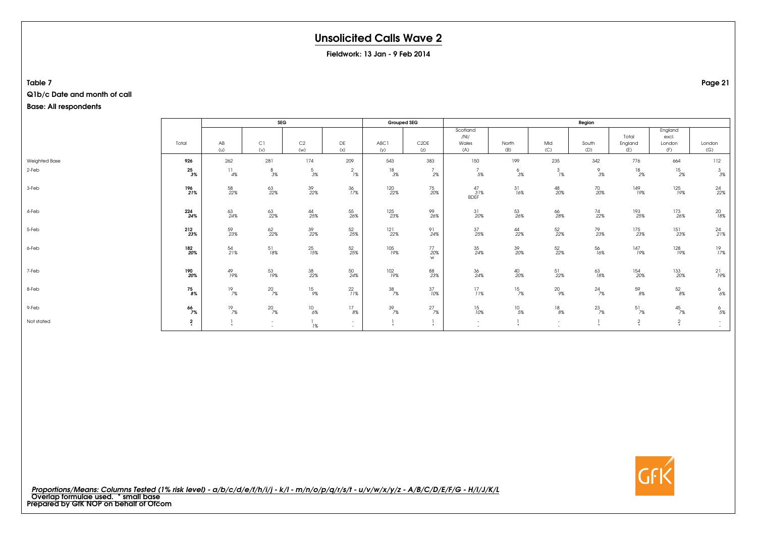# Unsolicited Calls Wave 2

**Fieldwork: 13 Jan - 9 Feb 2014**

**Table 7**

**Q1b/c Date and month of call**

**Base: All respondents**

| | Total | SEG | | | | Grouped SEG | | Region | | | | | | |
|---|---|---|---|---|---|---|---|---|---|---|---|---|---|---|
| | | AB (u) | C1 (v) | C2 (w) | DE (x) | ABC1 (y) | C2DE (z) | Scotland /NI/ Wales (A) | North (B) | Mid (C) | South (D) | Total England (E) | England excl. London (F) | London (G) |
| Weighted Base | **926** | 262 | 281 | 174 | 209 | 543 | 383 | 150 | 199 | 235 | 342 | 776 | 664 | 112 |
| 2-Feb | **25** | 11 | 8 | 5 | 2 | 18 | 7 | 7 | 6 | 3 | 9 | 18 | 15 | 3 |
| | ***3%*** | *4%* | *3%* | *3%* | *1%* | *3%* | *2%* | *5%* | *3%* | *1%* | *3%* | *2%* | *2%* | *3%* |
| 3-Feb | **196** | 58 | 63 | 39 | 36 | 120 | 75 | 47 | 31 | 48 | 70 | 149 | 125 | 24 |
| | ***21%*** | *22%* | *22%* | *22%* | *17%* | *22%* | *20%* | *31%* | *16%* | *20%* | *20%* | *19%* | *19%* | *22%* |
| | | | | | | | | BDEF | | | | | | |
| 4-Feb | **224** | 63 | 63 | 44 | 55 | 125 | 99 | 31 | 53 | 66 | 74 | 193 | 173 | 20 |
| | ***24%*** | *24%* | *22%* | *25%* | *26%* | *23%* | *26%* | *20%* | *26%* | *28%* | *22%* | *25%* | *26%* | *18%* |
| 5-Feb | **212** | 59 | 62 | 39 | 52 | 121 | 91 | 37 | 44 | 52 | 79 | 175 | 151 | 24 |
| | ***23%*** | *23%* | *22%* | *22%* | *25%* | *22%* | *24%* | *25%* | *22%* | *22%* | *23%* | *23%* | *23%* | *21%* |
| 6-Feb | **182** | 54 | 51 | 25 | 52 | 105 | 77 | 35 | 39 | 52 | 56 | 147 | 128 | 19 |
| | ***20%*** | *21%* | *18%* | *15%* | *25%* | *19%* | *20%* | *24%* | *20%* | *22%* | *16%* | *19%* | *19%* | *17%* |
| | | | | | | | w | | | | | | | |
| 7-Feb | **190** | 49 | 53 | 38 | 50 | 102 | 88 | 36 | 40 | 51 | 63 | 154 | 133 | 21 |
| | ***20%*** | *19%* | *19%* | *22%* | *24%* | *19%* | *23%* | *24%* | *20%* | *22%* | *18%* | *20%* | *20%* | *19%* |
| 8-Feb | **75** | 19 | 20 | 15 | 22 | 38 | 37 | 17 | 15 | 20 | 24 | 59 | 52 | 6 |
| | ***8%*** | *7%* | *7%* | *9%* | *11%* | *7%* | *10%* | *11%* | *7%* | *9%* | *7%* | *8%* | *8%* | *6%* |
| 9-Feb | **66** | 19 | 20 | 10 | 17 | 39 | 27 | 15 | 10 | 18 | 23 | 51 | 45 | 6 |
| | ***7%*** | *7%* | *7%* | *6%* | *8%* | *7%* | *7%* | *10%* | *5%* | *8%* | *7%* | *7%* | *7%* | *5%* |
| Not stated | **2** | 1 | - | 1 | - | 1 | 1 | - | 1 | - | 1 | 2 | 2 | - |
| | ***** | * | - | *1%* | - | * | * | - | * | - | * | * | * | - |

*Proportions/Means: Columns Tested (1% risk level) - a/b/c/d/e/f/h/i/j - k/l - m/n/o/p/q/r/s/t - u/v/w/x/y/z - A/B/C/D/E/F/G - H/I/J/K/L*
Overlap formulae used. * small base
Prepared by GfK NOP on behalf of Ofcom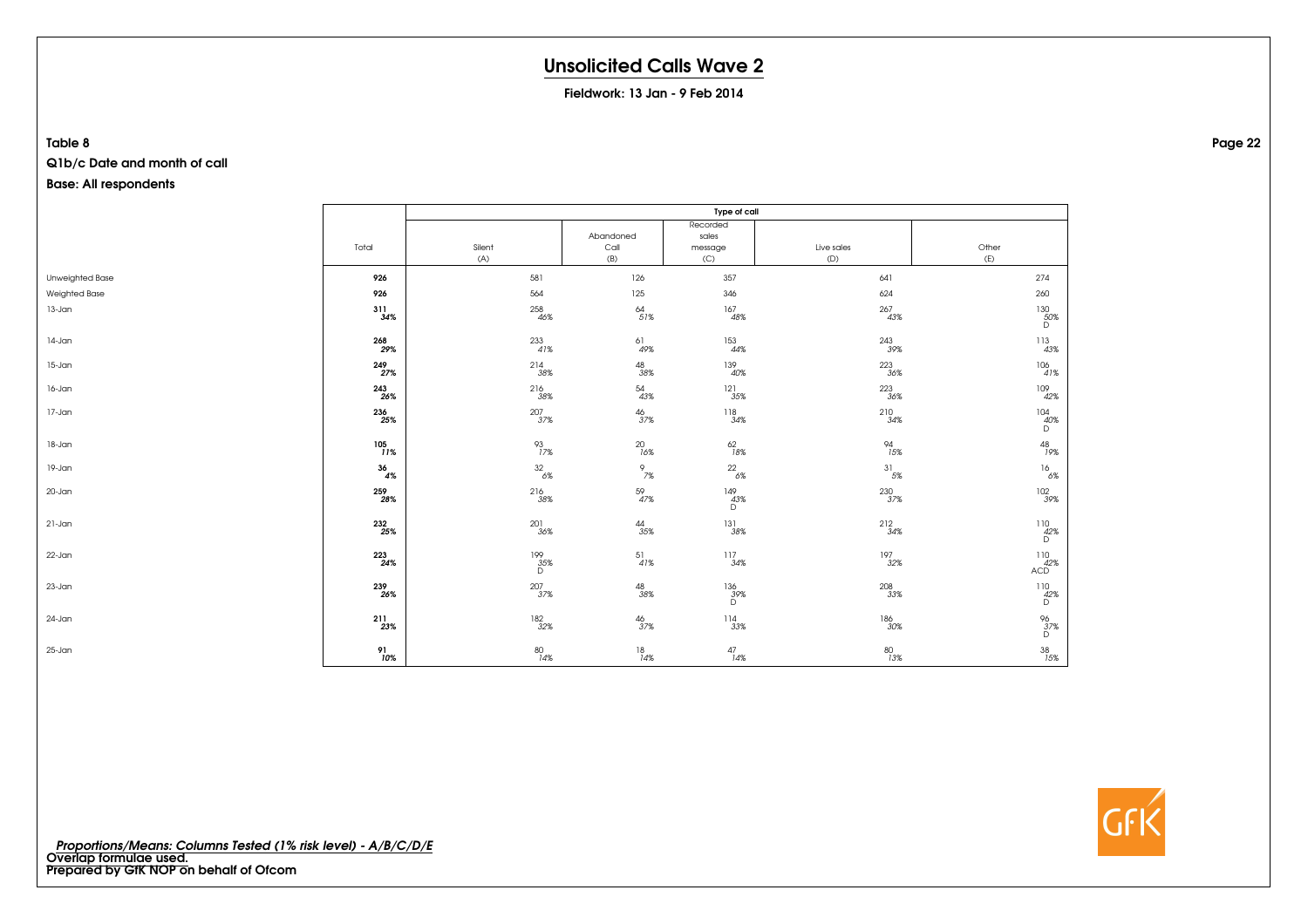# Unsolicited Calls Wave 2

**Fieldwork: 13 Jan - 9 Feb 2014**

**Table 8**

**Q1b/c Date and month of call**

**Base: All respondents**

| | Total | Type of call | | | | |
|---|---|---|---|---|---|---|
| | | Silent (A) | Abandoned Call (B) | Recorded sales message (C) | Live sales (D) | Other (E) |
| Unweighted Base | **926** | 581 | 126 | 357 | 641 | 274 |
| Weighted Base | **926** | 564 | 125 | 346 | 624 | 260 |
| 13-Jan | **311** **34%** | 258 46% | 64 51% | 167 48% | 267 43% | 130 50% D |
| 14-Jan | **268** **29%** | 233 41% | 61 49% | 153 44% | 243 39% | 113 43% |
| 15-Jan | **249** **27%** | 214 38% | 48 38% | 139 40% | 223 36% | 106 41% |
| 16-Jan | **243** **26%** | 216 38% | 54 43% | 121 35% | 223 36% | 109 42% |
| 17-Jan | **236** **25%** | 207 37% | 46 37% | 118 34% | 210 34% | 104 40% D |
| 18-Jan | **105** **11%** | 93 17% | 20 16% | 62 18% | 94 15% | 48 19% |
| 19-Jan | **36** **4%** | 32 6% | 9 7% | 22 6% | 31 5% | 16 6% |
| 20-Jan | **259** **28%** | 216 38% | 59 47% | 149 43% D | 230 37% | 102 39% |
| 21-Jan | **232** **25%** | 201 36% | 44 35% | 131 38% | 212 34% | 110 42% D |
| 22-Jan | **223** **24%** | 199 35% D | 51 41% | 117 34% | 197 32% | 110 42% ACD |
| 23-Jan | **239** **26%** | 207 37% | 48 38% | 136 39% D | 208 33% | 110 42% D |
| 24-Jan | **211** **23%** | 182 32% | 46 37% | 114 33% | 186 30% | 96 37% D |
| 25-Jan | **91** **10%** | 80 14% | 18 14% | 47 14% | 80 13% | 38 15% |

*Proportions/Means: Columns Tested (1% risk level) - A/B/C/D/E*
**Overlap formulae used.**
**Prepared by GfK NOP on behalf of Ofcom**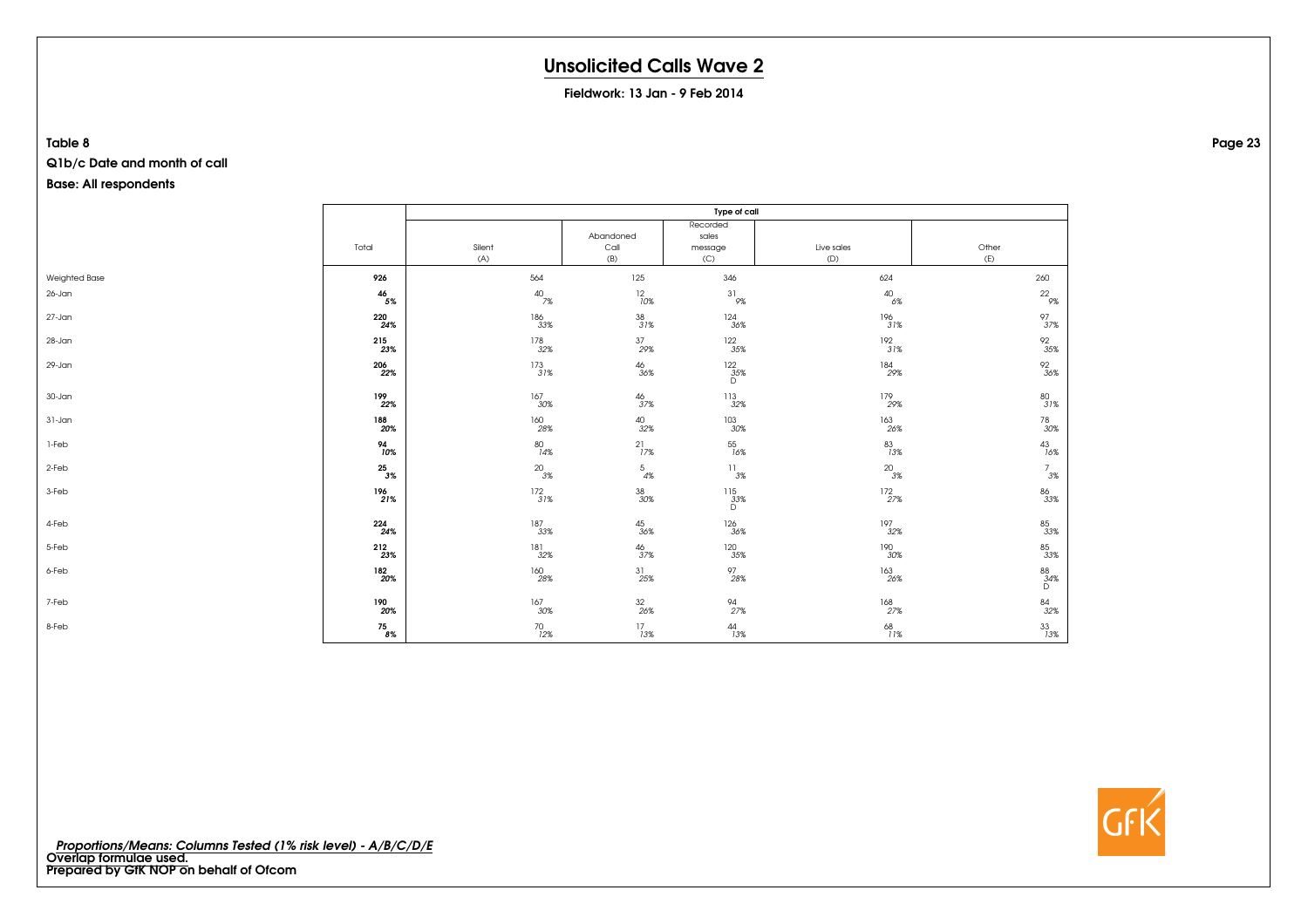# Unsolicited Calls Wave 2

**Fieldwork: 13 Jan - 9 Feb 2014**

**Table 8**

**Q1b/c Date and month of call**

**Base: All respondents**

| | Total | Type of call | | | | |
|---|---|---|---|---|---|---|
| | | Silent (A) | Abandoned Call (B) | Recorded sales message (C) | Live sales (D) | Other (E) |
| Weighted Base | **926** | 564 | 125 | 346 | 624 | 260 |
| 26-Jan | **46** *5%* | 40 *7%* | 12 *10%* | 31 *9%* | 40 *6%* | 22 *9%* |
| 27-Jan | **220** *24%* | 186 *33%* | 38 *31%* | 124 *36%* | 196 *31%* | 97 *37%* |
| 28-Jan | **215** *23%* | 178 *32%* | 37 *29%* | 122 *35%* | 192 *31%* | 92 *35%* |
| 29-Jan | **206** *22%* | 173 *31%* | 46 *36%* | 122 *35%* D | 184 *29%* | 92 *36%* |
| 30-Jan | **199** *22%* | 167 *30%* | 46 *37%* | 113 *32%* | 179 *29%* | 80 *31%* |
| 31-Jan | **188** *20%* | 160 *28%* | 40 *32%* | 103 *30%* | 163 *26%* | 78 *30%* |
| 1-Feb | **94** *10%* | 80 *14%* | 21 *17%* | 55 *16%* | 83 *13%* | 43 *16%* |
| 2-Feb | **25** *3%* | 20 *3%* | 5 *4%* | 11 *3%* | 20 *3%* | 7 *3%* |
| 3-Feb | **196** *21%* | 172 *31%* | 38 *30%* | 115 *33%* D | 172 *27%* | 86 *33%* |
| 4-Feb | **224** *24%* | 187 *33%* | 45 *36%* | 126 *36%* | 197 *32%* | 85 *33%* |
| 5-Feb | **212** *23%* | 181 *32%* | 46 *37%* | 120 *35%* | 190 *30%* | 85 *33%* |
| 6-Feb | **182** *20%* | 160 *28%* | 31 *25%* | 97 *28%* | 163 *26%* | 88 *34%* D |
| 7-Feb | **190** *20%* | 167 *30%* | 32 *26%* | 94 *27%* | 168 *27%* | 84 *32%* |
| 8-Feb | **75** *8%* | 70 *12%* | 17 *13%* | 44 *13%* | 68 *11%* | 33 *13%* |

*Proportions/Means: Columns Tested (1% risk level) - A/B/C/D/E*
**Overlap formulae used.**
**Prepared by GfK NOP on behalf of Ofcom**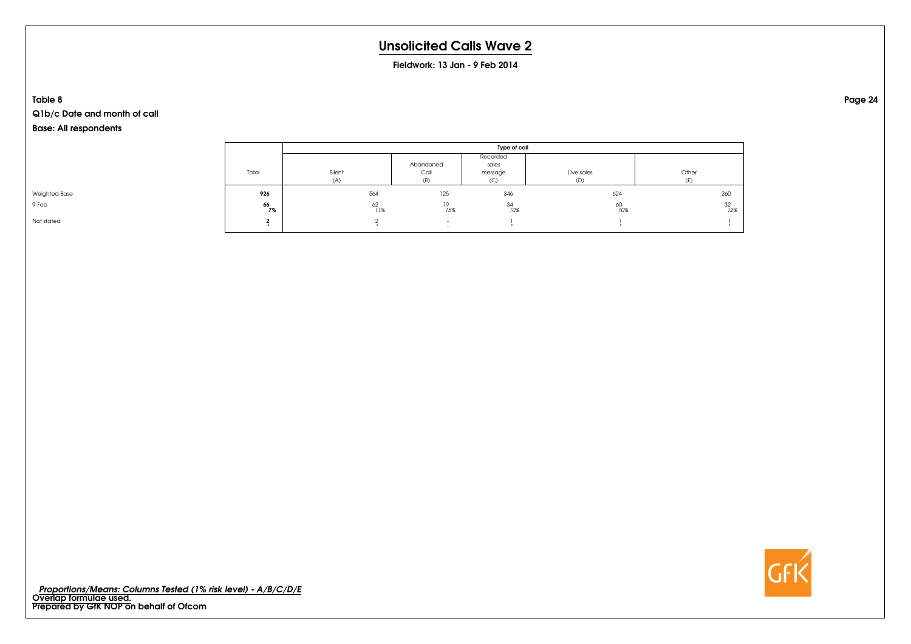# Unsolicited Calls Wave 2

**Fieldwork: 13 Jan - 9 Feb 2014**

**Table 8**

**Q1b/c Date and month of call**

**Base: All respondents**

| | Total | Type of call | | | | |
|---|---|---|---|---|---|---|
| | | Silent (A) | Abandoned Call (B) | Recorded sales message (C) | Live sales (D) | Other (E) |
| Weighted Base | **926** | 564 | 125 | 346 | 624 | 260 |
| 9-Feb | **66** | 62 | 19 | 34 | 60 | 32 |
| | **7%** | *11%* | *15%* | *10%* | *10%* | *12%* |
| Not stated | **2** | 2 | - | 1 | 1 | 1 |
| | ***** | * | - | * | * | * |

*Proportions/Means: Columns Tested (1% risk level) - A/B/C/D/E*
**Overlap formulae used.**
**Prepared by GfK NOP on behalf of Ofcom**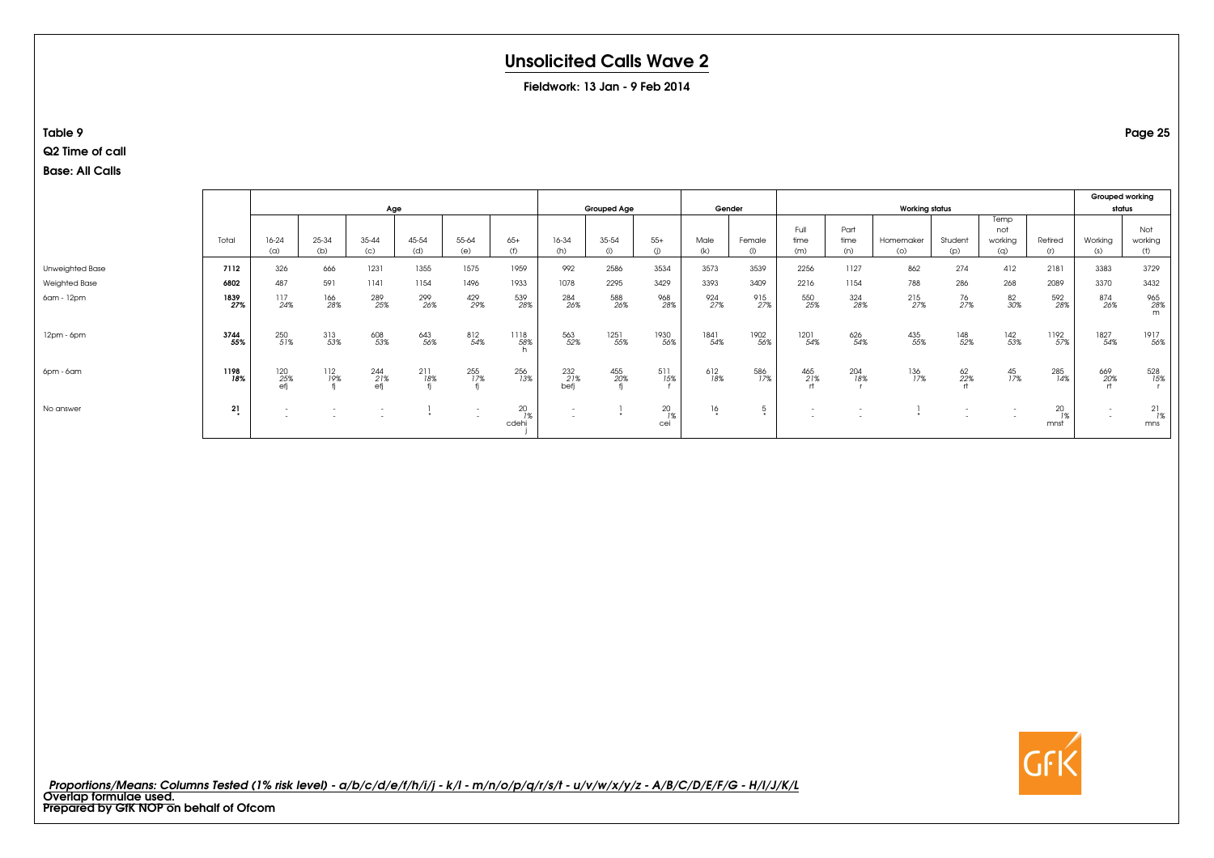# Unsolicited Calls Wave 2

**Fieldwork: 13 Jan - 9 Feb 2014**

**Table 9**

**Q2 Time of call**

**Base: All Calls**

| | | Age | | | | | | Grouped Age | | | Gender | | Working status | | | | | | Grouped working status | |
|---|---|---|---|---|---|---|---|---|---|---|---|---|---|---|---|---|---|---|---|---|
| | Total | 16-24 (a) | 25-34 (b) | 35-44 (c) | 45-54 (d) | 55-64 (e) | 65+ (f) | 16-34 (h) | 35-54 (i) | 55+ (j) | Male (k) | Female (l) | Full time (m) | Part time (n) | Homemaker (o) | Student (p) | Temp not working (q) | Retired (r) | Working (s) | Not working (t) |
| Unweighted Base | **7112** | 326 | 666 | 1231 | 1355 | 1575 | 1959 | 992 | 2586 | 3534 | 3573 | 3539 | 2256 | 1127 | 862 | 274 | 412 | 2181 | 3383 | 3729 |
| Weighted Base | **6802** | 487 | 591 | 1141 | 1154 | 1496 | 1933 | 1078 | 2295 | 3429 | 3393 | 3409 | 2216 | 1154 | 788 | 286 | 268 | 2089 | 3370 | 3432 |
| 6am - 12pm | **1839** *27%* | 117 *24%* | 166 *28%* | 289 *25%* | 299 *26%* | 429 *29%* | 539 *28%* | 284 *26%* | 588 *26%* | 968 *28%* | 924 *27%* | 915 *27%* | 550 *25%* | 324 *28%* | 215 *27%* | 76 *27%* | 82 *30%* | 592 *28%* | 874 *26%* | 965 *28%* m |
| 12pm - 6pm | **3744** *55%* | 250 *51%* | 313 *53%* | 608 *53%* | 643 *56%* | 812 *54%* | 1118 *58%* h | 563 *52%* | 1251 *55%* | 1930 *56%* | 1841 *54%* | 1902 *56%* | 1201 *54%* | 626 *54%* | 435 *55%* | 148 *52%* | 142 *53%* | 1192 *57%* | 1827 *54%* | 1917 *56%* |
| 6pm - 6am | **1198** *18%* | 120 *25%* efj | 112 *19%* fj | 244 *21%* efj | 211 *18%* fj | 255 *17%* fj | 256 *13%* | 232 *21%* befj | 455 *20%* fj | 511 *15%* f | 612 *18%* | 586 *17%* | 465 *21%* rt | 204 *18%* r | 136 *17%* | 62 *22%* rt | 45 *17%* | 285 *14%* | 669 *20%* rt | 528 *15%* r |
| No answer | **21** * | - - | - - | - - | 1 * | - - | 20 *1%* cdehij | - - | 1 * | 20 *1%* cei | 16 * | 5 * | - - | - - | 1 * | - - | - - | 20 *1%* mnst | - - | 21 *1%* mns |

*Proportions/Means: Columns Tested (1% risk level) - a/b/c/d/e/f/h/i/j - k/l - m/n/o/p/q/r/s/t - u/v/w/x/y/z - A/B/C/D/E/F/G - H/I/J/K/L*
Overlap formulae used.
Prepared by GfK NOP on behalf of Ofcom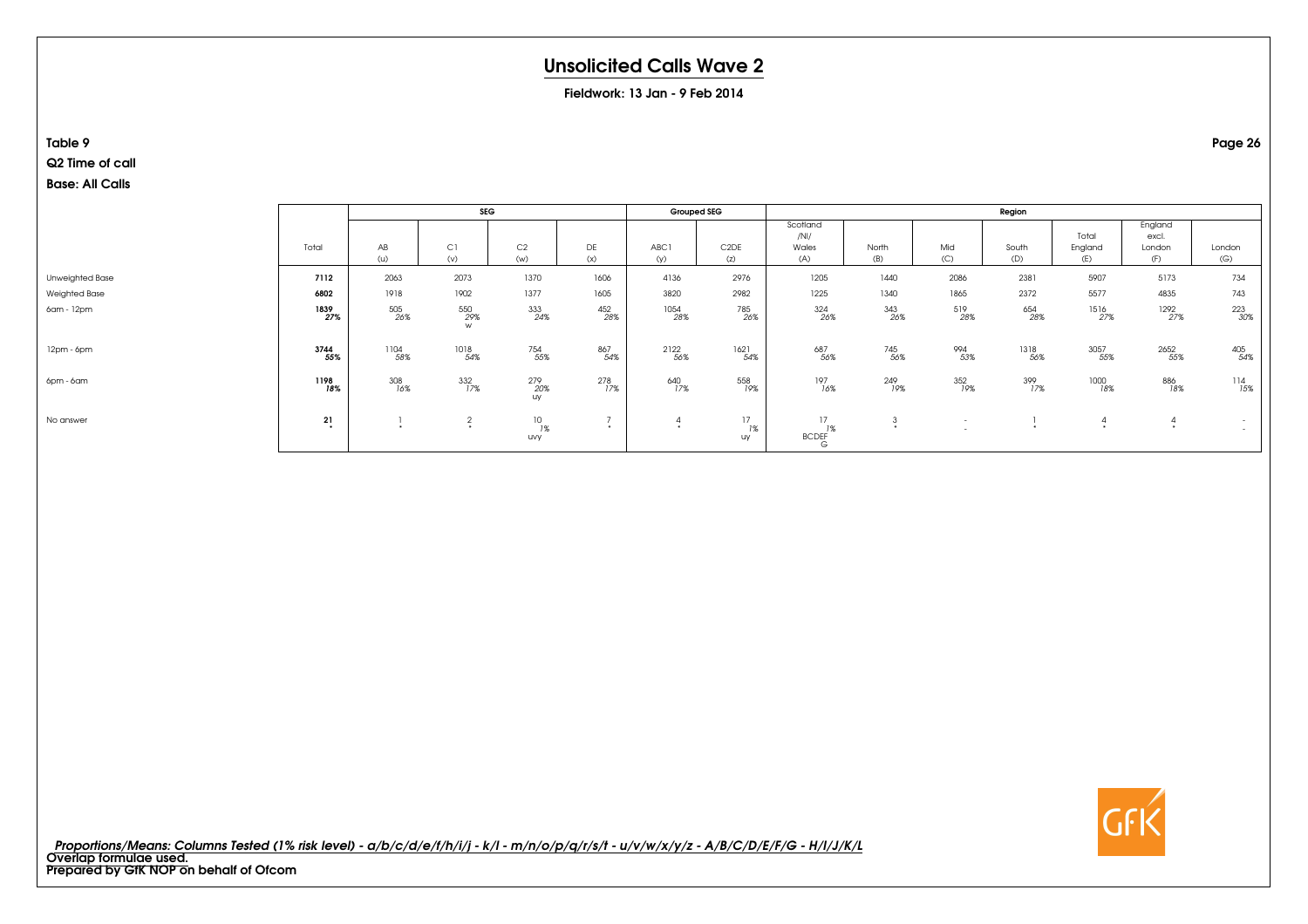# Unsolicited Calls Wave 2

**Fieldwork: 13 Jan - 9 Feb 2014**

**Table 9**

**Q2 Time of call**

**Base: All Calls**

| | Total | SEG | | | | Grouped SEG | | Region | | | | | | |
|---|---|---|---|---|---|---|---|---|---|---|---|---|---|---|
| | Total | AB (u) | C1 (v) | C2 (w) | DE (x) | ABC1 (y) | C2DE (z) | Scotland /NI/ Wales (A) | North (B) | Mid (C) | South (D) | Total England (E) | England excl. London (F) | London (G) |
| Unweighted Base | **7112** | 2063 | 2073 | 1370 | 1606 | 4136 | 2976 | 1205 | 1440 | 2086 | 2381 | 5907 | 5173 | 734 |
| Weighted Base | **6802** | 1918 | 1902 | 1377 | 1605 | 3820 | 2982 | 1225 | 1340 | 1865 | 2372 | 5577 | 4835 | 743 |
| 6am - 12pm | **1839** | 505 | 550 | 333 | 452 | 1054 | 785 | 324 | 343 | 519 | 654 | 1516 | 1292 | 223 |
| | ***27%*** | *26%* | *29%* | *24%* | *28%* | *28%* | *26%* | *26%* | *26%* | *28%* | *28%* | *27%* | *27%* | *30%* |
| | | | w | | | | | | | | | | | |
| 12pm - 6pm | **3744** | 1104 | 1018 | 754 | 867 | 2122 | 1621 | 687 | 745 | 994 | 1318 | 3057 | 2652 | 405 |
| | ***55%*** | *58%* | *54%* | *55%* | *54%* | *56%* | *54%* | *56%* | *56%* | *53%* | *56%* | *55%* | *55%* | *54%* |
| 6pm - 6am | **1198** | 308 | 332 | 279 | 278 | 640 | 558 | 197 | 249 | 352 | 399 | 1000 | 886 | 114 |
| | ***18%*** | *16%* | *17%* | *20%* | *17%* | *17%* | *19%* | *16%* | *19%* | *19%* | *17%* | *18%* | *18%* | *15%* |
| | | | | uy | | | | | | | | | | |
| No answer | **21** | 1 | 2 | 10 | 7 | 4 | 17 | 17 | 3 | - | 1 | 4 | 4 | - |
| | *** | * | * | *1%* | * | * | *1%* | *1%* | * | - | * | * | * | - |
| | | | | uvy | | | uy | BCDEF G | | | | | | |

*Proportions/Means: Columns Tested (1% risk level) - a/b/c/d/e/f/h/i/j - k/l - m/n/o/p/q/r/s/t - u/v/w/x/y/z - A/B/C/D/E/F/G - H/I/J/K/L*

**Overlap formulae used.**

**Prepared by GfK NOP on behalf of Ofcom**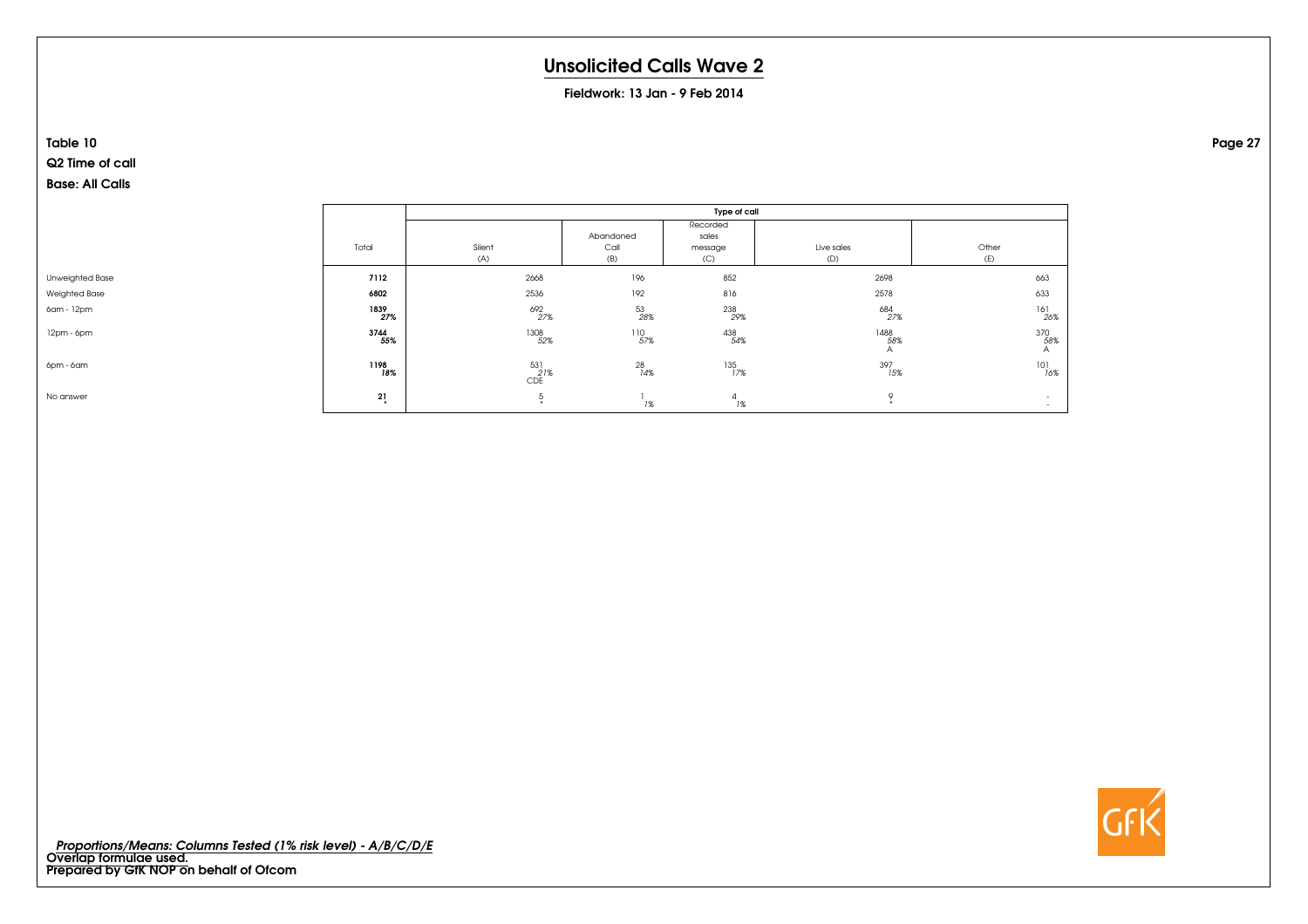# Unsolicited Calls Wave 2

**Fieldwork: 13 Jan - 9 Feb 2014**

**Table 10**

**Q2 Time of call**

**Base: All Calls**

| | Total | Type of call | | | | |
|---|---|---|---|---|---|---|
| | | Silent (A) | Abandoned Call (B) | Recorded sales message (C) | Live sales (D) | Other (E) |
| Unweighted Base | **7112** | 2668 | 196 | 852 | 2698 | 663 |
| Weighted Base | **6802** | 2536 | 192 | 816 | 2578 | 633 |
| 6am - 12pm | **1839** *27%* | 692 *27%* | 53 *28%* | 238 *29%* | 684 *27%* | 161 *26%* |
| 12pm - 6pm | **3744** *55%* | 1308 *52%* | 110 *57%* | 438 *54%* | 1488 *58%* A | 370 *58%* A |
| 6pm - 6am | **1198** *18%* | 531 *21%* CDE | 28 *14%* | 135 *17%* | 397 *15%* | 101 *16%* |
| No answer | **21** * | 5 * | 1 *1%* | 4 *1%* | 9 * | - - |

*Proportions/Means: Columns Tested (1% risk level) - A/B/C/D/E*
**Overlap formulae used.**
**Prepared by GfK NOP on behalf of Ofcom**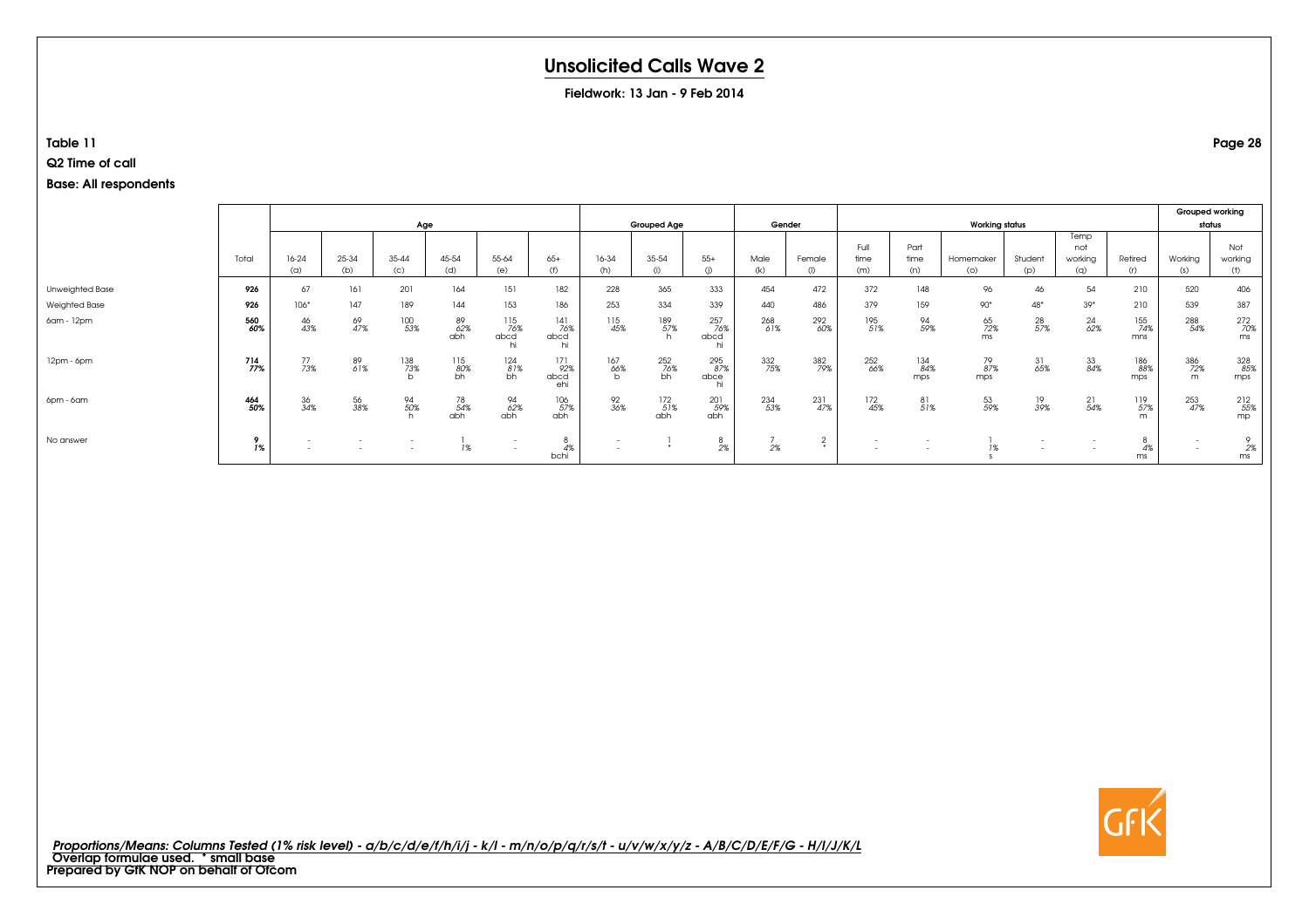# Unsolicited Calls Wave 2

**Fieldwork: 13 Jan - 9 Feb 2014**

**Table 11**

**Q2 Time of call**

**Base: All respondents**

| | Total | Age | | | | | | Grouped Age | | | Gender | | Working status | | | | | | Grouped working status | |
|---|---|---|---|---|---|---|---|---|---|---|---|---|---|---|---|---|---|---|---|---|
| | | 16-24 (a) | 25-34 (b) | 35-44 (c) | 45-54 (d) | 55-64 (e) | 65+ (f) | 16-34 (h) | 35-54 (i) | 55+ (j) | Male (k) | Female (l) | Full time (m) | Part time (n) | Homemaker (o) | Student (p) | Temp not working (q) | Retired (r) | Working (s) | Not working (t) |
| Unweighted Base | **926** | 67 | 161 | 201 | 164 | 151 | 182 | 228 | 365 | 333 | 454 | 472 | 372 | 148 | 96 | 46 | 54 | 210 | 520 | 406 |
| Weighted Base | **926** | 106* | 147 | 189 | 144 | 153 | 186 | 253 | 334 | 339 | 440 | 486 | 379 | 159 | 90* | 48* | 39* | 210 | 539 | 387 |
| 6am - 12pm | **560** **60%** | 46 43% | 69 47% | 100 53% | 89 62% abh | 115 76% abcd hi | 141 76% abcd hi | 115 45% | 189 57% h | 257 76% abcd hi | 268 61% | 292 60% | 195 51% | 94 59% | 65 72% ms | 28 57% | 24 62% | 155 74% mns | 288 54% | 272 70% ms |
| 12pm - 6pm | **714** **77%** | 77 73% | 89 61% | 138 73% b | 115 80% bh | 124 81% bh | 171 92% abcd ehi | 167 66% b | 252 76% bh | 295 87% abce hi | 332 75% | 382 79% | 252 66% | 134 84% mps | 79 87% mps | 31 65% | 33 84% | 186 88% mps | 386 72% m | 328 85% mps |
| 6pm - 6am | **464** **50%** | 36 34% | 56 38% | 94 50% h | 78 54% abh | 94 62% abh | 106 57% abh | 92 36% | 172 51% abh | 201 59% abh | 234 53% | 231 47% | 172 45% | 81 51% | 53 59% | 19 39% | 21 54% | 119 57% m | 253 47% | 212 55% mp |
| No answer | **9** **1%** | - - | - - | - - | 1 1% | - - | 8 4% bchi | - - | 1 * | 8 2% | 7 2% | 2 * | - - | - - | 1 1% s | - - | - - | 8 4% ms | - - | 9 2% ms |

*Proportions/Means: Columns Tested (1% risk level) - a/b/c/d/e/f/h/i/j - k/l - m/n/o/p/q/r/s/t - u/v/w/x/y/z - A/B/C/D/E/F/G - H/I/J/K/L*
Overlap formulae used. * small base
Prepared by GfK NOP on behalf of Ofcom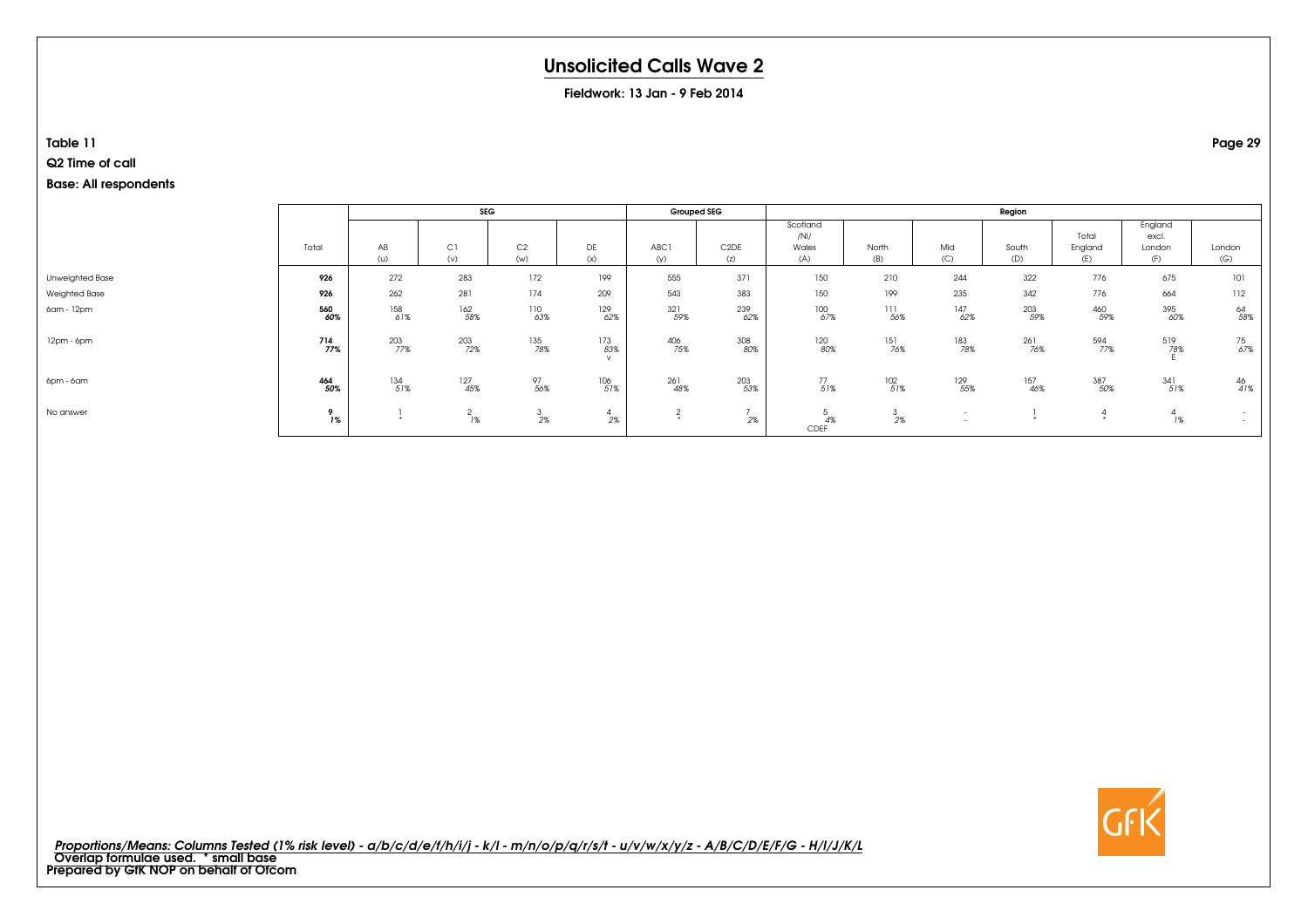# Unsolicited Calls Wave 2

**Fieldwork: 13 Jan - 9 Feb 2014**

**Table 11**

**Q2 Time of call**

**Base: All respondents**

| | Total | SEG | | | | Grouped SEG | | Region | | | | | | |
|---|---|---|---|---|---|---|---|---|---|---|---|---|---|---|
| | | AB (u) | C1 (v) | C2 (w) | DE (x) | ABC1 (y) | C2DE (z) | Scotland /NI/ Wales (A) | North (B) | Mid (C) | South (D) | Total England (E) | England excl. London (F) | London (G) |
| Unweighted Base | **926** | 272 | 283 | 172 | 199 | 555 | 371 | 150 | 210 | 244 | 322 | 776 | 675 | 101 |
| Weighted Base | **926** | 262 | 281 | 174 | 209 | 543 | 383 | 150 | 199 | 235 | 342 | 776 | 664 | 112 |
| 6am - 12pm | **560** *60%* | 158 *61%* | 162 *58%* | 110 *63%* | 129 *62%* | 321 *59%* | 239 *62%* | 100 *67%* | 111 *56%* | 147 *62%* | 203 *59%* | 460 *59%* | 395 *60%* | 64 *58%* |
| 12pm - 6pm | **714** *77%* | 203 *77%* | 203 *72%* | 135 *78%* | 173 *83%* v | 406 *75%* | 308 *80%* | 120 *80%* | 151 *76%* | 183 *78%* | 261 *76%* | 594 *77%* | 519 *78%* E | 75 *67%* |
| 6pm - 6am | **464** *50%* | 134 *51%* | 127 *45%* | 97 *56%* | 106 *51%* | 261 *48%* | 203 *53%* | 77 *51%* | 102 *51%* | 129 *55%* | 157 *46%* | 387 *50%* | 341 *51%* | 46 *41%* |
| No answer | **9** *1%* | 1 * | 2 *1%* | 3 *2%* | 4 *2%* | 2 * | 7 *2%* | 5 *4%* CDEF | 3 *2%* | - - | 1 * | 4 * | 4 *1%* | - - |

*Proportions/Means: Columns Tested (1% risk level) - a/b/c/d/e/f/h/i/j - k/l - m/n/o/p/q/r/s/t - u/v/w/x/y/z - A/B/C/D/E/F/G - H/I/J/K/L*
**Overlap formulae used. * small base**
**Prepared by GfK NOP on behalf of Ofcom**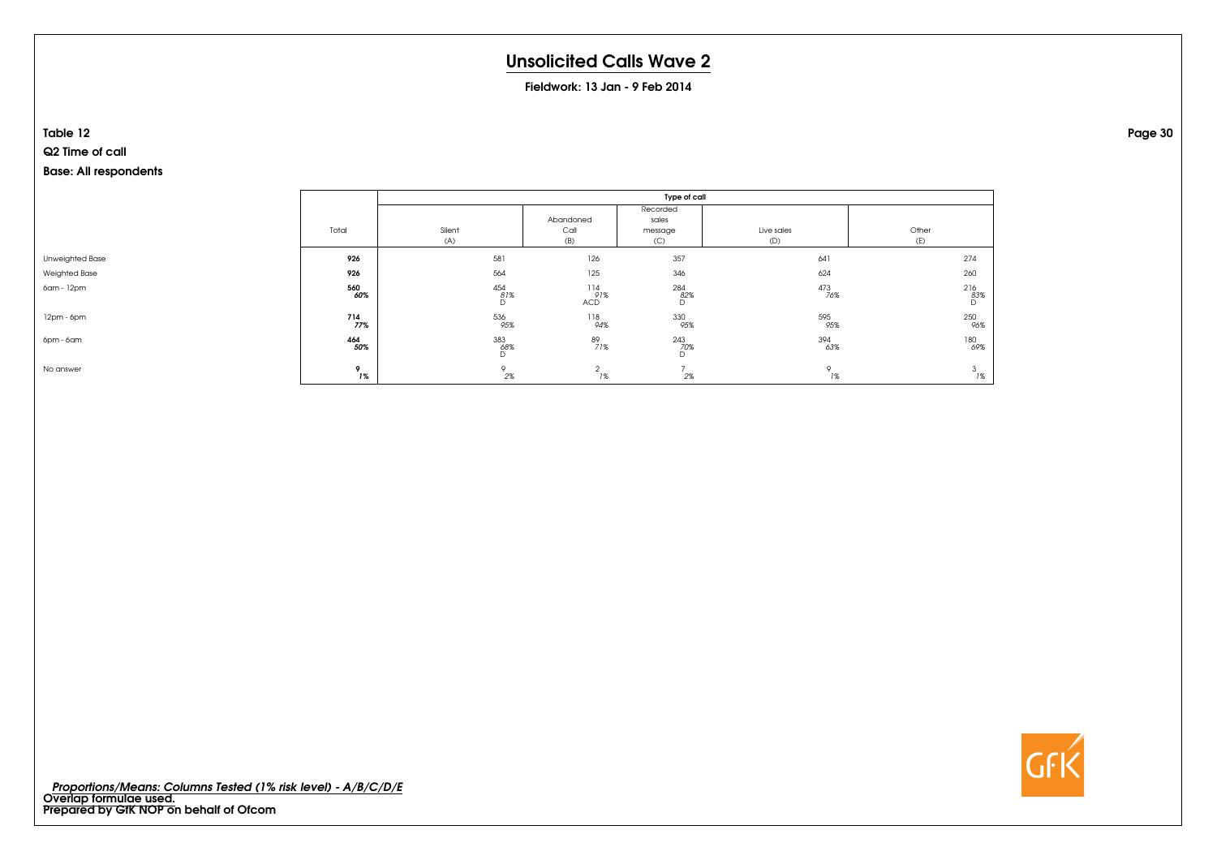# Unsolicited Calls Wave 2

**Fieldwork: 13 Jan - 9 Feb 2014**

**Table 12**

**Q2 Time of call**

**Base: All respondents**

| | Total | Type of call | | | | |
|---|---|---|---|---|---|---|
| | | Silent (A) | Abandoned Call (B) | Recorded sales message (C) | Live sales (D) | Other (E) |
| Unweighted Base | **926** | 581 | 126 | 357 | 641 | 274 |
| Weighted Base | **926** | 564 | 125 | 346 | 624 | 260 |
| 6am - 12pm | **560** ***60%*** | 454 *81%* D | 114 *91%* ACD | 284 *82%* D | 473 *76%* | 216 *83%* D |
| 12pm - 6pm | **714** ***77%*** | 536 *95%* | 118 *94%* | 330 *95%* | 595 *95%* | 250 *96%* |
| 6pm - 6am | **464** ***50%*** | 383 *68%* D | 89 *71%* | 243 *70%* D | 394 *63%* | 180 *69%* |
| No answer | **9** ***1%*** | 9 *2%* | 2 *1%* | 7 *2%* | 9 *1%* | 3 *1%* |

*Proportions/Means: Columns Tested (1% risk level) - A/B/C/D/E*
**Overlap formulae used.**
**Prepared by GfK NOP on behalf of Ofcom**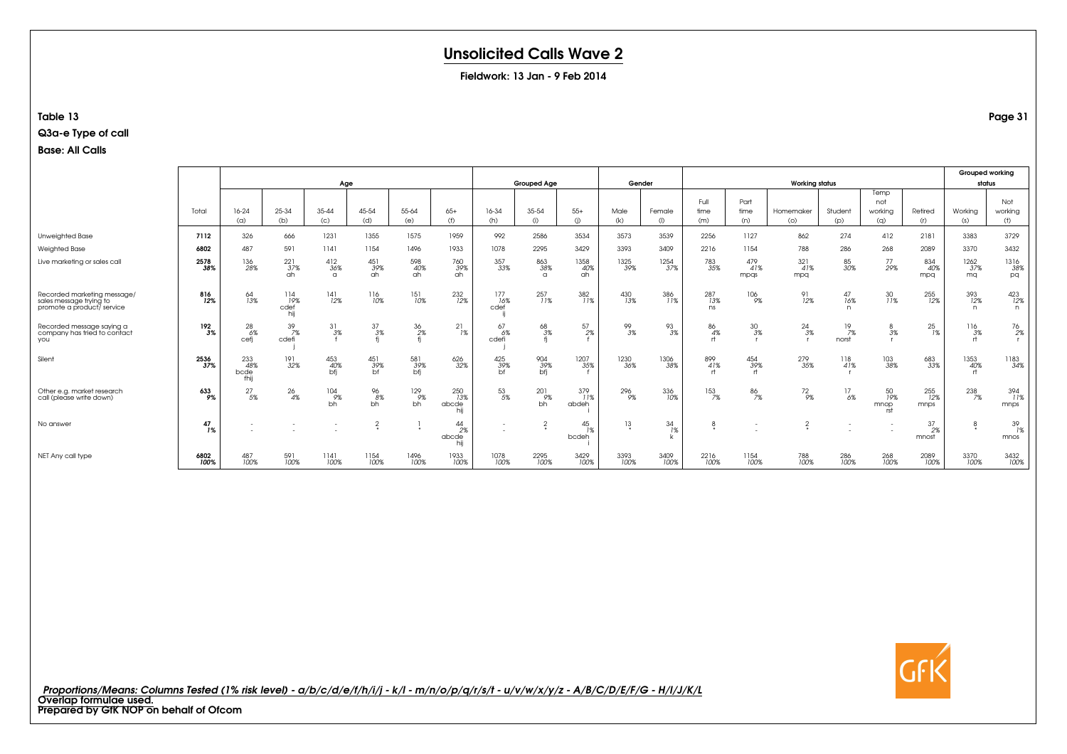# Unsolicited Calls Wave 2

**Fieldwork: 13 Jan - 9 Feb 2014**

**Table 13**

**Q3a-e Type of call**

**Base: All Calls**

| | Total | Age | | | | | | Grouped Age | | | Gender | | Working status | | | | | | Grouped working status | |
|---|---|---|---|---|---|---|---|---|---|---|---|---|---|---|---|---|---|---|---|---|
| | | 16-24 (a) | 25-34 (b) | 35-44 (c) | 45-54 (d) | 55-64 (e) | 65+ (f) | 16-34 (h) | 35-54 (i) | 55+ (j) | Male (k) | Female (l) | Full time (m) | Part time (n) | Homemaker (o) | Student (p) | Temp not working (q) | Retired (r) | Working (s) | Not working (t) |
| Unweighted Base | 7112 | 326 | 666 | 1231 | 1355 | 1575 | 1959 | 992 | 2586 | 3534 | 3573 | 3539 | 2256 | 1127 | 862 | 274 | 412 | 2181 | 3383 | 3729 |
| Weighted Base | 6802 | 487 | 591 | 1141 | 1154 | 1496 | 1933 | 1078 | 2295 | 3429 | 3393 | 3409 | 2216 | 1154 | 788 | 286 | 268 | 2089 | 3370 | 3432 |
| Live marketing or sales call | 2578 38% | 136 28% | 221 37% ah | 412 36% a | 451 39% ah | 598 40% ah | 760 39% ah | 357 33% | 863 38% a | 1358 40% ah | 1325 39% | 1254 37% | 783 35% | 479 41% mpqs | 321 41% mpq | 85 30% | 77 29% | 834 40% mpq | 1262 37% mq | 1316 38% pq |
| Recorded marketing message/ sales message trying to promote a product/ service | 816 12% | 64 13% | 114 19% cdef hij | 141 12% | 116 10% | 151 10% | 232 12% | 177 16% cdef ij | 257 11% | 382 11% | 430 13% | 386 11% | 287 13% ns | 106 9% | 91 12% | 47 16% n | 30 11% | 255 12% | 393 12% n | 423 12% n |
| Recorded message saying a company has tried to contact you | 192 3% | 28 6% cefj | 39 7% cdefi j | 31 3% f | 37 3% fj | 36 2% fj | 21 1% | 67 6% cdefi j | 68 3% fj | 57 2% f | 99 3% | 93 3% | 86 4% rt | 30 3% r | 24 3% r | 19 7% norst | 8 3% r | 25 1% | 116 3% rt | 76 2% r |
| Silent | 2536 37% | 233 48% bcde fhij | 191 32% | 453 40% bfj | 451 39% bf | 581 39% bfj | 626 32% | 425 39% bf | 904 39% bfj | 1207 35% f | 1230 36% | 1306 38% | 899 41% rt | 454 39% rt | 279 35% | 118 41% r | 103 38% | 683 33% | 1353 40% rt | 1183 34% |
| Other e.g. market research call (please write down) | 633 9% | 27 5% | 26 4% | 104 9% bh | 96 8% bh | 129 9% bh | 250 13% abcde hij | 53 5% | 201 9% bh | 379 11% abdeh i | 296 9% | 336 10% | 153 7% | 86 7% | 72 9% | 17 6% | 50 19% mnop rst | 255 12% mnps | 238 7% | 394 11% mnps |
| No answer | 47 1% | - - | - - | - - | 2 * | 1 * | 44 2% abcde hij | - - | 2 * | 45 1% bcdeh i | 13 * | 34 1% k | 8 * | - - | 2 * | - - | - - | 37 2% mnost | 8 * | 39 1% mnos |
| NET Any call type | 6802 100% | 487 100% | 591 100% | 1141 100% | 1154 100% | 1496 100% | 1933 100% | 1078 100% | 2295 100% | 3429 100% | 3393 100% | 3409 100% | 2216 100% | 1154 100% | 788 100% | 286 100% | 268 100% | 2089 100% | 3370 100% | 3432 100% |

*Proportions/Means: Columns Tested (1% risk level) - a/b/c/d/e/f/h/i/j - k/l - m/n/o/p/q/r/s/t - u/v/w/x/y/z - A/B/C/D/E/F/G - H/I/J/K/L*

Overlap formulae used.

Prepared by GfK NOP on behalf of Ofcom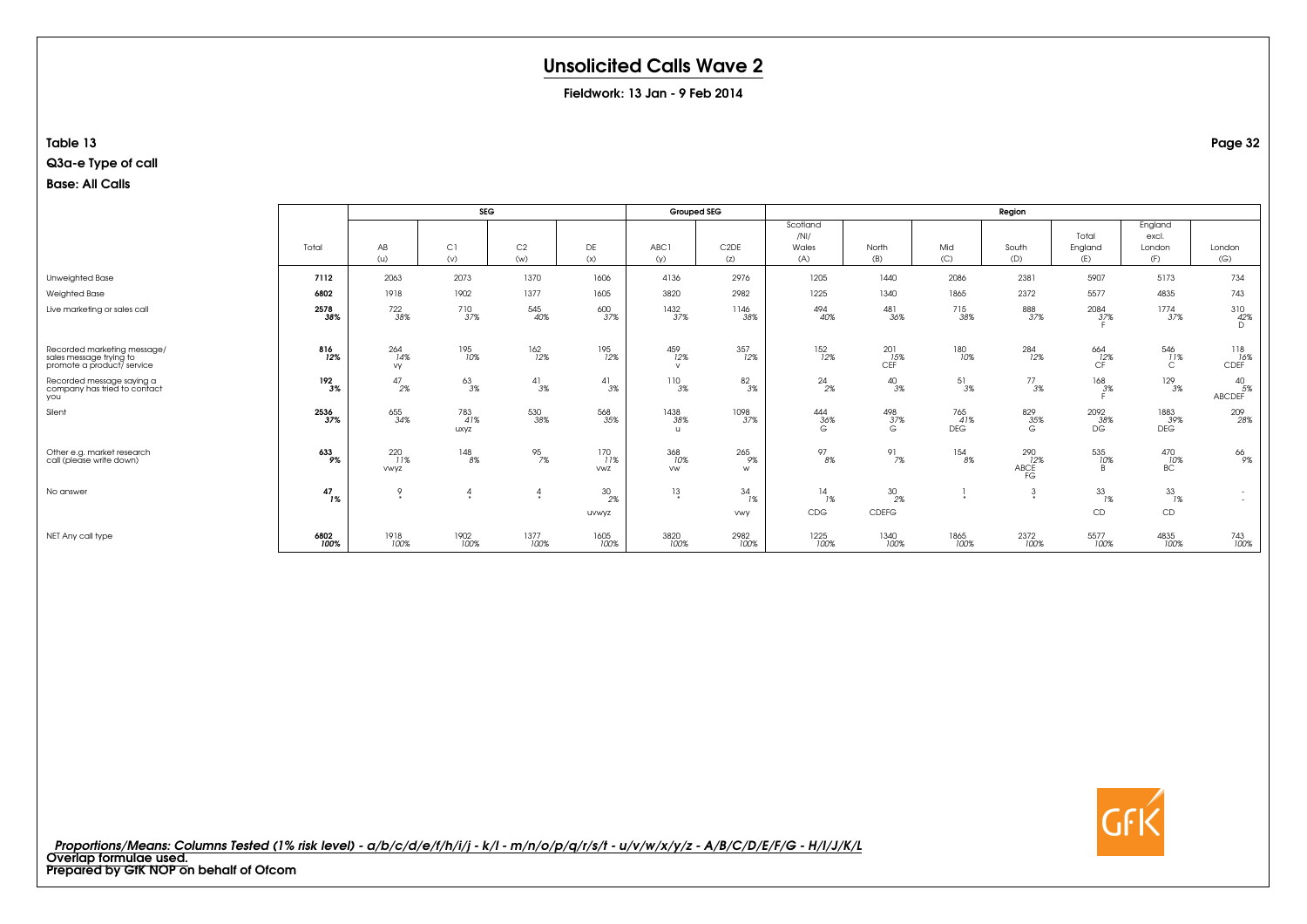# Unsolicited Calls Wave 2

**Fieldwork: 13 Jan - 9 Feb 2014**

**Table 13**

**Q3a-e Type of call**

**Base: All Calls**

| | Total | SEG | | | | Grouped SEG | | Region | | | | | | |
|---|---|---|---|---|---|---|---|---|---|---|---|---|---|---|
| | | AB (u) | C1 (v) | C2 (w) | DE (x) | ABC1 (y) | C2DE (z) | Scotland /NI/ Wales (A) | North (B) | Mid (C) | South (D) | Total England (E) | England excl. London (F) | London (G) |
| Unweighted Base | **7112** | 2063 | 2073 | 1370 | 1606 | 4136 | 2976 | 1205 | 1440 | 2086 | 2381 | 5907 | 5173 | 734 |
| Weighted Base | **6802** | 1918 | 1902 | 1377 | 1605 | 3820 | 2982 | 1225 | 1340 | 1865 | 2372 | 5577 | 4835 | 743 |
| Live marketing or sales call | **2578** **38%** | 722 38% | 710 37% | 545 40% | 600 37% | 1432 37% | 1146 38% | 494 40% | 481 36% | 715 38% | 888 37% | 2084 37% F | 1774 37% | 310 42% D |
| Recorded marketing message/ sales message trying to promote a product/ service | **816** **12%** | 264 14% vy | 195 10% | 162 12% | 195 12% | 459 12% v | 357 12% | 152 12% | 201 15% CEF | 180 10% | 284 12% | 664 12% CF | 546 11% C | 118 16% CDEF |
| Recorded message saying a company has tried to contact you | **192** **3%** | 47 2% | 63 3% | 41 3% | 41 3% | 110 3% | 82 3% | 24 2% | 40 3% | 51 3% | 77 3% | 168 3% F | 129 3% | 40 5% ABCDEF |
| Silent | **2536** **37%** | 655 34% | 783 41% uxyz | 530 38% | 568 35% | 1438 38% u | 1098 37% | 444 36% G | 498 37% G | 765 41% DEG | 829 35% G | 2092 38% DG | 1883 39% DEG | 209 28% |
| Other e.g. market research call (please write down) | **633** **9%** | 220 11% vwyz | 148 8% | 95 7% | 170 11% vwz | 368 10% vw | 265 9% w | 97 8% | 91 7% | 154 8% | 290 12% ABCE FG | 535 10% B | 470 10% BC | 66 9% |
| No answer | **47** **1%** | 9 * | 4 * | 4 * | 30 2% uvwyz | 13 * | 34 1% vwy | 14 1% CDG | 30 2% CDEFG | 1 * | 3 * | 33 1% CD | 33 1% CD | - - |
| NET Any call type | **6802** **100%** | 1918 100% | 1902 100% | 1377 100% | 1605 100% | 3820 100% | 2982 100% | 1225 100% | 1340 100% | 1865 100% | 2372 100% | 5577 100% | 4835 100% | 743 100% |

*Proportions/Means: Columns Tested (1% risk level) - a/b/c/d/e/f/h/i/j - k/l - m/n/o/p/q/r/s/t - u/v/w/x/y/z - A/B/C/D/E/F/G - H/I/J/K/L*

**Overlap formulae used.**

**Prepared by GfK NOP on behalf of Ofcom**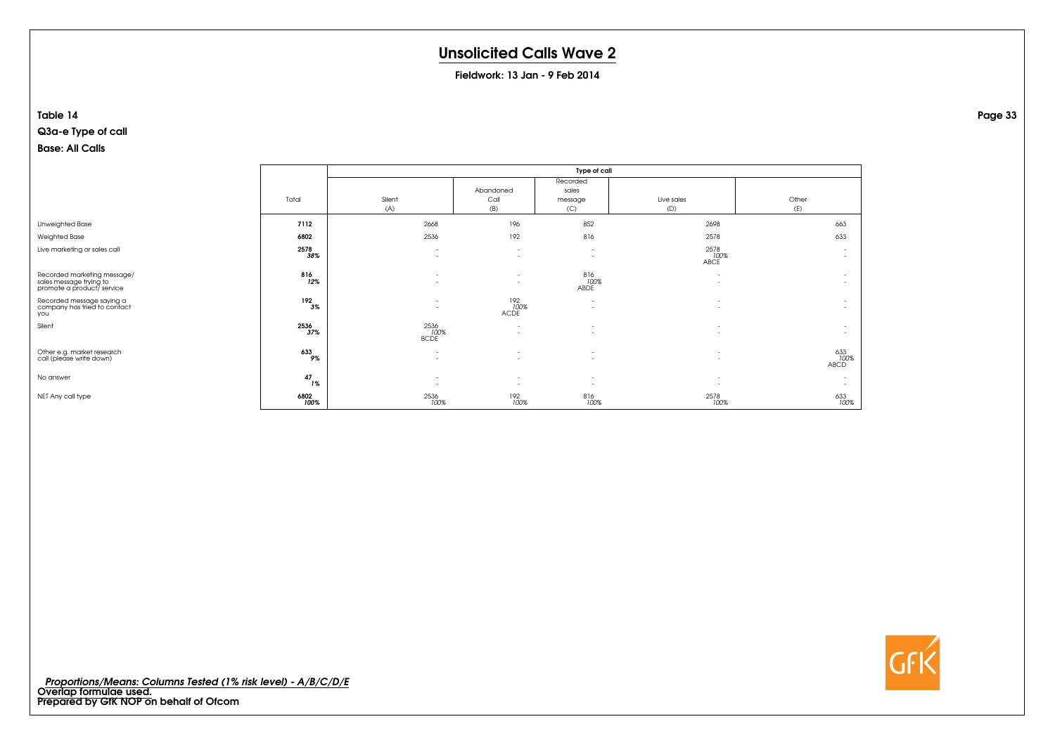# Unsolicited Calls Wave 2

**Fieldwork: 13 Jan - 9 Feb 2014**

**Table 14**

**Q3a-e Type of call**

**Base: All Calls**

| | Total | Type of call | | | | |
|---|---|---|---|---|---|---|
| | | Silent (A) | Abandoned Call (B) | Recorded sales message (C) | Live sales (D) | Other (E) |
| Unweighted Base | **7112** | 2668 | 196 | 852 | 2698 | 663 |
| Weighted Base | **6802** | 2536 | 192 | 816 | 2578 | 633 |
| Live marketing or sales call | **2578** ***38%*** | - - | - - | - - | 2578 *100%* ABCE | - - |
| Recorded marketing message/ sales message trying to promote a product/ service | **816** ***12%*** | - - | - - | 816 *100%* ABDE | - - | - - |
| Recorded message saying a company has tried to contact you | **192** ***3%*** | - - | 192 *100%* ACDE | - - | - - | - - |
| Silent | **2536** ***37%*** | 2536 *100%* BCDE | - - | - - | - - | - - |
| Other e.g. market research call (please write down) | **633** ***9%*** | - - | - - | - - | - - | 633 *100%* ABCD |
| No answer | **47** ***1%*** | - - | - - | - - | - - | - - |
| NET Any call type | **6802** ***100%*** | 2536 *100%* | 192 *100%* | 816 *100%* | 2578 *100%* | 633 *100%* |

***Proportions/Means: Columns Tested (1% risk level) - A/B/C/D/E***
**Overlap formulae used.**
**Prepared by GfK NOP on behalf of Ofcom**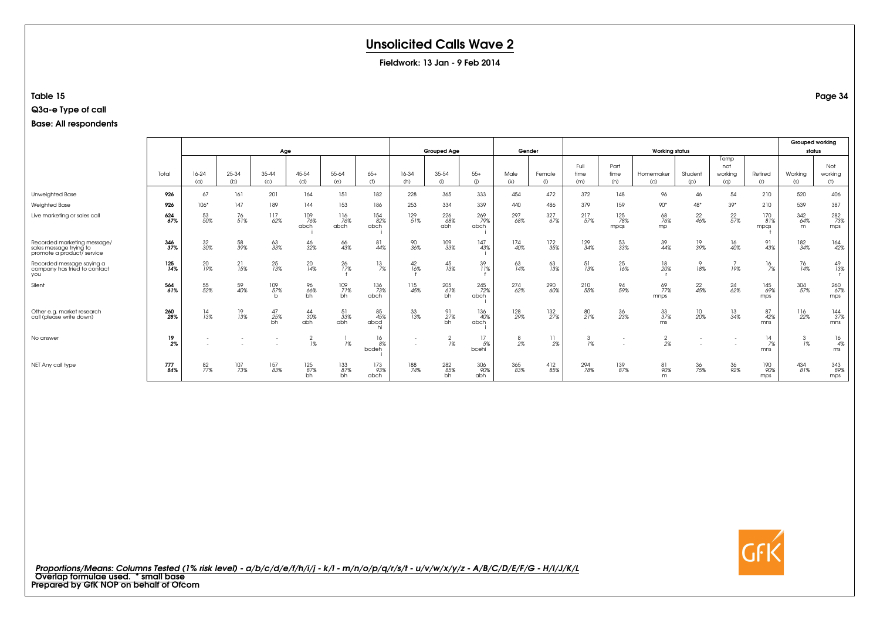# Unsolicited Calls Wave 2

**Fieldwork: 13 Jan - 9 Feb 2014**

**Table 15**

**Q3a-e Type of call**

**Base: All respondents**

| | Total | Age | | | | | | Grouped Age | | | Gender | | Working status | | | | | | Grouped working status | |
|---|---|---|---|---|---|---|---|---|---|---|---|---|---|---|---|---|---|---|---|---|
| | | 16-24 (a) | 25-34 (b) | 35-44 (c) | 45-54 (d) | 55-64 (e) | 65+ (f) | 16-34 (h) | 35-54 (i) | 55+ (j) | Male (k) | Female (l) | Full time (m) | Part time (n) | Homemaker (o) | Student (p) | Temp not working (q) | Retired (r) | Working (s) | Not working (t) |
| Unweighted Base | 926 | 67 | 161 | 201 | 164 | 151 | 182 | 228 | 365 | 333 | 454 | 472 | 372 | 148 | 96 | 46 | 54 | 210 | 520 | 406 |
| Weighted Base | 926 | 106* | 147 | 189 | 144 | 153 | 186 | 253 | 334 | 339 | 440 | 486 | 379 | 159 | 90* | 48* | 39* | 210 | 539 | 387 |
| Live marketing or sales call | 624 67% | 53 50% | 76 51% | 117 62% | 109 76% abch i | 116 76% abch | 154 82% abch i | 129 51% | 226 68% abh | 269 79% abch i | 297 68% | 327 67% | 217 57% | 125 78% mpqs | 68 76% mp | 22 46% | 22 57% | 170 81% mpqs t | 342 64% m | 282 73% mps |
| Recorded marketing message/ sales message trying to promote a product/ service | 346 37% | 32 30% | 58 39% | 63 33% | 46 32% | 66 43% | 81 44% | 90 36% | 109 33% | 147 43% i | 174 40% | 172 35% | 129 34% | 53 33% | 39 44% | 19 39% | 16 40% | 91 43% | 182 34% | 164 42% |
| Recorded message saying a company has tried to contact you | 125 14% | 20 19% | 21 15% | 25 13% | 20 14% | 26 17% f | 13 7% | 42 16% f | 45 13% | 39 11% f | 63 14% | 63 13% | 51 13% | 25 16% | 18 20% r | 9 18% | 7 19% | 16 7% | 76 14% | 49 13% r |
| Silent | 564 61% | 55 52% | 59 40% | 109 57% b | 96 66% bh | 109 71% bh | 136 73% abch | 115 45% | 205 61% bh | 245 72% abch i | 274 62% | 290 60% | 210 55% | 94 59% | 69 77% mnps | 22 45% | 24 62% | 145 69% mps | 304 57% | 260 67% mps |
| Other e.g. market research call (please write down) | 260 28% | 14 13% | 19 13% | 47 25% bh | 44 30% abh | 51 33% abh | 85 45% abcd hi | 33 13% | 91 27% bh | 136 40% abch i | 128 29% | 132 27% | 80 21% | 36 23% | 33 37% ms | 10 20% | 13 34% | 87 42% mns | 116 22% | 144 37% mns |
| No answer | 19 2% | - - | - - | - - | 2 1% | 1 1% | 16 8% bcdeh i | - - | 2 1% | 17 5% bcehi | 8 2% | 11 2% | 3 1% | - - | 2 2% | - - | - - | 14 7% mns | 3 1% | 16 4% ms |
| NET Any call type | 777 84% | 82 77% | 107 73% | 157 83% | 125 87% bh | 133 87% bh | 173 93% abch | 188 74% | 282 85% bh | 306 90% abh | 365 83% | 412 85% | 294 78% | 139 87% | 81 90% m | 36 75% | 36 92% | 190 90% mps | 434 81% | 343 89% mps |

*Proportions/Means: Columns Tested (1% risk level) - a/b/c/d/e/f/h/i/j - k/l - m/n/o/p/q/r/s/t - u/v/w/x/y/z - A/B/C/D/E/F/G - H/I/J/K/L*
**Overlap formulae used. * small base**
**Prepared by GfK NOP on behalf of Ofcom**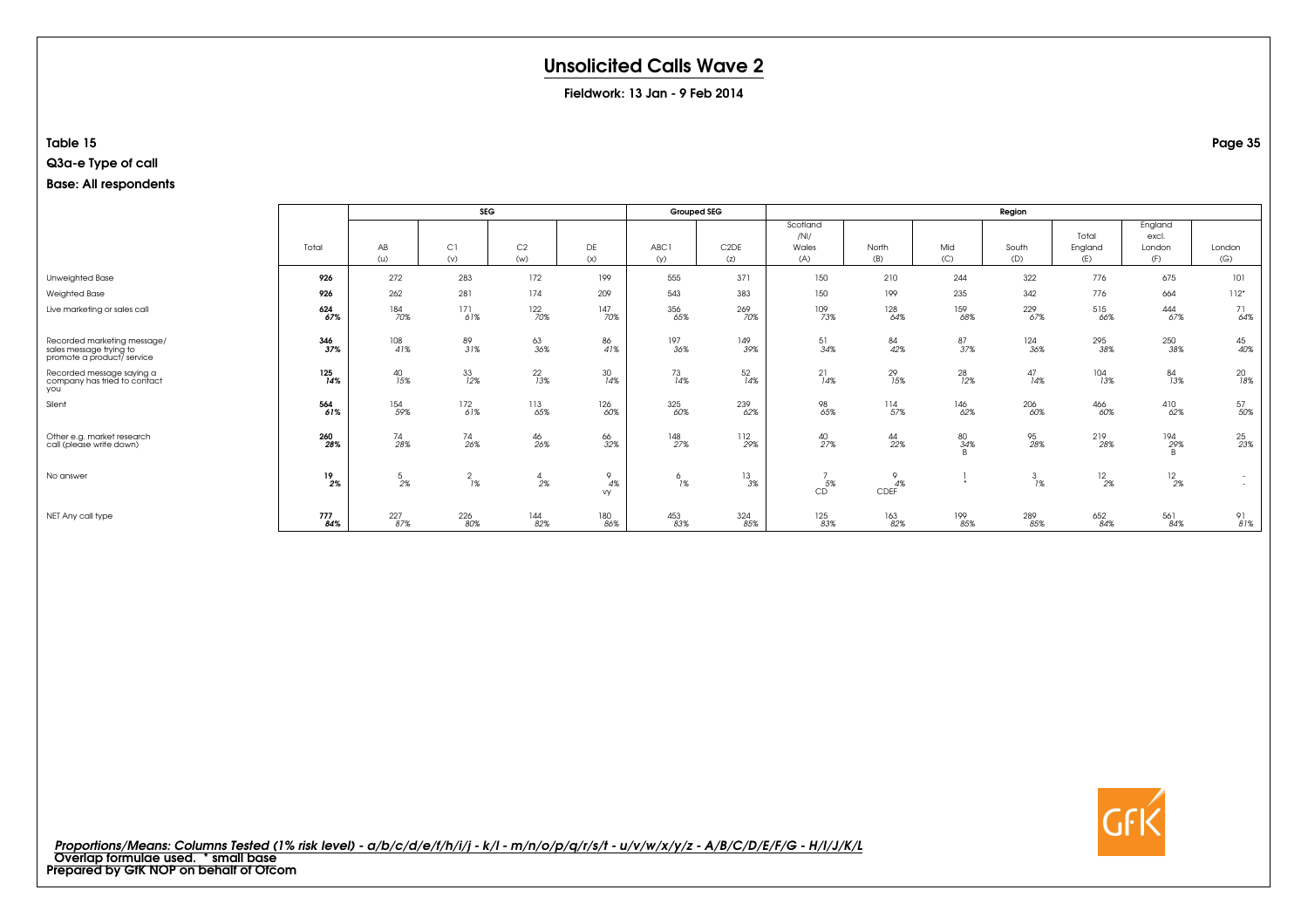# Unsolicited Calls Wave 2

**Fieldwork: 13 Jan - 9 Feb 2014**

**Table 15**

**Q3a-e Type of call**

**Base: All respondents**

| | Total | SEG | | | | Grouped SEG | | Region | | | | | | |
|---|---|---|---|---|---|---|---|---|---|---|---|---|---|---|
| | | AB (u) | C1 (v) | C2 (w) | DE (x) | ABC1 (y) | C2DE (z) | Scotland /NI/ Wales (A) | North (B) | Mid (C) | South (D) | Total England (E) | England excl. London (F) | London (G) |
| Unweighted Base | **926** | 272 | 283 | 172 | 199 | 555 | 371 | 150 | 210 | 244 | 322 | 776 | 675 | 101 |
| Weighted Base | **926** | 262 | 281 | 174 | 209 | 543 | 383 | 150 | 199 | 235 | 342 | 776 | 664 | 112* |
| Live marketing or sales call | **624** | 184 | 171 | 122 | 147 | 356 | 269 | 109 | 128 | 159 | 229 | 515 | 444 | 71 |
| | ***67%*** | *70%* | *61%* | *70%* | *70%* | *65%* | *70%* | *73%* | *64%* | *68%* | *67%* | *66%* | *67%* | *64%* |
| Recorded marketing message/ sales message trying to promote a product/ service | **346** | 108 | 89 | 63 | 86 | 197 | 149 | 51 | 84 | 87 | 124 | 295 | 250 | 45 |
| | ***37%*** | *41%* | *31%* | *36%* | *41%* | *36%* | *39%* | *34%* | *42%* | *37%* | *36%* | *38%* | *38%* | *40%* |
| Recorded message saying a company has tried to contact you | **125** | 40 | 33 | 22 | 30 | 73 | 52 | 21 | 29 | 28 | 47 | 104 | 84 | 20 |
| | ***14%*** | *15%* | *12%* | *13%* | *14%* | *14%* | *14%* | *14%* | *15%* | *12%* | *14%* | *13%* | *13%* | *18%* |
| Silent | **564** | 154 | 172 | 113 | 126 | 325 | 239 | 98 | 114 | 146 | 206 | 466 | 410 | 57 |
| | ***61%*** | *59%* | *61%* | *65%* | *60%* | *60%* | *62%* | *65%* | *57%* | *62%* | *60%* | *60%* | *62%* | *50%* |
| Other e.g. market research call (please write down) | **260** | 74 | 74 | 46 | 66 | 148 | 112 | 40 | 44 | 80 | 95 | 219 | 194 | 25 |
| | ***28%*** | *28%* | *26%* | *26%* | *32%* | *27%* | *29%* | *27%* | *22%* | *34%* | *28%* | *28%* | *29%* | *23%* |
| | | | | | | | | | | B | | | B | |
| No answer | **19** | 5 | 2 | 4 | 9 | 6 | 13 | 7 | 9 | 1 | 3 | 12 | 12 | - |
| | ***2%*** | *2%* | *1%* | *2%* | *4%* | *1%* | *3%* | *5%* | *4%* | * | *1%* | *2%* | *2%* | - |
| | | | | | vy | | | CD | CDEF | | | | | |
| NET Any call type | **777** | 227 | 226 | 144 | 180 | 453 | 324 | 125 | 163 | 199 | 289 | 652 | 561 | 91 |
| | ***84%*** | *87%* | *80%* | *82%* | *86%* | *83%* | *85%* | *83%* | *82%* | *85%* | *85%* | *84%* | *84%* | *81%* |

*Proportions/Means: Columns Tested (1% risk level) - a/b/c/d/e/f/h/i/j - k/l - m/n/o/p/q/r/s/t - u/v/w/x/y/z - A/B/C/D/E/F/G - H/I/J/K/L*

**Overlap formulae used. * small base**

**Prepared by GfK NOP on behalf of Ofcom**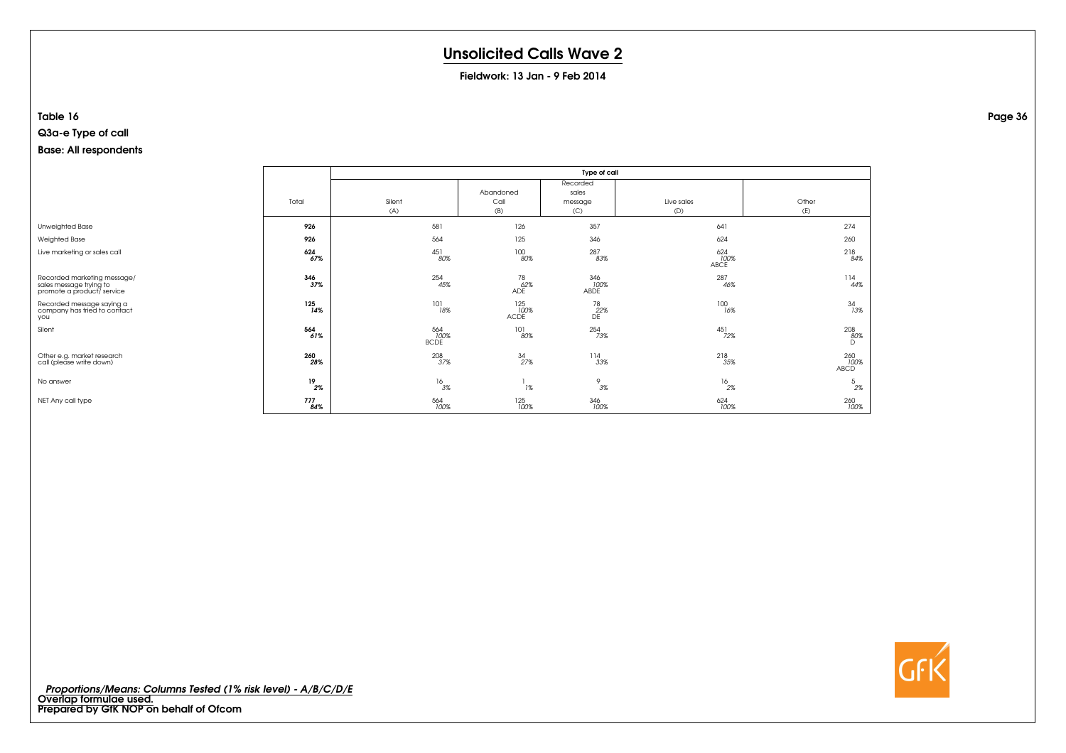# Unsolicited Calls Wave 2

**Fieldwork: 13 Jan - 9 Feb 2014**

**Table 16**

**Q3a-e Type of call**

**Base: All respondents**

| | Total | Type of call | | | | |
|---|---|---|---|---|---|---|
| | | Silent (A) | Abandoned Call (B) | Recorded sales message (C) | Live sales (D) | Other (E) |
| Unweighted Base | **926** | 581 | 126 | 357 | 641 | 274 |
| Weighted Base | **926** | 564 | 125 | 346 | 624 | 260 |
| Live marketing or sales call | **624** ***67%*** | 451 *80%* | 100 *80%* | 287 *83%* | 624 *100%* ABCE | 218 *84%* |
| Recorded marketing message/ sales message trying to promote a product/ service | **346** ***37%*** | 254 *45%* | 78 *62%* ADE | 346 *100%* ABDE | 287 *46%* | 114 *44%* |
| Recorded message saying a company has tried to contact you | **125** ***14%*** | 101 *18%* | 125 *100%* ACDE | 78 *22%* DE | 100 *16%* | 34 *13%* |
| Silent | **564** ***61%*** | 564 *100%* BCDE | 101 *80%* | 254 *73%* | 451 *72%* | 208 *80%* D |
| Other e.g. market research call (please write down) | **260** ***28%*** | 208 *37%* | 34 *27%* | 114 *33%* | 218 *35%* | 260 *100%* ABCD |
| No answer | **19** ***2%*** | 16 *3%* | 1 *1%* | 9 *3%* | 16 *2%* | 5 *2%* |
| NET Any call type | **777** ***84%*** | 564 *100%* | 125 *100%* | 346 *100%* | 624 *100%* | 260 *100%* |

*Proportions/Means: Columns Tested (1% risk level) - A/B/C/D/E*

**Overlap formulae used.**

**Prepared by GfK NOP on behalf of Ofcom**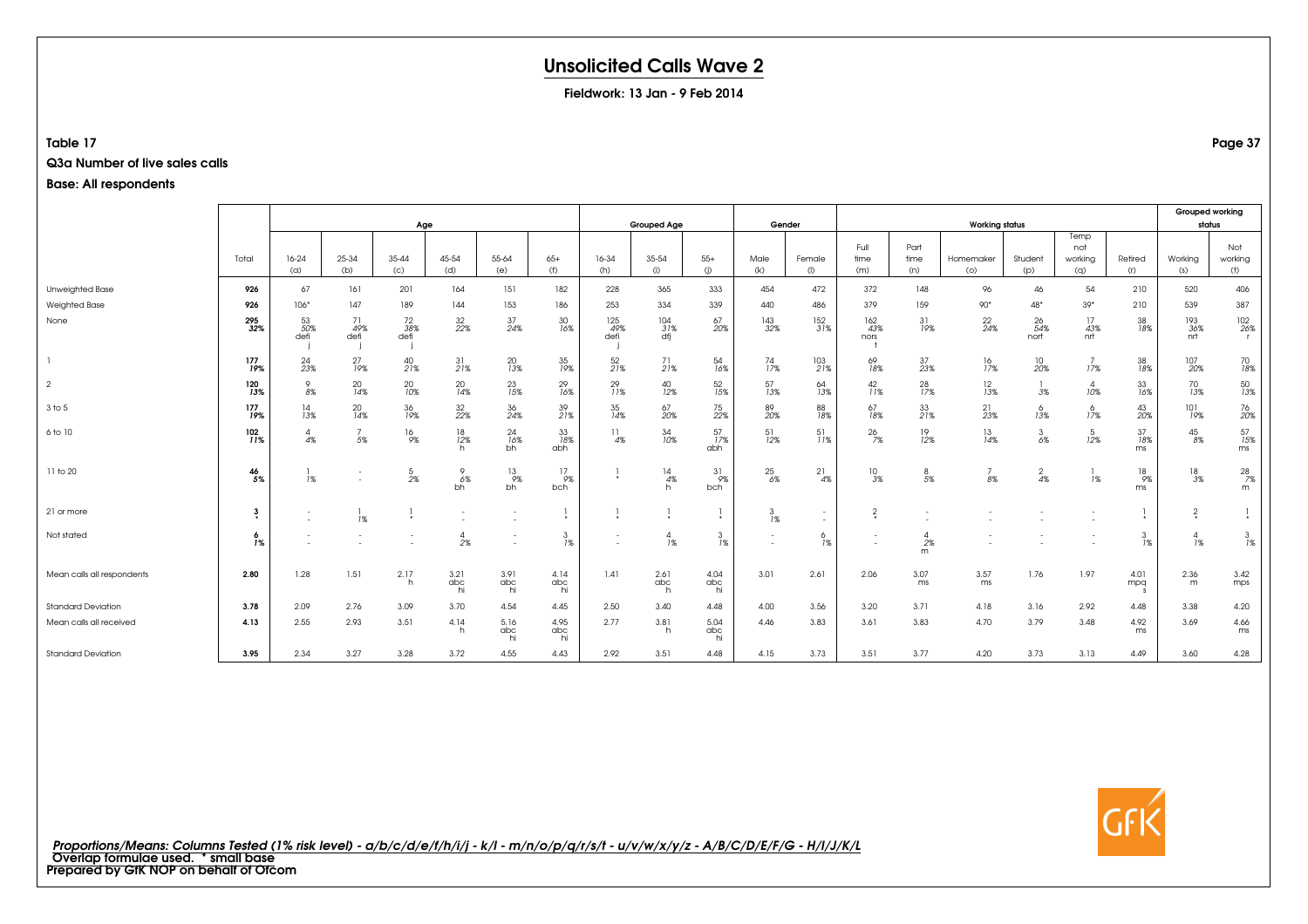# Unsolicited Calls Wave 2

**Fieldwork: 13 Jan - 9 Feb 2014**

**Table 17**

**Q3a Number of live sales calls**

**Base: All respondents**

| | Total | Age | | | | | | Grouped Age | | | Gender | | Working status | | | | | | Grouped working status | |
|---|---|---|---|---|---|---|---|---|---|---|---|---|---|---|---|---|---|---|---|---|
| | | 16-24 (a) | 25-34 (b) | 35-44 (c) | 45-54 (d) | 55-64 (e) | 65+ (f) | 16-34 (h) | 35-54 (i) | 55+ (j) | Male (k) | Female (l) | Full time (m) | Part time (n) | Homemaker (o) | Student (p) | Temp not working (q) | Retired (r) | Working (s) | Not working (t) |
| Unweighted Base | **926** | 67 | 161 | 201 | 164 | 151 | 182 | 228 | 365 | 333 | 454 | 472 | 372 | 148 | 96 | 46 | 54 | 210 | 520 | 406 |
| Weighted Base | **926** | 106* | 147 | 189 | 144 | 153 | 186 | 253 | 334 | 339 | 440 | 486 | 379 | 159 | 90* | 48* | 39* | 210 | 539 | 387 |
| None | **295** *32%* | 53 *50%* defi j | 71 *49%* defi j | 72 *38%* defi j | 32 *22%* | 37 *24%* | 30 *16%* | 125 *49%* defi j | 104 *31%* dfj | 67 *20%* | 143 *32%* | 152 *31%* | 162 *43%* nors t | 31 *19%* | 22 *24%* | 26 *54%* nort | 17 *43%* nrt | 38 *18%* | 193 *36%* nrt | 102 *26%* r |
| 1 | **177** *19%* | 24 *23%* | 27 *19%* | 40 *21%* | 31 *21%* | 20 *13%* | 35 *19%* | 52 *21%* | 71 *21%* | 54 *16%* | 74 *17%* | 103 *21%* | 69 *18%* | 37 *23%* | 16 *17%* | 10 *20%* | 7 *17%* | 38 *18%* | 107 *20%* | 70 *18%* |
| 2 | **120** *13%* | 9 *8%* | 20 *14%* | 20 *10%* | 20 *14%* | 23 *15%* | 29 *16%* | 29 *11%* | 40 *12%* | 52 *15%* | 57 *13%* | 64 *13%* | 42 *11%* | 28 *17%* | 12 *13%* | 1 *3%* | 4 *10%* | 33 *16%* | 70 *13%* | 50 *13%* |
| 3 to 5 | **177** *19%* | 14 *13%* | 20 *14%* | 36 *19%* | 32 *22%* | 36 *24%* | 39 *21%* | 35 *14%* | 67 *20%* | 75 *22%* | 89 *20%* | 88 *18%* | 67 *18%* | 33 *21%* | 21 *23%* | 6 *13%* | 6 *17%* | 43 *20%* | 101 *19%* | 76 *20%* |
| 6 to 10 | **102** *11%* | 4 *4%* | 7 *5%* | 16 *9%* | 18 *12%* h | 24 *16%* bh | 33 *18%* abh | 11 *4%* | 34 *10%* | 57 *17%* abh | 51 *12%* | 51 *11%* | 26 *7%* | 19 *12%* | 13 *14%* | 3 *6%* | 5 *12%* | 37 *18%* ms | 45 *8%* | 57 *15%* ms |
| 11 to 20 | **46** *5%* | 1 *1%* | - | 5 *2%* | 9 *6%* bh | 13 *9%* bh | 17 *9%* bch | 1 * | 14 *4%* h | 31 *9%* bch | 25 *6%* | 21 *4%* | 10 *3%* | 8 *5%* | 7 *8%* | 2 *4%* | 1 *1%* | 18 *9%* ms | 18 *3%* | 28 *7%* m |
| 21 or more | **3** * | - | 1 *1%* | 1 * | - | - | 1 * | 1 * | 1 * | 1 * | 3 *1%* | - | 2 * | - | - | - | - | 1 * | 2 * | 1 * |
| Not stated | **6** *1%* | - | - | - | 4 *2%* | - | 3 *1%* | - | 4 *1%* | 3 *1%* | - | 6 *1%* | - | 4 *2%* m | - | - | - | 3 *1%* | 4 *1%* | 3 *1%* |
| Mean calls all respondents | **2.80** | 1.28 | 1.51 | 2.17 h | 3.21 abc hi | 3.91 abc hi | 4.14 abc hi | 1.41 | 2.61 abc h | 4.04 abc hi | 3.01 | 2.61 | 2.06 | 3.07 ms | 3.57 ms | 1.76 | 1.97 | 4.01 mpq s | 2.36 m | 3.42 mps |
| Standard Deviation | **3.78** | 2.09 | 2.76 | 3.09 | 3.70 | 4.54 | 4.45 | 2.50 | 3.40 | 4.48 | 4.00 | 3.56 | 3.20 | 3.71 | 4.18 | 3.16 | 2.92 | 4.48 | 3.38 | 4.20 |
| Mean calls all received | **4.13** | 2.55 | 2.93 | 3.51 | 4.14 h | 5.16 abc hi | 4.95 abc hi | 2.77 | 3.81 h | 5.04 abc hi | 4.46 | 3.83 | 3.61 | 3.83 | 4.70 | 3.79 | 3.48 | 4.92 ms | 3.69 | 4.66 ms |
| Standard Deviation | **3.95** | 2.34 | 3.27 | 3.28 | 3.72 | 4.55 | 4.43 | 2.92 | 3.51 | 4.48 | 4.15 | 3.73 | 3.51 | 3.77 | 4.20 | 3.73 | 3.13 | 4.49 | 3.60 | 4.28 |

*Proportions/Means: Columns Tested (1% risk level) - a/b/c/d/e/f/h/i/j - k/l - m/n/o/p/q/r/s/t - u/v/w/x/y/z - A/B/C/D/E/F/G - H/I/J/K/L*
**Overlap formulae used. * small base**
**Prepared by GfK NOP on behalf of Ofcom**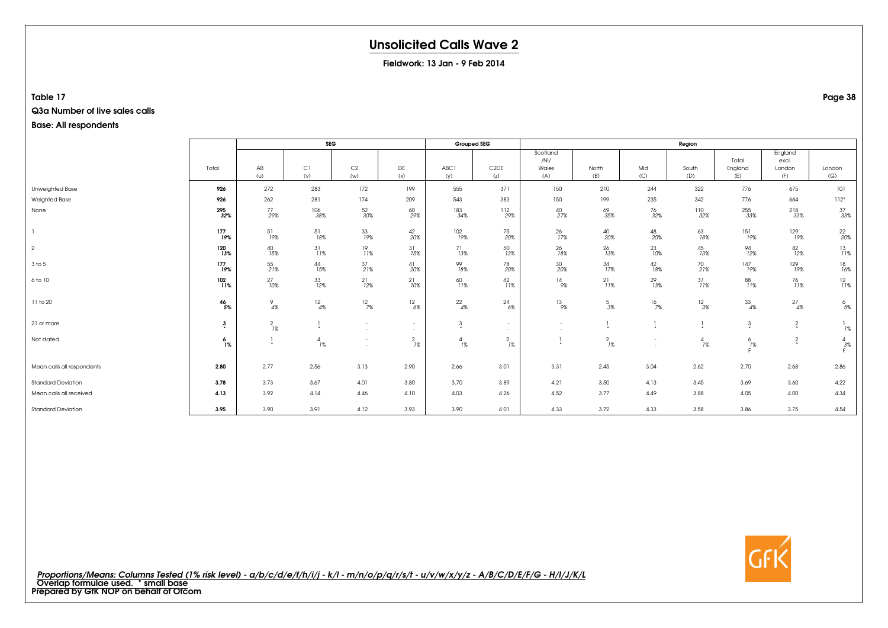# Unsolicited Calls Wave 2

**Fieldwork: 13 Jan - 9 Feb 2014**

**Table 17**

**Q3a Number of live sales calls**

**Base: All respondents**

| | Total | SEG | | | | Grouped SEG | | Region | | | | | | |
|---|---|---|---|---|---|---|---|---|---|---|---|---|---|---|
| | | AB (u) | C1 (v) | C2 (w) | DE (x) | ABC1 (y) | C2DE (z) | Scotland /NI/ Wales (A) | North (B) | Mid (C) | South (D) | Total England (E) | England excl. London (F) | London (G) |
| Unweighted Base | **926** | 272 | 283 | 172 | 199 | 555 | 371 | 150 | 210 | 244 | 322 | 776 | 675 | 101 |
| Weighted Base | **926** | 262 | 281 | 174 | 209 | 543 | 383 | 150 | 199 | 235 | 342 | 776 | 664 | 112* |
| None | **295** <br> ***32%*** | 77 <br> *29%* | 106 <br> *38%* | 52 <br> *30%* | 60 <br> *29%* | 183 <br> *34%* | 112 <br> *29%* | 40 <br> *27%* | 69 <br> *35%* | 76 <br> *32%* | 110 <br> *32%* | 255 <br> *33%* | 218 <br> *33%* | 37 <br> *33%* |
| 1 | **177** <br> ***19%*** | 51 <br> *19%* | 51 <br> *18%* | 33 <br> *19%* | 42 <br> *20%* | 102 <br> *19%* | 75 <br> *20%* | 26 <br> *17%* | 40 <br> *20%* | 48 <br> *20%* | 63 <br> *18%* | 151 <br> *19%* | 129 <br> *19%* | 22 <br> *20%* |
| 2 | **120** <br> ***13%*** | 40 <br> *15%* | 31 <br> *11%* | 19 <br> *11%* | 31 <br> *15%* | 71 <br> *13%* | 50 <br> *13%* | 26 <br> *18%* | 26 <br> *13%* | 23 <br> *10%* | 45 <br> *13%* | 94 <br> *12%* | 82 <br> *12%* | 13 <br> *11%* |
| 3 to 5 | **177** <br> ***19%*** | 55 <br> *21%* | 44 <br> *15%* | 37 <br> *21%* | 41 <br> *20%* | 99 <br> *18%* | 78 <br> *20%* | 30 <br> *20%* | 34 <br> *17%* | 42 <br> *18%* | 70 <br> *21%* | 147 <br> *19%* | 129 <br> *19%* | 18 <br> *16%* |
| 6 to 10 | **102** <br> ***11%*** | 27 <br> *10%* | 33 <br> *12%* | 21 <br> *12%* | 21 <br> *10%* | 60 <br> *11%* | 42 <br> *11%* | 14 <br> *9%* | 21 <br> *11%* | 29 <br> *13%* | 37 <br> *11%* | 88 <br> *11%* | 76 <br> *11%* | 12 <br> *11%* |
| 11 to 20 | **46** <br> ***5%*** | 9 <br> *4%* | 12 <br> *4%* | 12 <br> *7%* | 12 <br> *6%* | 22 <br> *4%* | 24 <br> *6%* | 13 <br> *9%* | 5 <br> *3%* | 16 <br> *7%* | 12 <br> *3%* | 33 <br> *4%* | 27 <br> *4%* | 6 <br> *5%* |
| 21 or more | **3** <br> *** | 2 <br> *1%* | 1 <br> * | - <br> - | - <br> - | 3 <br> * | - <br> - | - <br> - | 1 <br> * | 1 <br> * | 1 <br> * | 3 <br> * | 2 <br> * | 1 <br> *1%* |
| Not stated | **6** <br> ***1%*** | 1 <br> * | 4 <br> *1%* | - <br> - | 2 <br> *1%* | 4 <br> *1%* | 2 <br> *1%* | 1 <br> * | 2 <br> *1%* | - <br> - | 4 <br> *1%* | 6 <br> *1%* <br> F | 2 <br> * | 4 <br> *3%* <br> F |
| Mean calls all respondents | **2.80** | 2.77 | 2.56 | 3.13 | 2.90 | 2.66 | 3.01 | 3.31 | 2.45 | 3.04 | 2.62 | 2.70 | 2.68 | 2.86 |
| Standard Deviation | **3.78** | 3.73 | 3.67 | 4.01 | 3.80 | 3.70 | 3.89 | 4.21 | 3.50 | 4.13 | 3.45 | 3.69 | 3.60 | 4.22 |
| Mean calls all received | **4.13** | 3.92 | 4.14 | 4.46 | 4.10 | 4.03 | 4.26 | 4.52 | 3.77 | 4.49 | 3.88 | 4.05 | 4.00 | 4.34 |
| Standard Deviation | **3.95** | 3.90 | 3.91 | 4.12 | 3.93 | 3.90 | 4.01 | 4.33 | 3.72 | 4.33 | 3.58 | 3.86 | 3.75 | 4.54 |

***Proportions/Means: Columns Tested (1% risk level) - a/b/c/d/e/f/h/i/j - k/l - m/n/o/p/q/r/s/t - u/v/w/x/y/z - A/B/C/D/E/F/G - H/I/J/K/L***
**Overlap formulae used. * small base**
**Prepared by GfK NOP on behalf of Ofcom**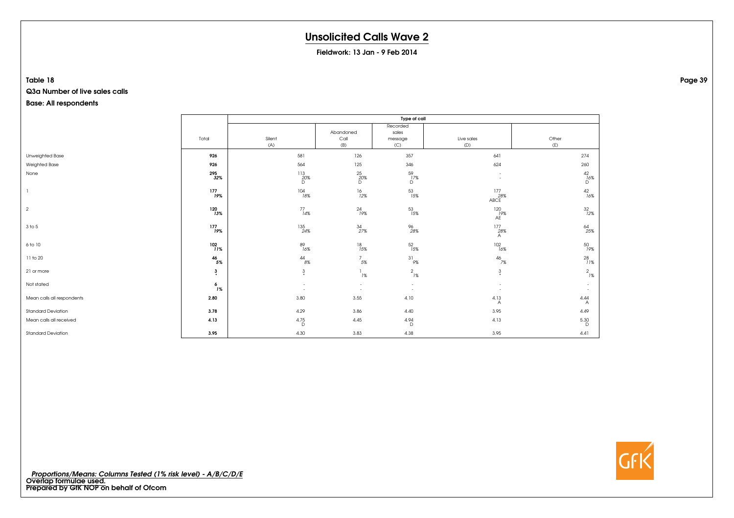# Unsolicited Calls Wave 2

**Fieldwork: 13 Jan - 9 Feb 2014**

**Table 18**

**Q3a Number of live sales calls**

**Base: All respondents**

| | Total | Type of call | | | | |
|---|---|---|---|---|---|---|
| | | Silent (A) | Abandoned Call (B) | Recorded sales message (C) | Live sales (D) | Other (E) |
| Unweighted Base | **926** | 581 | 126 | 357 | 641 | 274 |
| Weighted Base | **926** | 564 | 125 | 346 | 624 | 260 |
| None | **295** *32%* | 113 *20%* D | 25 *20%* D | 59 *17%* D | - - | 42 *16%* D |
| 1 | **177** *19%* | 104 *18%* | 16 *12%* | 53 *15%* | 177 *28%* ABCE | 42 *16%* |
| 2 | **120** *13%* | 77 *14%* | 24 *19%* | 53 *15%* | 120 *19%* AE | 32 *12%* |
| 3 to 5 | **177** *19%* | 135 *24%* | 34 *27%* | 96 *28%* | 177 *28%* A | 64 *25%* |
| 6 to 10 | **102** *11%* | 89 *16%* | 18 *15%* | 52 *15%* | 102 *16%* | 50 *19%* |
| 11 to 20 | **46** *5%* | 44 *8%* | 7 *5%* | 31 *9%* | 46 *7%* | 28 *11%* |
| 21 or more | **3** * | 3 * | 1 *1%* | 2 *1%* | 3 * | 2 *1%* |
| Not stated | **6** *1%* | - - | - - | - - | - - | - - |
| Mean calls all respondents | **2.80** | 3.80 | 3.55 | 4.10 | 4.13 A | 4.44 A |
| Standard Deviation | **3.78** | 4.29 | 3.86 | 4.40 | 3.95 | 4.49 |
| Mean calls all received | **4.13** | 4.75 D | 4.45 | 4.94 D | 4.13 | 5.30 D |
| Standard Deviation | **3.95** | 4.30 | 3.83 | 4.38 | 3.95 | 4.41 |

*Proportions/Means: Columns Tested (1% risk level) - A/B/C/D/E*
**Overlap formulae used.**
**Prepared by GfK NOP on behalf of Ofcom**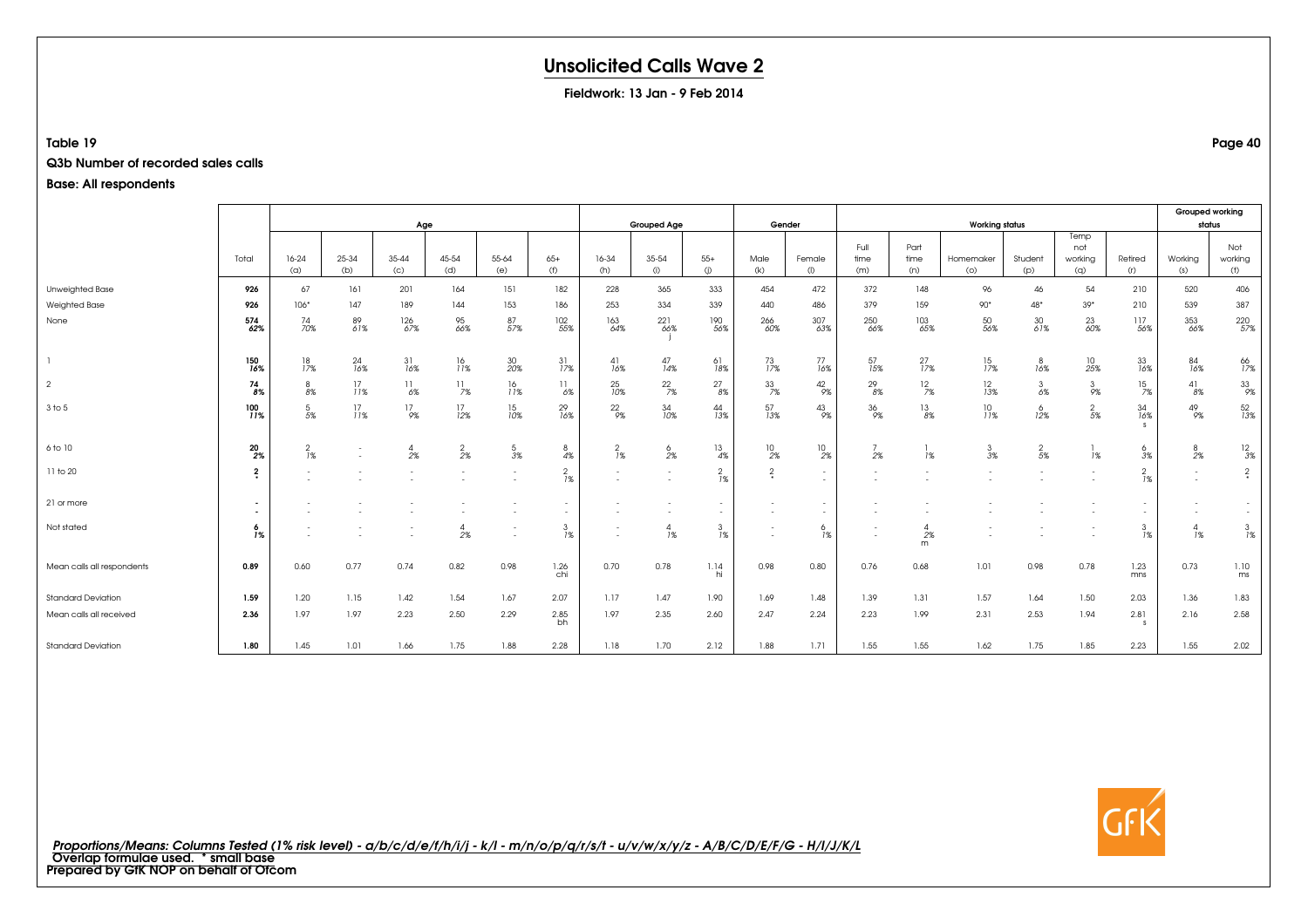# Unsolicited Calls Wave 2

**Fieldwork: 13 Jan - 9 Feb 2014**

**Table 19**

**Q3b Number of recorded sales calls**

**Base: All respondents**

| | Total | Age | | | | | | Grouped Age | | | Gender | | Working status | | | | | | Grouped working status | |
|---|---|---|---|---|---|---|---|---|---|---|---|---|---|---|---|---|---|---|---|---|
| | | 16-24 (a) | 25-34 (b) | 35-44 (c) | 45-54 (d) | 55-64 (e) | 65+ (f) | 16-34 (h) | 35-54 (i) | 55+ (j) | Male (k) | Female (l) | Full time (m) | Part time (n) | Homemaker (o) | Student (p) | Temp not working (q) | Retired (r) | Working (s) | Not working (t) |
| Unweighted Base | 926 | 67 | 161 | 201 | 164 | 151 | 182 | 228 | 365 | 333 | 454 | 472 | 372 | 148 | 96 | 46 | 54 | 210 | 520 | 406 |
| Weighted Base | 926 | 106* | 147 | 189 | 144 | 153 | 186 | 253 | 334 | 339 | 440 | 486 | 379 | 159 | 90* | 48* | 39* | 210 | 539 | 387 |
| None | 574<br>62% | 74<br>70% | 89<br>61% | 126<br>67% | 95<br>66% | 87<br>57% | 102<br>55% | 163<br>64% | 221<br>66%<br>j | 190<br>56% | 266<br>60% | 307<br>63% | 250<br>66% | 103<br>65% | 50<br>56% | 30<br>61% | 23<br>60% | 117<br>56% | 353<br>66% | 220<br>57% |
| 1 | 150<br>16% | 18<br>17% | 24<br>16% | 31<br>16% | 16<br>11% | 30<br>20% | 31<br>17% | 41<br>16% | 47<br>14% | 61<br>18% | 73<br>17% | 77<br>16% | 57<br>15% | 27<br>17% | 15<br>17% | 8<br>16% | 10<br>25% | 33<br>16% | 84<br>16% | 66<br>17% |
| 2 | 74<br>8% | 8<br>8% | 17<br>11% | 11<br>6% | 11<br>7% | 16<br>11% | 11<br>6% | 25<br>10% | 22<br>7% | 27<br>8% | 33<br>7% | 42<br>9% | 29<br>8% | 12<br>7% | 12<br>13% | 3<br>6% | 3<br>9% | 15<br>7% | 41<br>8% | 33<br>9% |
| 3 to 5 | 100<br>11% | 5<br>5% | 17<br>11% | 17<br>9% | 17<br>12% | 15<br>10% | 29<br>16% | 22<br>9% | 34<br>10% | 44<br>13% | 57<br>13% | 43<br>9% | 36<br>9% | 13<br>8% | 10<br>11% | 6<br>12% | 2<br>5% | 34<br>16%<br>s | 49<br>9% | 52<br>13% |
| 6 to 10 | 20<br>2% | 2<br>1% | -<br>- | 4<br>2% | 2<br>2% | 5<br>3% | 8<br>4% | 2<br>1% | 6<br>2% | 13<br>4% | 10<br>2% | 10<br>2% | 7<br>2% | 1<br>1% | 3<br>3% | 2<br>5% | 1<br>1% | 6<br>3% | 8<br>2% | 12<br>3% |
| 11 to 20 | 2<br>* | -<br>- | -<br>- | -<br>- | -<br>- | -<br>- | 2<br>1% | -<br>- | -<br>- | 2<br>1% | 2<br>* | -<br>- | -<br>- | -<br>- | -<br>- | -<br>- | -<br>- | 2<br>1% | -<br>- | 2<br>* |
| 21 or more | -<br>- | -<br>- | -<br>- | -<br>- | -<br>- | -<br>- | -<br>- | -<br>- | -<br>- | -<br>- | -<br>- | -<br>- | -<br>- | -<br>- | -<br>- | -<br>- | -<br>- | -<br>- | -<br>- | -<br>- |
| Not stated | 6<br>1% | -<br>- | -<br>- | -<br>- | 4<br>2% | -<br>- | 3<br>1% | -<br>- | 4<br>1% | 3<br>1% | -<br>- | 6<br>1% | -<br>- | 4<br>2%<br>m | -<br>- | -<br>- | -<br>- | 3<br>1% | 4<br>1% | 3<br>1% |
| Mean calls all respondents | 0.89 | 0.60 | 0.77 | 0.74 | 0.82 | 0.98 | 1.26<br>chi | 0.70 | 0.78 | 1.14<br>hi | 0.98 | 0.80 | 0.76 | 0.68 | 1.01 | 0.98 | 0.78 | 1.23<br>mns | 0.73 | 1.10<br>ms |
| Standard Deviation | 1.59 | 1.20 | 1.15 | 1.42 | 1.54 | 1.67 | 2.07 | 1.17 | 1.47 | 1.90 | 1.69 | 1.48 | 1.39 | 1.31 | 1.57 | 1.64 | 1.50 | 2.03 | 1.36 | 1.83 |
| Mean calls all received | 2.36 | 1.97 | 1.97 | 2.23 | 2.50 | 2.29 | 2.85<br>bh | 1.97 | 2.35 | 2.60 | 2.47 | 2.24 | 2.23 | 1.99 | 2.31 | 2.53 | 1.94 | 2.81<br>s | 2.16 | 2.58 |
| Standard Deviation | 1.80 | 1.45 | 1.01 | 1.66 | 1.75 | 1.88 | 2.28 | 1.18 | 1.70 | 2.12 | 1.88 | 1.71 | 1.55 | 1.55 | 1.62 | 1.75 | 1.85 | 2.23 | 1.55 | 2.02 |

*Proportions/Means: Columns Tested (1% risk level) - a/b/c/d/e/f/h/i/j - k/l - m/n/o/p/q/r/s/t - u/v/w/x/y/z - A/B/C/D/E/F/G - H/I/J/K/L*
**Overlap formulae used. * small base**
**Prepared by GfK NOP on behalf of Ofcom**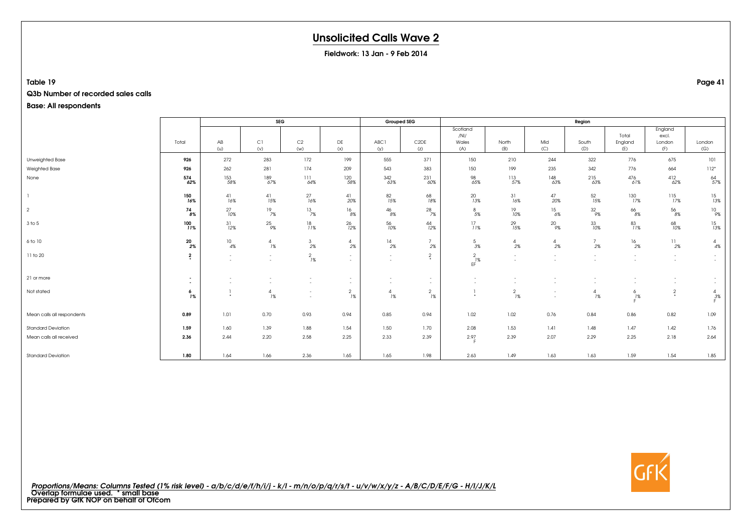# Unsolicited Calls Wave 2

**Fieldwork: 13 Jan - 9 Feb 2014**

**Table 19**

**Q3b Number of recorded sales calls**

**Base: All respondents**

| | | SEG | | | | Grouped SEG | | Region | | | | | | |
|---|---|---|---|---|---|---|---|---|---|---|---|---|---|---|
| | Total | AB (u) | C1 (v) | C2 (w) | DE (x) | ABC1 (y) | C2DE (z) | Scotland /NI/ Wales (A) | North (B) | Mid (C) | South (D) | Total England (E) | England excl. London (F) | London (G) |
| Unweighted Base | **926** | 272 | 283 | 172 | 199 | 555 | 371 | 150 | 210 | 244 | 322 | 776 | 675 | 101 |
| Weighted Base | **926** | 262 | 281 | 174 | 209 | 543 | 383 | 150 | 199 | 235 | 342 | 776 | 664 | 112* |
| None | **574** | 153 | 189 | 111 | 120 | 342 | 231 | 98 | 113 | 148 | 215 | 476 | 412 | 64 |
| | **62%** | 58% | 67% | 64% | 58% | 63% | 60% | 65% | 57% | 63% | 63% | 61% | 62% | 57% |
| 1 | **150** | 41 | 41 | 27 | 41 | 82 | 68 | 20 | 31 | 47 | 52 | 130 | 115 | 15 |
| | **16%** | 16% | 15% | 16% | 20% | 15% | 18% | 13% | 16% | 20% | 15% | 17% | 17% | 13% |
| 2 | **74** | 27 | 19 | 13 | 16 | 46 | 28 | 8 | 19 | 15 | 32 | 66 | 56 | 10 |
| | **8%** | 10% | 7% | 7% | 8% | 8% | 7% | 5% | 10% | 6% | 9% | 8% | 8% | 9% |
| 3 to 5 | **100** | 31 | 25 | 18 | 26 | 56 | 44 | 17 | 29 | 20 | 33 | 83 | 68 | 15 |
| | **11%** | 12% | 9% | 11% | 12% | 10% | 12% | 11% | 15% | 9% | 10% | 11% | 10% | 13% |
| 6 to 10 | **20** | 10 | 4 | 3 | 4 | 14 | 7 | 5 | 4 | 4 | 7 | 16 | 11 | 4 |
| | **2%** | 4% | 1% | 2% | 2% | 2% | 2% | 3% | 2% | 2% | 2% | 2% | 2% | 4% |
| 11 to 20 | **2** | - | - | 2 | - | - | 2 | 2 | - | - | - | - | - | - |
| | ***** | - | - | 1% | - | - | * | 1% EF | - | - | - | - | - | - |
| 21 or more | **-** | - | - | - | - | - | - | - | - | - | - | - | - | - |
| | **-** | - | - | - | - | - | - | - | - | - | - | - | - | - |
| Not stated | **6** | 1 | 4 | - | 2 | 4 | 2 | 1 | 2 | - | 4 | 6 | 2 | 4 |
| | **1%** | * | 1% | - | 1% | 1% | 1% | * | 1% | - | 1% | 1% F | * | 3% F |
| Mean calls all respondents | **0.89** | 1.01 | 0.70 | 0.93 | 0.94 | 0.85 | 0.94 | 1.02 | 1.02 | 0.76 | 0.84 | 0.86 | 0.82 | 1.09 |
| Standard Deviation | **1.59** | 1.60 | 1.39 | 1.88 | 1.54 | 1.50 | 1.70 | 2.08 | 1.53 | 1.41 | 1.48 | 1.47 | 1.42 | 1.76 |
| Mean calls all received | **2.36** | 2.44 | 2.20 | 2.58 | 2.25 | 2.33 | 2.39 | 2.97 F | 2.39 | 2.07 | 2.29 | 2.25 | 2.18 | 2.64 |
| Standard Deviation | **1.80** | 1.64 | 1.66 | 2.36 | 1.65 | 1.65 | 1.98 | 2.63 | 1.49 | 1.63 | 1.63 | 1.59 | 1.54 | 1.85 |

*Proportions/Means: Columns Tested (1% risk level) - a/b/c/d/e/f/h/i/j - k/l - m/n/o/p/q/r/s/t - u/v/w/x/y/z - A/B/C/D/E/F/G - H/I/J/K/L*
**Overlap formulae used. * small base**
**Prepared by GfK NOP on behalf of Ofcom**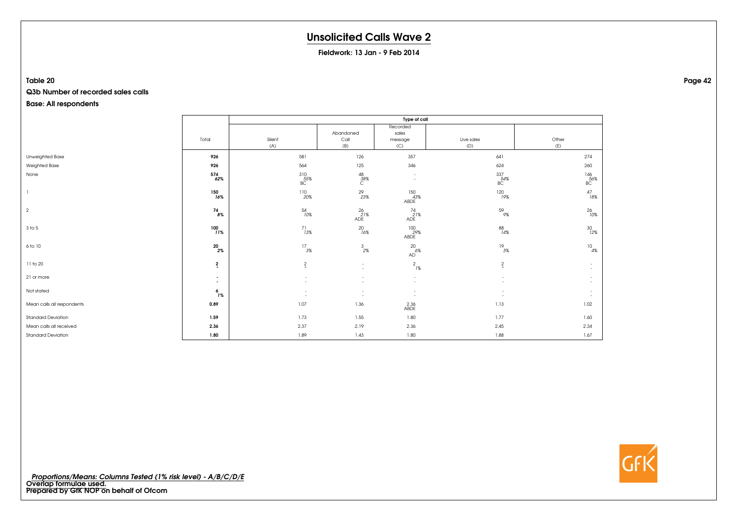# Unsolicited Calls Wave 2

**Fieldwork: 13 Jan - 9 Feb 2014**

**Table 20**

**Q3b Number of recorded sales calls**

**Base: All respondents**

| | Total | Type of call | | | | |
|---|---|---|---|---|---|---|
| | | Silent (A) | Abandoned Call (B) | Recorded sales message (C) | Live sales (D) | Other (E) |
| Unweighted Base | **926** | 581 | 126 | 357 | 641 | 274 |
| Weighted Base | **926** | 564 | 125 | 346 | 624 | 260 |
| None | **574** *62%* | 310 *55%* BC | 48 *38%* C | - - | 337 *54%* BC | 146 *56%* BC |
| 1 | **150** *16%* | 110 *20%* | 29 *23%* | 150 *43%* ABDE | 120 *19%* | 47 *18%* |
| 2 | **74** *8%* | 54 *10%* | 26 *21%* ADE | 74 *21%* ADE | 59 *9%* | 26 *10%* |
| 3 to 5 | **100** *11%* | 71 *13%* | 20 *16%* | 100 *29%* ABDE | 88 *14%* | 30 *12%* |
| 6 to 10 | **20** *2%* | 17 *3%* | 3 *2%* | 20 *6%* AD | 19 *3%* | 10 *4%* |
| 11 to 20 | **2** * | 2 * | - - | 2 *1%* | 2 * | - - |
| 21 or more | - - | - - | - - | - - | - - | - - |
| Not stated | **6** *1%* | - - | - - | - - | - - | - - |
| Mean calls all respondents | **0.89** | 1.07 | 1.36 | 2.36 ABDE | 1.13 | 1.02 |
| Standard Deviation | **1.59** | 1.73 | 1.55 | 1.80 | 1.77 | 1.60 |
| Mean calls all received | **2.36** | 2.37 | 2.19 | 2.36 | 2.45 | 2.34 |
| Standard Deviation | **1.80** | 1.89 | 1.43 | 1.80 | 1.88 | 1.67 |

*Proportions/Means: Columns Tested (1% risk level) - A/B/C/D/E*
**Overlap formulae used.**
**Prepared by GfK NOP on behalf of Ofcom**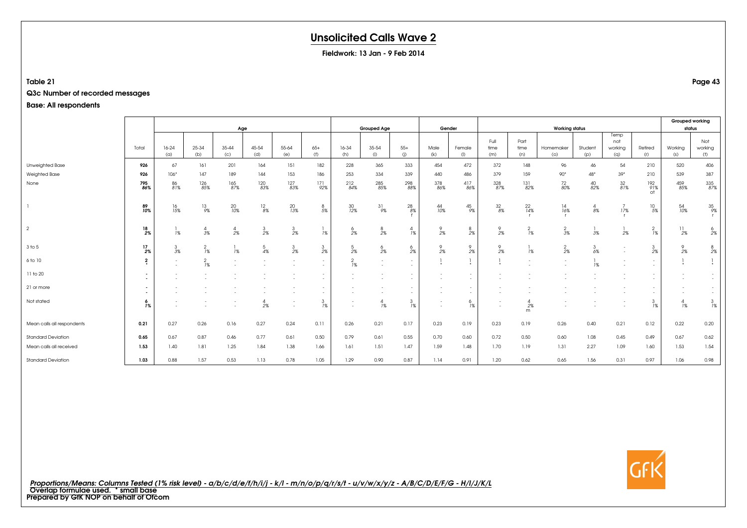# Unsolicited Calls Wave 2

**Fieldwork: 13 Jan - 9 Feb 2014**

**Table 21**

**Q3c Number of recorded messages**

**Base: All respondents**

| | Total | Age | | | | | | Grouped Age | | | Gender | | Working status | | | | | | Grouped working status | |
|---|---|---|---|---|---|---|---|---|---|---|---|---|---|---|---|---|---|---|---|---|
| | | 16-24 (a) | 25-34 (b) | 35-44 (c) | 45-54 (d) | 55-64 (e) | 65+ (f) | 16-34 (h) | 35-54 (i) | 55+ (j) | Male (k) | Female (l) | Full time (m) | Part time (n) | Homemaker (o) | Student (p) | Temp not working (q) | Retired (r) | Working (s) | Not working (t) |
| Unweighted Base | 926 | 67 | 161 | 201 | 164 | 151 | 182 | 228 | 365 | 333 | 454 | 472 | 372 | 148 | 96 | 46 | 54 | 210 | 520 | 406 |
| Weighted Base | 926 | 106* | 147 | 189 | 144 | 153 | 186 | 253 | 334 | 339 | 440 | 486 | 379 | 159 | 90* | 48* | 39* | 210 | 539 | 387 |
| None | 795 86% | 86 81% | 126 85% | 165 87% | 120 83% | 127 83% | 171 92% | 212 84% | 285 85% | 298 88% | 378 86% | 417 86% | 328 87% | 131 82% | 72 80% | 40 82% | 32 81% | 192 91% ot | 459 85% | 335 87% |
| 1 | 89 10% | 16 15% | 13 9% | 20 10% | 12 8% | 20 13% | 8 5% | 30 12% | 31 9% | 28 8% f | 44 10% | 45 9% | 32 8% | 22 14% r | 14 16% r | 4 8% | 7 17% r | 10 5% | 54 10% | 35 9% r |
| 2 | 18 2% | 1 1% | 4 3% | 4 2% | 3 2% | 3 2% | 1 1% | 6 2% | 8 2% | 4 1% | 9 2% | 8 2% | 9 2% | 2 1% | 2 3% | 1 3% | 1 2% | 2 1% | 11 2% | 6 2% |
| 3 to 5 | 17 2% | 3 3% | 2 1% | 1 1% | 5 4% | 3 2% | 3 2% | 5 2% | 6 2% | 6 2% | 9 2% | 9 2% | 9 2% | 1 1% | 2 2% | 3 6% | - - | 3 2% | 9 2% | 8 2% |
| 6 to 10 | 2 * | - - | 2 1% | - - | - - | - - | - - | 2 1% | - - | - - | 1 * | 1 * | 1 * | - - | - - | 1 1% | - - | - - | 1 * | 1 * |
| 11 to 20 | - - | - - | - - | - - | - - | - - | - - | - - | - - | - - | - - | - - | - - | - - | - - | - - | - - | - - | - - | - - |
| 21 or more | - - | - - | - - | - - | - - | - - | - - | - - | - - | - - | - - | - - | - - | - - | - - | - - | - - | - - | - - | - - |
| Not stated | 6 1% | - - | - - | - - | 4 2% | - - | 3 1% | - - | 4 1% | 3 1% | - - | 6 1% | - - | 4 2% m | - - | - - | - - | 3 1% | 4 1% | 3 1% |
| Mean calls all respondents | 0.21 | 0.27 | 0.26 | 0.16 | 0.27 | 0.24 | 0.11 | 0.26 | 0.21 | 0.17 | 0.23 | 0.19 | 0.23 | 0.19 | 0.26 | 0.40 | 0.21 | 0.12 | 0.22 | 0.20 |
| Standard Deviation | 0.65 | 0.67 | 0.87 | 0.46 | 0.77 | 0.61 | 0.50 | 0.79 | 0.61 | 0.55 | 0.70 | 0.60 | 0.72 | 0.50 | 0.60 | 1.08 | 0.45 | 0.49 | 0.67 | 0.62 |
| Mean calls all received | 1.53 | 1.40 | 1.81 | 1.25 | 1.84 | 1.38 | 1.66 | 1.61 | 1.51 | 1.47 | 1.59 | 1.48 | 1.70 | 1.19 | 1.31 | 2.27 | 1.09 | 1.60 | 1.53 | 1.54 |
| Standard Deviation | 1.03 | 0.88 | 1.57 | 0.53 | 1.13 | 0.78 | 1.05 | 1.29 | 0.90 | 0.87 | 1.14 | 0.91 | 1.20 | 0.62 | 0.65 | 1.56 | 0.31 | 0.97 | 1.06 | 0.98 |

*Proportions/Means: Columns Tested (1% risk level) - a/b/c/d/e/f/h/i/j - k/l - m/n/o/p/q/r/s/t - u/v/w/x/y/z - A/B/C/D/E/F/G - H/I/J/K/L*
Overlap formulae used. * small base
**Prepared by GfK NOP on behalf of Ofcom**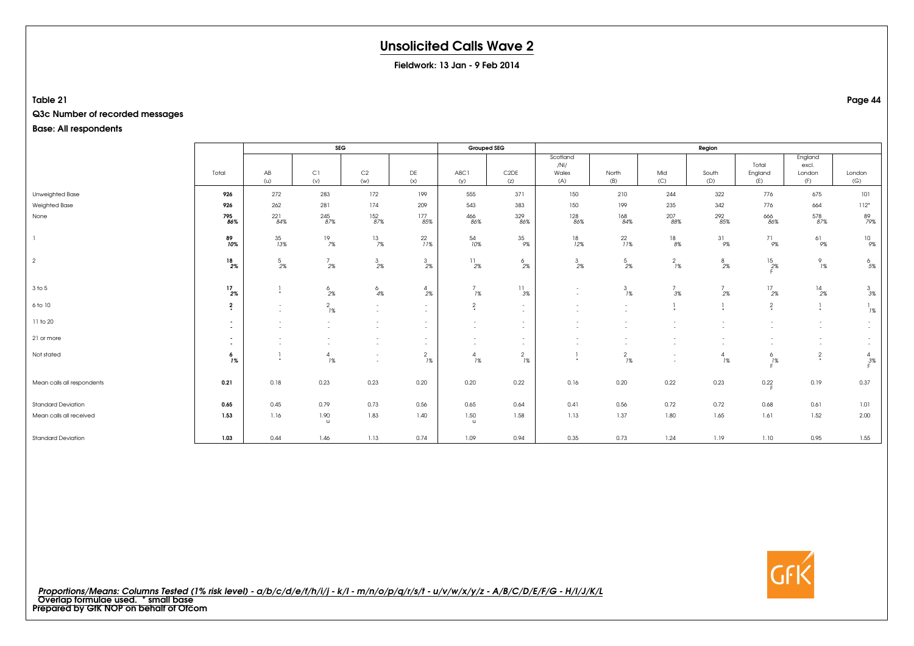# Unsolicited Calls Wave 2

**Fieldwork: 13 Jan - 9 Feb 2014**

**Table 21**

**Q3c Number of recorded messages**

**Base: All respondents**

| | Total | SEG | | | | Grouped SEG | | Region | | | | | | |
|---|---|---|---|---|---|---|---|---|---|---|---|---|---|---|
| | | AB (u) | C1 (v) | C2 (w) | DE (x) | ABC1 (y) | C2DE (z) | Scotland /NI/ Wales (A) | North (B) | Mid (C) | South (D) | Total England (E) | England excl. London (F) | London (G) |
| Unweighted Base | **926** | 272 | 283 | 172 | 199 | 555 | 371 | 150 | 210 | 244 | 322 | 776 | 675 | 101 |
| Weighted Base | **926** | 262 | 281 | 174 | 209 | 543 | 383 | 150 | 199 | 235 | 342 | 776 | 664 | 112* |
| None | **795** | 221 | 245 | 152 | 177 | 466 | 329 | 128 | 168 | 207 | 292 | 666 | 578 | 89 |
| | ***86%*** | *84%* | *87%* | *87%* | *85%* | *86%* | *86%* | *86%* | *84%* | *88%* | *85%* | *86%* | *87%* | *79%* |
| 1 | **89** | 35 | 19 | 13 | 22 | 54 | 35 | 18 | 22 | 18 | 31 | 71 | 61 | 10 |
| | ***10%*** | *13%* | *7%* | *7%* | *11%* | *10%* | *9%* | *12%* | *11%* | *8%* | *9%* | *9%* | *9%* | *9%* |
| 2 | **18** | 5 | 7 | 3 | 3 | 11 | 6 | 3 | 5 | 2 | 8 | 15 | 9 | 6 |
| | ***2%*** | *2%* | *2%* | *2%* | *2%* | *2%* | *2%* | *2%* | *2%* | *1%* | *2%* | *2%* F | *1%* | *5%* |
| 3 to 5 | **17** | 1 | 6 | 6 | 4 | 7 | 11 | - | 3 | 7 | 7 | 17 | 14 | 3 |
| | ***2%*** | * | *2%* | *4%* | *2%* | *1%* | *3%* | - | *1%* | *3%* | *2%* | *2%* | *2%* | *3%* |
| 6 to 10 | **2** | - | 2 | - | - | 2 | - | - | - | 1 | 1 | 2 | 1 | 1 |
| | ***** | - | *1%* | - | - | * | - | - | - | * | * | * | * | *1%* |
| 11 to 20 | **-** | - | - | - | - | - | - | - | - | - | - | - | - | - |
| | **-** | - | - | - | - | - | - | - | - | - | - | - | - | - |
| 21 or more | **-** | - | - | - | - | - | - | - | - | - | - | - | - | - |
| | **-** | - | - | - | - | - | - | - | - | - | - | - | - | - |
| Not stated | **6** | 1 | 4 | - | 2 | 4 | 2 | 1 | 2 | - | 4 | 6 | 2 | 4 |
| | ***1%*** | * | *1%* | - | *1%* | *1%* | *1%* | * | *1%* | - | *1%* | *1%* F | * | *3%* F |
| Mean calls all respondents | **0.21** | 0.18 | 0.23 | 0.23 | 0.20 | 0.20 | 0.22 | 0.16 | 0.20 | 0.22 | 0.23 | 0.22 F | 0.19 | 0.37 |
| Standard Deviation | **0.65** | 0.45 | 0.79 | 0.73 | 0.56 | 0.65 | 0.64 | 0.41 | 0.56 | 0.72 | 0.72 | 0.68 | 0.61 | 1.01 |
| Mean calls all received | **1.53** | 1.16 | 1.90 u | 1.83 | 1.40 | 1.50 u | 1.58 | 1.13 | 1.37 | 1.80 | 1.65 | 1.61 | 1.52 | 2.00 |
| Standard Deviation | **1.03** | 0.44 | 1.46 | 1.13 | 0.74 | 1.09 | 0.94 | 0.35 | 0.73 | 1.24 | 1.19 | 1.10 | 0.95 | 1.55 |

*Proportions/Means: Columns Tested (1% risk level) - a/b/c/d/e/f/h/i/j - k/l - m/n/o/p/q/r/s/t - u/v/w/x/y/z - A/B/C/D/E/F/G - H/I/J/K/L*
**Overlap formulae used. * small base**
**Prepared by GfK NOP on behalf of Ofcom**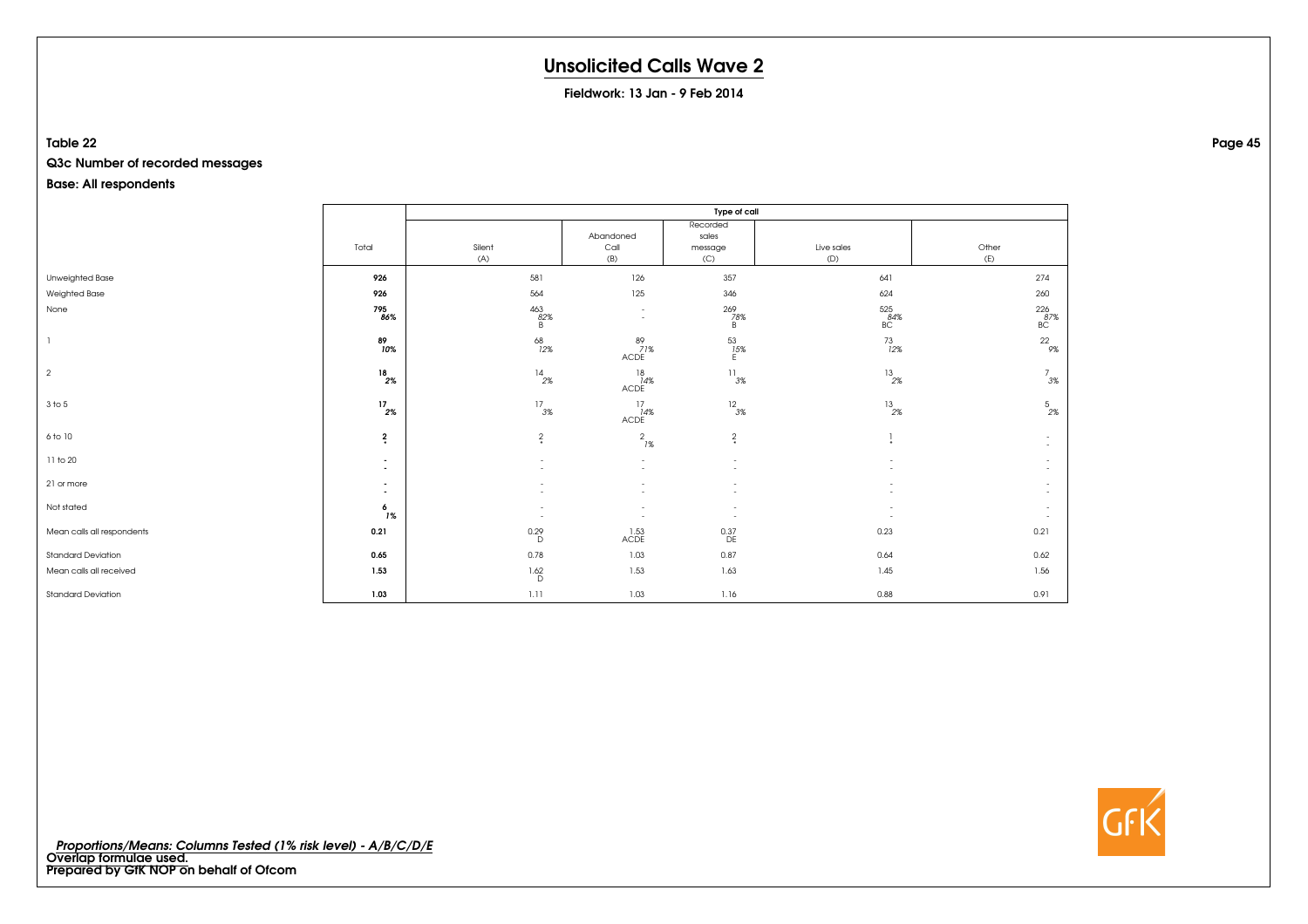# Unsolicited Calls Wave 2

**Fieldwork: 13 Jan - 9 Feb 2014**

**Table 22**

**Q3c Number of recorded messages**

**Base: All respondents**

| | Total | Type of call | | | | |
|---|---|---|---|---|---|---|
| | | Silent (A) | Abandoned Call (B) | Recorded sales message (C) | Live sales (D) | Other (E) |
| Unweighted Base | **926** | 581 | 126 | 357 | 641 | 274 |
| Weighted Base | **926** | 564 | 125 | 346 | 624 | 260 |
| None | **795** *86%* | 463 *82%* B | - - | 269 *78%* B | 525 *84%* BC | 226 *87%* BC |
| 1 | **89** *10%* | 68 *12%* | 89 *71%* ACDE | 53 *15%* E | 73 *12%* | 22 *9%* |
| 2 | **18** *2%* | 14 *2%* | 18 *14%* ACDE | 11 *3%* | 13 *2%* | 7 *3%* |
| 3 to 5 | **17** *2%* | 17 *3%* | 17 *14%* ACDE | 12 *3%* | 13 *2%* | 5 *2%* |
| 6 to 10 | **2** * | 2 * | 2 *1%* | 2 * | 1 * | - - |
| 11 to 20 | - - | - - | - - | - - | - - | - - |
| 21 or more | - - | - - | - - | - - | - - | - - |
| Not stated | **6** *1%* | - - | - - | - - | - - | - - |
| Mean calls all respondents | **0.21** | 0.29 D | 1.53 ACDE | 0.37 DE | 0.23 | 0.21 |
| Standard Deviation | **0.65** | 0.78 | 1.03 | 0.87 | 0.64 | 0.62 |
| Mean calls all received | **1.53** | 1.62 D | 1.53 | 1.63 | 1.45 | 1.56 |
| Standard Deviation | **1.03** | 1.11 | 1.03 | 1.16 | 0.88 | 0.91 |

*Proportions/Means: Columns Tested (1% risk level) - A/B/C/D/E*
**Overlap formulae used.**
**Prepared by GfK NOP on behalf of Ofcom**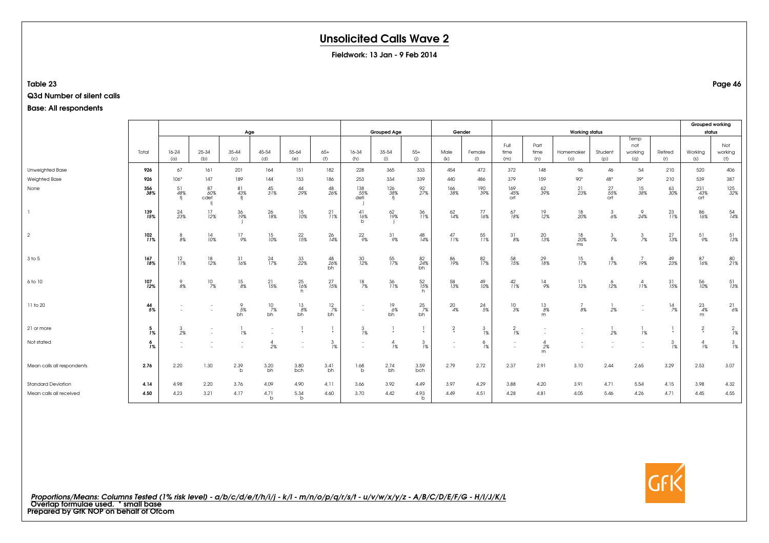# Unsolicited Calls Wave 2

**Fieldwork: 13 Jan - 9 Feb 2014**

**Table 23**

**Q3d Number of silent calls**

**Base: All respondents**

| | Total | Age | | | | | | Grouped Age | | | Gender | | Working status | | | | | | Grouped working status | |
|---|---|---|---|---|---|---|---|---|---|---|---|---|---|---|---|---|---|---|---|---|
| | | 16-24 (a) | 25-34 (b) | 35-44 (c) | 45-54 (d) | 55-64 (e) | 65+ (f) | 16-34 (h) | 35-54 (i) | 55+ (j) | Male (k) | Female (l) | Full time (m) | Part time (n) | Homemaker (o) | Student (p) | Temp not working (q) | Retired (r) | Working (s) | Not working (t) |
| Unweighted Base | **926** | 67 | 161 | 201 | 164 | 151 | 182 | 228 | 365 | 333 | 454 | 472 | 372 | 148 | 96 | 46 | 54 | 210 | 520 | 406 |
| Weighted Base | **926** | 106* | 147 | 189 | 144 | 153 | 186 | 253 | 334 | 339 | 440 | 486 | 379 | 159 | 90* | 48* | 39* | 210 | 539 | 387 |
| None | **356** | 51 | 87 | 81 | 45 | 44 | 48 | 138 | 126 | 92 | 166 | 190 | 169 | 62 | 21 | 27 | 15 | 63 | 231 | 125 |
| | **38%** | 48% | 60% | 43% | 31% | 29% | 26% | 55% | 38% | 27% | 38% | 39% | 45% | 39% | 23% | 55% | 38% | 30% | 43% | 32% |
| | | fj | cdef ij | fj | | | | defi j | fj | | | | ort | | | ort | | | ort | |
| 1 | **139** | 24 | 17 | 36 | 26 | 15 | 21 | 41 | 62 | 36 | 62 | 77 | 67 | 19 | 18 | 3 | 9 | 23 | 86 | 54 |
| | **15%** | 23% | 12% | 19% | 18% | 10% | 11% | 16% | 19% | 11% | 14% | 16% | 18% | 12% | 20% | 6% | 24% | 11% | 16% | 14% |
| | | | | j | | | | b | j | | | | | | | | | | | |
| 2 | **102** | 8 | 14 | 17 | 15 | 22 | 26 | 22 | 31 | 48 | 47 | 55 | 31 | 20 | 18 | 3 | 3 | 27 | 51 | 51 |
| | **11%** | 8% | 10% | 9% | 10% | 15% | 14% | 9% | 9% | 14% | 11% | 11% | 8% | 13% | 20% | 7% | 7% | 13% | 9% | 13% |
| | | | | | | | | | | | | | | | ms | | | | | |
| 3 to 5 | **167** | 12 | 18 | 31 | 24 | 33 | 48 | 30 | 55 | 82 | 86 | 82 | 58 | 29 | 15 | 8 | 7 | 49 | 87 | 80 |
| | **18%** | 11% | 12% | 16% | 17% | 22% | 26% | 12% | 17% | 24% | 19% | 17% | 15% | 18% | 17% | 17% | 19% | 23% | 16% | 21% |
| | | | | | | | bh | | | bh | | | | | | | | | | |
| 6 to 10 | **107** | 9 | 10 | 15 | 21 | 25 | 27 | 18 | 36 | 52 | 58 | 49 | 42 | 14 | 11 | 6 | 4 | 31 | 56 | 51 |
| | **12%** | 8% | 7% | 8% | 15% | 16% | 15% | 7% | 11% | 15% | 13% | 10% | 11% | 9% | 12% | 12% | 11% | 15% | 10% | 13% |
| | | | | | | h | | | | h | | | | | | | | | | |
| 11 to 20 | **44** | - | - | 9 | 10 | 13 | 12 | - | 19 | 25 | 20 | 24 | 10 | 13 | 7 | 1 | - | 14 | 23 | 21 |
| | **5%** | - | - | 5% | 7% | 8% | 7% | - | 6% | 7% | 4% | 5% | 3% | 8% | 8% | 2% | - | 7% | 4% | 6% |
| | | | | bh | bh | bh | bh | | bh | bh | | | | m | | | | | m | |
| 21 or more | **5** | 3 | - | 1 | - | 1 | 1 | 3 | 1 | 1 | 2 | 3 | 2 | - | - | 1 | 1 | 1 | 2 | 2 |
| | **1%** | 2% | - | 1% | - | * | * | 1% | * | * | * | 1% | 1% | - | - | 2% | 1% | * | * | 1% |
| Not stated | **6** | - | - | - | 4 | - | 3 | - | 4 | 3 | - | 6 | - | 4 | - | - | - | 3 | 4 | 3 |
| | **1%** | - | - | - | 2% | - | 1% | - | 1% | 1% | - | 1% | - | 2% | - | - | - | 1% | 1% | 1% |
| | | | | | | | | | | | | | | m | | | | | | |
| Mean calls all respondents | **2.76** | 2.20 | 1.30 | 2.39 | 3.20 | 3.80 | 3.41 | 1.68 | 2.74 | 3.59 | 2.79 | 2.72 | 2.37 | 2.91 | 3.10 | 2.44 | 2.65 | 3.29 | 2.53 | 3.07 |
| | | | | b | bh | bch | bh | b | bh | bch | | | | | | | | | | |
| Standard Deviation | **4.14** | 4.98 | 2.20 | 3.76 | 4.09 | 4.90 | 4.11 | 3.66 | 3.92 | 4.49 | 3.97 | 4.29 | 3.88 | 4.20 | 3.91 | 4.71 | 5.54 | 4.15 | 3.98 | 4.32 |
| Mean calls all received | **4.50** | 4.23 | 3.21 | 4.17 | 4.71 | 5.34 | 4.60 | 3.70 | 4.42 | 4.93 | 4.49 | 4.51 | 4.28 | 4.81 | 4.05 | 5.46 | 4.26 | 4.71 | 4.45 | 4.55 |
| | | | | | b | b | | | | b | | | | | | | | | | |

*Proportions/Means: Columns Tested (1% risk level) - a/b/c/d/e/f/h/i/j - k/l - m/n/o/p/q/r/s/t - u/v/w/x/y/z - A/B/C/D/E/F/G - H/I/J/K/L*
**Overlap formulae used. * small base**
**Prepared by GfK NOP on behalf of Ofcom**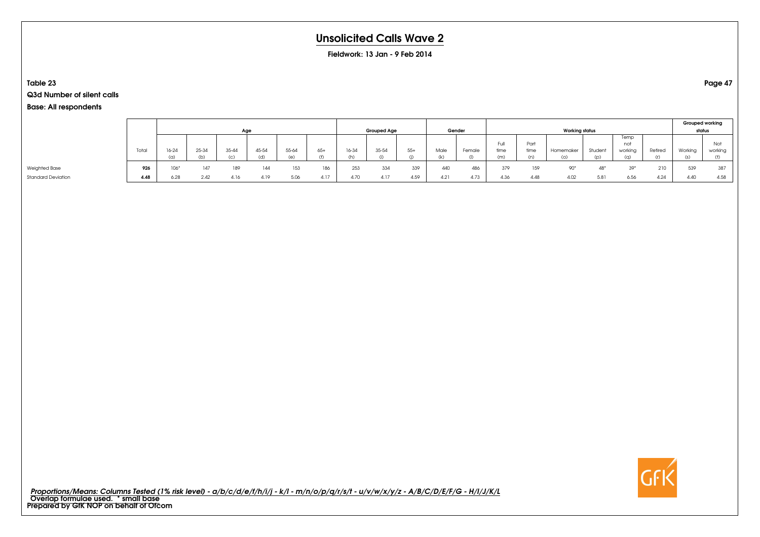# Unsolicited Calls Wave 2

**Fieldwork: 13 Jan - 9 Feb 2014**

**Table 23**

**Q3d Number of silent calls**

**Base: All respondents**

| | | Age | | | | | | Grouped Age | | | Gender | | Working status | | | | | | Grouped working status | |
|---|---|---|---|---|---|---|---|---|---|---|---|---|---|---|---|---|---|---|---|---|
| | Total | 16-24 (a) | 25-34 (b) | 35-44 (c) | 45-54 (d) | 55-64 (e) | 65+ (f) | 16-34 (h) | 35-54 (i) | 55+ (j) | Male (k) | Female (l) | Full time (m) | Part time (n) | Homemaker (o) | Student (p) | Temp not working (q) | Retired (r) | Working (s) | Not working (t) |
| Weighted Base | **926** | 106* | 147 | 189 | 144 | 153 | 186 | 253 | 334 | 339 | 440 | 486 | 379 | 159 | 90* | 48* | 39* | 210 | 539 | 387 |
| Standard Deviation | **4.48** | 6.28 | 2.42 | 4.16 | 4.19 | 5.06 | 4.17 | 4.70 | 4.17 | 4.59 | 4.21 | 4.73 | 4.36 | 4.48 | 4.02 | 5.81 | 6.56 | 4.24 | 4.40 | 4.58 |

*Proportions/Means: Columns Tested (1% risk level) - a/b/c/d/e/f/h/i/j - k/l - m/n/o/p/q/r/s/t - u/v/w/x/y/z - A/B/C/D/E/F/G - H/I/J/K/L*
Overlap formulae used. * small base
Prepared by GfK NOP on behalf of Ofcom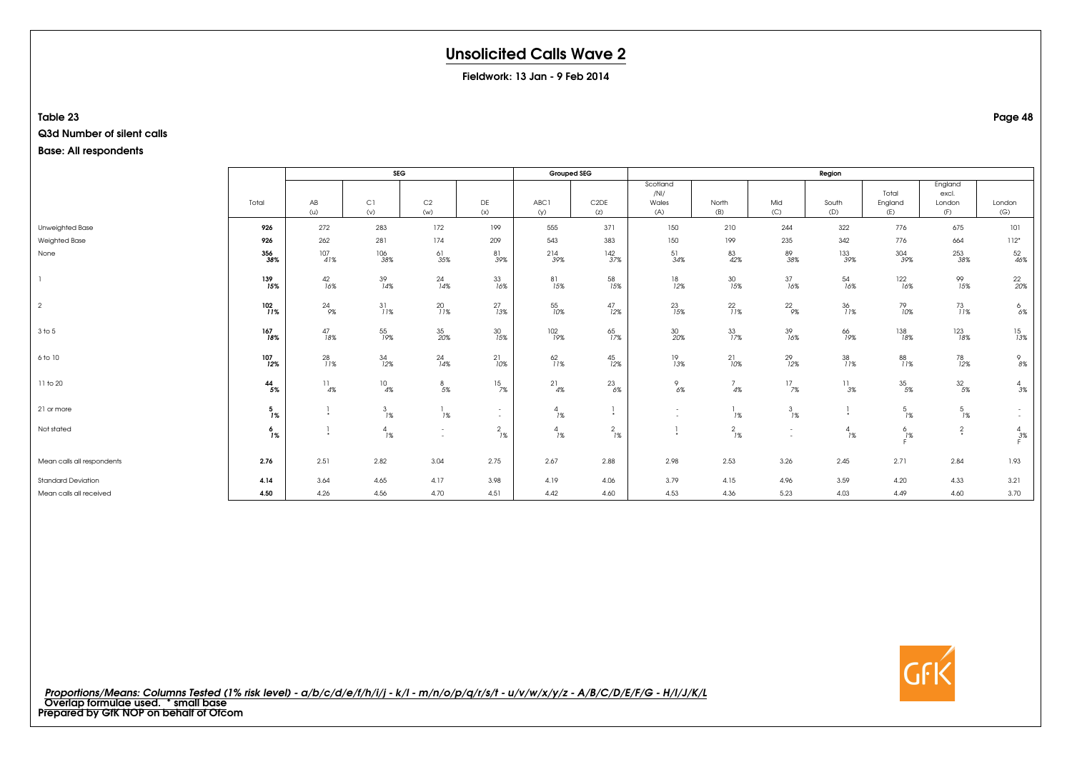# Unsolicited Calls Wave 2

**Fieldwork: 13 Jan - 9 Feb 2014**

**Table 23**

**Q3d Number of silent calls**

**Base: All respondents**

| | Total | SEG | | | | Grouped SEG | | Region | | | | | | |
|---|---|---|---|---|---|---|---|---|---|---|---|---|---|---|
| | | AB (u) | C1 (v) | C2 (w) | DE (x) | ABC1 (y) | C2DE (z) | Scotland /NI/ Wales (A) | North (B) | Mid (C) | South (D) | Total England (E) | England excl. London (F) | London (G) |
| Unweighted Base | **926** | 272 | 283 | 172 | 199 | 555 | 371 | 150 | 210 | 244 | 322 | 776 | 675 | 101 |
| Weighted Base | **926** | 262 | 281 | 174 | 209 | 543 | 383 | 150 | 199 | 235 | 342 | 776 | 664 | 112* |
| None | **356** | 107 | 106 | 61 | 81 | 214 | 142 | 51 | 83 | 89 | 133 | 304 | 253 | 52 |
| | **38%** | 41% | 38% | 35% | 39% | 39% | 37% | 34% | 42% | 38% | 39% | 39% | 38% | 46% |
| 1 | **139** | 42 | 39 | 24 | 33 | 81 | 58 | 18 | 30 | 37 | 54 | 122 | 99 | 22 |
| | **15%** | 16% | 14% | 14% | 16% | 15% | 15% | 12% | 15% | 16% | 16% | 16% | 15% | 20% |
| 2 | **102** | 24 | 31 | 20 | 27 | 55 | 47 | 23 | 22 | 22 | 36 | 79 | 73 | 6 |
| | **11%** | 9% | 11% | 11% | 13% | 10% | 12% | 15% | 11% | 9% | 11% | 10% | 11% | 6% |
| 3 to 5 | **167** | 47 | 55 | 35 | 30 | 102 | 65 | 30 | 33 | 39 | 66 | 138 | 123 | 15 |
| | **18%** | 18% | 19% | 20% | 15% | 19% | 17% | 20% | 17% | 16% | 19% | 18% | 18% | 13% |
| 6 to 10 | **107** | 28 | 34 | 24 | 21 | 62 | 45 | 19 | 21 | 29 | 38 | 88 | 78 | 9 |
| | **12%** | 11% | 12% | 14% | 10% | 11% | 12% | 13% | 10% | 12% | 11% | 11% | 12% | 8% |
| 11 to 20 | **44** | 11 | 10 | 8 | 15 | 21 | 23 | 9 | 7 | 17 | 11 | 35 | 32 | 4 |
| | **5%** | 4% | 4% | 5% | 7% | 4% | 6% | 6% | 4% | 7% | 3% | 5% | 5% | 3% |
| 21 or more | **5** | 1 | 3 | 1 | - | 4 | 1 | - | 1 | 3 | 1 | 5 | 5 | - |
| | **1%** | * | 1% | 1% | - | 1% | * | - | 1% | 1% | * | 1% | 1% | - |
| Not stated | **6** | 1 | 4 | - | 2 | 4 | 2 | 1 | 2 | - | 4 | 6 | 2 | 4 |
| | **1%** | * | 1% | - | 1% | 1% | 1% | * | 1% | - | 1% | 1% F | * | 3% F |
| Mean calls all respondents | **2.76** | 2.51 | 2.82 | 3.04 | 2.75 | 2.67 | 2.88 | 2.98 | 2.53 | 3.26 | 2.45 | 2.71 | 2.84 | 1.93 |
| Standard Deviation | **4.14** | 3.64 | 4.65 | 4.17 | 3.98 | 4.19 | 4.06 | 3.79 | 4.15 | 4.96 | 3.59 | 4.20 | 4.33 | 3.21 |
| Mean calls all received | **4.50** | 4.26 | 4.56 | 4.70 | 4.51 | 4.42 | 4.60 | 4.53 | 4.36 | 5.23 | 4.03 | 4.49 | 4.60 | 3.70 |

*Proportions/Means: Columns Tested (1% risk level) - a/b/c/d/e/f/h/i/j - k/l - m/n/o/p/q/r/s/t - u/v/w/x/y/z - A/B/C/D/E/F/G - H/I/J/K/L*
**Overlap formulae used. * small base**
**Prepared by GfK NOP on behalf of Ofcom**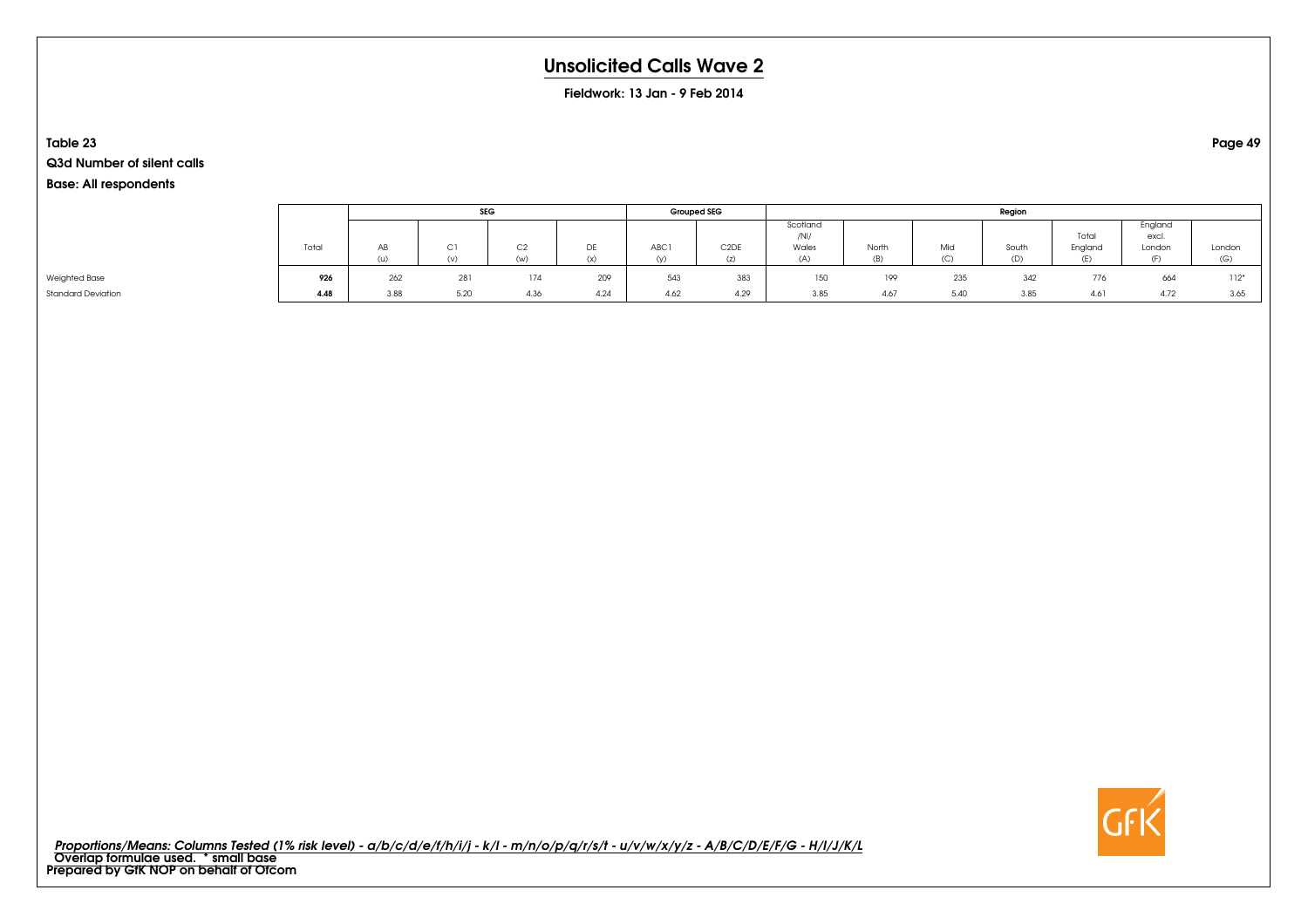# Unsolicited Calls Wave 2

**Fieldwork: 13 Jan - 9 Feb 2014**

**Table 23**

**Q3d Number of silent calls**

**Base: All respondents**

| | Total | SEG | | | | Grouped SEG | | Region | | | | | | |
|---|---|---|---|---|---|---|---|---|---|---|---|---|---|---|
| | | AB (u) | C1 (v) | C2 (w) | DE (x) | ABC1 (y) | C2DE (z) | Scotland /NI/ Wales (A) | North (B) | Mid (C) | South (D) | Total England (E) | England excl. London (F) | London (G) |
| Weighted Base | **926** | 262 | 281 | 174 | 209 | 543 | 383 | 150 | 199 | 235 | 342 | 776 | 664 | 112* |
| Standard Deviation | **4.48** | 3.88 | 5.20 | 4.36 | 4.24 | 4.62 | 4.29 | 3.85 | 4.67 | 5.40 | 3.85 | 4.61 | 4.72 | 3.65 |

*Proportions/Means: Columns Tested (1% risk level) - a/b/c/d/e/f/h/i/j - k/l - m/n/o/p/q/r/s/t - u/v/w/x/y/z - A/B/C/D/E/F/G - H/I/J/K/L*
Overlap formulae used. * small base
Prepared by GfK NOP on behalf of Ofcom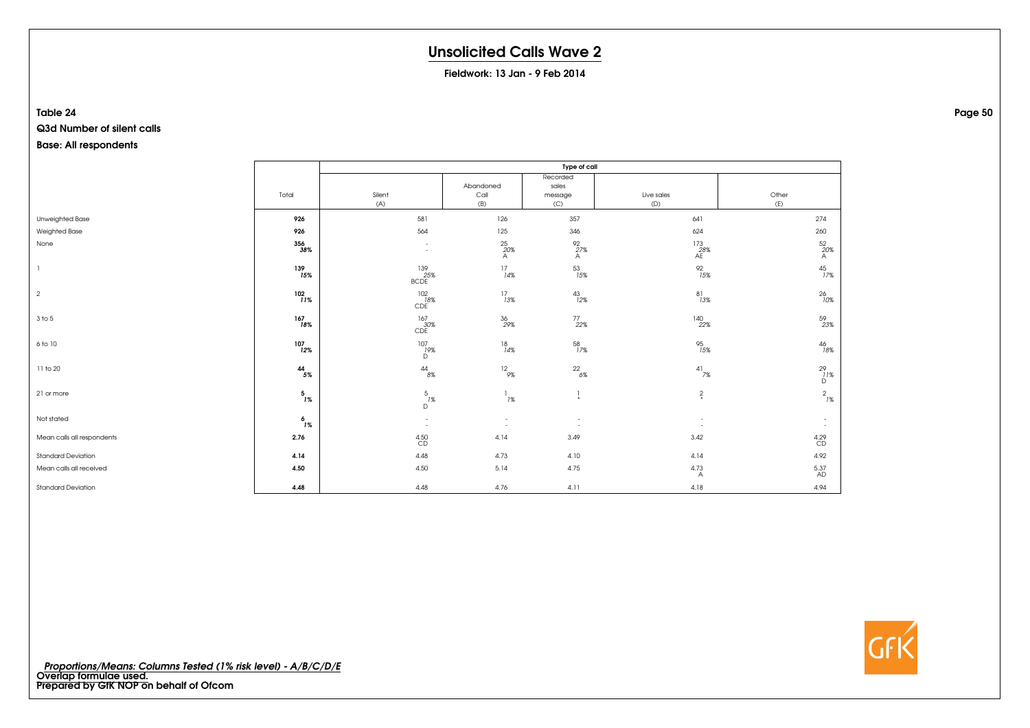# Unsolicited Calls Wave 2

**Fieldwork: 13 Jan - 9 Feb 2014**

**Table 24**

**Q3d Number of silent calls**

**Base: All respondents**

| | Total | Type of call | | | | |
|---|---|---|---|---|---|---|
| | | Silent (A) | Abandoned Call (B) | Recorded sales message (C) | Live sales (D) | Other (E) |
| Unweighted Base | **926** | 581 | 126 | 357 | 641 | 274 |
| Weighted Base | **926** | 564 | 125 | 346 | 624 | 260 |
| None | **356** *38%* | - - | 25 *20%* A | 92 *27%* A | 173 *28%* AE | 52 *20%* A |
| 1 | **139** *15%* | 139 *25%* BCDE | 17 *14%* | 53 *15%* | 92 *15%* | 45 *17%* |
| 2 | **102** *11%* | 102 *18%* CDE | 17 *13%* | 43 *12%* | 81 *13%* | 26 *10%* |
| 3 to 5 | **167** *18%* | 167 *30%* CDE | 36 *29%* | 77 *22%* | 140 *22%* | 59 *23%* |
| 6 to 10 | **107** *12%* | 107 *19%* D | 18 *14%* | 58 *17%* | 95 *15%* | 46 *18%* |
| 11 to 20 | **44** *5%* | 44 *8%* | 12 *9%* | 22 *6%* | 41 *7%* | 29 *11%* D |
| 21 or more | **5** *1%* | 5 *1%* D | 1 *1%* | 1 * | 2 * | 2 *1%* |
| Not stated | **6** *1%* | - - | - - | - - | - - | - - |
| Mean calls all respondents | **2.76** | 4.50 CD | 4.14 | 3.49 | 3.42 | 4.29 CD |
| Standard Deviation | **4.14** | 4.48 | 4.73 | 4.10 | 4.14 | 4.92 |
| Mean calls all received | **4.50** | 4.50 | 5.14 | 4.75 | 4.73 A | 5.37 AD |
| Standard Deviation | **4.48** | 4.48 | 4.76 | 4.11 | 4.18 | 4.94 |

*Proportions/Means: Columns Tested (1% risk level) - A/B/C/D/E*
**Overlap formulae used.**
**Prepared by GfK NOP on behalf of Ofcom**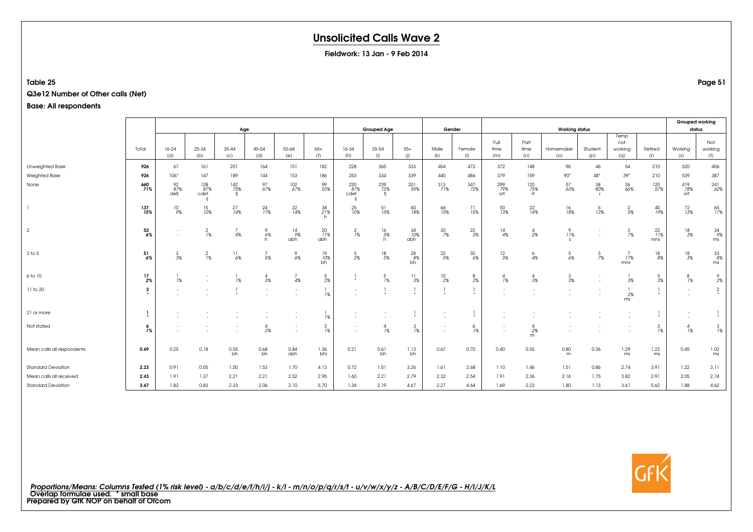# Unsolicited Calls Wave 2

**Fieldwork: 13 Jan - 9 Feb 2014**

**Table 25**

**Q3e12 Number of Other calls (Net)**

**Base: All respondents**

| | Total | Age | | | | | | Grouped Age | | | Gender | | Working status | | | | | | Grouped working status | |
|---|---|---|---|---|---|---|---|---|---|---|---|---|---|---|---|---|---|---|---|---|
| | | 16-24 (a) | 25-34 (b) | 35-44 (c) | 45-54 (d) | 55-64 (e) | 65+ (f) | 16-34 (h) | 35-54 (i) | 55+ (j) | Male (k) | Female (l) | Full time (m) | Part time (n) | Homemaker (o) | Student (p) | Temp not working (q) | Retired (r) | Working (s) | Not working (t) |
| Unweighted Base | 926 | 67 | 161 | 201 | 164 | 151 | 182 | 228 | 365 | 333 | 454 | 472 | 372 | 148 | 96 | 46 | 54 | 210 | 520 | 406 |
| Weighted Base | 926 | 106* | 147 | 189 | 144 | 153 | 186 | 253 | 334 | 339 | 440 | 486 | 379 | 159 | 90* | 48* | 39* | 210 | 539 | 387 |
| None | 660 71% | 92 87% defj | 128 87% cdef ij | 142 75% fj | 97 67% | 102 67% | 99 53% | 220 87% cdef ij | 239 72% fj | 201 59% | 313 71% | 347 72% | 299 79% ort | 120 75% rt | 57 63% | 38 80% r | 26 66% | 120 57% | 419 78% ort | 241 62% |
| 1 | 137 15% | 10 9% | 15 10% | 27 14% | 24 17% | 22 14% | 38 21% h | 25 10% | 51 15% | 60 18% | 66 15% | 71 15% | 50 13% | 22 14% | 16 18% | 6 13% | 2 5% | 40 19% | 72 13% | 65 17% |
| 2 | 52 6% | - - | 2 1% | 7 4% | 9 6% h | 14 9% abh | 20 11% abh | 2 1% | 16 5% h | 34 10% abh | 30 7% | 22 5% | 14 4% | 4 2% | 9 11% s | - - | 3 7% | 22 11% mns | 18 3% | 34 9% ms |
| 3 to 5 | 51 6% | 3 3% | 2 1% | 11 6% | 7 5% | 9 6% | 19 10% bh | 5 2% | 18 5% | 28 8% bh | 22 5% | 30 6% | 12 3% | 6 4% | 5 6% | 3 7% | 7 17% mns | 18 8% | 18 3% | 33 8% ms |
| 6 to 10 | 17 2% | 1 1% | - - | 1 1% | 4 3% | 7 4% | 5 2% | 1 * | 5 1% | 11 3% | 10 2% | 8 2% | 4 1% | 4 3% | 3 3% | - - | 1 3% | 5 3% | 8 1% | 9 2% |
| 11 to 20 | 2 * | - - | - - | 1 * | - - | - - | 1 1% | - - | 1 * | 1 * | 1 * | 1 * | - - | - - | - - | - - | 1 2% ms | 1 * | - - | 2 * |
| 21 or more | 1 * | - - | - - | - - | - - | - - | 1 1% | - - | - - | 1 * | - - | 1 * | - - | - - | - - | - - | - - | 1 * | - - | 1 * |
| Not stated | 6 1% | - - | - - | - - | 4 2% | - - | 3 1% | - - | 4 1% | 3 1% | - - | 6 1% | - - | 4 2% m | - - | - - | - - | 3 1% | 4 1% | 3 1% |
| Mean calls all respondents | 0.69 | 0.25 | 0.18 | 0.55 bh | 0.68 bh | 0.84 abh | 1.36 bhi | 0.21 | 0.61 bh | 1.13 bh | 0.67 | 0.70 | 0.40 | 0.55 | 0.80 m | 0.36 | 1.29 ms | 1.23 ms | 0.45 | 1.02 ms |
| Standard Deviation | 2.23 | 0.91 | 0.55 | 1.50 | 1.53 | 1.70 | 4.13 | 0.72 | 1.51 | 3.26 | 1.61 | 2.68 | 1.10 | 1.46 | 1.51 | 0.86 | 2.74 | 3.91 | 1.22 | 3.11 |
| Mean calls all received | 2.43 | 1.91 | 1.37 | 2.21 | 2.21 | 2.52 | 2.95 | 1.60 | 2.21 | 2.79 | 2.32 | 2.54 | 1.91 | 2.36 | 2.16 | 1.75 | 3.82 | 2.91 | 2.05 | 2.74 |
| Standard Deviation | 3.67 | 1.82 | 0.83 | 2.33 | 2.06 | 2.10 | 5.70 | 1.34 | 2.19 | 4.67 | 2.27 | 4.64 | 1.69 | 2.23 | 1.80 | 1.13 | 3.61 | 5.62 | 1.88 | 4.62 |

*Proportions/Means: Columns Tested (1% risk level) - a/b/c/d/e/f/h/i/j - k/l - m/n/o/p/q/r/s/t - u/v/w/x/y/z - A/B/C/D/E/F/G - H/I/J/K/L*
Overlap formulae used. * small base
Prepared by GfK NOP on behalf of Ofcom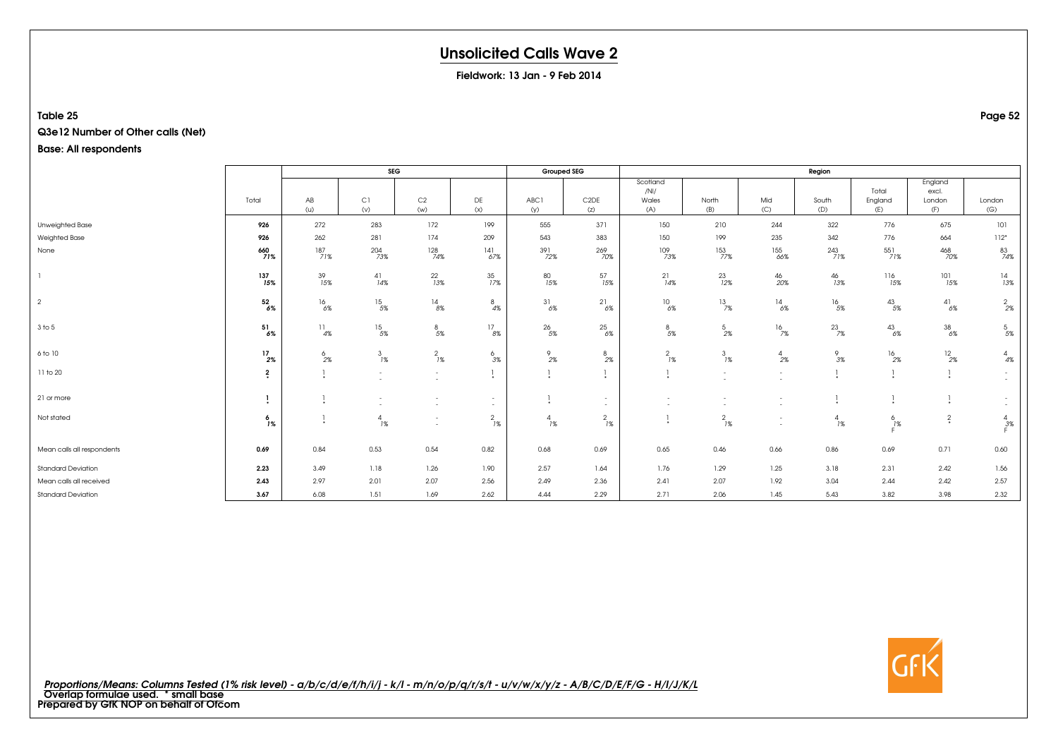# Unsolicited Calls Wave 2

**Fieldwork: 13 Jan - 9 Feb 2014**

**Table 25**

**Q3e12 Number of Other calls (Net)**

**Base: All respondents**

| | Total | SEG | | | | Grouped SEG | | Region | | | | | | |
|---|---|---|---|---|---|---|---|---|---|---|---|---|---|---|
| | | AB (u) | C1 (v) | C2 (w) | DE (x) | ABC1 (y) | C2DE (z) | Scotland /NI/ Wales (A) | North (B) | Mid (C) | South (D) | Total England (E) | England excl. London (F) | London (G) |
| Unweighted Base | **926** | 272 | 283 | 172 | 199 | 555 | 371 | 150 | 210 | 244 | 322 | 776 | 675 | 101 |
| Weighted Base | **926** | 262 | 281 | 174 | 209 | 543 | 383 | 150 | 199 | 235 | 342 | 776 | 664 | 112* |
| None | **660** **71%** | 187 71% | 204 73% | 128 74% | 141 67% | 391 72% | 269 70% | 109 73% | 153 77% | 155 66% | 243 71% | 551 71% | 468 70% | 83 74% |
| 1 | **137** **15%** | 39 15% | 41 14% | 22 13% | 35 17% | 80 15% | 57 15% | 21 14% | 23 12% | 46 20% | 46 13% | 116 15% | 101 15% | 14 13% |
| 2 | **52** **6%** | 16 6% | 15 5% | 14 8% | 8 4% | 31 6% | 21 6% | 10 6% | 13 7% | 14 6% | 16 5% | 43 5% | 41 6% | 2 2% |
| 3 to 5 | **51** **6%** | 11 4% | 15 5% | 8 5% | 17 8% | 26 5% | 25 6% | 8 5% | 5 2% | 16 7% | 23 7% | 43 6% | 38 6% | 5 5% |
| 6 to 10 | **17** **2%** | 6 2% | 3 1% | 2 1% | 6 3% | 9 2% | 8 2% | 2 1% | 3 1% | 4 2% | 9 3% | 16 2% | 12 2% | 4 4% |
| 11 to 20 | **2** * | 1 * | - - | - - | 1 * | 1 * | 1 * | 1 * | - - | - - | 1 * | 1 * | 1 * | - - |
| 21 or more | **1** * | 1 * | - - | - - | - - | 1 * | - - | - - | - - | - - | 1 * | 1 * | 1 * | - - |
| Not stated | **6** **1%** | 1 * | 4 1% | - - | 2 1% | 4 1% | 2 1% | 1 * | 2 1% | - - | 4 1% | 6 1% F | 2 * | 4 3% F |
| Mean calls all respondents | **0.69** | 0.84 | 0.53 | 0.54 | 0.82 | 0.68 | 0.69 | 0.65 | 0.46 | 0.66 | 0.86 | 0.69 | 0.71 | 0.60 |
| Standard Deviation | **2.23** | 3.49 | 1.18 | 1.26 | 1.90 | 2.57 | 1.64 | 1.76 | 1.29 | 1.25 | 3.18 | 2.31 | 2.42 | 1.56 |
| Mean calls all received | **2.43** | 2.97 | 2.01 | 2.07 | 2.56 | 2.49 | 2.36 | 2.41 | 2.07 | 1.92 | 3.04 | 2.44 | 2.42 | 2.57 |
| Standard Deviation | **3.67** | 6.08 | 1.51 | 1.69 | 2.62 | 4.44 | 2.29 | 2.71 | 2.06 | 1.45 | 5.43 | 3.82 | 3.98 | 2.32 |

*Proportions/Means: Columns Tested (1% risk level) - a/b/c/d/e/f/h/i/j - k/l - m/n/o/p/q/r/s/t - u/v/w/x/y/z - A/B/C/D/E/F/G - H/I/J/K/L*
Overlap formulae used. * small base
**Prepared by GfK NOP on behalf of Ofcom**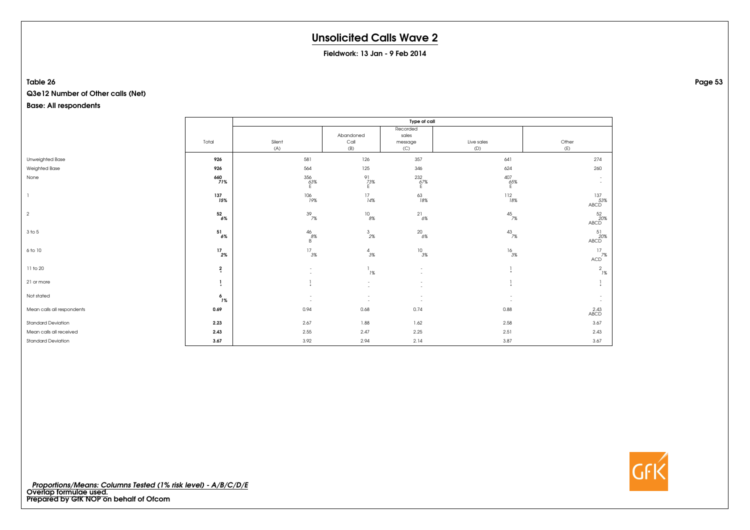# Unsolicited Calls Wave 2

**Fieldwork: 13 Jan - 9 Feb 2014**

**Table 26**

**Q3e12 Number of Other calls (Net)**

**Base: All respondents**

| | Total | Type of call | | | | |
|---|---|---|---|---|---|---|
| | | Silent (A) | Abandoned Call (B) | Recorded sales message (C) | Live sales (D) | Other (E) |
| Unweighted Base | **926** | 581 | 126 | 357 | 641 | 274 |
| Weighted Base | **926** | 564 | 125 | 346 | 624 | 260 |
| None | **660** *71%* | 356 *63%* E | 91 *73%* E | 232 *67%* E | 407 *65%* E | - - |
| 1 | **137** *15%* | 106 *19%* | 17 *14%* | 63 *18%* | 112 *18%* | 137 *53%* ABCD |
| 2 | **52** *6%* | 39 *7%* | 10 *8%* | 21 *6%* | 45 *7%* | 52 *20%* ABCD |
| 3 to 5 | **51** *6%* | 46 *8%* B | 3 *2%* | 20 *6%* | 43 *7%* | 51 *20%* ABCD |
| 6 to 10 | **17** *2%* | 17 *3%* | 4 *3%* | 10 *3%* | 16 *3%* | 17 *7%* ACD |
| 11 to 20 | **2** * | - - | 1 *1%* | - - | 1 * | 2 *1%* |
| 21 or more | **1** * | 1 * | - - | - - | 1 * | 1 * |
| Not stated | **6** *1%* | - - | - - | - - | - - | - - |
| Mean calls all respondents | **0.69** | 0.94 | 0.68 | 0.74 | 0.88 | 2.43 ABCD |
| Standard Deviation | **2.23** | 2.67 | 1.88 | 1.62 | 2.58 | 3.67 |
| Mean calls all received | **2.43** | 2.55 | 2.47 | 2.25 | 2.51 | 2.43 |
| Standard Deviation | **3.67** | 3.92 | 2.94 | 2.14 | 3.87 | 3.67 |

*Proportions/Means: Columns Tested (1% risk level) - A/B/C/D/E*
**Overlap formulae used.**
**Prepared by GfK NOP on behalf of Ofcom**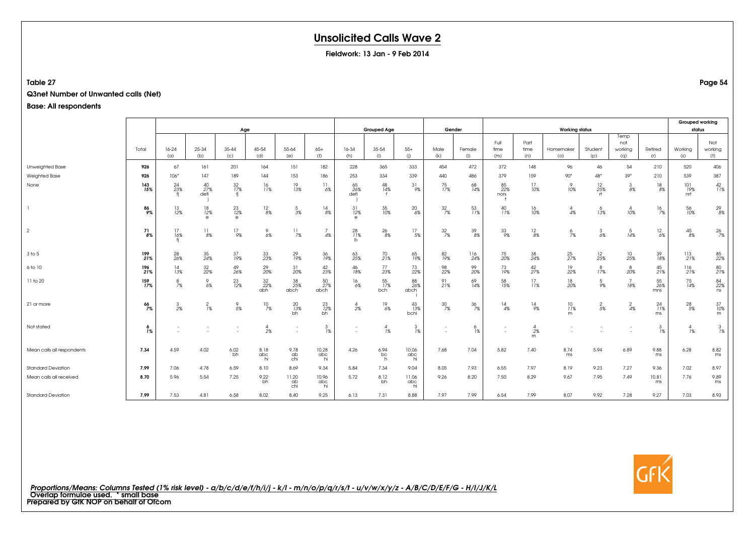# Unsolicited Calls Wave 2

**Fieldwork: 13 Jan - 9 Feb 2014**

**Table 27**

**Q3net Number of Unwanted calls (Net)**

**Base: All respondents**

| | Total | Age | | | | | | Grouped Age | | | Gender | | Working status | | | | | | Grouped working status | |
|---|---|---|---|---|---|---|---|---|---|---|---|---|---|---|---|---|---|---|---|---|
| | | 16-24 (a) | 25-34 (b) | 35-44 (c) | 45-54 (d) | 55-64 (e) | 65+ (f) | 16-34 (h) | 35-54 (i) | 55+ (j) | Male (k) | Female (l) | Full time (m) | Part time (n) | Homemaker (o) | Student (p) | Temp not working (q) | Retired (r) | Working (s) | Not working (t) |
| Unweighted Base | 926 | 67 | 161 | 201 | 164 | 151 | 182 | 228 | 365 | 333 | 454 | 472 | 372 | 148 | 96 | 46 | 54 | 210 | 520 | 406 |
| Weighted Base | 926 | 106* | 147 | 189 | 144 | 153 | 186 | 253 | 334 | 339 | 440 | 486 | 379 | 159 | 90* | 48* | 39* | 210 | 539 | 387 |
| None | 143<br>15% | 24<br>23%<br>fj | 40<br>27%<br>defj | 32<br>17%<br>fj | 16<br>11% | 19<br>13% | 11<br>6% | 65<br>26%<br>defij | 48<br>14%<br>f | 31<br>9% | 75<br>17% | 68<br>14% | 85<br>22%<br>norst | 17<br>10% | 9<br>10% | 12<br>25%<br>rt | 3<br>8% | 18<br>8% | 101<br>19%<br>nrt | 42<br>11% |
| 1 | 86<br>9% | 13<br>12% | 18<br>12%<br>e | 23<br>12%<br>e | 12<br>8% | 5<br>3% | 14<br>8% | 31<br>12%<br>e | 35<br>10% | 20<br>6% | 32<br>7% | 53<br>11% | 40<br>11% | 16<br>10% | 4<br>4% | 6<br>13% | 4<br>10% | 16<br>7% | 56<br>10% | 29<br>8% |
| 2 | 71<br>8% | 17<br>16%<br>fj | 11<br>8% | 17<br>9% | 9<br>6% | 11<br>7% | 7<br>4% | 28<br>11%<br>b | 26<br>8% | 17<br>5% | 32<br>7% | 39<br>8% | 33<br>9% | 12<br>8% | 6<br>7% | 3<br>6% | 5<br>14% | 12<br>6% | 45<br>8% | 26<br>7% |
| 3 to 5 | 199<br>21% | 28<br>26% | 35<br>24% | 37<br>19% | 33<br>23% | 29<br>19% | 36<br>19% | 63<br>25% | 70<br>21% | 65<br>19% | 82<br>19% | 116<br>24% | 75<br>20% | 38<br>24% | 25<br>27% | 12<br>25% | 10<br>25% | 39<br>18% | 113<br>21% | 85<br>22% |
| 6 to 10 | 196<br>21% | 14<br>13% | 32<br>22% | 49<br>26% | 29<br>20% | 31<br>20% | 42<br>23% | 46<br>18% | 77<br>23% | 73<br>22% | 98<br>22% | 99<br>20% | 73<br>19% | 42<br>27% | 19<br>22% | 8<br>17% | 8<br>20% | 45<br>21% | 116<br>21% | 80<br>21% |
| 11 to 20 | 159<br>17% | 8<br>7% | 9<br>6% | 23<br>12% | 32<br>22%<br>abh | 38<br>25%<br>abch | 50<br>27%<br>abch | 16<br>6% | 55<br>17%<br>bch | 88<br>26%<br>abchi | 91<br>21% | 69<br>14% | 58<br>15% | 17<br>11% | 18<br>20% | 5<br>9% | 7<br>18% | 55<br>26%<br>mns | 75<br>14% | 84<br>22%<br>ns |
| 21 or more | 66<br>7% | 3<br>2% | 2<br>1% | 9<br>5% | 10<br>7% | 20<br>13%<br>bh | 23<br>12%<br>bh | 4<br>2% | 19<br>6% | 43<br>13%<br>bchi | 30<br>7% | 36<br>7% | 14<br>4% | 14<br>9% | 10<br>11%<br>m | 2<br>5% | 2<br>4% | 24<br>11%<br>ms | 28<br>5% | 37<br>10%<br>m |
| Not stated | 6<br>1% | -<br>- | -<br>- | -<br>- | 4<br>2% | -<br>- | 3<br>1% | -<br>- | 4<br>1% | 3<br>1% | -<br>- | 6<br>1% | -<br>- | 4<br>2%<br>m | -<br>- | -<br>- | -<br>- | 3<br>1% | 4<br>1% | 3<br>1% |
| Mean calls all respondents | 7.34 | 4.59 | 4.02 | 6.02<br>bh | 8.18<br>abc<br>hi | 9.78<br>ab<br>chi | 10.28<br>abc<br>hi | 4.26 | 6.94<br>bc<br>h | 10.06<br>abc<br>hi | 7.68 | 7.04 | 5.82 | 7.40 | 8.74<br>ms | 5.94 | 6.89 | 9.88<br>ms | 6.28 | 8.82<br>ms |
| Standard Deviation | 7.99 | 7.06 | 4.78 | 6.59 | 8.10 | 8.69 | 9.34 | 5.84 | 7.34 | 9.04 | 8.05 | 7.93 | 6.55 | 7.97 | 8.19 | 9.23 | 7.27 | 9.36 | 7.02 | 8.97 |
| Mean calls all received | 8.70 | 5.96 | 5.54 | 7.25 | 9.22<br>bh | 11.20<br>ab<br>chi | 10.96<br>abc<br>hi | 5.72 | 8.12<br>bh | 11.06<br>abc<br>hi | 9.26 | 8.20 | 7.50 | 8.29 | 9.67 | 7.95 | 7.49 | 10.81<br>ms | 7.76 | 9.89<br>ms |
| Standard Deviation | 7.99 | 7.53 | 4.81 | 6.58 | 8.02 | 8.40 | 9.25 | 6.13 | 7.31 | 8.88 | 7.97 | 7.99 | 6.54 | 7.99 | 8.07 | 9.92 | 7.28 | 9.27 | 7.03 | 8.93 |

*Proportions/Means: Columns Tested (1% risk level) - a/b/c/d/e/f/h/i/j - k/l - m/n/o/p/q/r/s/t - u/v/w/x/y/z - A/B/C/D/E/F/G - H/I/J/K/L*
**Overlap formulae used. * small base**
**Prepared by GfK NOP on behalf of Ofcom**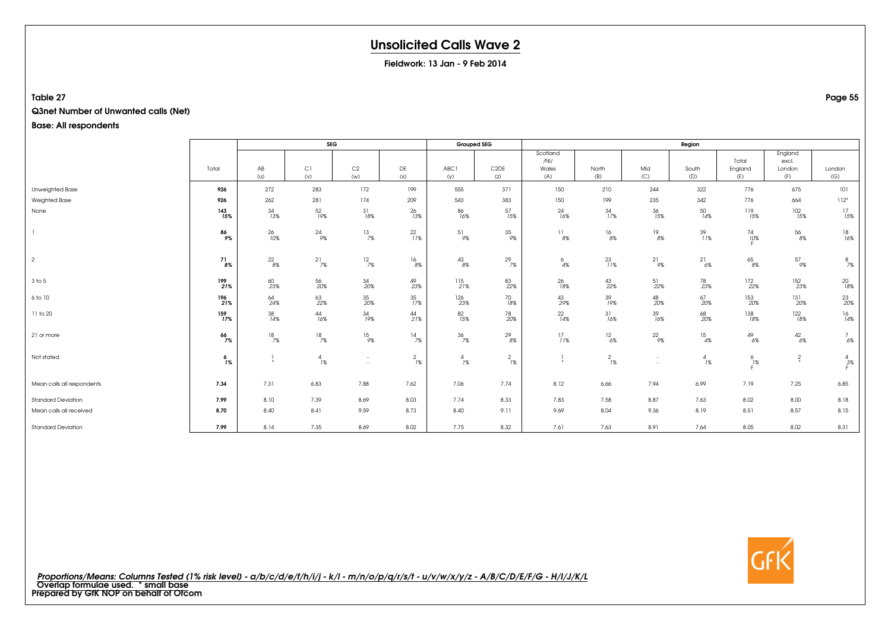# Unsolicited Calls Wave 2

**Fieldwork: 13 Jan - 9 Feb 2014**

**Table 27**

**Q3net Number of Unwanted calls (Net)**

**Base: All respondents**

| | Total | SEG | | | | Grouped SEG | | Region | | | | | | |
|---|---|---|---|---|---|---|---|---|---|---|---|---|---|---|
| | | AB (u) | C1 (v) | C2 (w) | DE (x) | ABC1 (y) | C2DE (z) | Scotland /NI/ Wales (A) | North (B) | Mid (C) | South (D) | Total England (E) | England excl. London (F) | London (G) |
| Unweighted Base | **926** | 272 | 283 | 172 | 199 | 555 | 371 | 150 | 210 | 244 | 322 | 776 | 675 | 101 |
| Weighted Base | **926** | 262 | 281 | 174 | 209 | 543 | 383 | 150 | 199 | 235 | 342 | 776 | 664 | 112* |
| None | **143** | 34 | 52 | 31 | 26 | 86 | 57 | 24 | 34 | 36 | 50 | 119 | 102 | 17 |
| | ***15%*** | *13%* | *19%* | *18%* | *13%* | *16%* | *15%* | *16%* | *17%* | *15%* | *14%* | *15%* | *15%* | *15%* |
| 1 | **86** | 26 | 24 | 13 | 22 | 51 | 35 | 11 | 16 | 19 | 39 | 74 | 56 | 18 |
| | ***9%*** | *10%* | *9%* | *7%* | *11%* | *9%* | *9%* | *8%* | *8%* | *8%* | *11%* | *10%* F | *8%* | *16%* |
| 2 | **71** | 22 | 21 | 12 | 16 | 43 | 29 | 6 | 23 | 21 | 21 | 65 | 57 | 8 |
| | ***8%*** | *8%* | *7%* | *7%* | *8%* | *8%* | *7%* | *4%* | *11%* | *9%* | *6%* | *8%* | *9%* | *7%* |
| 3 to 5 | **199** | 60 | 56 | 34 | 49 | 115 | 83 | 26 | 43 | 51 | 78 | 172 | 152 | 20 |
| | ***21%*** | *23%* | *20%* | *20%* | *23%* | *21%* | *22%* | *18%* | *22%* | *22%* | *23%* | *22%* | *23%* | *18%* |
| 6 to 10 | **196** | 64 | 63 | 35 | 35 | 126 | 70 | 43 | 39 | 48 | 67 | 153 | 131 | 23 |
| | ***21%*** | *24%* | *22%* | *20%* | *17%* | *23%* | *18%* | *29%* | *19%* | *20%* | *20%* | *20%* | *20%* | *20%* |
| 11 to 20 | **159** | 38 | 44 | 34 | 44 | 82 | 78 | 22 | 31 | 39 | 68 | 138 | 122 | 16 |
| | ***17%*** | *14%* | *16%* | *19%* | *21%* | *15%* | *20%* | *14%* | *16%* | *16%* | *20%* | *18%* | *18%* | *14%* |
| 21 or more | **66** | 18 | 18 | 15 | 14 | 36 | 29 | 17 | 12 | 22 | 15 | 49 | 42 | 7 |
| | ***7%*** | *7%* | *7%* | *9%* | *7%* | *7%* | *8%* | *11%* | *6%* | *9%* | *4%* | *6%* | *6%* | *6%* |
| Not stated | **6** | 1 | 4 | - | 2 | 4 | 2 | 1 | 2 | - | 4 | 6 | 2 | 4 |
| | ***1%*** | * | *1%* | - | *1%* | *1%* | *1%* | * | *1%* | - | *1%* | *1%* F | * | *3%* F |
| Mean calls all respondents | **7.34** | 7.31 | 6.83 | 7.88 | 7.62 | 7.06 | 7.74 | 8.12 | 6.66 | 7.94 | 6.99 | 7.19 | 7.25 | 6.85 |
| Standard Deviation | **7.99** | 8.10 | 7.39 | 8.69 | 8.03 | 7.74 | 8.33 | 7.83 | 7.58 | 8.87 | 7.63 | 8.02 | 8.00 | 8.18 |
| Mean calls all received | **8.70** | 8.40 | 8.41 | 9.59 | 8.73 | 8.40 | 9.11 | 9.69 | 8.04 | 9.36 | 8.19 | 8.51 | 8.57 | 8.15 |
| Standard Deviation | **7.99** | 8.14 | 7.35 | 8.69 | 8.02 | 7.75 | 8.32 | 7.61 | 7.63 | 8.91 | 7.64 | 8.05 | 8.02 | 8.31 |

*Proportions/Means: Columns Tested (1% risk level) - a/b/c/d/e/f/h/i/j - k/l - m/n/o/p/q/r/s/t - u/v/w/x/y/z - A/B/C/D/E/F/G - H/I/J/K/L*
Overlap formulae used. * small base
Prepared by GfK NOP on behalf of Ofcom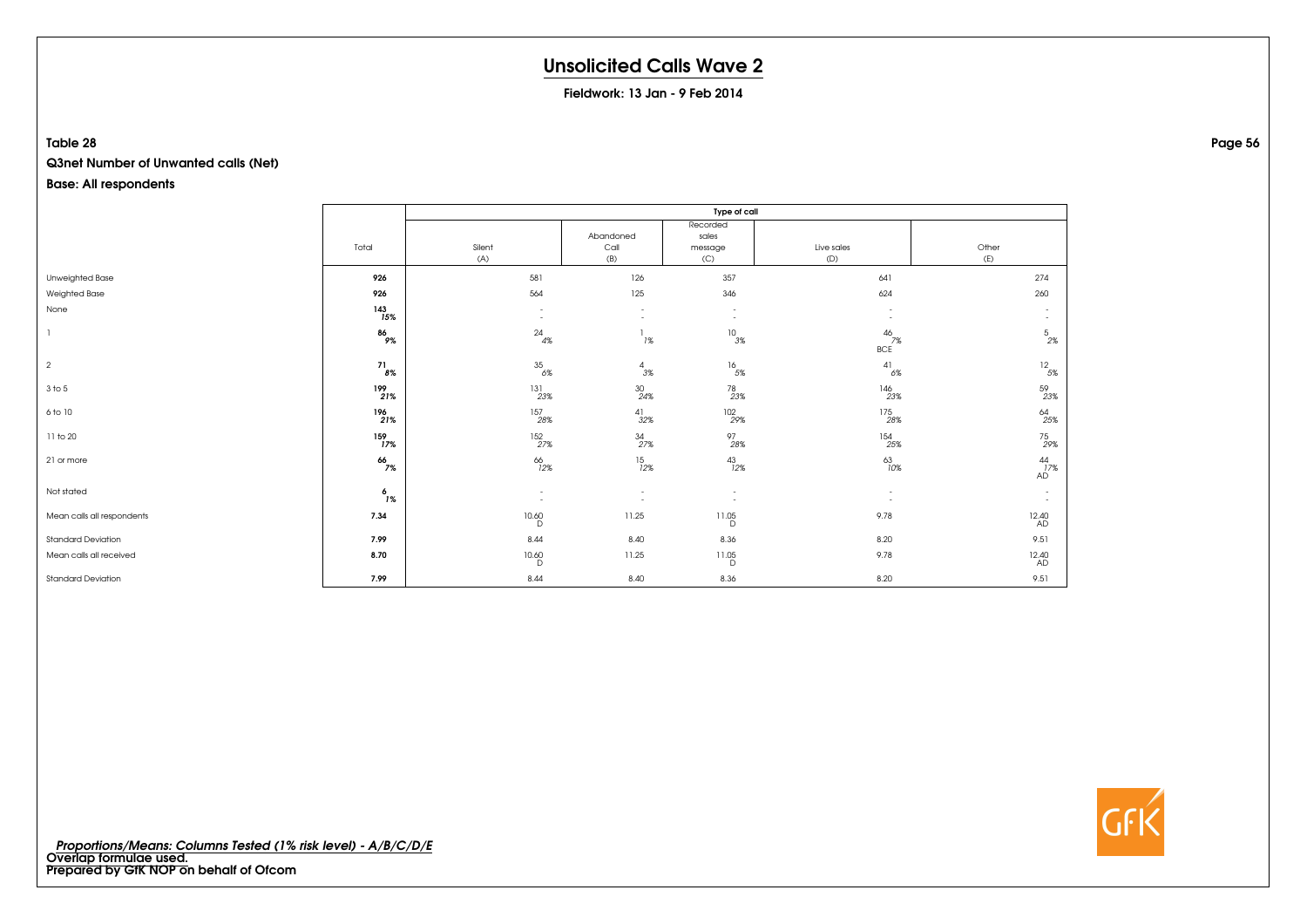# Unsolicited Calls Wave 2

**Fieldwork: 13 Jan - 9 Feb 2014**

**Table 28**

**Q3net Number of Unwanted calls (Net)**

**Base: All respondents**

| | | Type of call | | | | |
|---|---|---|---|---|---|---|
| | Total | Silent (A) | Abandoned Call (B) | Recorded sales message (C) | Live sales (D) | Other (E) |
| Unweighted Base | **926** | 581 | 126 | 357 | 641 | 274 |
| Weighted Base | **926** | 564 | 125 | 346 | 624 | 260 |
| None | **143** *15%* | - - | - - | - - | - - | - - |
| 1 | **86** *9%* | 24 *4%* | 1 *1%* | 10 *3%* | 46 *7%* BCE | 5 *2%* |
| 2 | **71** *8%* | 35 *6%* | 4 *3%* | 16 *5%* | 41 *6%* | 12 *5%* |
| 3 to 5 | **199** *21%* | 131 *23%* | 30 *24%* | 78 *23%* | 146 *23%* | 59 *23%* |
| 6 to 10 | **196** *21%* | 157 *28%* | 41 *32%* | 102 *29%* | 175 *28%* | 64 *25%* |
| 11 to 20 | **159** *17%* | 152 *27%* | 34 *27%* | 97 *28%* | 154 *25%* | 75 *29%* |
| 21 or more | **66** *7%* | 66 *12%* | 15 *12%* | 43 *12%* | 63 *10%* | 44 *17%* AD |
| Not stated | **6** *1%* | - - | - - | - - | - - | - - |
| Mean calls all respondents | **7.34** | 10.60 D | 11.25 | 11.05 D | 9.78 | 12.40 AD |
| Standard Deviation | **7.99** | 8.44 | 8.40 | 8.36 | 8.20 | 9.51 |
| Mean calls all received | **8.70** | 10.60 D | 11.25 | 11.05 D | 9.78 | 12.40 AD |
| Standard Deviation | **7.99** | 8.44 | 8.40 | 8.36 | 8.20 | 9.51 |

*Proportions/Means: Columns Tested (1% risk level) - A/B/C/D/E*
**Overlap formulae used.**
**Prepared by GfK NOP on behalf of Ofcom**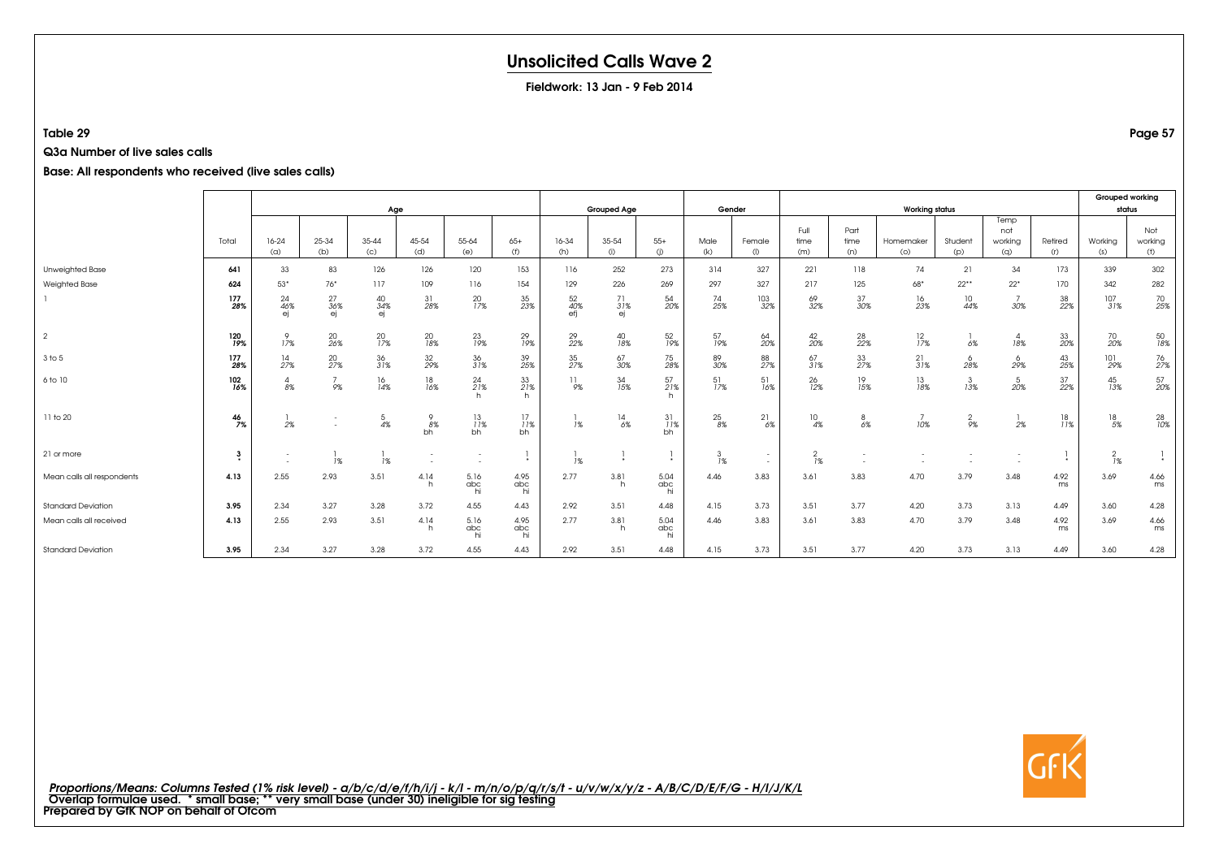# Unsolicited Calls Wave 2

**Fieldwork: 13 Jan - 9 Feb 2014**

**Table 29**

**Q3a Number of live sales calls**

**Base: All respondents who received (live sales calls)**

| | Total | Age | | | | | | Grouped Age | | | Gender | | Working status | | | | | | Grouped working status | |
|---|---|---|---|---|---|---|---|---|---|---|---|---|---|---|---|---|---|---|---|---|
| | | 16-24 (a) | 25-34 (b) | 35-44 (c) | 45-54 (d) | 55-64 (e) | 65+ (f) | 16-34 (h) | 35-54 (i) | 55+ (j) | Male (k) | Female (l) | Full time (m) | Part time (n) | Homemaker (o) | Student (p) | Temp not working (q) | Retired (r) | Working (s) | Not working (t) |
| Unweighted Base | **641** | 33 | 83 | 126 | 126 | 120 | 153 | 116 | 252 | 273 | 314 | 327 | 221 | 118 | 74 | 21 | 34 | 173 | 339 | 302 |
| Weighted Base | **624** | 53* | 76* | 117 | 109 | 116 | 154 | 129 | 226 | 269 | 297 | 327 | 217 | 125 | 68* | 22** | 22* | 170 | 342 | 282 |
| 1 | **177** **28%** | 24 46% ej | 27 36% ej | 40 34% ej | 31 28% | 20 17% | 35 23% | 52 40% efj | 71 31% ej | 54 20% | 74 25% | 103 32% | 69 32% | 37 30% | 16 23% | 10 44% | 7 30% | 38 22% | 107 31% | 70 25% |
| 2 | **120** **19%** | 9 17% | 20 26% | 20 17% | 20 18% | 23 19% | 29 19% | 29 22% | 40 18% | 52 19% | 57 19% | 64 20% | 42 20% | 28 22% | 12 17% | 1 6% | 4 18% | 33 20% | 70 20% | 50 18% |
| 3 to 5 | **177** **28%** | 14 27% | 20 27% | 36 31% | 32 29% | 36 31% | 39 25% | 35 27% | 67 30% | 75 28% | 89 30% | 88 27% | 67 31% | 33 27% | 21 31% | 6 28% | 6 29% | 43 25% | 101 29% | 76 27% |
| 6 to 10 | **102** **16%** | 4 8% | 7 9% | 16 14% | 18 16% | 24 21% h | 33 21% h | 11 9% | 34 15% | 57 21% h | 51 17% | 51 16% | 26 12% | 19 15% | 13 18% | 3 13% | 5 20% | 37 22% | 45 13% | 57 20% |
| 11 to 20 | **46** **7%** | 1 2% | - - | 5 4% | 9 8% bh | 13 11% bh | 17 11% bh | 1 1% | 14 6% | 31 11% bh | 25 8% | 21 6% | 10 4% | 8 6% | 7 10% | 2 9% | 1 2% | 18 11% | 18 5% | 28 10% |
| 21 or more | **3** * | - - | 1 1% | 1 1% | - - | - - | 1 * | 1 1% | 1 * | 1 * | 3 1% | - - | 2 1% | - - | - - | - - | - - | 1 * | 2 1% | 1 * |
| Mean calls all respondents | **4.13** | 2.55 | 2.93 | 3.51 | 4.14 h | 5.16 abc hi | 4.95 abc hi | 2.77 | 3.81 h | 5.04 abc hi | 4.46 | 3.83 | 3.61 | 3.83 | 4.70 | 3.79 | 3.48 | 4.92 ms | 3.69 | 4.66 ms |
| Standard Deviation | **3.95** | 2.34 | 3.27 | 3.28 | 3.72 | 4.55 | 4.43 | 2.92 | 3.51 | 4.48 | 4.15 | 3.73 | 3.51 | 3.77 | 4.20 | 3.73 | 3.13 | 4.49 | 3.60 | 4.28 |
| Mean calls all received | **4.13** | 2.55 | 2.93 | 3.51 | 4.14 h | 5.16 abc hi | 4.95 abc hi | 2.77 | 3.81 h | 5.04 abc hi | 4.46 | 3.83 | 3.61 | 3.83 | 4.70 | 3.79 | 3.48 | 4.92 ms | 3.69 | 4.66 ms |
| Standard Deviation | **3.95** | 2.34 | 3.27 | 3.28 | 3.72 | 4.55 | 4.43 | 2.92 | 3.51 | 4.48 | 4.15 | 3.73 | 3.51 | 3.77 | 4.20 | 3.73 | 3.13 | 4.49 | 3.60 | 4.28 |

*Proportions/Means: Columns Tested (1% risk level) - a/b/c/d/e/f/h/i/j - k/l - m/n/o/p/q/r/s/t - u/v/w/x/y/z - A/B/C/D/E/F/G - H/I/J/K/L*
Overlap formulae used. * small base; ** very small base (under 30) ineligible for sig testing
**Prepared by GfK NOP on behalf of Ofcom**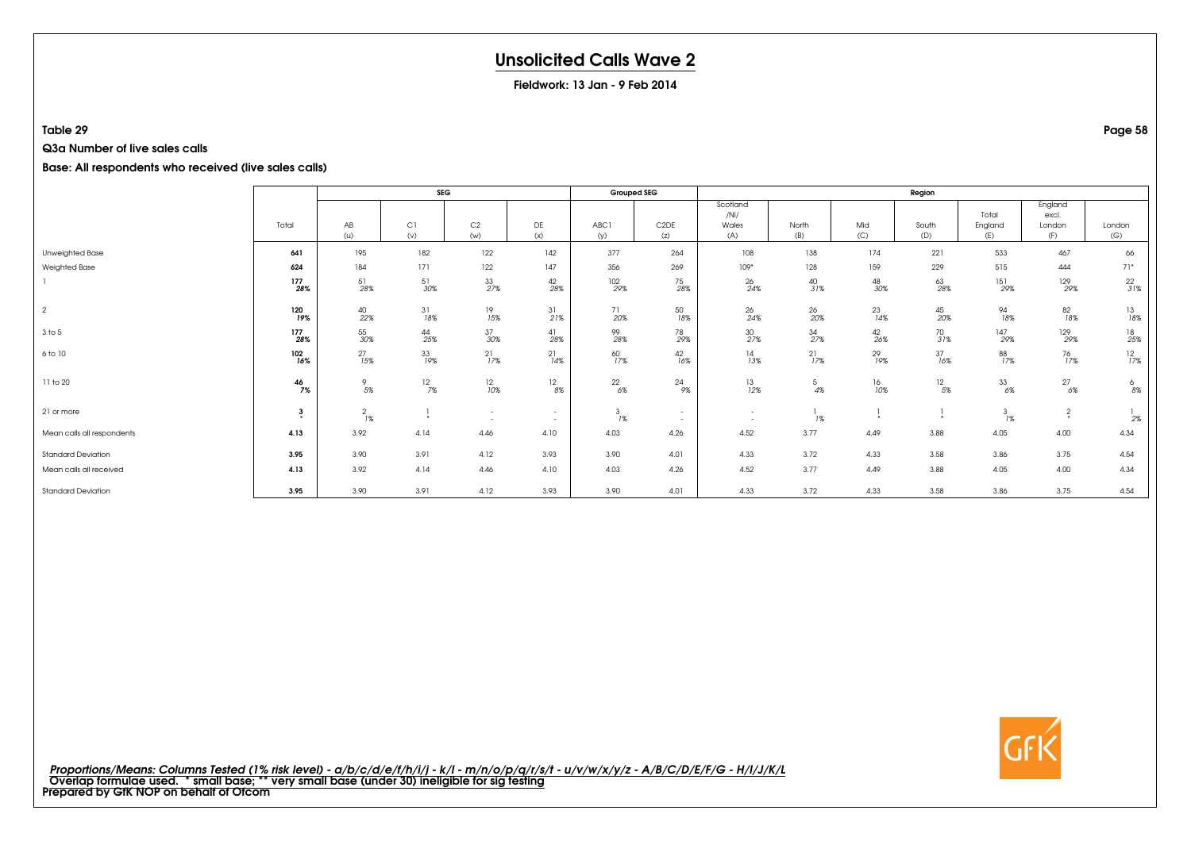# Unsolicited Calls Wave 2

**Fieldwork: 13 Jan - 9 Feb 2014**

**Table 29**

**Q3a Number of live sales calls**

**Base: All respondents who received (live sales calls)**

| | | SEG | | | | Grouped SEG | | Region | | | | | | |
|---|---|---|---|---|---|---|---|---|---|---|---|---|---|---|
| | Total | AB (u) | C1 (v) | C2 (w) | DE (x) | ABC1 (y) | C2DE (z) | Scotland /NI/ Wales (A) | North (B) | Mid (C) | South (D) | Total England (E) | England excl. London (F) | London (G) |
| Unweighted Base | **641** | 195 | 182 | 122 | 142 | 377 | 264 | 108 | 138 | 174 | 221 | 533 | 467 | 66 |
| Weighted Base | **624** | 184 | 171 | 122 | 147 | 356 | 269 | 109* | 128 | 159 | 229 | 515 | 444 | 71* |
| 1 | **177** | 51 | 51 | 33 | 42 | 102 | 75 | 26 | 40 | 48 | 63 | 151 | 129 | 22 |
| | ***28%*** | *28%* | *30%* | *27%* | *28%* | *29%* | *28%* | *24%* | *31%* | *30%* | *28%* | *29%* | *29%* | *31%* |
| 2 | **120** | 40 | 31 | 19 | 31 | 71 | 50 | 26 | 26 | 23 | 45 | 94 | 82 | 13 |
| | ***19%*** | *22%* | *18%* | *15%* | *21%* | *20%* | *18%* | *24%* | *20%* | *14%* | *20%* | *18%* | *18%* | *18%* |
| 3 to 5 | **177** | 55 | 44 | 37 | 41 | 99 | 78 | 30 | 34 | 42 | 70 | 147 | 129 | 18 |
| | ***28%*** | *30%* | *25%* | *30%* | *28%* | *28%* | *29%* | *27%* | *27%* | *26%* | *31%* | *29%* | *29%* | *25%* |
| 6 to 10 | **102** | 27 | 33 | 21 | 21 | 60 | 42 | 14 | 21 | 29 | 37 | 88 | 76 | 12 |
| | ***16%*** | *15%* | *19%* | *17%* | *14%* | *17%* | *16%* | *13%* | *17%* | *19%* | *16%* | *17%* | *17%* | *17%* |
| 11 to 20 | **46** | 9 | 12 | 12 | 12 | 22 | 24 | 13 | 5 | 16 | 12 | 33 | 27 | 6 |
| | ***7%*** | *5%* | *7%* | *10%* | *8%* | *6%* | *9%* | *12%* | *4%* | *10%* | *5%* | *6%* | *6%* | *8%* |
| 21 or more | **3** | 2 | 1 | - | - | 3 | - | - | 1 | 1 | 1 | 3 | 2 | 1 |
| | ***** | *1%* | * | - | - | *1%* | - | - | *1%* | * | * | *1%* | * | *2%* |
| Mean calls all respondents | **4.13** | 3.92 | 4.14 | 4.46 | 4.10 | 4.03 | 4.26 | 4.52 | 3.77 | 4.49 | 3.88 | 4.05 | 4.00 | 4.34 |
| Standard Deviation | **3.95** | 3.90 | 3.91 | 4.12 | 3.93 | 3.90 | 4.01 | 4.33 | 3.72 | 4.33 | 3.58 | 3.86 | 3.75 | 4.54 |
| Mean calls all received | **4.13** | 3.92 | 4.14 | 4.46 | 4.10 | 4.03 | 4.26 | 4.52 | 3.77 | 4.49 | 3.88 | 4.05 | 4.00 | 4.34 |
| Standard Deviation | **3.95** | 3.90 | 3.91 | 4.12 | 3.93 | 3.90 | 4.01 | 4.33 | 3.72 | 4.33 | 3.58 | 3.86 | 3.75 | 4.54 |

*Proportions/Means: Columns Tested (1% risk level) - a/b/c/d/e/f/h/i/j - k/l - m/n/o/p/q/r/s/t - u/v/w/x/y/z - A/B/C/D/E/F/G - H/I/J/K/L*
Overlap formulae used. * small base; ** very small base (under 30) ineligible for sig testing
**Prepared by GfK NOP on behalf of Ofcom**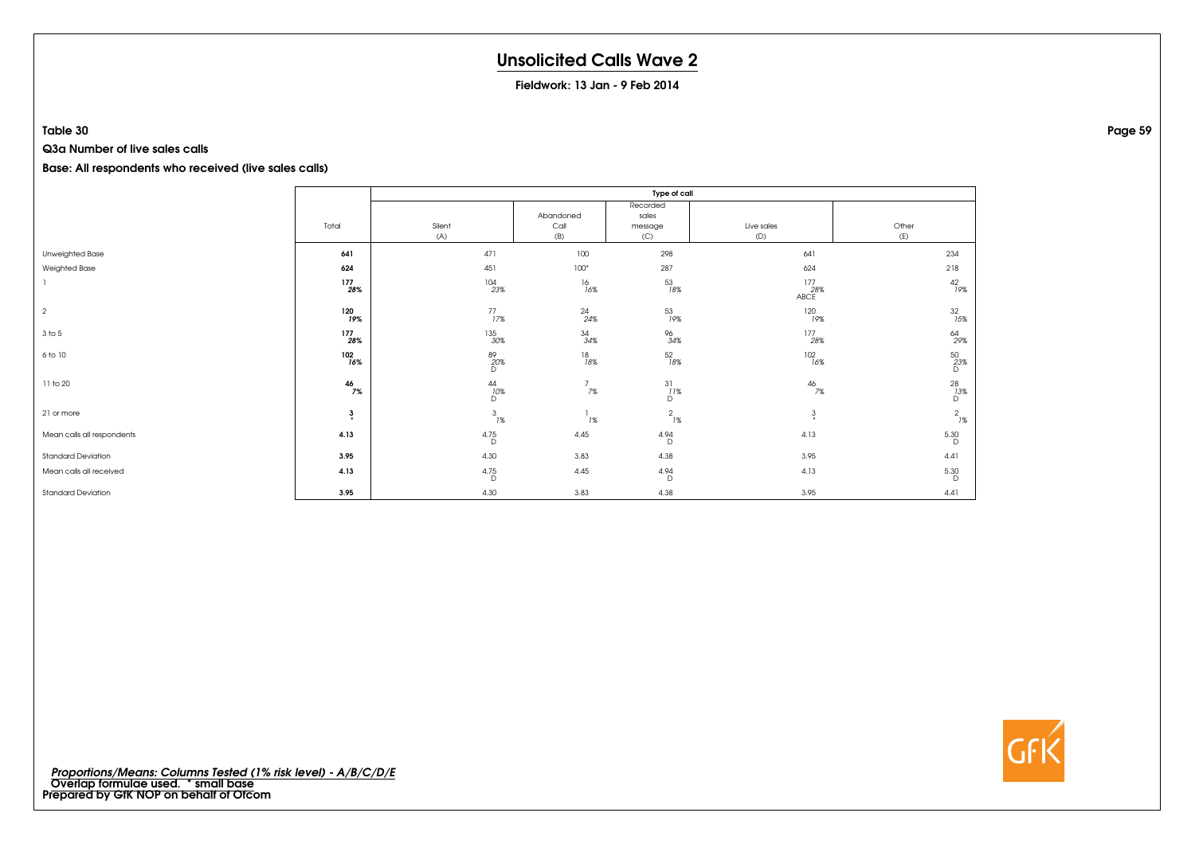# Unsolicited Calls Wave 2

**Fieldwork: 13 Jan - 9 Feb 2014**

**Table 30**

**Q3a Number of live sales calls**

**Base: All respondents who received (live sales calls)**

| | Total | Type of call | | | | |
|---|---|---|---|---|---|---|
| | | Silent (A) | Abandoned Call (B) | Recorded sales message (C) | Live sales (D) | Other (E) |
| Unweighted Base | **641** | 471 | 100 | 298 | 641 | 234 |
| Weighted Base | **624** | 451 | 100* | 287 | 624 | 218 |
| 1 | **177** *28%* | 104 *23%* | 16 *16%* | 53 *18%* | 177 *28%* ABCE | 42 *19%* |
| 2 | **120** *19%* | 77 *17%* | 24 *24%* | 53 *19%* | 120 *19%* | 32 *15%* |
| 3 to 5 | **177** *28%* | 135 *30%* | 34 *34%* | 96 *34%* | 177 *28%* | 64 *29%* |
| 6 to 10 | **102** *16%* | 89 *20%* D | 18 *18%* | 52 *18%* | 102 *16%* | 50 *23%* D |
| 11 to 20 | **46** *7%* | 44 *10%* D | 7 *7%* | 31 *11%* D | 46 *7%* | 28 *13%* D |
| 21 or more | **3** * | 3 *1%* | 1 *1%* | 2 *1%* | 3 * | 2 *1%* |
| Mean calls all respondents | **4.13** | 4.75 D | 4.45 | 4.94 D | 4.13 | 5.30 D |
| Standard Deviation | **3.95** | 4.30 | 3.83 | 4.38 | 3.95 | 4.41 |
| Mean calls all received | **4.13** | 4.75 D | 4.45 | 4.94 D | 4.13 | 5.30 D |
| Standard Deviation | **3.95** | 4.30 | 3.83 | 4.38 | 3.95 | 4.41 |

*Proportions/Means: Columns Tested (1% risk level) - A/B/C/D/E*
Overlap formulae used. * small base
Prepared by GfK NOP on behalf of Ofcom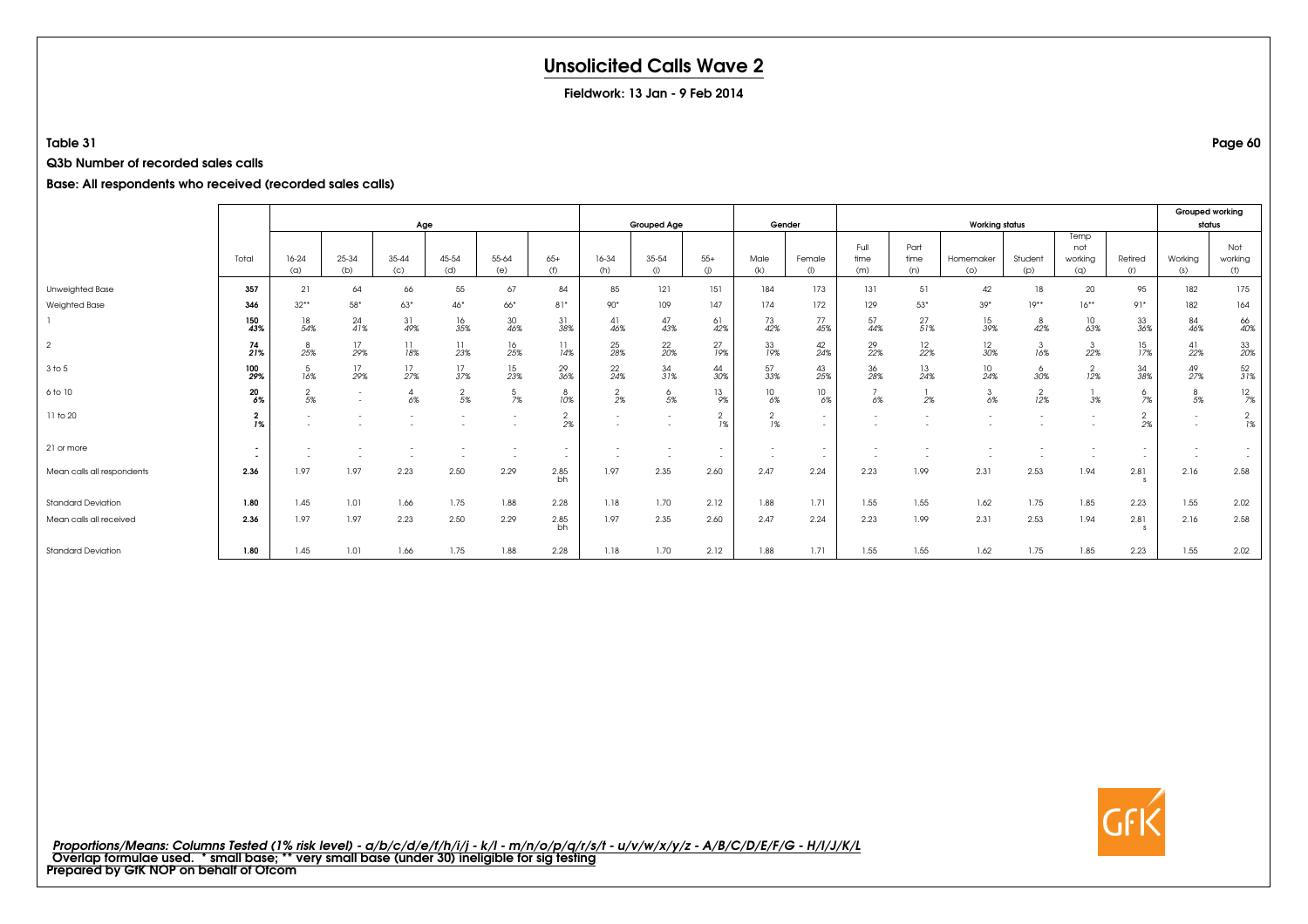# Unsolicited Calls Wave 2

**Fieldwork: 13 Jan - 9 Feb 2014**

**Table 31**

**Q3b Number of recorded sales calls**

**Base: All respondents who received (recorded sales calls)**

| | Total | Age | | | | | | Grouped Age | | | Gender | | Working status | | | | | | Grouped working status | |
|---|---|---|---|---|---|---|---|---|---|---|---|---|---|---|---|---|---|---|---|---|
| | | 16-24 (a) | 25-34 (b) | 35-44 (c) | 45-54 (d) | 55-64 (e) | 65+ (f) | 16-34 (h) | 35-54 (i) | 55+ (j) | Male (k) | Female (l) | Full time (m) | Part time (n) | Homemaker (o) | Student (p) | Temp not working (q) | Retired (r) | Working (s) | Not working (t) |
| Unweighted Base | **357** | 21 | 64 | 66 | 55 | 67 | 84 | 85 | 121 | 151 | 184 | 173 | 131 | 51 | 42 | 18 | 20 | 95 | 182 | 175 |
| Weighted Base | **346** | 32** | 58* | 63* | 46* | 66* | 81* | 90* | 109 | 147 | 174 | 172 | 129 | 53* | 39* | 19** | 16** | 91* | 182 | 164 |
| 1 | **150** | 18 | 24 | 31 | 16 | 30 | 31 | 41 | 47 | 61 | 73 | 77 | 57 | 27 | 15 | 8 | 10 | 33 | 84 | 66 |
| | **43%** | 54% | 41% | 49% | 35% | 46% | 38% | 46% | 43% | 42% | 42% | 45% | 44% | 51% | 39% | 42% | 63% | 36% | 46% | 40% |
| 2 | **74** | 8 | 17 | 11 | 11 | 16 | 11 | 25 | 22 | 27 | 33 | 42 | 29 | 12 | 12 | 3 | 3 | 15 | 41 | 33 |
| | **21%** | 25% | 29% | 18% | 23% | 25% | 14% | 28% | 20% | 19% | 19% | 24% | 22% | 22% | 30% | 16% | 22% | 17% | 22% | 20% |
| 3 to 5 | **100** | 5 | 17 | 17 | 17 | 15 | 29 | 22 | 34 | 44 | 57 | 43 | 36 | 13 | 10 | 6 | 2 | 34 | 49 | 52 |
| | **29%** | 16% | 29% | 27% | 37% | 23% | 36% | 24% | 31% | 30% | 33% | 25% | 28% | 24% | 24% | 30% | 12% | 38% | 27% | 31% |
| 6 to 10 | **20** | 2 | - | 4 | 2 | 5 | 8 | 2 | 6 | 13 | 10 | 10 | 7 | 1 | 3 | 2 | 1 | 6 | 8 | 12 |
| | **6%** | 5% | - | 6% | 5% | 7% | 10% | 2% | 5% | 9% | 6% | 6% | 6% | 2% | 6% | 12% | 3% | 7% | 5% | 7% |
| 11 to 20 | **2** | - | - | - | - | - | 2 | - | - | 2 | 2 | - | - | - | - | - | - | 2 | - | 2 |
| | **1%** | - | - | - | - | - | 2% | - | - | 1% | 1% | - | - | - | - | - | - | 2% | - | 1% |
| 21 or more | **-** | - | - | - | - | - | - | - | - | - | - | - | - | - | - | - | - | - | - | - |
| | **-** | - | - | - | - | - | - | - | - | - | - | - | - | - | - | - | - | - | - | - |
| Mean calls all respondents | **2.36** | 1.97 | 1.97 | 2.23 | 2.50 | 2.29 | 2.85 bh | 1.97 | 2.35 | 2.60 | 2.47 | 2.24 | 2.23 | 1.99 | 2.31 | 2.53 | 1.94 | 2.81 s | 2.16 | 2.58 |
| Standard Deviation | **1.80** | 1.45 | 1.01 | 1.66 | 1.75 | 1.88 | 2.28 | 1.18 | 1.70 | 2.12 | 1.88 | 1.71 | 1.55 | 1.55 | 1.62 | 1.75 | 1.85 | 2.23 | 1.55 | 2.02 |
| Mean calls all received | **2.36** | 1.97 | 1.97 | 2.23 | 2.50 | 2.29 | 2.85 bh | 1.97 | 2.35 | 2.60 | 2.47 | 2.24 | 2.23 | 1.99 | 2.31 | 2.53 | 1.94 | 2.81 s | 2.16 | 2.58 |
| Standard Deviation | **1.80** | 1.45 | 1.01 | 1.66 | 1.75 | 1.88 | 2.28 | 1.18 | 1.70 | 2.12 | 1.88 | 1.71 | 1.55 | 1.55 | 1.62 | 1.75 | 1.85 | 2.23 | 1.55 | 2.02 |

*Proportions/Means: Columns Tested (1% risk level) - a/b/c/d/e/f/h/i/j - k/l - m/n/o/p/q/r/s/t - u/v/w/x/y/z - A/B/C/D/E/F/G - H/I/J/K/L*
Overlap formulae used. * small base; ** very small base (under 30) ineligible for sig testing
Prepared by GfK NOP on behalf of Ofcom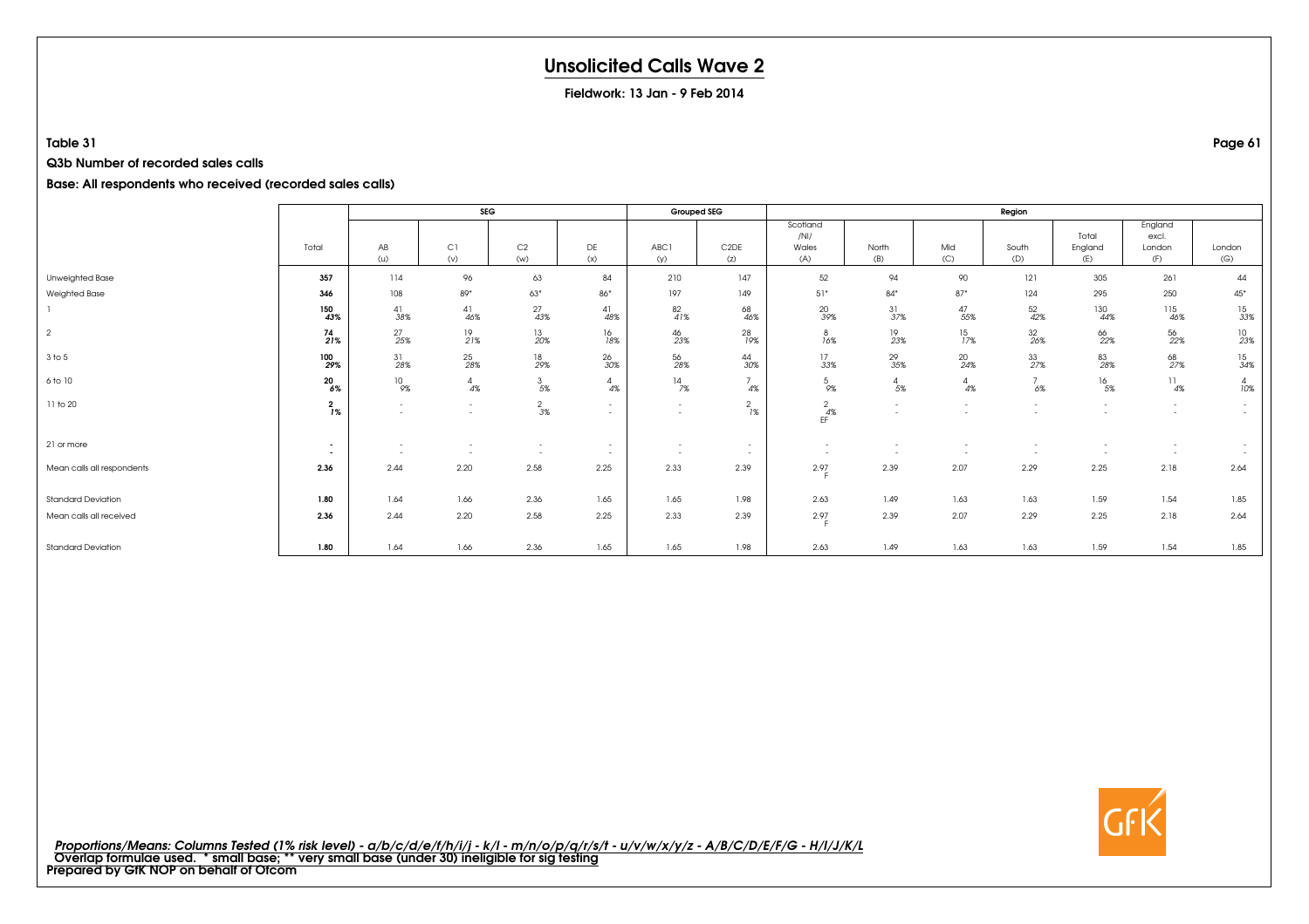# Unsolicited Calls Wave 2

**Fieldwork: 13 Jan - 9 Feb 2014**

**Table 31**

**Q3b Number of recorded sales calls**

**Base: All respondents who received (recorded sales calls)**

| | Total | SEG | | | | Grouped SEG | | Region | | | | | | |
|---|---|---|---|---|---|---|---|---|---|---|---|---|---|---|
| | | AB (u) | C1 (v) | C2 (w) | DE (x) | ABC1 (y) | C2DE (z) | Scotland /NI/ Wales (A) | North (B) | Mid (C) | South (D) | Total England (E) | England excl. London (F) | London (G) |
| Unweighted Base | **357** | 114 | 96 | 63 | 84 | 210 | 147 | 52 | 94 | 90 | 121 | 305 | 261 | 44 |
| Weighted Base | **346** | 108 | 89* | 63* | 86* | 197 | 149 | 51* | 84* | 87* | 124 | 295 | 250 | 45* |
| 1 | **150** **43%** | 41 38% | 41 46% | 27 43% | 41 48% | 82 41% | 68 46% | 20 39% | 31 37% | 47 55% | 52 42% | 130 44% | 115 46% | 15 33% |
| 2 | **74** **21%** | 27 25% | 19 21% | 13 20% | 16 18% | 46 23% | 28 19% | 8 16% | 19 23% | 15 17% | 32 26% | 66 22% | 56 22% | 10 23% |
| 3 to 5 | **100** **29%** | 31 28% | 25 28% | 18 29% | 26 30% | 56 28% | 44 30% | 17 33% | 29 35% | 20 24% | 33 27% | 83 28% | 68 27% | 15 34% |
| 6 to 10 | **20** **6%** | 10 9% | 4 4% | 3 5% | 4 4% | 14 7% | 7 4% | 5 9% | 4 5% | 4 4% | 7 6% | 16 5% | 11 4% | 4 10% |
| 11 to 20 | **2** **1%** | - - | - - | 2 3% | - - | - - | 2 1% | 2 4% EF | - - | - - | - - | - - | - - | - - |
| 21 or more | **-** **-** | - - | - - | - - | - - | - - | - - | - - | - - | - - | - - | - - | - - | - - |
| Mean calls all respondents | **2.36** | 2.44 | 2.20 | 2.58 | 2.25 | 2.33 | 2.39 | 2.97 F | 2.39 | 2.07 | 2.29 | 2.25 | 2.18 | 2.64 |
| Standard Deviation | **1.80** | 1.64 | 1.66 | 2.36 | 1.65 | 1.65 | 1.98 | 2.63 | 1.49 | 1.63 | 1.63 | 1.59 | 1.54 | 1.85 |
| Mean calls all received | **2.36** | 2.44 | 2.20 | 2.58 | 2.25 | 2.33 | 2.39 | 2.97 F | 2.39 | 2.07 | 2.29 | 2.25 | 2.18 | 2.64 |
| Standard Deviation | **1.80** | 1.64 | 1.66 | 2.36 | 1.65 | 1.65 | 1.98 | 2.63 | 1.49 | 1.63 | 1.63 | 1.59 | 1.54 | 1.85 |

*Proportions/Means: Columns Tested (1% risk level) - a/b/c/d/e/f/h/i/j - k/l - m/n/o/p/q/r/s/t - u/v/w/x/y/z - A/B/C/D/E/F/G - H/I/J/K/L*
Overlap formulae used. * small base; ** very small base (under 30) ineligible for sig testing
**Prepared by GfK NOP on behalf of Ofcom**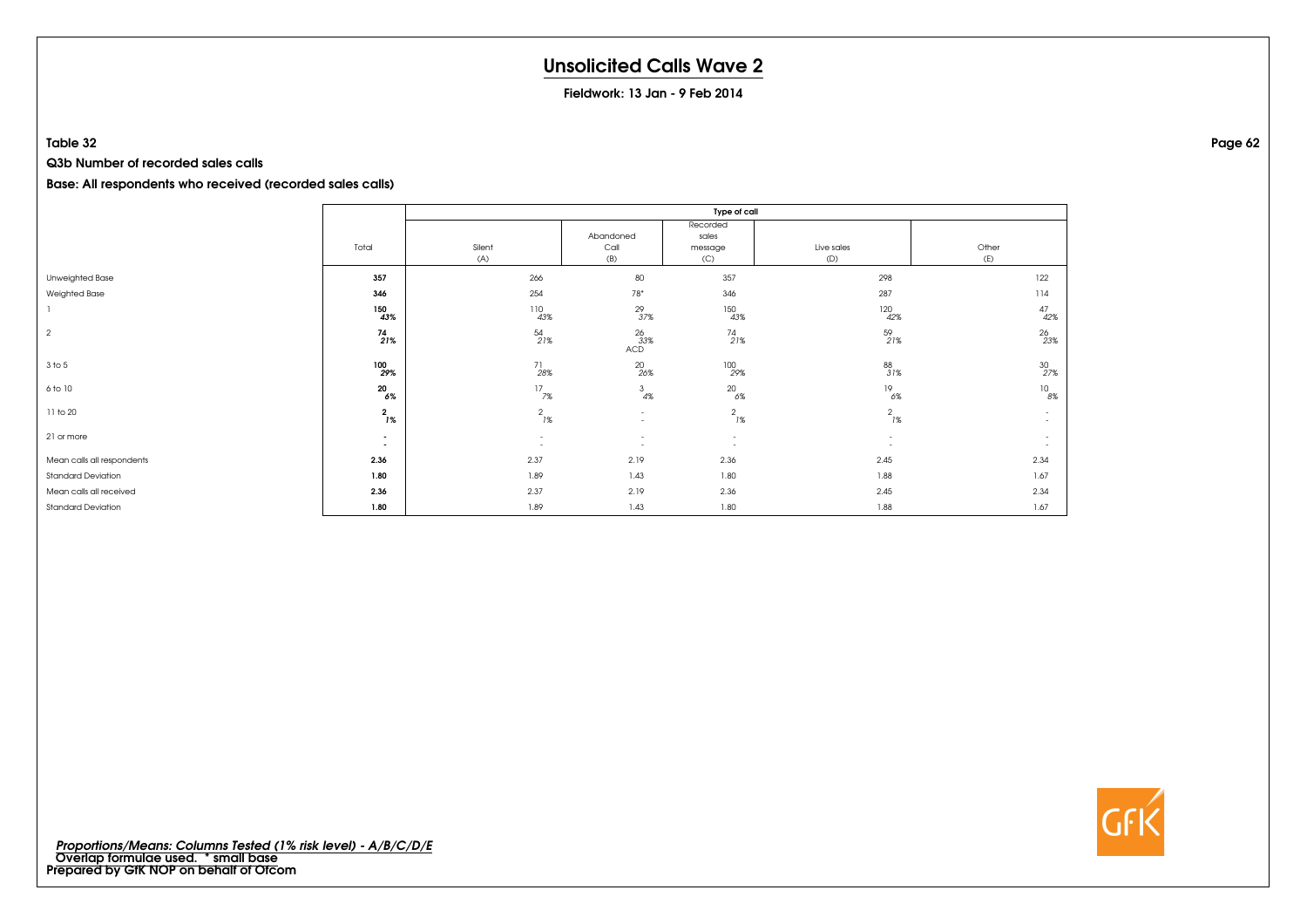# Unsolicited Calls Wave 2

**Fieldwork: 13 Jan - 9 Feb 2014**

**Table 32**

**Q3b Number of recorded sales calls**

**Base: All respondents who received (recorded sales calls)**

| | Total | Type of call | | | | |
|---|---|---|---|---|---|---|
| | | Silent (A) | Abandoned Call (B) | Recorded sales message (C) | Live sales (D) | Other (E) |
| Unweighted Base | **357** | 266 | 80 | 357 | 298 | 122 |
| Weighted Base | **346** | 254 | 78* | 346 | 287 | 114 |
| 1 | **150** *43%* | 110 *43%* | 29 *37%* | 150 *43%* | 120 *42%* | 47 *42%* |
| 2 | **74** *21%* | 54 *21%* | 26 *33%* ACD | 74 *21%* | 59 *21%* | 26 *23%* |
| 3 to 5 | **100** *29%* | 71 *28%* | 20 *26%* | 100 *29%* | 88 *31%* | 30 *27%* |
| 6 to 10 | **20** *6%* | 17 *7%* | 3 *4%* | 20 *6%* | 19 *6%* | 10 *8%* |
| 11 to 20 | **2** *1%* | 2 *1%* | - - | 2 *1%* | 2 *1%* | - - |
| 21 or more | **-** **-** | - - | - - | - - | - - | - - |
| Mean calls all respondents | **2.36** | 2.37 | 2.19 | 2.36 | 2.45 | 2.34 |
| Standard Deviation | **1.80** | 1.89 | 1.43 | 1.80 | 1.88 | 1.67 |
| Mean calls all received | **2.36** | 2.37 | 2.19 | 2.36 | 2.45 | 2.34 |
| Standard Deviation | **1.80** | 1.89 | 1.43 | 1.80 | 1.88 | 1.67 |

***Proportions/Means: Columns Tested (1% risk level) - A/B/C/D/E***
**Overlap formulae used. * small base**
**Prepared by GfK NOP on behalf of Ofcom**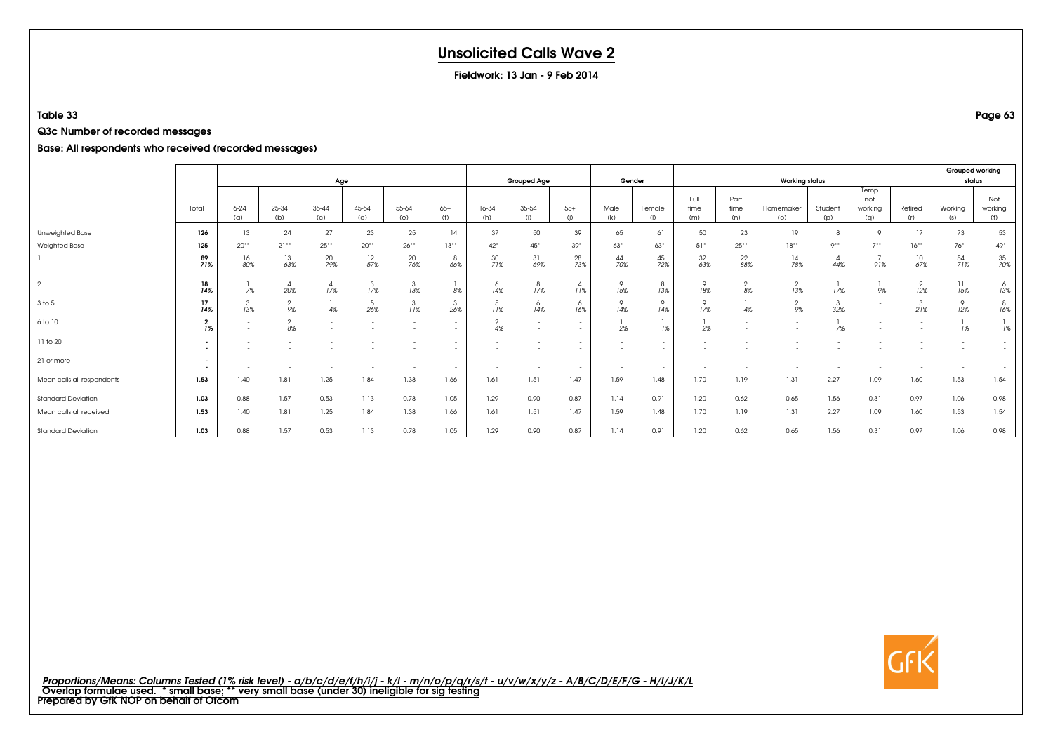# Unsolicited Calls Wave 2

**Fieldwork: 13 Jan - 9 Feb 2014**

**Table 33**

**Q3c Number of recorded messages**

**Base: All respondents who received (recorded messages)**

| | Total | Age | | | | | | Grouped Age | | | Gender | | Working status | | | | | | Grouped working status | |
|---|---|---|---|---|---|---|---|---|---|---|---|---|---|---|---|---|---|---|---|---|
| | | 16-24 (a) | 25-34 (b) | 35-44 (c) | 45-54 (d) | 55-64 (e) | 65+ (f) | 16-34 (h) | 35-54 (i) | 55+ (j) | Male (k) | Female (l) | Full time (m) | Part time (n) | Homemaker (o) | Student (p) | Temp not working (q) | Retired (r) | Working (s) | Not working (t) |
| Unweighted Base | **126** | 13 | 24 | 27 | 23 | 25 | 14 | 37 | 50 | 39 | 65 | 61 | 50 | 23 | 19 | 8 | 9 | 17 | 73 | 53 |
| Weighted Base | **125** | 20** | 21** | 25** | 20** | 26** | 13** | 42* | 45* | 39* | 63* | 63* | 51* | 25** | 18** | 9** | 7** | 16** | 76* | 49* |
| 1 | **89** *71%* | 16 *80%* | 13 *63%* | 20 *79%* | 12 *57%* | 20 *76%* | 8 *66%* | 30 *71%* | 31 *69%* | 28 *73%* | 44 *70%* | 45 *72%* | 32 *63%* | 22 *88%* | 14 *78%* | 4 *44%* | 7 *91%* | 10 *67%* | 54 *71%* | 35 *70%* |
| 2 | **18** *14%* | 1 *7%* | 4 *20%* | 4 *17%* | 3 *17%* | 3 *13%* | 1 *8%* | 6 *14%* | 8 *17%* | 4 *11%* | 9 *15%* | 8 *13%* | 9 *18%* | 2 *8%* | 2 *13%* | 1 *17%* | 1 *9%* | 2 *12%* | 11 *15%* | 6 *13%* |
| 3 to 5 | **17** *14%* | 3 *13%* | 2 *9%* | 1 *4%* | 5 *26%* | 3 *11%* | 3 *26%* | 5 *11%* | 6 *14%* | 6 *16%* | 9 *14%* | 9 *14%* | 9 *17%* | 1 *4%* | 2 *9%* | 3 *32%* | - - | 3 *21%* | 9 *12%* | 8 *16%* |
| 6 to 10 | **2** *1%* | - - | 2 *8%* | - - | - - | - - | - - | 2 *4%* | - - | - - | 1 *2%* | 1 *1%* | 1 *2%* | - - | - - | 1 *7%* | - - | - - | 1 *1%* | 1 *1%* |
| 11 to 20 | **-** **-** | - - | - - | - - | - - | - - | - - | - - | - - | - - | - - | - - | - - | - - | - - | - - | - - | - - | - - | - - |
| 21 or more | **-** **-** | - - | - - | - - | - - | - - | - - | - - | - - | - - | - - | - - | - - | - - | - - | - - | - - | - - | - - | - - |
| Mean calls all respondents | **1.53** | 1.40 | 1.81 | 1.25 | 1.84 | 1.38 | 1.66 | 1.61 | 1.51 | 1.47 | 1.59 | 1.48 | 1.70 | 1.19 | 1.31 | 2.27 | 1.09 | 1.60 | 1.53 | 1.54 |
| Standard Deviation | **1.03** | 0.88 | 1.57 | 0.53 | 1.13 | 0.78 | 1.05 | 1.29 | 0.90 | 0.87 | 1.14 | 0.91 | 1.20 | 0.62 | 0.65 | 1.56 | 0.31 | 0.97 | 1.06 | 0.98 |
| Mean calls all received | **1.53** | 1.40 | 1.81 | 1.25 | 1.84 | 1.38 | 1.66 | 1.61 | 1.51 | 1.47 | 1.59 | 1.48 | 1.70 | 1.19 | 1.31 | 2.27 | 1.09 | 1.60 | 1.53 | 1.54 |
| Standard Deviation | **1.03** | 0.88 | 1.57 | 0.53 | 1.13 | 0.78 | 1.05 | 1.29 | 0.90 | 0.87 | 1.14 | 0.91 | 1.20 | 0.62 | 0.65 | 1.56 | 0.31 | 0.97 | 1.06 | 0.98 |

*Proportions/Means: Columns Tested (1% risk level) - a/b/c/d/e/f/h/i/j - k/l - m/n/o/p/q/r/s/t - u/v/w/x/y/z - A/B/C/D/E/F/G - H/I/J/K/L*
Overlap formulae used. * small base; ** very small base (under 30) ineligible for sig testing
**Prepared by GfK NOP on behalf of Ofcom**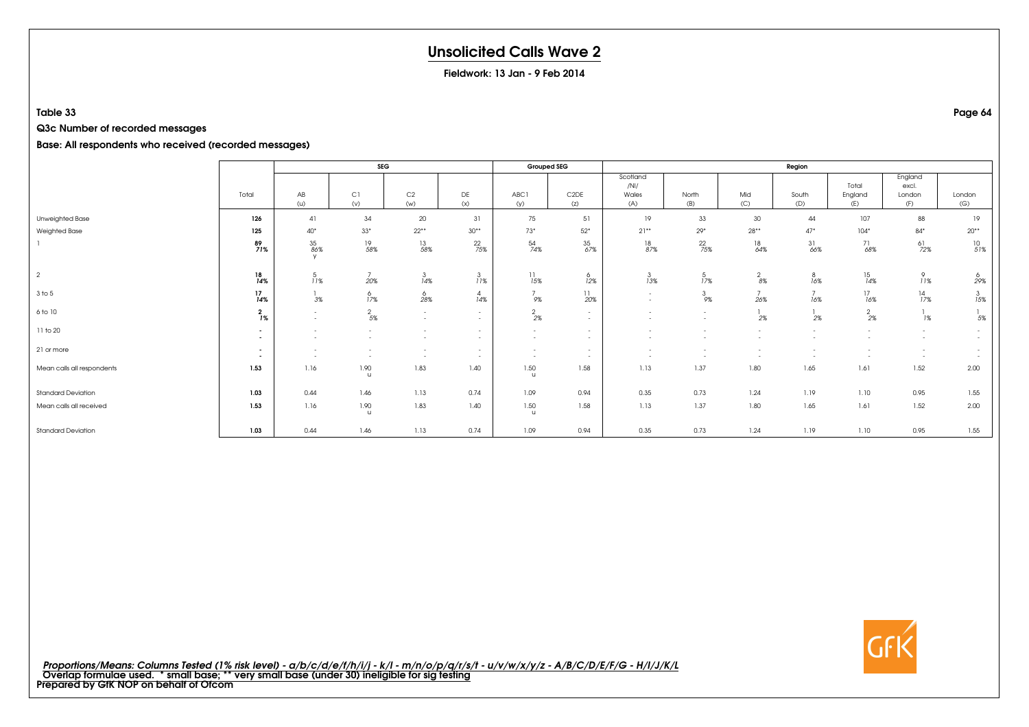# Unsolicited Calls Wave 2

**Fieldwork: 13 Jan - 9 Feb 2014**

**Table 33**

**Q3c Number of recorded messages**

**Base: All respondents who received (recorded messages)**

| | Total | SEG | | | | Grouped SEG | | Region | | | | | | |
|---|---|---|---|---|---|---|---|---|---|---|---|---|---|---|
| | | AB (u) | C1 (v) | C2 (w) | DE (x) | ABC1 (y) | C2DE (z) | Scotland /NI/ Wales (A) | North (B) | Mid (C) | South (D) | Total England (E) | England excl. London (F) | London (G) |
| Unweighted Base | **126** | 41 | 34 | 20 | 31 | 75 | 51 | 19 | 33 | 30 | 44 | 107 | 88 | 19 |
| Weighted Base | **125** | 40* | 33* | 22** | 30** | 73* | 52* | 21** | 29* | 28** | 47* | 104* | 84* | 20** |
| 1 | **89** **71%** | 35 86% y | 19 58% | 13 58% | 22 75% | 54 74% | 35 67% | 18 87% | 22 75% | 18 64% | 31 66% | 71 68% | 61 72% | 10 51% |
| 2 | **18** **14%** | 5 11% | 7 20% | 3 14% | 3 11% | 11 15% | 6 12% | 3 13% | 5 17% | 2 8% | 8 16% | 15 14% | 9 11% | 6 29% |
| 3 to 5 | **17** **14%** | 1 3% | 6 17% | 6 28% | 4 14% | 7 9% | 11 20% | - - | 3 9% | 7 26% | 7 16% | 17 16% | 14 17% | 3 15% |
| 6 to 10 | **2** **1%** | - - | 2 5% | - - | - - | 2 2% | - - | - - | - - | 1 2% | 1 2% | 2 2% | 1 1% | 1 5% |
| 11 to 20 | **-** **-** | - - | - - | - - | - - | - - | - - | - - | - - | - - | - - | - - | - - | - - |
| 21 or more | **-** **-** | - - | - - | - - | - - | - - | - - | - - | - - | - - | - - | - - | - - | - - |
| Mean calls all respondents | **1.53** | 1.16 | 1.90 u | 1.83 | 1.40 | 1.50 u | 1.58 | 1.13 | 1.37 | 1.80 | 1.65 | 1.61 | 1.52 | 2.00 |
| Standard Deviation | **1.03** | 0.44 | 1.46 | 1.13 | 0.74 | 1.09 | 0.94 | 0.35 | 0.73 | 1.24 | 1.19 | 1.10 | 0.95 | 1.55 |
| Mean calls all received | **1.53** | 1.16 | 1.90 u | 1.83 | 1.40 | 1.50 u | 1.58 | 1.13 | 1.37 | 1.80 | 1.65 | 1.61 | 1.52 | 2.00 |
| Standard Deviation | **1.03** | 0.44 | 1.46 | 1.13 | 0.74 | 1.09 | 0.94 | 0.35 | 0.73 | 1.24 | 1.19 | 1.10 | 0.95 | 1.55 |

*Proportions/Means: Columns Tested (1% risk level) - a/b/c/d/e/f/h/i/j - k/l - m/n/o/p/q/r/s/t - u/v/w/x/y/z - A/B/C/D/E/F/G - H/I/J/K/L*
Overlap formulae used. * small base; ** very small base (under 30) ineligible for sig testing
**Prepared by GfK NOP on behalf of Ofcom**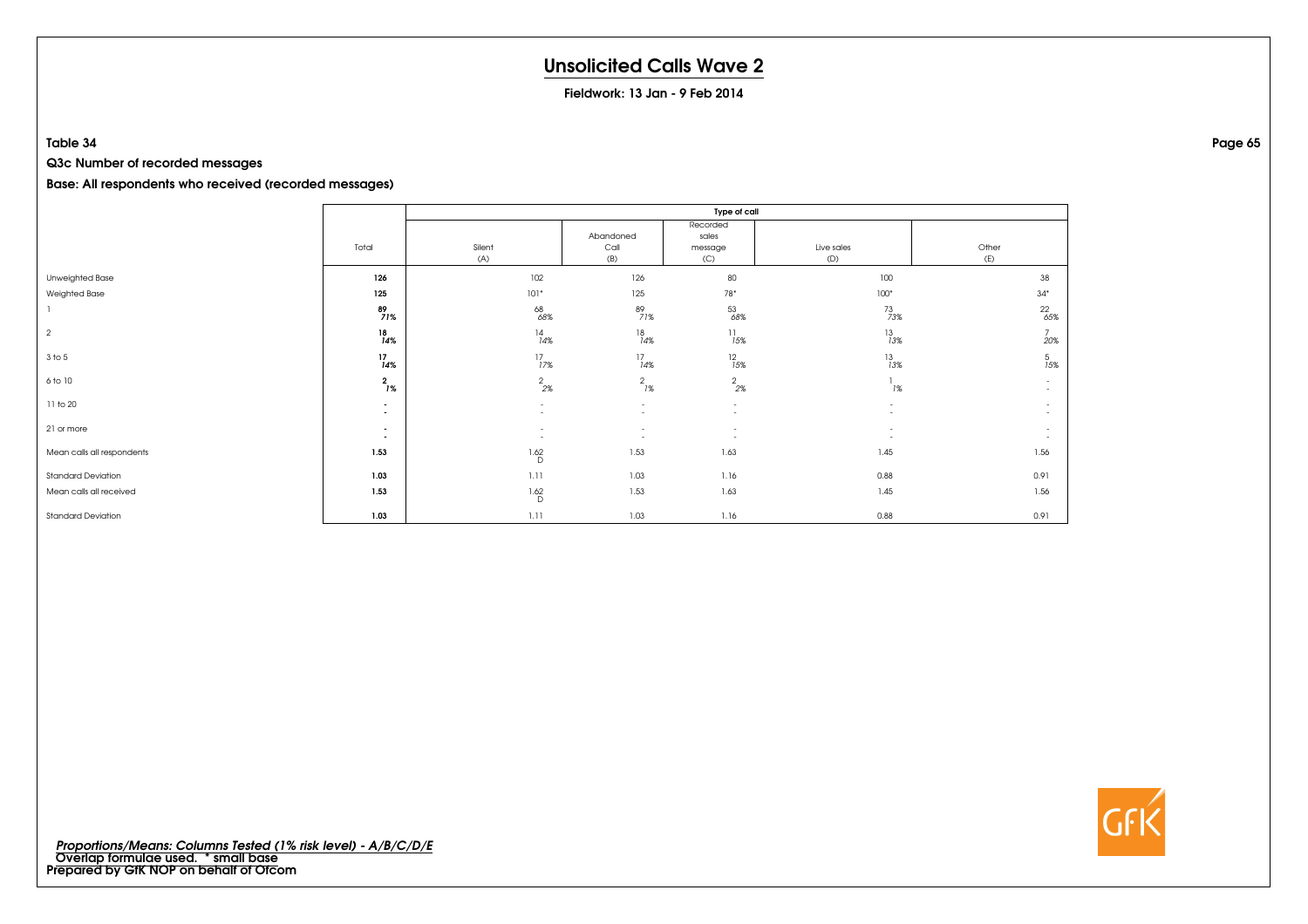# Unsolicited Calls Wave 2

**Fieldwork: 13 Jan - 9 Feb 2014**

**Table 34**

**Q3c Number of recorded messages**

**Base: All respondents who received (recorded messages)**

| | Total | Type of call | | | | |
|---|---|---|---|---|---|---|
| | | Silent (A) | Abandoned Call (B) | Recorded sales message (C) | Live sales (D) | Other (E) |
| Unweighted Base | **126** | 102 | 126 | 80 | 100 | 38 |
| Weighted Base | **125** | 101* | 125 | 78* | 100* | 34* |
| 1 | **89** *71%* | 68 *68%* | 89 *71%* | 53 *68%* | 73 *73%* | 22 *65%* |
| 2 | **18** *14%* | 14 *14%* | 18 *14%* | 11 *15%* | 13 *13%* | 7 *20%* |
| 3 to 5 | **17** *14%* | 17 *17%* | 17 *14%* | 12 *15%* | 13 *13%* | 5 *15%* |
| 6 to 10 | **2** *1%* | 2 *2%* | 2 *1%* | 2 *2%* | 1 *1%* | - - |
| 11 to 20 | **-** **-** | - - | - - | - - | - - | - - |
| 21 or more | **-** **-** | - - | - - | - - | - - | - - |
| Mean calls all respondents | **1.53** | 1.62 D | 1.53 | 1.63 | 1.45 | 1.56 |
| Standard Deviation | **1.03** | 1.11 | 1.03 | 1.16 | 0.88 | 0.91 |
| Mean calls all received | **1.53** | 1.62 D | 1.53 | 1.63 | 1.45 | 1.56 |
| Standard Deviation | **1.03** | 1.11 | 1.03 | 1.16 | 0.88 | 0.91 |

*Proportions/Means: Columns Tested (1% risk level) - A/B/C/D/E*
Overlap formulae used. * small base
Prepared by GfK NOP on behalf of Ofcom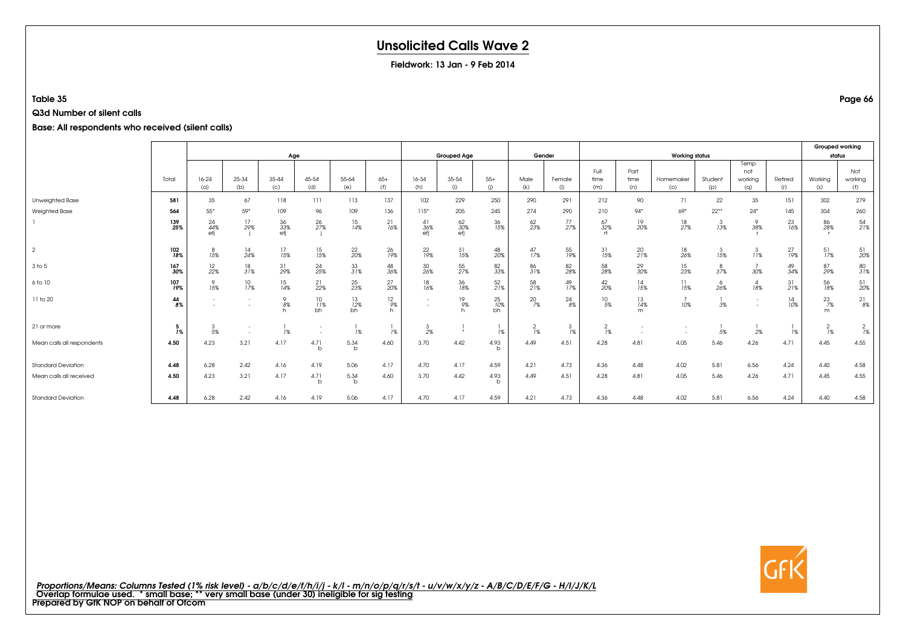# Unsolicited Calls Wave 2

**Fieldwork: 13 Jan - 9 Feb 2014**

**Table 35**

**Q3d Number of silent calls**

**Base: All respondents who received (silent calls)**

| | Total | Age | | | | | | Grouped Age | | | Gender | | Working status | | | | | | Grouped working status | |
|---|---|---|---|---|---|---|---|---|---|---|---|---|---|---|---|---|---|---|---|---|
| | Total | 16-24 (a) | 25-34 (b) | 35-44 (c) | 45-54 (d) | 55-64 (e) | 65+ (f) | 16-34 (h) | 35-54 (i) | 55+ (j) | Male (k) | Female (l) | Full time (m) | Part time (n) | Homemaker (o) | Student (p) | Temp not working (q) | Retired (r) | Working (s) | Not working (t) |
| Unweighted Base | 581 | 35 | 67 | 118 | 111 | 113 | 137 | 102 | 229 | 250 | 290 | 291 | 212 | 90 | 71 | 22 | 35 | 151 | 302 | 279 |
| Weighted Base | 564 | 55* | 59* | 109 | 96 | 109 | 136 | 115* | 205 | 245 | 274 | 290 | 210 | 94* | 69* | 22** | 24* | 145 | 304 | 260 |
| 1 | 139 25% | 24 44% efj | 17 29% j | 36 33% efj | 26 27% j | 15 14% | 21 16% | 41 36% efj | 62 30% efj | 36 15% | 62 23% | 77 27% | 67 32% rt | 19 20% | 18 27% | 3 13% | 9 38% r | 23 16% | 86 28% r | 54 21% |
| 2 | 102 18% | 8 15% | 14 24% | 17 15% | 15 15% | 22 20% | 26 19% | 22 19% | 31 15% | 48 20% | 47 17% | 55 19% | 31 15% | 20 21% | 18 26% | 3 15% | 3 11% | 27 19% | 51 17% | 51 20% |
| 3 to 5 | 167 30% | 12 22% | 18 31% | 31 29% | 24 25% | 33 31% | 48 36% | 30 26% | 55 27% | 82 33% | 86 31% | 82 28% | 58 28% | 29 30% | 15 23% | 8 37% | 7 30% | 49 34% | 87 29% | 80 31% |
| 6 to 10 | 107 19% | 9 15% | 10 17% | 15 14% | 21 22% | 25 23% | 27 20% | 18 16% | 36 18% | 52 21% | 58 21% | 49 17% | 42 20% | 14 15% | 11 15% | 6 26% | 4 18% | 31 21% | 56 18% | 51 20% |
| 11 to 20 | 44 8% | - - | - - | 9 8% h | 10 11% bh | 13 12% bh | 12 9% h | - - | 19 9% h | 25 10% bh | 20 7% | 24 8% | 10 5% | 13 14% m | 7 10% | 1 3% | - - | 14 10% | 23 7% m | 21 8% |
| 21 or more | 5 1% | 3 5% | - - | 1 1% | - - | 1 1% | 1 1% | 3 2% | 1 * | 1 1% | 2 1% | 3 1% | 2 1% | - - | - - | 1 5% | 1 2% | 1 1% | 2 1% | 2 1% |
| Mean calls all respondents | 4.50 | 4.23 | 3.21 | 4.17 | 4.71 b | 5.34 b | 4.60 | 3.70 | 4.42 | 4.93 b | 4.49 | 4.51 | 4.28 | 4.81 | 4.05 | 5.46 | 4.26 | 4.71 | 4.45 | 4.55 |
| Standard Deviation | 4.48 | 6.28 | 2.42 | 4.16 | 4.19 | 5.06 | 4.17 | 4.70 | 4.17 | 4.59 | 4.21 | 4.73 | 4.36 | 4.48 | 4.02 | 5.81 | 6.56 | 4.24 | 4.40 | 4.58 |
| Mean calls all received | 4.50 | 4.23 | 3.21 | 4.17 | 4.71 b | 5.34 b | 4.60 | 3.70 | 4.42 | 4.93 b | 4.49 | 4.51 | 4.28 | 4.81 | 4.05 | 5.46 | 4.26 | 4.71 | 4.45 | 4.55 |
| Standard Deviation | 4.48 | 6.28 | 2.42 | 4.16 | 4.19 | 5.06 | 4.17 | 4.70 | 4.17 | 4.59 | 4.21 | 4.73 | 4.36 | 4.48 | 4.02 | 5.81 | 6.56 | 4.24 | 4.40 | 4.58 |

*Proportions/Means: Columns Tested (1% risk level) - a/b/c/d/e/f/h/i/j - k/l - m/n/o/p/q/r/s/t - u/v/w/x/y/z - A/B/C/D/E/F/G - H/I/J/K/L*
Overlap formulae used. * small base; ** very small base (under 30) ineligible for sig testing
Prepared by GfK NOP on behalf of Ofcom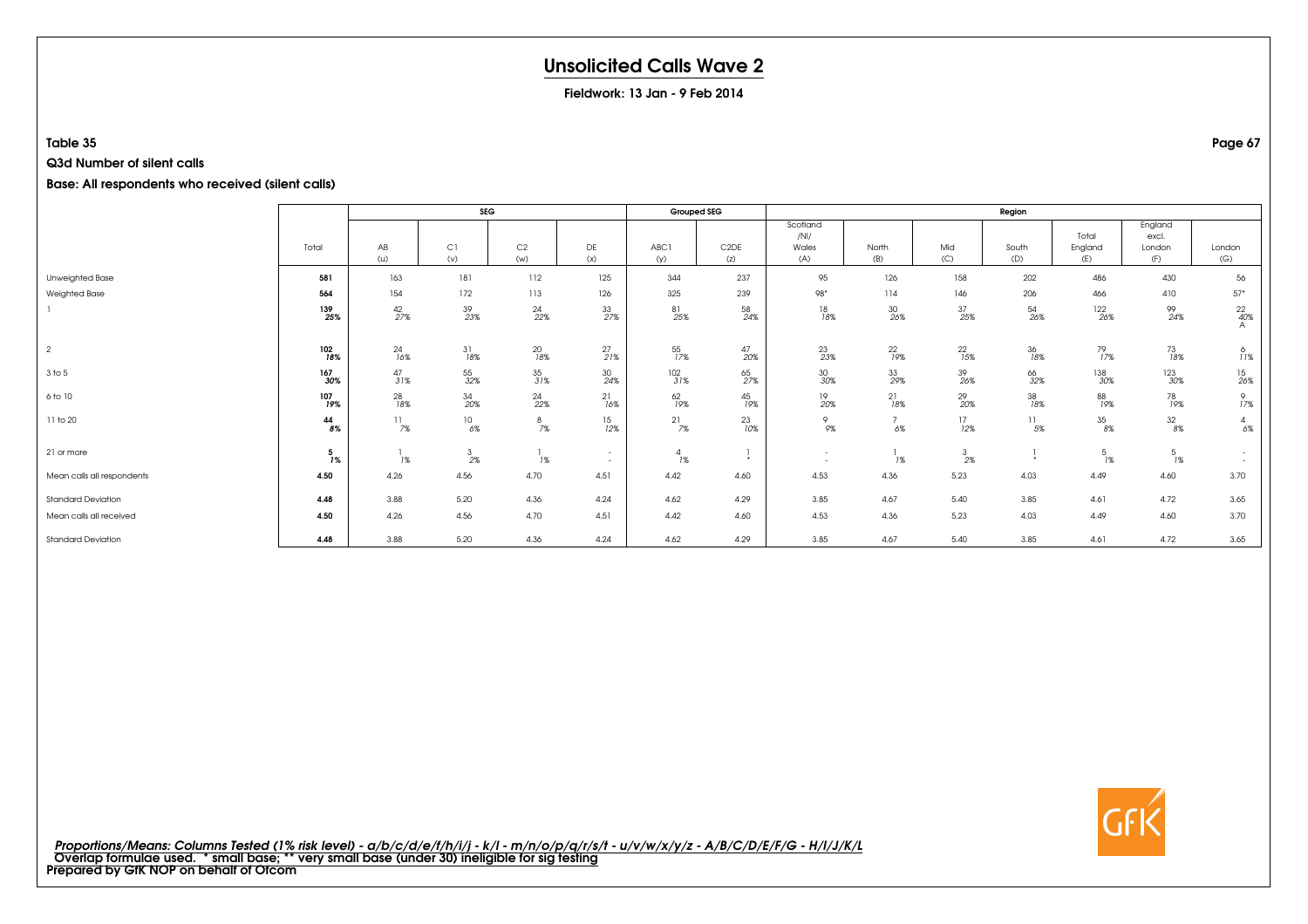# Unsolicited Calls Wave 2

**Fieldwork: 13 Jan - 9 Feb 2014**

**Table 35**

**Q3d Number of silent calls**

**Base: All respondents who received (silent calls)**

| | Total | SEG | | | | Grouped SEG | | Region | | | | | | |
|---|---|---|---|---|---|---|---|---|---|---|---|---|---|---|
| | | AB (u) | C1 (v) | C2 (w) | DE (x) | ABC1 (y) | C2DE (z) | Scotland /NI/ Wales (A) | North (B) | Mid (C) | South (D) | Total England (E) | England excl. London (F) | London (G) |
| Unweighted Base | 581 | 163 | 181 | 112 | 125 | 344 | 237 | 95 | 126 | 158 | 202 | 486 | 430 | 56 |
| Weighted Base | 564 | 154 | 172 | 113 | 126 | 325 | 239 | 98* | 114 | 146 | 206 | 466 | 410 | 57* |
| 1 | **139** **25%** | 42 27% | 39 23% | 24 22% | 33 27% | 81 25% | 58 24% | 18 18% | 30 26% | 37 25% | 54 26% | 122 26% | 99 24% | 22 40% A |
| 2 | **102** **18%** | 24 16% | 31 18% | 20 18% | 27 21% | 55 17% | 47 20% | 23 23% | 22 19% | 22 15% | 36 18% | 79 17% | 73 18% | 6 11% |
| 3 to 5 | **167** **30%** | 47 31% | 55 32% | 35 31% | 30 24% | 102 31% | 65 27% | 30 30% | 33 29% | 39 26% | 66 32% | 138 30% | 123 30% | 15 26% |
| 6 to 10 | **107** **19%** | 28 18% | 34 20% | 24 22% | 21 16% | 62 19% | 45 19% | 19 20% | 21 18% | 29 20% | 38 18% | 88 19% | 78 19% | 9 17% |
| 11 to 20 | **44** **8%** | 11 7% | 10 6% | 8 7% | 15 12% | 21 7% | 23 10% | 9 9% | 7 6% | 17 12% | 11 5% | 35 8% | 32 8% | 4 6% |
| 21 or more | **5** **1%** | 1 1% | 3 2% | 1 1% | - - | 4 1% | 1 * | - - | 1 1% | 3 2% | 1 * | 5 1% | 5 1% | - - |
| Mean calls all respondents | **4.50** | 4.26 | 4.56 | 4.70 | 4.51 | 4.42 | 4.60 | 4.53 | 4.36 | 5.23 | 4.03 | 4.49 | 4.60 | 3.70 |
| Standard Deviation | **4.48** | 3.88 | 5.20 | 4.36 | 4.24 | 4.62 | 4.29 | 3.85 | 4.67 | 5.40 | 3.85 | 4.61 | 4.72 | 3.65 |
| Mean calls all received | **4.50** | 4.26 | 4.56 | 4.70 | 4.51 | 4.42 | 4.60 | 4.53 | 4.36 | 5.23 | 4.03 | 4.49 | 4.60 | 3.70 |
| Standard Deviation | **4.48** | 3.88 | 5.20 | 4.36 | 4.24 | 4.62 | 4.29 | 3.85 | 4.67 | 5.40 | 3.85 | 4.61 | 4.72 | 3.65 |

*Proportions/Means: Columns Tested (1% risk level) - a/b/c/d/e/f/h/i/j - k/l - m/n/o/p/q/r/s/t - u/v/w/x/y/z - A/B/C/D/E/F/G - H/I/J/K/L*
Overlap formulae used. * small base; ** very small base (under 30) ineligible for sig testing
**Prepared by GfK NOP on behalf of Ofcom**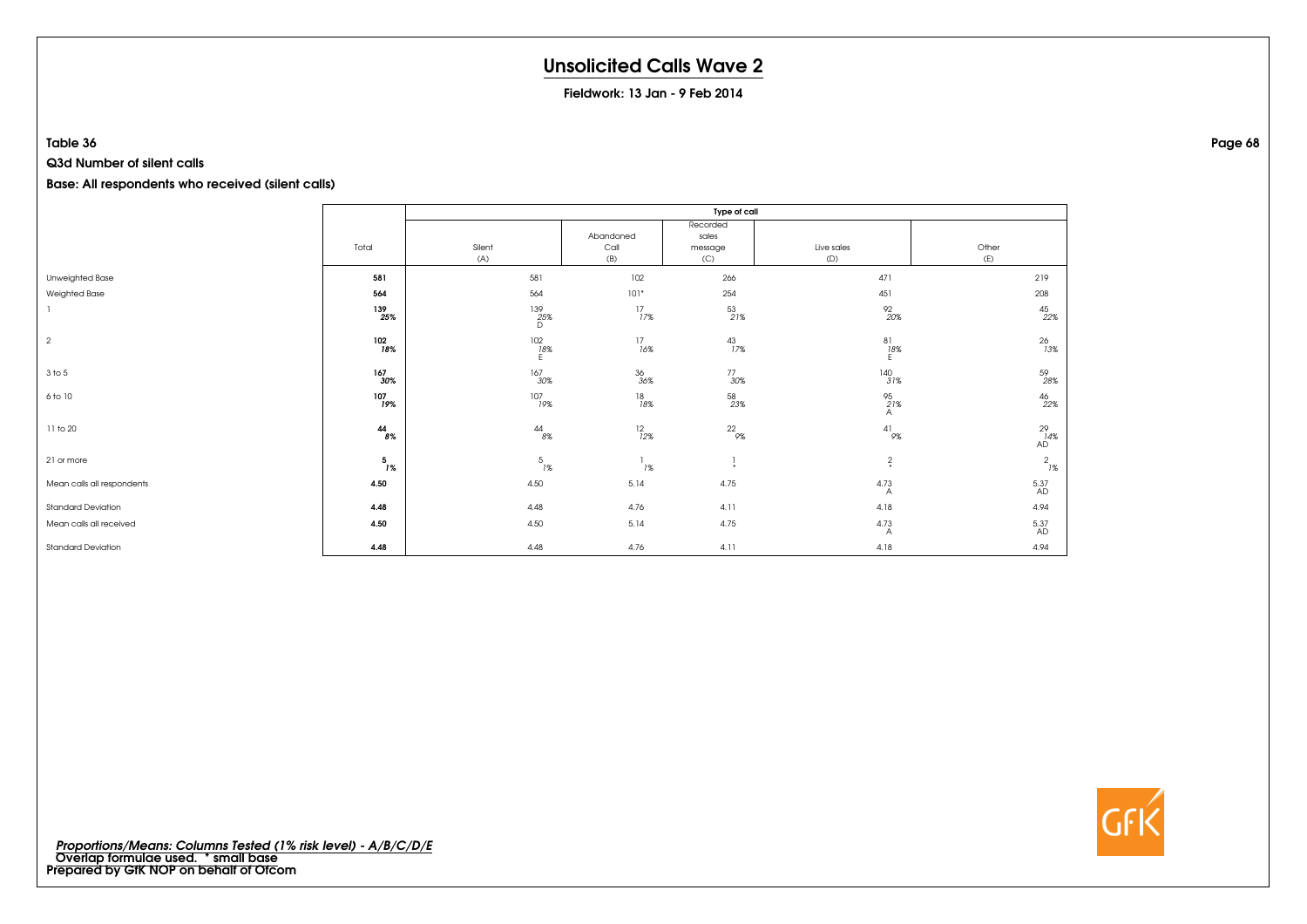# Unsolicited Calls Wave 2

**Fieldwork: 13 Jan - 9 Feb 2014**

**Table 36**

**Q3d Number of silent calls**

**Base: All respondents who received (silent calls)**

| | Total | Type of call | | | | |
|---|---|---|---|---|---|---|
| | | Silent (A) | Abandoned Call (B) | Recorded sales message (C) | Live sales (D) | Other (E) |
| Unweighted Base | **581** | 581 | 102 | 266 | 471 | 219 |
| Weighted Base | **564** | 564 | 101* | 254 | 451 | 208 |
| 1 | **139** **25%** | 139 25% D | 17 17% | 53 21% | 92 20% | 45 22% |
| 2 | **102** **18%** | 102 18% E | 17 16% | 43 17% | 81 18% E | 26 13% |
| 3 to 5 | **167** **30%** | 167 30% | 36 36% | 77 30% | 140 31% | 59 28% |
| 6 to 10 | **107** **19%** | 107 19% | 18 18% | 58 23% | 95 21% A | 46 22% |
| 11 to 20 | **44** **8%** | 44 8% | 12 12% | 22 9% | 41 9% | 29 14% AD |
| 21 or more | **5** **1%** | 5 1% | 1 1% | 1 * | 2 * | 2 1% |
| Mean calls all respondents | **4.50** | 4.50 | 5.14 | 4.75 | 4.73 A | 5.37 AD |
| Standard Deviation | **4.48** | 4.48 | 4.76 | 4.11 | 4.18 | 4.94 |
| Mean calls all received | **4.50** | 4.50 | 5.14 | 4.75 | 4.73 A | 5.37 AD |
| Standard Deviation | **4.48** | 4.48 | 4.76 | 4.11 | 4.18 | 4.94 |

*Proportions/Means: Columns Tested (1% risk level) - A/B/C/D/E*
Overlap formulae used. * small base
Prepared by GfK NOP on behalf of Ofcom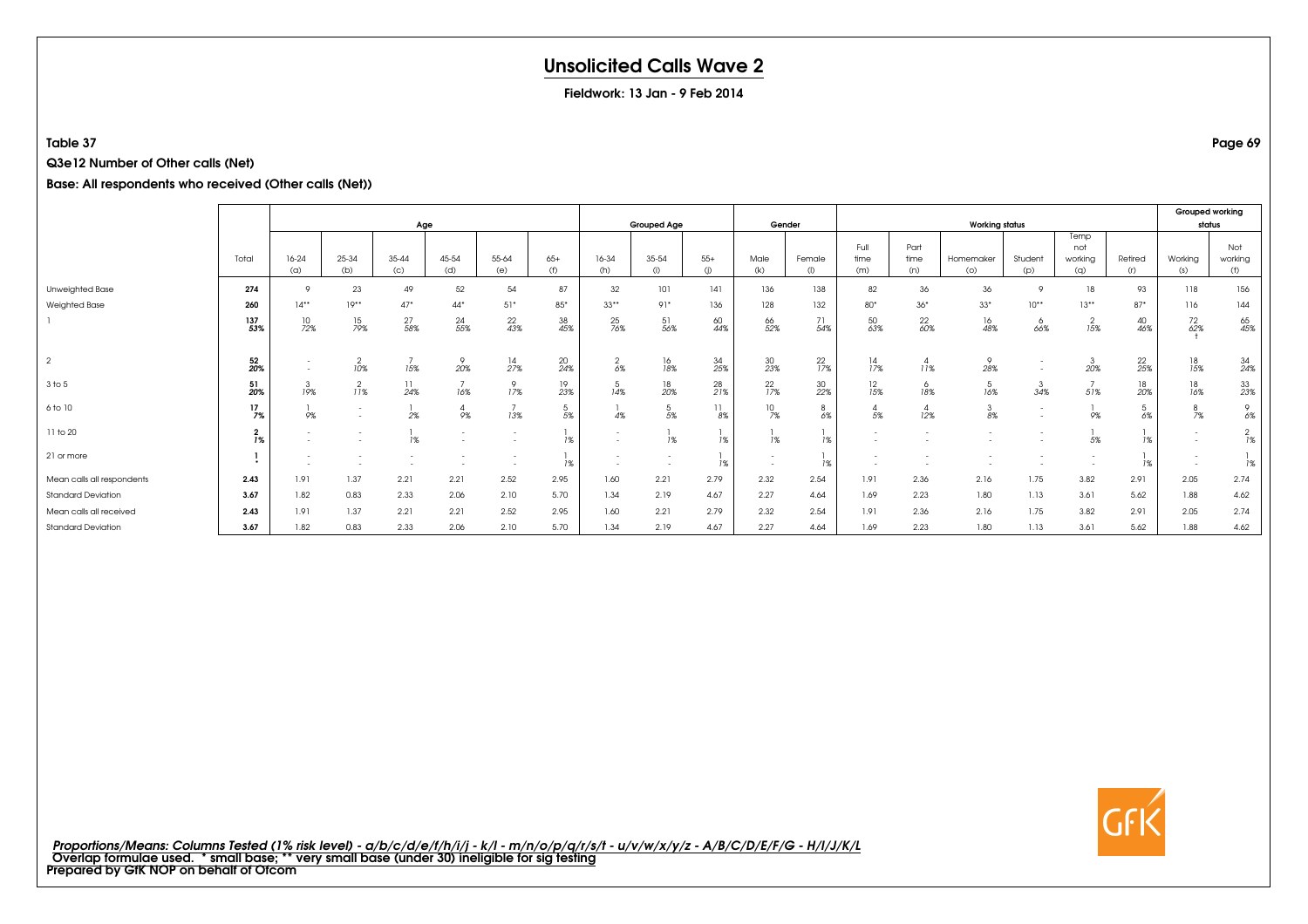# Unsolicited Calls Wave 2

**Fieldwork: 13 Jan - 9 Feb 2014**

**Table 37**

**Q3e12 Number of Other calls (Net)**

**Base: All respondents who received (Other calls (Net))**

| | | Age | | | | | | Grouped Age | | | Gender | | Working status | | | | | | Grouped working status | |
|---|---|---|---|---|---|---|---|---|---|---|---|---|---|---|---|---|---|---|---|---|
| | Total | 16-24 (a) | 25-34 (b) | 35-44 (c) | 45-54 (d) | 55-64 (e) | 65+ (f) | 16-34 (h) | 35-54 (i) | 55+ (j) | Male (k) | Female (l) | Full time (m) | Part time (n) | Homemaker (o) | Student (p) | Temp not working (q) | Retired (r) | Working (s) | Not working (t) |
| Unweighted Base | **274** | 9 | 23 | 49 | 52 | 54 | 87 | 32 | 101 | 141 | 136 | 138 | 82 | 36 | 36 | 9 | 18 | 93 | 118 | 156 |
| Weighted Base | **260** | 14** | 19** | 47* | 44* | 51* | 85* | 33** | 91* | 136 | 128 | 132 | 80* | 36* | 33* | 10** | 13** | 87* | 116 | 144 |
| 1 | **137** | 10 | 15 | 27 | 24 | 22 | 38 | 25 | 51 | 60 | 66 | 71 | 50 | 22 | 16 | 6 | 2 | 40 | 72 | 65 |
| | **53%** | 72% | 79% | 58% | 55% | 43% | 45% | 76% | 56% | 44% | 52% | 54% | 63% | 60% | 48% | 66% | 15% | 46% | 62% t | 45% |
| 2 | **52** | - | 2 | 7 | 9 | 14 | 20 | 2 | 16 | 34 | 30 | 22 | 14 | 4 | 9 | - | 3 | 22 | 18 | 34 |
| | **20%** | - | 10% | 15% | 20% | 27% | 24% | 6% | 18% | 25% | 23% | 17% | 17% | 11% | 28% | - | 20% | 25% | 15% | 24% |
| 3 to 5 | **51** | 3 | 2 | 11 | 7 | 9 | 19 | 5 | 18 | 28 | 22 | 30 | 12 | 6 | 5 | 3 | 7 | 18 | 18 | 33 |
| | **20%** | 19% | 11% | 24% | 16% | 17% | 23% | 14% | 20% | 21% | 17% | 22% | 15% | 18% | 16% | 34% | 51% | 20% | 16% | 23% |
| 6 to 10 | **17** | 1 | - | 1 | 4 | 7 | 5 | 1 | 5 | 11 | 10 | 8 | 4 | 4 | 3 | - | 1 | 5 | 8 | 9 |
| | **7%** | 9% | - | 2% | 9% | 13% | 5% | 4% | 5% | 8% | 7% | 6% | 5% | 12% | 8% | - | 9% | 6% | 7% | 6% |
| 11 to 20 | **2** | - | - | 1 | - | - | 1 | - | 1 | 1 | 1 | 1 | - | - | - | - | 1 | 1 | - | 2 |
| | **1%** | - | - | 1% | - | - | 1% | - | 1% | 1% | 1% | 1% | - | - | - | - | 5% | 1% | - | 1% |
| 21 or more | **1** | - | - | - | - | - | 1 | - | - | 1 | - | 1 | - | - | - | - | - | 1 | - | 1 |
| | ***** | - | - | - | - | - | 1% | - | - | 1% | - | 1% | - | - | - | - | - | 1% | - | 1% |
| Mean calls all respondents | **2.43** | 1.91 | 1.37 | 2.21 | 2.21 | 2.52 | 2.95 | 1.60 | 2.21 | 2.79 | 2.32 | 2.54 | 1.91 | 2.36 | 2.16 | 1.75 | 3.82 | 2.91 | 2.05 | 2.74 |
| Standard Deviation | **3.67** | 1.82 | 0.83 | 2.33 | 2.06 | 2.10 | 5.70 | 1.34 | 2.19 | 4.67 | 2.27 | 4.64 | 1.69 | 2.23 | 1.80 | 1.13 | 3.61 | 5.62 | 1.88 | 4.62 |
| Mean calls all received | **2.43** | 1.91 | 1.37 | 2.21 | 2.21 | 2.52 | 2.95 | 1.60 | 2.21 | 2.79 | 2.32 | 2.54 | 1.91 | 2.36 | 2.16 | 1.75 | 3.82 | 2.91 | 2.05 | 2.74 |
| Standard Deviation | **3.67** | 1.82 | 0.83 | 2.33 | 2.06 | 2.10 | 5.70 | 1.34 | 2.19 | 4.67 | 2.27 | 4.64 | 1.69 | 2.23 | 1.80 | 1.13 | 3.61 | 5.62 | 1.88 | 4.62 |

***Proportions/Means: Columns Tested (1% risk level) - a/b/c/d/e/f/h/i/j - k/l - m/n/o/p/q/r/s/t - u/v/w/x/y/z - A/B/C/D/E/F/G - H/I/J/K/L***
**Overlap formulae used. * small base; ** very small base (under 30) ineligible for sig testing**
**Prepared by GfK NOP on behalf of Ofcom**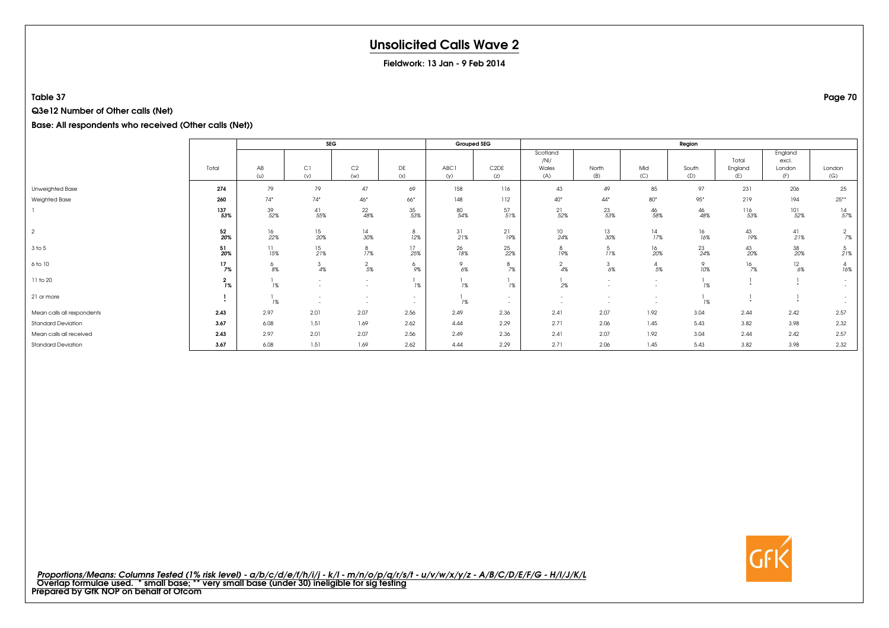# Unsolicited Calls Wave 2

**Fieldwork: 13 Jan - 9 Feb 2014**

**Table 37**

**Q3e12 Number of Other calls (Net)**

**Base: All respondents who received (Other calls (Net))**

| | Total | SEG | | | | Grouped SEG | | Region | | | | | | |
|---|---|---|---|---|---|---|---|---|---|---|---|---|---|---|
| | | AB (u) | C1 (v) | C2 (w) | DE (x) | ABC1 (y) | C2DE (z) | Scotland /NI/ Wales (A) | North (B) | Mid (C) | South (D) | Total England (E) | England excl. London (F) | London (G) |
| Unweighted Base | **274** | 79 | 79 | 47 | 69 | 158 | 116 | 43 | 49 | 85 | 97 | 231 | 206 | 25 |
| Weighted Base | **260** | 74* | 74* | 46* | 66* | 148 | 112 | 40* | 44* | 80* | 95* | 219 | 194 | 25** |
| 1 | **137** **53%** | 39 52% | 41 55% | 22 48% | 35 53% | 80 54% | 57 51% | 21 52% | 23 53% | 46 58% | 46 48% | 116 53% | 101 52% | 14 57% |
| 2 | **52** **20%** | 16 22% | 15 20% | 14 30% | 8 12% | 31 21% | 21 19% | 10 24% | 13 30% | 14 17% | 16 16% | 43 19% | 41 21% | 2 7% |
| 3 to 5 | **51** **20%** | 11 15% | 15 21% | 8 17% | 17 25% | 26 18% | 25 22% | 8 19% | 5 11% | 16 20% | 23 24% | 43 20% | 38 20% | 5 21% |
| 6 to 10 | **17** **7%** | 6 8% | 3 4% | 2 5% | 6 9% | 9 6% | 8 7% | 2 4% | 3 6% | 4 5% | 9 10% | 16 7% | 12 6% | 4 16% |
| 11 to 20 | **2** **1%** | 1 1% | - - | - - | 1 1% | 1 1% | 1 1% | 1 2% | - - | - - | 1 1% | 1 * | 1 * | - - |
| 21 or more | **1** **\*** | 1 1% | - - | - - | - - | 1 1% | - - | - - | - - | - - | 1 1% | 1 * | 1 * | - - |
| Mean calls all respondents | **2.43** | 2.97 | 2.01 | 2.07 | 2.56 | 2.49 | 2.36 | 2.41 | 2.07 | 1.92 | 3.04 | 2.44 | 2.42 | 2.57 |
| Standard Deviation | **3.67** | 6.08 | 1.51 | 1.69 | 2.62 | 4.44 | 2.29 | 2.71 | 2.06 | 1.45 | 5.43 | 3.82 | 3.98 | 2.32 |
| Mean calls all received | **2.43** | 2.97 | 2.01 | 2.07 | 2.56 | 2.49 | 2.36 | 2.41 | 2.07 | 1.92 | 3.04 | 2.44 | 2.42 | 2.57 |
| Standard Deviation | **3.67** | 6.08 | 1.51 | 1.69 | 2.62 | 4.44 | 2.29 | 2.71 | 2.06 | 1.45 | 5.43 | 3.82 | 3.98 | 2.32 |

*Proportions/Means: Columns Tested (1% risk level) - a/b/c/d/e/f/h/i/j - k/l - m/n/o/p/q/r/s/t - u/v/w/x/y/z - A/B/C/D/E/F/G - H/I/J/K/L*
Overlap formulae used. * small base; ** very small base (under 30) ineligible for sig testing
**Prepared by GfK NOP on behalf of Ofcom**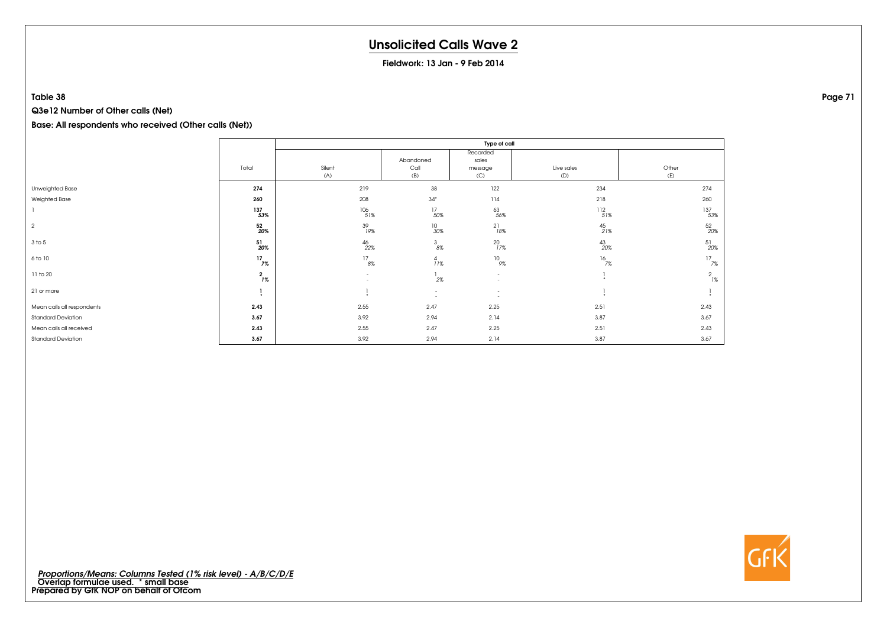# Unsolicited Calls Wave 2

**Fieldwork: 13 Jan - 9 Feb 2014**

**Table 38**

**Q3e12 Number of Other calls (Net)**

**Base: All respondents who received (Other calls (Net))**

| | Total | Type of call | | | | |
|---|---|---|---|---|---|---|
| | | Silent (A) | Abandoned Call (B) | Recorded sales message (C) | Live sales (D) | Other (E) |
| Unweighted Base | **274** | 219 | 38 | 122 | 234 | 274 |
| Weighted Base | **260** | 208 | 34* | 114 | 218 | 260 |
| 1 | **137** **53%** | 106 51% | 17 50% | 63 56% | 112 51% | 137 53% |
| 2 | **52** **20%** | 39 19% | 10 30% | 21 18% | 45 21% | 52 20% |
| 3 to 5 | **51** **20%** | 46 22% | 3 8% | 20 17% | 43 20% | 51 20% |
| 6 to 10 | **17** **7%** | 17 8% | 4 11% | 10 9% | 16 7% | 17 7% |
| 11 to 20 | **2** **1%** | - - | 1 2% | - - | 1 * | 2 1% |
| 21 or more | **1** **\*** | 1 * | - - | - - | 1 * | 1 * |
| Mean calls all respondents | **2.43** | 2.55 | 2.47 | 2.25 | 2.51 | 2.43 |
| Standard Deviation | **3.67** | 3.92 | 2.94 | 2.14 | 3.87 | 3.67 |
| Mean calls all received | **2.43** | 2.55 | 2.47 | 2.25 | 2.51 | 2.43 |
| Standard Deviation | **3.67** | 3.92 | 2.94 | 2.14 | 3.87 | 3.67 |

*Proportions/Means: Columns Tested (1% risk level) - A/B/C/D/E*
**Overlap formulae used. * small base**
**Prepared by GfK NOP on behalf of Ofcom**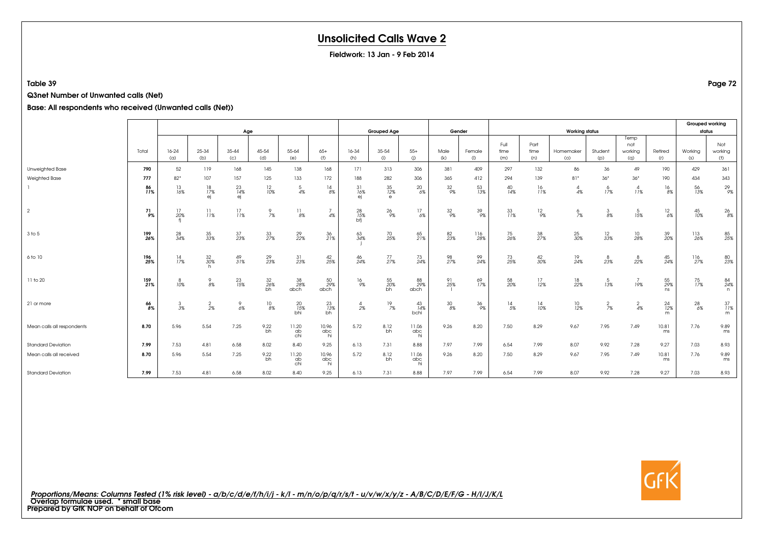# Unsolicited Calls Wave 2

**Fieldwork: 13 Jan - 9 Feb 2014**

**Table 39**

**Q3net Number of Unwanted calls (Net)**

**Base: All respondents who received (Unwanted calls (Net))**

| | Total | Age | | | | | | Grouped Age | | | Gender | | Working status | | | | | | Grouped working status | |
|---|---|---|---|---|---|---|---|---|---|---|---|---|---|---|---|---|---|---|---|---|
| | | 16-24 (a) | 25-34 (b) | 35-44 (c) | 45-54 (d) | 55-64 (e) | 65+ (f) | 16-34 (h) | 35-54 (i) | 55+ (j) | Male (k) | Female (l) | Full time (m) | Part time (n) | Homemaker (o) | Student (p) | Temp not working (q) | Retired (r) | Working (s) | Not working (t) |
| Unweighted Base | **790** | 52 | 119 | 168 | 145 | 138 | 168 | 171 | 313 | 306 | 381 | 409 | 297 | 132 | 86 | 36 | 49 | 190 | 429 | 361 |
| Weighted Base | **777** | 82* | 107 | 157 | 125 | 133 | 172 | 188 | 282 | 306 | 365 | 412 | 294 | 139 | 81* | 36* | 36* | 190 | 434 | 343 |
| 1 | **86** **11%** | 13 16% | 18 17% ej | 23 14% ej | 12 10% | 5 4% | 14 8% | 31 16% ej | 35 12% e | 20 6% | 32 9% | 53 13% | 40 14% | 16 11% | 4 4% | 6 17% | 4 11% | 16 8% | 56 13% | 29 9% |
| 2 | **71** **9%** | 17 20% fj | 11 11% | 17 11% | 9 7% | 11 8% | 7 4% | 28 15% bfj | 26 9% | 17 6% | 32 9% | 39 9% | 33 11% | 12 9% | 6 7% | 3 8% | 5 15% | 12 6% | 45 10% | 26 8% |
| 3 to 5 | **199** **26%** | 28 34% | 35 33% | 37 23% | 33 27% | 29 22% | 36 21% | 63 34% j | 70 25% | 65 21% | 82 23% | 116 28% | 75 26% | 38 27% | 25 30% | 12 33% | 10 28% | 39 20% | 113 26% | 85 25% |
| 6 to 10 | **196** **25%** | 14 17% | 32 30% h | 49 31% | 29 23% | 31 23% | 42 25% | 46 24% | 77 27% | 73 24% | 98 27% | 99 24% | 73 25% | 42 30% | 19 24% | 8 23% | 8 22% | 45 24% | 116 27% | 80 23% |
| 11 to 20 | **159** **21%** | 8 10% | 9 8% | 23 15% | 32 26% bh | 38 28% abch | 50 29% abch | 16 9% | 55 20% bh | 88 29% abch | 91 25% l | 69 17% | 58 20% | 17 12% | 18 22% | 5 13% | 7 19% | 55 29% ns | 75 17% | 84 24% n |
| 21 or more | **66** **8%** | 3 3% | 2 2% | 9 6% | 10 8% | 20 15% bhi | 23 13% bh | 4 2% | 19 7% | 43 14% bchi | 30 8% | 36 9% | 14 5% | 14 10% | 10 12% | 2 7% | 2 4% | 24 12% m | 28 6% | 37 11% m |
| Mean calls all respondents | **8.70** | 5.96 | 5.54 | 7.25 | 9.22 bh | 11.20 ab chi | 10.96 abc hi | 5.72 | 8.12 bh | 11.06 abc hi | 9.26 | 8.20 | 7.50 | 8.29 | 9.67 | 7.95 | 7.49 | 10.81 ms | 7.76 | 9.89 ms |
| Standard Deviation | **7.99** | 7.53 | 4.81 | 6.58 | 8.02 | 8.40 | 9.25 | 6.13 | 7.31 | 8.88 | 7.97 | 7.99 | 6.54 | 7.99 | 8.07 | 9.92 | 7.28 | 9.27 | 7.03 | 8.93 |
| Mean calls all received | **8.70** | 5.96 | 5.54 | 7.25 | 9.22 bh | 11.20 ab chi | 10.96 abc hi | 5.72 | 8.12 bh | 11.06 abc hi | 9.26 | 8.20 | 7.50 | 8.29 | 9.67 | 7.95 | 7.49 | 10.81 ms | 7.76 | 9.89 ms |
| Standard Deviation | **7.99** | 7.53 | 4.81 | 6.58 | 8.02 | 8.40 | 9.25 | 6.13 | 7.31 | 8.88 | 7.97 | 7.99 | 6.54 | 7.99 | 8.07 | 9.92 | 7.28 | 9.27 | 7.03 | 8.93 |

***Proportions/Means: Columns Tested (1% risk level) - a/b/c/d/e/f/h/i/j - k/l - m/n/o/p/q/r/s/t - u/v/w/x/y/z - A/B/C/D/E/F/G - H/I/J/K/L***
**Overlap formulae used. * small base**
**Prepared by GfK NOP on behalf of Ofcom**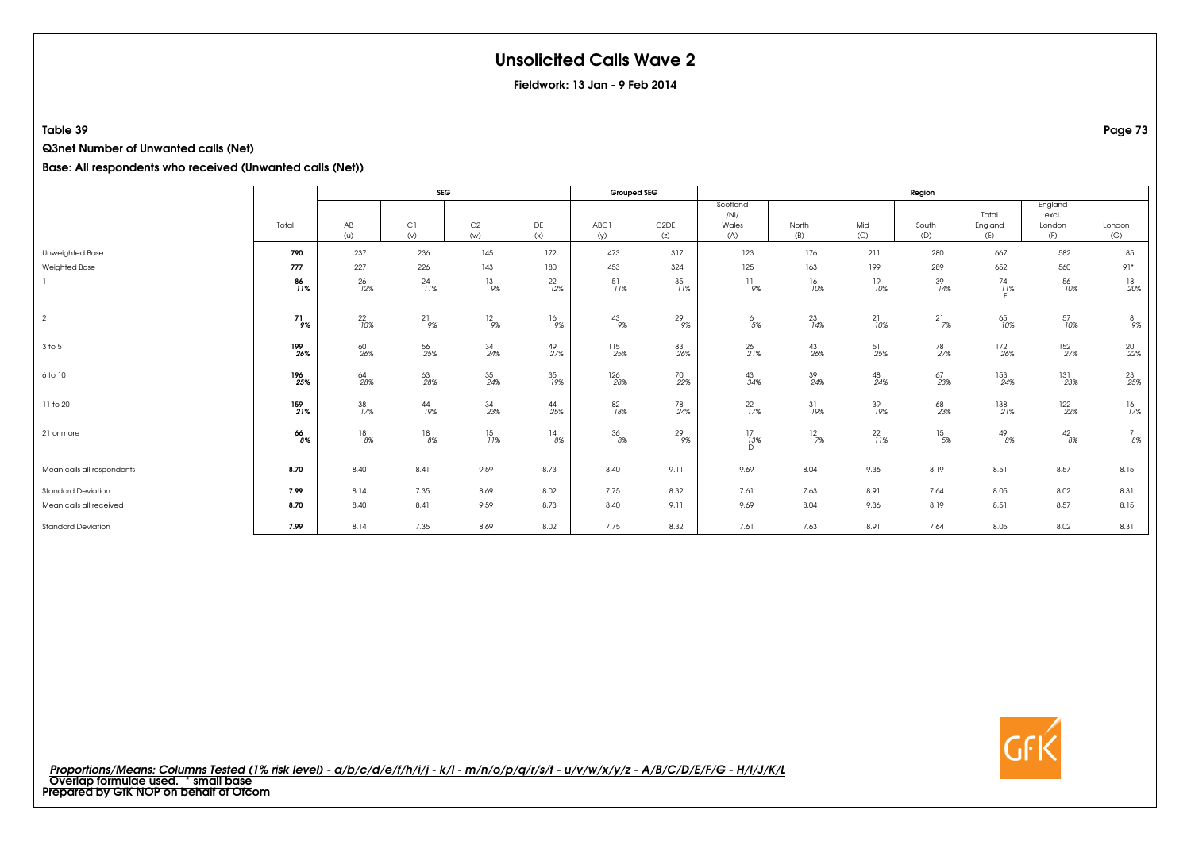# Unsolicited Calls Wave 2

**Fieldwork: 13 Jan - 9 Feb 2014**

**Table 39**

**Q3net Number of Unwanted calls (Net)**

**Base: All respondents who received (Unwanted calls (Net))**

| | Total | SEG | | | | Grouped SEG | | Region | | | | | | |
|---|---|---|---|---|---|---|---|---|---|---|---|---|---|---|
| | | AB (u) | C1 (v) | C2 (w) | DE (x) | ABC1 (y) | C2DE (z) | Scotland /NI/ Wales (A) | North (B) | Mid (C) | South (D) | Total England (E) | England excl. London (F) | London (G) |
| Unweighted Base | **790** | 237 | 236 | 145 | 172 | 473 | 317 | 123 | 176 | 211 | 280 | 667 | 582 | 85 |
| Weighted Base | **777** | 227 | 226 | 143 | 180 | 453 | 324 | 125 | 163 | 199 | 289 | 652 | 560 | 91* |
| 1 | **86** **11%** | 26 12% | 24 11% | 13 9% | 22 12% | 51 11% | 35 11% | 11 9% | 16 10% | 19 10% | 39 14% | 74 11% F | 56 10% | 18 20% |
| 2 | **71** **9%** | 22 10% | 21 9% | 12 9% | 16 9% | 43 9% | 29 9% | 6 5% | 23 14% | 21 10% | 21 7% | 65 10% | 57 10% | 8 9% |
| 3 to 5 | **199** **26%** | 60 26% | 56 25% | 34 24% | 49 27% | 115 25% | 83 26% | 26 21% | 43 26% | 51 25% | 78 27% | 172 26% | 152 27% | 20 22% |
| 6 to 10 | **196** **25%** | 64 28% | 63 28% | 35 24% | 35 19% | 126 28% | 70 22% | 43 34% | 39 24% | 48 24% | 67 23% | 153 24% | 131 23% | 23 25% |
| 11 to 20 | **159** **21%** | 38 17% | 44 19% | 34 23% | 44 25% | 82 18% | 78 24% | 22 17% | 31 19% | 39 19% | 68 23% | 138 21% | 122 22% | 16 17% |
| 21 or more | **66** **8%** | 18 8% | 18 8% | 15 11% | 14 8% | 36 8% | 29 9% | 17 13% D | 12 7% | 22 11% | 15 5% | 49 8% | 42 8% | 7 8% |
| Mean calls all respondents | **8.70** | 8.40 | 8.41 | 9.59 | 8.73 | 8.40 | 9.11 | 9.69 | 8.04 | 9.36 | 8.19 | 8.51 | 8.57 | 8.15 |
| Standard Deviation | **7.99** | 8.14 | 7.35 | 8.69 | 8.02 | 7.75 | 8.32 | 7.61 | 7.63 | 8.91 | 7.64 | 8.05 | 8.02 | 8.31 |
| Mean calls all received | **8.70** | 8.40 | 8.41 | 9.59 | 8.73 | 8.40 | 9.11 | 9.69 | 8.04 | 9.36 | 8.19 | 8.51 | 8.57 | 8.15 |
| Standard Deviation | **7.99** | 8.14 | 7.35 | 8.69 | 8.02 | 7.75 | 8.32 | 7.61 | 7.63 | 8.91 | 7.64 | 8.05 | 8.02 | 8.31 |

***Proportions/Means: Columns Tested (1% risk level) - a/b/c/d/e/f/h/i/j - k/l - m/n/o/p/q/r/s/t - u/v/w/x/y/z - A/B/C/D/E/F/G - H/I/J/K/L***
**Overlap formulae used. * small base**
**Prepared by GfK NOP on behalf of Ofcom**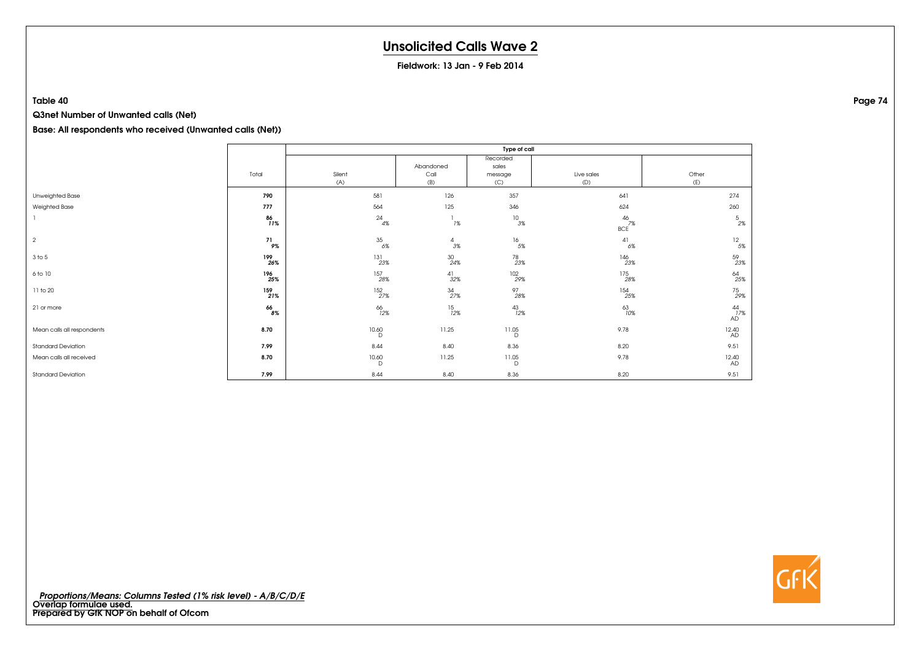# Unsolicited Calls Wave 2

**Fieldwork: 13 Jan - 9 Feb 2014**

**Table 40**

**Q3net Number of Unwanted calls (Net)**

**Base: All respondents who received (Unwanted calls (Net))**

| | Total | Type of call | | | | |
|---|---|---|---|---|---|---|
| | | Silent (A) | Abandoned Call (B) | Recorded sales message (C) | Live sales (D) | Other (E) |
| Unweighted Base | **790** | 581 | 126 | 357 | 641 | 274 |
| Weighted Base | **777** | 564 | 125 | 346 | 624 | 260 |
| 1 | **86** *11%* | 24 *4%* | 1 *1%* | 10 *3%* | 46 *7%* BCE | 5 *2%* |
| 2 | **71** *9%* | 35 *6%* | 4 *3%* | 16 *5%* | 41 *6%* | 12 *5%* |
| 3 to 5 | **199** *26%* | 131 *23%* | 30 *24%* | 78 *23%* | 146 *23%* | 59 *23%* |
| 6 to 10 | **196** *25%* | 157 *28%* | 41 *32%* | 102 *29%* | 175 *28%* | 64 *25%* |
| 11 to 20 | **159** *21%* | 152 *27%* | 34 *27%* | 97 *28%* | 154 *25%* | 75 *29%* |
| 21 or more | **66** *8%* | 66 *12%* | 15 *12%* | 43 *12%* | 63 *10%* | 44 *17%* AD |
| Mean calls all respondents | **8.70** | 10.60 D | 11.25 | 11.05 D | 9.78 | 12.40 AD |
| Standard Deviation | **7.99** | 8.44 | 8.40 | 8.36 | 8.20 | 9.51 |
| Mean calls all received | **8.70** | 10.60 D | 11.25 | 11.05 D | 9.78 | 12.40 AD |
| Standard Deviation | **7.99** | 8.44 | 8.40 | 8.36 | 8.20 | 9.51 |

*Proportions/Means: Columns Tested (1% risk level) - A/B/C/D/E*
**Overlap formulae used.**
**Prepared by GfK NOP on behalf of Ofcom**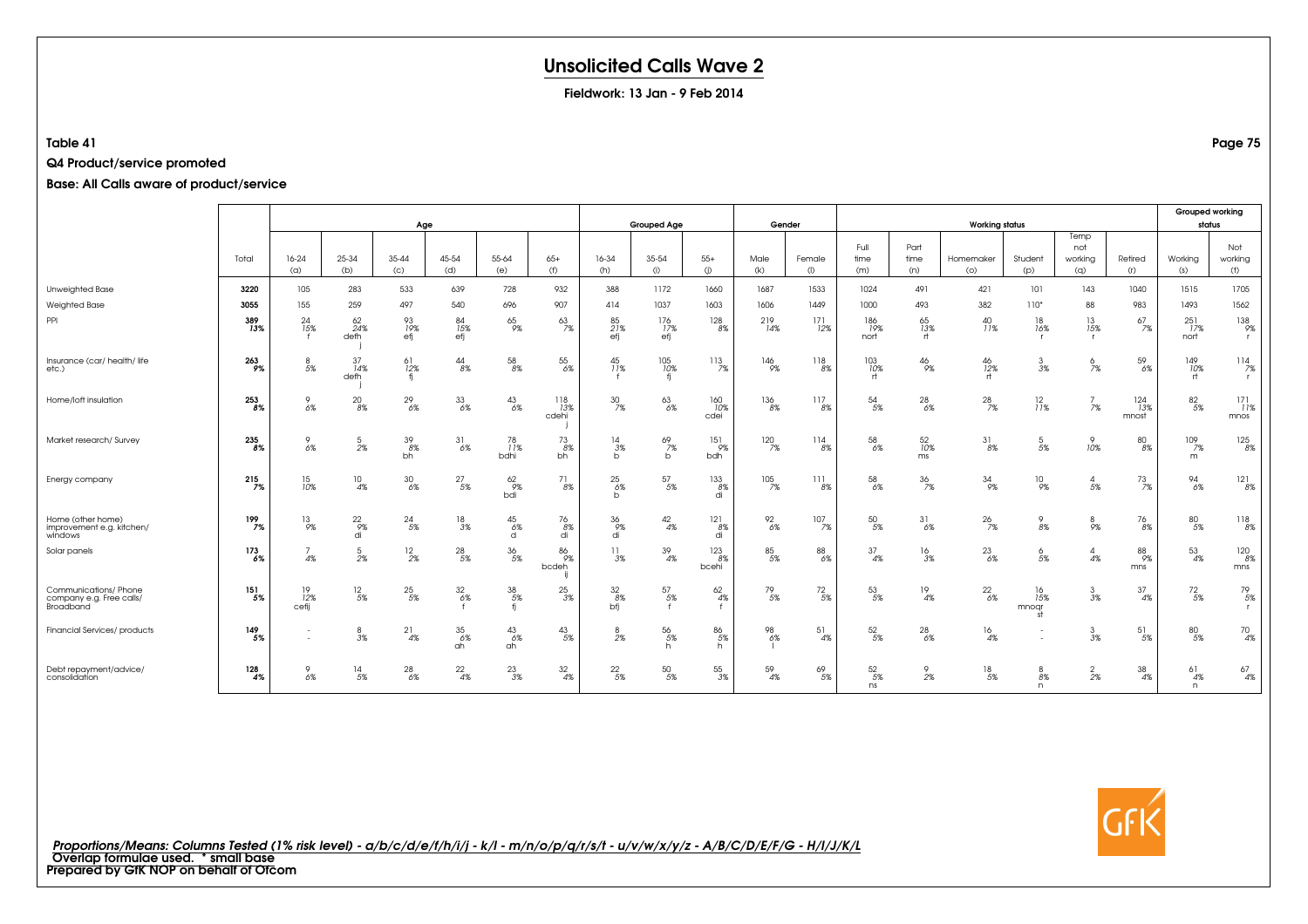# Unsolicited Calls Wave 2

**Fieldwork: 13 Jan - 9 Feb 2014**

**Table 41**

**Q4 Product/service promoted**

**Base: All Calls aware of product/service**

| | Total | Age | | | | | | Grouped Age | | | Gender | | Working status | | | | | | Grouped working status | |
|---|---|---|---|---|---|---|---|---|---|---|---|---|---|---|---|---|---|---|---|---|
| | | 16-24 (a) | 25-34 (b) | 35-44 (c) | 45-54 (d) | 55-64 (e) | 65+ (f) | 16-34 (h) | 35-54 (i) | 55+ (j) | Male (k) | Female (l) | Full time (m) | Part time (n) | Homemaker (o) | Student (p) | Temp not working (q) | Retired (r) | Working (s) | Not working (t) |
| Unweighted Base | 3220 | 105 | 283 | 533 | 639 | 728 | 932 | 388 | 1172 | 1660 | 1687 | 1533 | 1024 | 491 | 421 | 101 | 143 | 1040 | 1515 | 1705 |
| Weighted Base | 3055 | 155 | 259 | 497 | 540 | 696 | 907 | 414 | 1037 | 1603 | 1606 | 1449 | 1000 | 493 | 382 | 110* | 88 | 983 | 1493 | 1562 |
| PPI | 389 13% | 24 15% f | 62 24% defhj | 93 19% efj | 84 15% efj | 65 9% | 63 7% | 85 21% efj | 176 17% efj | 128 8% | 219 14% | 171 12% | 186 19% nort | 65 13% rt | 40 11% | 18 16% r | 13 15% r | 67 7% | 251 17% nort | 138 9% r |
| Insurance (car/ health/ life etc.) | 263 9% | 8 5% | 37 14% defhj | 61 12% fj | 44 8% | 58 8% | 55 6% | 45 11% f | 105 10% fj | 113 7% | 146 9% | 118 8% | 103 10% rt | 46 9% | 46 12% rt | 3 3% | 6 7% | 59 6% | 149 10% rt | 114 7% r |
| Home/loft insulation | 253 8% | 9 6% | 20 8% | 29 6% | 33 6% | 43 6% | 118 13% cdehij | 30 7% | 63 6% | 160 10% cdei | 136 8% | 117 8% | 54 5% | 28 6% | 28 7% | 12 11% | 7 7% | 124 13% mnost | 82 5% | 171 11% mnos |
| Market research/ Survey | 235 8% | 9 6% | 5 2% | 39 8% bh | 31 6% | 78 11% bdhi | 73 8% bh | 14 3% b | 69 7% b | 151 9% bdh | 120 7% | 114 8% | 58 6% | 52 10% ms | 31 8% | 5 5% | 9 10% | 80 8% | 109 7% m | 125 8% |
| Energy company | 215 7% | 15 10% | 10 4% | 30 6% | 27 5% | 62 9% bdi | 71 8% | 25 6% b | 57 5% | 133 8% di | 105 7% | 111 8% | 58 6% | 36 7% | 34 9% | 10 9% | 4 5% | 73 7% | 94 6% | 121 8% |
| Home (other home) improvement e.g. kitchen/ windows | 199 7% | 13 9% | 22 9% di | 24 5% | 18 3% | 45 6% d | 76 8% di | 36 9% di | 42 4% | 121 8% di | 92 6% | 107 7% | 50 5% | 31 6% | 26 7% | 9 8% | 8 9% | 76 8% | 80 5% | 118 8% |
| Solar panels | 173 6% | 7 4% | 5 2% | 12 2% | 28 5% | 36 5% | 86 9% bcdehij | 11 3% | 39 4% | 123 8% bcehi | 85 5% | 88 6% | 37 4% | 16 3% | 23 6% | 6 5% | 4 4% | 88 9% mns | 53 4% | 120 8% mns |
| Communications/ Phone company e.g. Free calls/ Broadband | 151 5% | 19 12% cefij | 12 5% | 25 5% | 32 6% f | 38 5% fj | 25 3% | 32 8% bfj | 57 5% f | 62 4% f | 79 5% | 72 5% | 53 5% | 19 4% | 22 6% | 16 15% mnoqrst | 3 3% | 37 4% | 72 5% | 79 5% r |
| Financial Services/ products | 149 5% | - - | 8 3% | 21 4% | 35 6% ah | 43 6% ah | 43 5% | 8 2% | 56 5% h | 86 5% h | 98 6% l | 51 4% | 52 5% | 28 6% | 16 4% | - - | 3 3% | 51 5% | 80 5% | 70 4% |
| Debt repayment/advice/ consolidation | 128 4% | 9 6% | 14 5% | 28 6% | 22 4% | 23 3% | 32 4% | 22 5% | 50 5% | 55 3% | 59 4% | 69 5% | 52 5% ns | 9 2% | 18 5% | 8 8% n | 2 2% | 38 4% | 61 4% n | 67 4% |

*Proportions/Means: Columns Tested (1% risk level) - a/b/c/d/e/f/h/i/j - k/l - m/n/o/p/q/r/s/t - u/v/w/x/y/z - A/B/C/D/E/F/G - H/I/J/K/L*
Overlap formulae used. * small base
Prepared by GfK NOP on behalf of Ofcom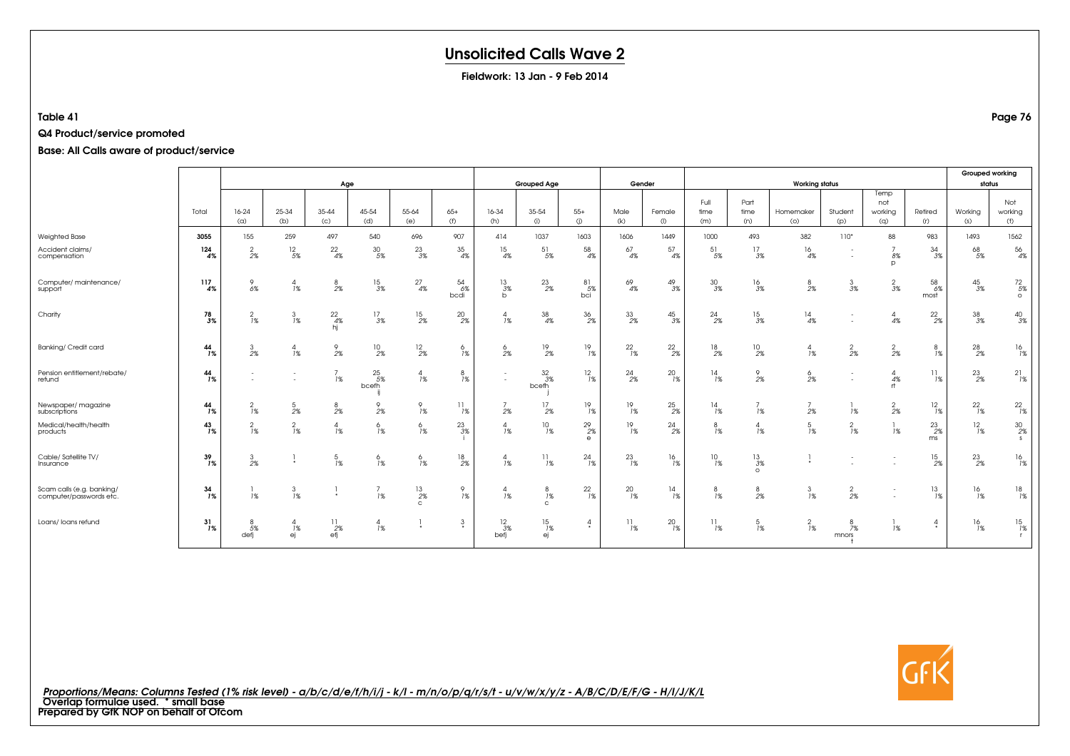# Unsolicited Calls Wave 2

**Fieldwork: 13 Jan - 9 Feb 2014**

**Table 41**

**Q4 Product/service promoted**

**Base: All Calls aware of product/service**

| | Total | Age | | | | | | Grouped Age | | | Gender | | Working status | | | | | | Grouped working status | |
|---|---|---|---|---|---|---|---|---|---|---|---|---|---|---|---|---|---|---|---|---|
| | | 16-24 (a) | 25-34 (b) | 35-44 (c) | 45-54 (d) | 55-64 (e) | 65+ (f) | 16-34 (h) | 35-54 (i) | 55+ (j) | Male (k) | Female (l) | Full time (m) | Part time (n) | Homemaker (o) | Student (p) | Temp not working (q) | Retired (r) | Working (s) | Not working (t) |
| Weighted Base | **3055** | 155 | 259 | 497 | 540 | 696 | 907 | 414 | 1037 | 1603 | 1606 | 1449 | 1000 | 493 | 382 | 110* | 88 | 983 | 1493 | 1562 |
| Accident claims/ compensation | **124** | 2 | 12 | 22 | 30 | 23 | 35 | 15 | 51 | 58 | 67 | 57 | 51 | 17 | 16 | - | 7 | 34 | 68 | 56 |
| | **4%** | 2% | 5% | 4% | 5% | 3% | 4% | 4% | 5% | 4% | 4% | 4% | 5% | 3% | 4% | - | 8% | 3% | 5% | 4% |
| | | | | | | | | | | | | | | | | | p | | | |
| Computer/ maintenance/ support | **117** | 9 | 4 | 8 | 15 | 27 | 54 | 13 | 23 | 81 | 69 | 49 | 30 | 16 | 8 | 3 | 2 | 58 | 45 | 72 |
| | **4%** | 6% | 1% | 2% | 3% | 4% | 6% | 3% | 2% | 5% | 4% | 3% | 3% | 3% | 2% | 3% | 3% | 6% | 3% | 5% |
| | | | | | | | bcdi | b | | bci | | | | | | | | most | | o |
| Charity | **78** | 2 | 3 | 22 | 17 | 15 | 20 | 4 | 38 | 36 | 33 | 45 | 24 | 15 | 14 | - | 4 | 22 | 38 | 40 |
| | **3%** | 1% | 1% | 4% | 3% | 2% | 2% | 1% | 4% | 2% | 2% | 3% | 2% | 3% | 4% | - | 4% | 2% | 3% | 3% |
| | | | | hj | | | | | | | | | | | | | | | | |
| Banking/ Credit card | **44** | 3 | 4 | 9 | 10 | 12 | 6 | 6 | 19 | 19 | 22 | 22 | 18 | 10 | 4 | 2 | 2 | 8 | 28 | 16 |
| | **1%** | 2% | 1% | 2% | 2% | 2% | 1% | 2% | 2% | 1% | 1% | 2% | 2% | 2% | 1% | 2% | 2% | 1% | 2% | 1% |
| Pension entitlement/rebate/ refund | **44** | - | - | 7 | 25 | 4 | 8 | - | 32 | 12 | 24 | 20 | 14 | 9 | 6 | - | 4 | 11 | 23 | 21 |
| | **1%** | - | - | 1% | 5% | 1% | 1% | - | 3% | 1% | 2% | 1% | 1% | 2% | 2% | - | 4% | 1% | 2% | 1% |
| | | | | | bcefh ij | | | | bcefh j | | | | | | | | rt | | | |
| Newspaper/ magazine subscriptions | **44** | 2 | 5 | 8 | 9 | 9 | 11 | 7 | 17 | 19 | 19 | 25 | 14 | 7 | 7 | 1 | 2 | 12 | 22 | 22 |
| | **1%** | 1% | 2% | 2% | 2% | 1% | 1% | 2% | 2% | 1% | 1% | 2% | 1% | 1% | 2% | 1% | 2% | 1% | 1% | 1% |
| Medical/health/health products | **43** | 2 | 2 | 4 | 6 | 6 | 23 | 4 | 10 | 29 | 19 | 24 | 8 | 4 | 5 | 2 | 1 | 23 | 12 | 30 |
| | **1%** | 1% | 1% | 1% | 1% | 1% | 3% | 1% | 1% | 2% | 1% | 2% | 1% | 1% | 1% | 1% | 1% | 2% | 1% | 2% |
| | | | | | | | i | | | e | | | | | | | | ms | | s |
| Cable/ Satellite TV/ Insurance | **39** | 3 | 1 | 5 | 6 | 6 | 18 | 4 | 11 | 24 | 23 | 16 | 10 | 13 | 1 | - | - | 15 | 23 | 16 |
| | **1%** | 2% | * | 1% | 1% | 1% | 2% | 1% | 1% | 1% | 1% | 1% | 1% | 3% | * | - | - | 2% | 2% | 1% |
| | | | | | | | | | | | | | | o | | | | | | |
| Scam calls (e.g. banking/ computer/passwords etc. | **34** | 1 | 3 | 1 | 7 | 13 | 9 | 4 | 8 | 22 | 20 | 14 | 8 | 8 | 3 | 2 | - | 13 | 16 | 18 |
| | **1%** | 1% | 1% | * | 1% | 2% | 1% | 1% | 1% | 1% | 1% | 1% | 1% | 2% | 1% | 2% | - | 1% | 1% | 1% |
| | | | | | | c | | | c | | | | | | | | | | | |
| Loans/ loans refund | **31** | 8 | 4 | 11 | 4 | 1 | 3 | 12 | 15 | 4 | 11 | 20 | 11 | 5 | 2 | 8 | 1 | 4 | 16 | 15 |
| | **1%** | 5% | 1% | 2% | 1% | * | * | 3% | 1% | * | 1% | 1% | 1% | 1% | 1% | 7% | 1% | * | 1% | 1% |
| | | defj | ej | efj | | | | befj | ej | | | | | | | mnors t | | | | r |

*Proportions/Means: Columns Tested (1% risk level) - a/b/c/d/e/f/h/i/j - k/l - m/n/o/p/q/r/s/t - u/v/w/x/y/z - A/B/C/D/E/F/G - H/I/J/K/L*

**Overlap formulae used. * small base**

**Prepared by GfK NOP on behalf of Ofcom**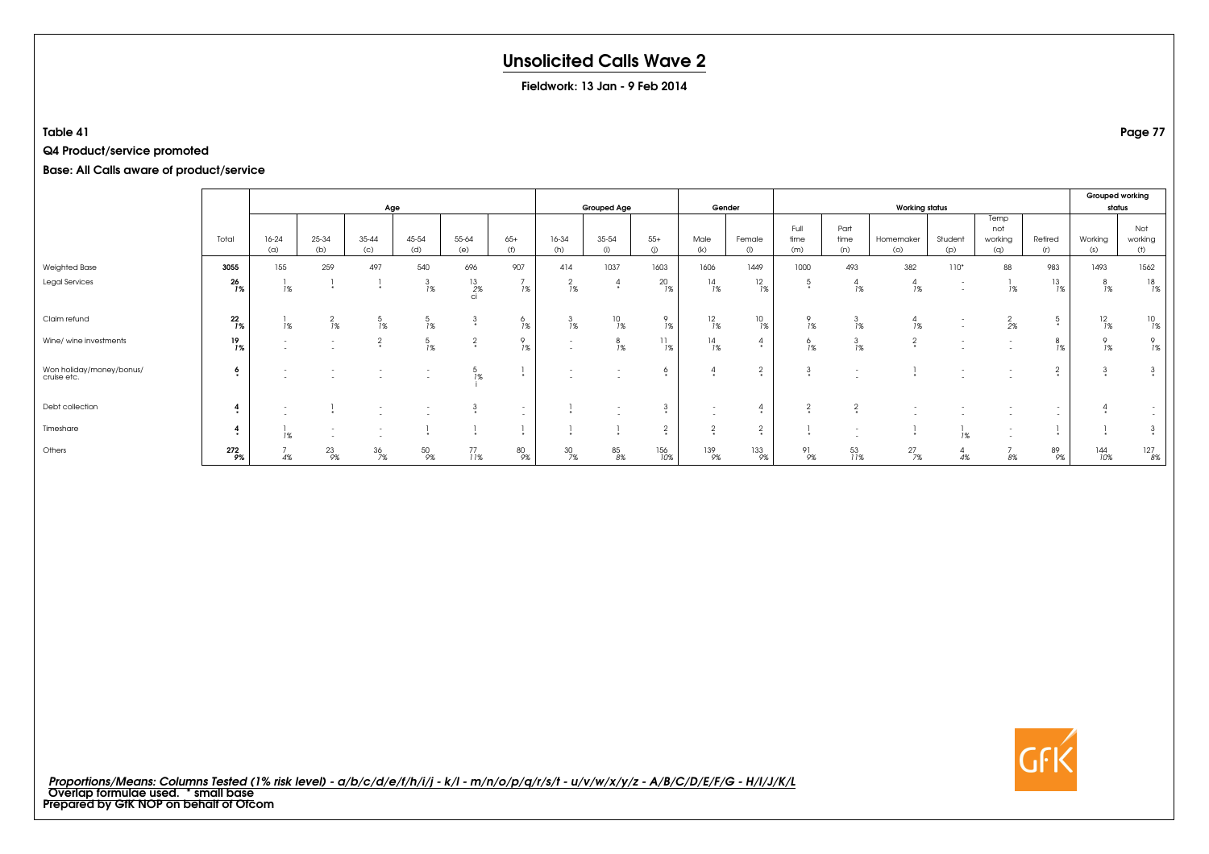# Unsolicited Calls Wave 2

**Fieldwork: 13 Jan - 9 Feb 2014**

**Table 41**

**Q4 Product/service promoted**

**Base: All Calls aware of product/service**

| | | Age | | | | | | Grouped Age | | | Gender | | Working status | | | | | | | Grouped working status | |
|---|---|---|---|---|---|---|---|---|---|---|---|---|---|---|---|---|---|---|---|---|---|
| | Total | 16-24 (a) | 25-34 (b) | 35-44 (c) | 45-54 (d) | 55-64 (e) | 65+ (f) | 16-34 (h) | 35-54 (i) | 55+ (j) | Male (k) | Female (l) | Full time (m) | Part time (n) | Homemaker (o) | Student (p) | Temp not working (q) | Retired (r) | Working (s) | Not working (t) |
| Weighted Base | 3055 | 155 | 259 | 497 | 540 | 696 | 907 | 414 | 1037 | 1603 | 1606 | 1449 | 1000 | 493 | 382 | 110* | 88 | 983 | 1493 | 1562 |
| Legal Services | 26 1% | 1 1% | 1 * | 1 * | 3 1% | 13 2% ci | 7 1% | 2 1% | 4 * | 20 1% | 14 1% | 12 1% | 5 * | 4 1% | 4 1% | - - | 1 1% | 13 1% | 8 1% | 18 1% |
| Claim refund | 22 1% | 1 1% | 2 1% | 5 1% | 5 1% | 3 * | 6 1% | 3 1% | 10 1% | 9 1% | 12 1% | 10 1% | 9 1% | 3 1% | 4 1% | - - | 2 2% | 5 * | 12 1% | 10 1% |
| Wine/ wine investments | 19 1% | - - | - - | 2 * | 5 1% | 2 * | 9 1% | - - | 8 1% | 11 1% | 14 1% | 4 * | 6 1% | 3 1% | 2 * | - - | - - | 8 1% | 9 1% | 9 1% |
| Won holiday/money/bonus/ cruise etc. | 6 * | - - | - - | - - | - - | 5 1% i | 1 * | - - | - - | 6 * | 4 * | 2 * | 3 * | - - | 1 * | - - | - - | 2 * | 3 * | 3 * |
| Debt collection | 4 * | - - | 1 * | - - | - - | 3 * | - - | 1 * | - - | 3 * | - - | 4 * | 2 * | 2 * | - - | - - | - - | - - | 4 * | - - |
| Timeshare | 4 * | 1 1% | - - | - - | 1 * | 1 * | 1 * | 1 * | 1 * | 2 * | 2 * | 2 * | 1 * | - - | 1 * | 1 1% | - - | 1 * | 1 * | 3 * |
| Others | 272 9% | 7 4% | 23 9% | 36 7% | 50 9% | 77 11% | 80 9% | 30 7% | 85 8% | 156 10% | 139 9% | 133 9% | 91 9% | 53 11% | 27 7% | 4 4% | 7 8% | 89 9% | 144 10% | 127 8% |

*Proportions/Means: Columns Tested (1% risk level) - a/b/c/d/e/f/h/i/j - k/l - m/n/o/p/q/r/s/t - u/v/w/x/y/z - A/B/C/D/E/F/G - H/I/J/K/L*
Overlap formulae used. * small base
Prepared by GfK NOP on behalf of Ofcom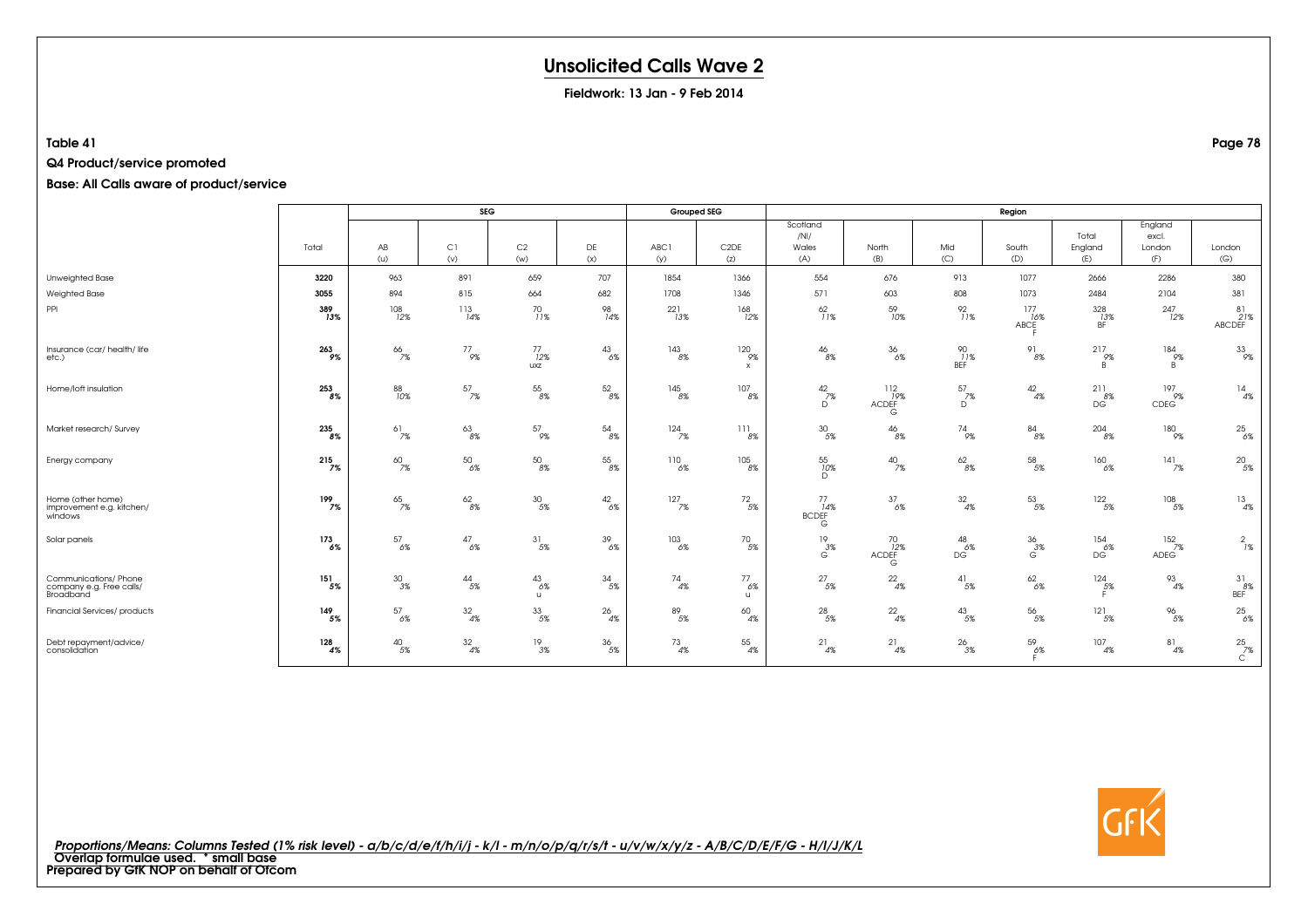# Unsolicited Calls Wave 2

**Fieldwork: 13 Jan - 9 Feb 2014**

**Table 41**

**Q4 Product/service promoted**

**Base: All Calls aware of product/service**

| | Total | SEG | | | | Grouped SEG | | Region | | | | | | |
|---|---|---|---|---|---|---|---|---|---|---|---|---|---|---|
| | | AB (u) | C1 (v) | C2 (w) | DE (x) | ABC1 (y) | C2DE (z) | Scotland /NI/ Wales (A) | North (B) | Mid (C) | South (D) | Total England (E) | England excl. London (F) | London (G) |
| Unweighted Base | **3220** | 963 | 891 | 659 | 707 | 1854 | 1366 | 554 | 676 | 913 | 1077 | 2666 | 2286 | 380 |
| Weighted Base | **3055** | 894 | 815 | 664 | 682 | 1708 | 1346 | 571 | 603 | 808 | 1073 | 2484 | 2104 | 381 |
| PPI | **389** **13%** | 108 12% | 113 14% | 70 11% | 98 14% | 221 13% | 168 12% | 62 11% | 59 10% | 92 11% | 177 16% ABCE F | 328 13% BF | 247 12% | 81 21% ABCDEF |
| Insurance (car/ health/ life etc.) | **263** **9%** | 66 7% | 77 9% | 77 12% uxz | 43 6% | 143 8% | 120 9% x | 46 8% | 36 6% | 90 11% BEF | 91 8% | 217 9% B | 184 9% B | 33 9% |
| Home/loft insulation | **253** **8%** | 88 10% | 57 7% | 55 8% | 52 8% | 145 8% | 107 8% | 42 7% D | 112 19% ACDEF G | 57 7% D | 42 4% | 211 8% DG | 197 9% CDEG | 14 4% |
| Market research/ Survey | **235** **8%** | 61 7% | 63 8% | 57 9% | 54 8% | 124 7% | 111 8% | 30 5% | 46 8% | 74 9% | 84 8% | 204 8% | 180 9% | 25 6% |
| Energy company | **215** **7%** | 60 7% | 50 6% | 50 8% | 55 8% | 110 6% | 105 8% | 55 10% D | 40 7% | 62 8% | 58 5% | 160 6% | 141 7% | 20 5% |
| Home (other home) improvement e.g. kitchen/ windows | **199** **7%** | 65 7% | 62 8% | 30 5% | 42 6% | 127 7% | 72 5% | 77 14% BCDEF G | 37 6% | 32 4% | 53 5% | 122 5% | 108 5% | 13 4% |
| Solar panels | **173** **6%** | 57 6% | 47 6% | 31 5% | 39 6% | 103 6% | 70 5% | 19 3% G | 70 12% ACDEF G | 48 6% DG | 36 3% G | 154 6% DG | 152 7% ADEG | 2 1% |
| Communications/ Phone company e.g. Free calls/ Broadband | **151** **5%** | 30 3% | 44 5% | 43 6% u | 34 5% | 74 4% | 77 6% u | 27 5% | 22 4% | 41 5% | 62 6% | 124 5% F | 93 4% | 31 8% BEF |
| Financial Services/ products | **149** **5%** | 57 6% | 32 4% | 33 5% | 26 4% | 89 5% | 60 4% | 28 5% | 22 4% | 43 5% | 56 5% | 121 5% | 96 5% | 25 6% |
| Debt repayment/advice/ consolidation | **128** **4%** | 40 5% | 32 4% | 19 3% | 36 5% | 73 4% | 55 4% | 21 4% | 21 4% | 26 3% | 59 6% F | 107 4% | 81 4% | 25 7% C |

*Proportions/Means: Columns Tested (1% risk level) - a/b/c/d/e/f/h/i/j - k/l - m/n/o/p/q/r/s/t - u/v/w/x/y/z - A/B/C/D/E/F/G - H/I/J/K/L*
**Overlap formulae used. * small base**
**Prepared by GfK NOP on behalf of Ofcom**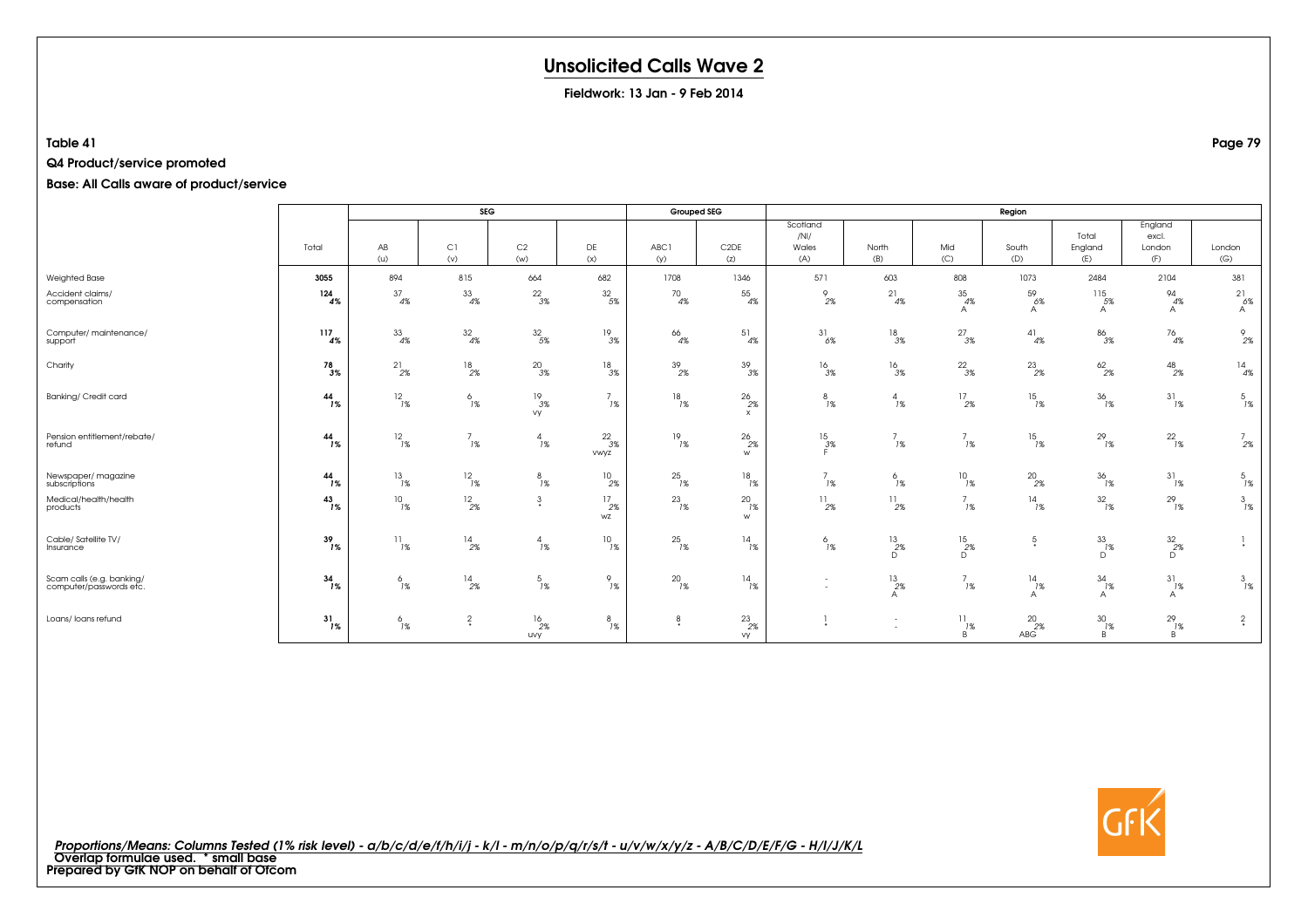# Unsolicited Calls Wave 2

**Fieldwork: 13 Jan - 9 Feb 2014**

**Table 41**

**Q4 Product/service promoted**

**Base: All Calls aware of product/service**

| | | SEG | | | | Grouped SEG | | Region | | | | | | |
|---|---|---|---|---|---|---|---|---|---|---|---|---|---|---|
| | Total | AB (u) | C1 (v) | C2 (w) | DE (x) | ABC1 (y) | C2DE (z) | Scotland /NI/ Wales (A) | North (B) | Mid (C) | South (D) | Total England (E) | England excl. London (F) | London (G) |
| Weighted Base | **3055** | 894 | 815 | 664 | 682 | 1708 | 1346 | 571 | 603 | 808 | 1073 | 2484 | 2104 | 381 |
| Accident claims/ compensation | **124** **4%** | 37 4% | 33 4% | 22 3% | 32 5% | 70 4% | 55 4% | 9 2% | 21 4% | 35 4% A | 59 6% A | 115 5% A | 94 4% A | 21 6% A |
| Computer/ maintenance/ support | **117** **4%** | 33 4% | 32 4% | 32 5% | 19 3% | 66 4% | 51 4% | 31 6% | 18 3% | 27 3% | 41 4% | 86 3% | 76 4% | 9 2% |
| Charity | **78** **3%** | 21 2% | 18 2% | 20 3% | 18 3% | 39 2% | 39 3% | 16 3% | 16 3% | 22 3% | 23 2% | 62 2% | 48 2% | 14 4% |
| Banking/ Credit card | **44** **1%** | 12 1% | 6 1% | 19 3% vy | 7 1% | 18 1% | 26 2% x | 8 1% | 4 1% | 17 2% | 15 1% | 36 1% | 31 1% | 5 1% |
| Pension entitlement/rebate/ refund | **44** **1%** | 12 1% | 7 1% | 4 1% | 22 3% vwyz | 19 1% | 26 2% w | 15 3% F | 7 1% | 7 1% | 15 1% | 29 1% | 22 1% | 7 2% |
| Newspaper/ magazine subscriptions | **44** **1%** | 13 1% | 12 1% | 8 1% | 10 2% | 25 1% | 18 1% | 7 1% | 6 1% | 10 1% | 20 2% | 36 1% | 31 1% | 5 1% |
| Medical/health/health products | **43** **1%** | 10 1% | 12 2% | 3 * | 17 2% wz | 23 1% | 20 1% w | 11 2% | 11 2% | 7 1% | 14 1% | 32 1% | 29 1% | 3 1% |
| Cable/ Satellite TV/ Insurance | **39** **1%** | 11 1% | 14 2% | 4 1% | 10 1% | 25 1% | 14 1% | 6 1% | 13 2% D | 15 2% D | 5 * | 33 1% D | 32 2% D | 1 * |
| Scam calls (e.g. banking/ computer/passwords etc. | **34** **1%** | 6 1% | 14 2% | 5 1% | 9 1% | 20 1% | 14 1% | - - | 13 2% A | 7 1% | 14 1% A | 34 1% A | 31 1% A | 3 1% |
| Loans/ loans refund | **31** **1%** | 6 1% | 2 * | 16 2% uvy | 8 1% | 8 * | 23 2% vy | 1 * | - - | 11 1% B | 20 2% ABG | 30 1% B | 29 1% B | 2 * |

*Proportions/Means: Columns Tested (1% risk level) - a/b/c/d/e/f/h/i/j - k/l - m/n/o/p/q/r/s/t - u/v/w/x/y/z - A/B/C/D/E/F/G - H/I/J/K/L*
Overlap formulae used. * small base
Prepared by GfK NOP on behalf of Ofcom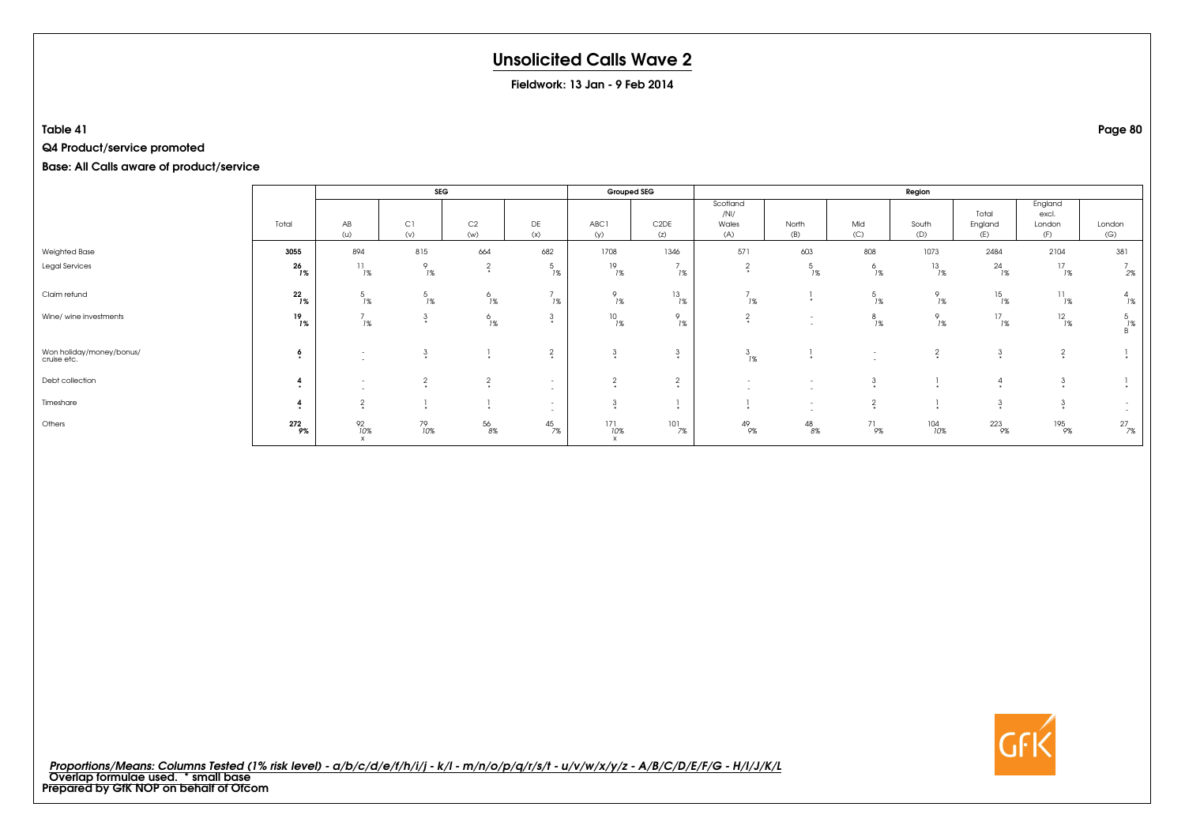# Unsolicited Calls Wave 2

**Fieldwork: 13 Jan - 9 Feb 2014**

**Table 41**

**Q4 Product/service promoted**

**Base: All Calls aware of product/service**

| | Total | SEG | | | | Grouped SEG | | Region | | | | | | |
|---|---|---|---|---|---|---|---|---|---|---|---|---|---|---|
| | Total | AB (u) | C1 (v) | C2 (w) | DE (x) | ABC1 (y) | C2DE (z) | Scotland /NI/ Wales (A) | North (B) | Mid (C) | South (D) | Total England (E) | England excl. London (F) | London (G) |
| Weighted Base | **3055** | 894 | 815 | 664 | 682 | 1708 | 1346 | 571 | 603 | 808 | 1073 | 2484 | 2104 | 381 |
| Legal Services | **26** **1%** | 11 1% | 9 1% | 2 * | 5 1% | 19 1% | 7 1% | 2 * | 5 1% | 6 1% | 13 1% | 24 1% | 17 1% | 7 2% |
| Claim refund | **22** **1%** | 5 1% | 5 1% | 6 1% | 7 1% | 9 1% | 13 1% | 7 1% | 1 * | 5 1% | 9 1% | 15 1% | 11 1% | 4 1% |
| Wine/ wine investments | **19** **1%** | 7 1% | 3 * | 6 1% | 3 * | 10 1% | 9 1% | 2 * | - - | 8 1% | 9 1% | 17 1% | 12 1% | 5 1% B |
| Won holiday/money/bonus/ cruise etc. | **6** * | - - | 3 * | 1 * | 2 * | 3 * | 3 * | 3 1% | 1 * | - - | 2 * | 3 * | 2 * | 1 * |
| Debt collection | **4** * | - - | 2 * | 2 * | - - | 2 * | 2 * | - - | - - | 3 * | 1 * | 4 * | 3 * | 1 * |
| Timeshare | **4** * | 2 * | 1 * | 1 * | - - | 3 * | 1 * | 1 * | - - | 2 * | 1 * | 3 * | 3 * | - - |
| Others | **272** **9%** | 92 10% x | 79 10% | 56 8% | 45 7% | 171 10% x | 101 7% | 49 9% | 48 8% | 71 9% | 104 10% | 223 9% | 195 9% | 27 7% |

*Proportions/Means: Columns Tested (1% risk level) - a/b/c/d/e/f/h/i/j - k/l - m/n/o/p/q/r/s/t - u/v/w/x/y/z - A/B/C/D/E/F/G - H/I/J/K/L*
**Overlap formulae used. * small base**
**Prepared by GfK NOP on behalf of Ofcom**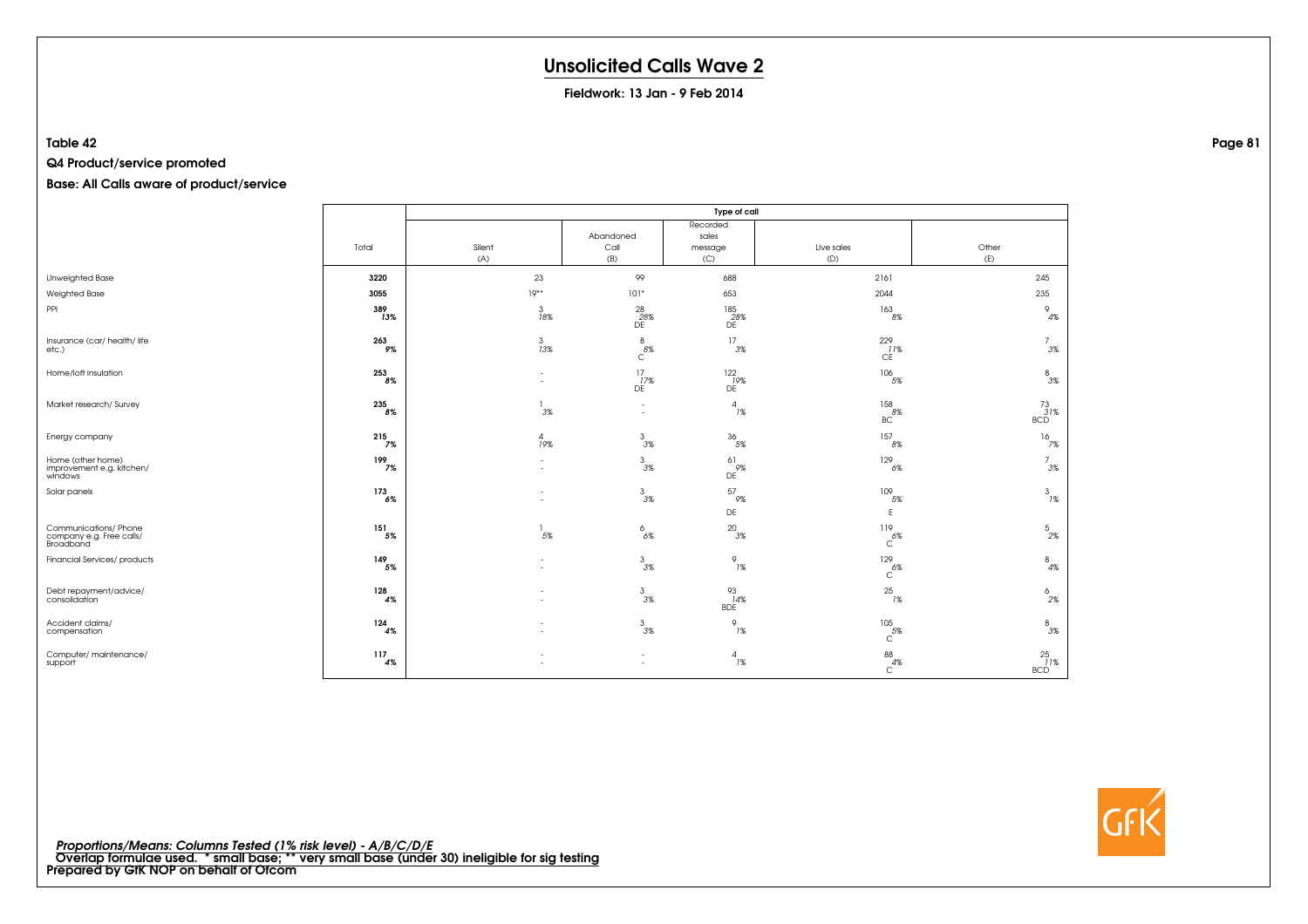# Unsolicited Calls Wave 2

**Fieldwork: 13 Jan - 9 Feb 2014**

**Table 42**

**Q4 Product/service promoted**

**Base: All Calls aware of product/service**

| | | Type of call | | | | |
|---|---|---|---|---|---|---|
| | Total | Silent (A) | Abandoned Call (B) | Recorded sales message (C) | Live sales (D) | Other (E) |
| Unweighted Base | **3220** | 23 | 99 | 688 | 2161 | 245 |
| Weighted Base | **3055** | 19** | 101* | 653 | 2044 | 235 |
| PPI | **389** *13%* | 3 *18%* | 28 *28%* DE | 185 *28%* DE | 163 *8%* | 9 *4%* |
| Insurance (car/ health/ life etc.) | **263** *9%* | 3 *13%* | 8 *8%* C | 17 *3%* | 229 *11%* CE | 7 *3%* |
| Home/loft insulation | **253** *8%* | - - | 17 *17%* DE | 122 *19%* DE | 106 *5%* | 8 *3%* |
| Market research/ Survey | **235** *8%* | 1 *3%* | - - | 4 *1%* | 158 *8%* BC | 73 *31%* BCD |
| Energy company | **215** *7%* | 4 *19%* | 3 *3%* | 36 *5%* | 157 *8%* | 16 *7%* |
| Home (other home) improvement e.g. kitchen/ windows | **199** *7%* | - - | 3 *3%* | 61 *9%* DE | 129 *6%* | 7 *3%* |
| Solar panels | **173** *6%* | - - | 3 *3%* | 57 *9%* DE | 109 *5%* E | 3 *1%* |
| Communications/ Phone company e.g. Free calls/ Broadband | **151** *5%* | 1 *5%* | 6 *6%* | 20 *3%* | 119 *6%* C | 5 *2%* |
| Financial Services/ products | **149** *5%* | - - | 3 *3%* | 9 *1%* | 129 *6%* C | 8 *4%* |
| Debt repayment/advice/ consolidation | **128** *4%* | - - | 3 *3%* | 93 *14%* BDE | 25 *1%* | 6 *2%* |
| Accident claims/ compensation | **124** *4%* | - - | 3 *3%* | 9 *1%* | 105 *5%* C | 8 *3%* |
| Computer/ maintenance/ support | **117** *4%* | - - | - - | 4 *1%* | 88 *4%* C | 25 *11%* BCD |

*Proportions/Means: Columns Tested (1% risk level) - A/B/C/D/E*
Overlap formulae used. * small base; ** very small base (under 30) ineligible for sig testing
**Prepared by GfK NOP on behalf of Ofcom**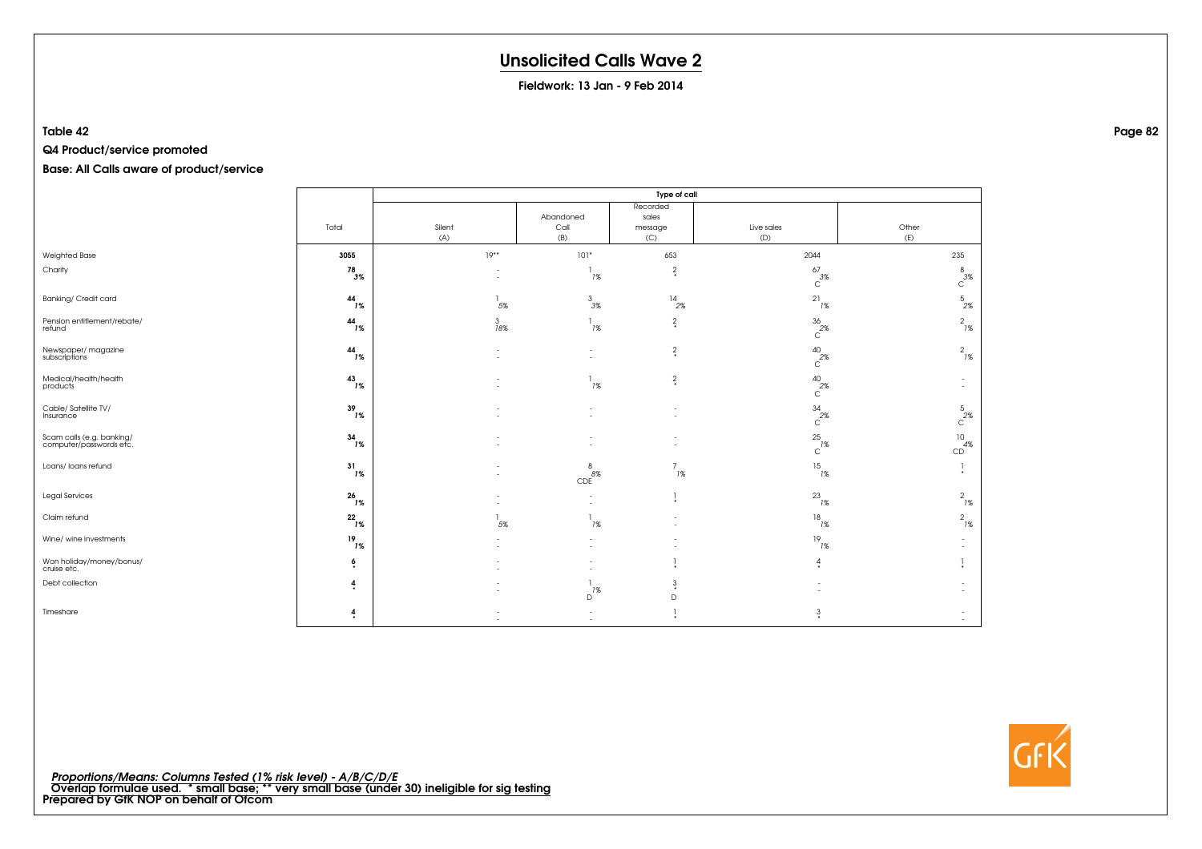# Unsolicited Calls Wave 2

**Fieldwork: 13 Jan - 9 Feb 2014**

**Table 42**

**Q4 Product/service promoted**

**Base: All Calls aware of product/service**

| | Total | Type of call | | | | |
|---|---|---|---|---|---|---|
| | | Silent (A) | Abandoned Call (B) | Recorded sales message (C) | Live sales (D) | Other (E) |
| Weighted Base | **3055** | 19** | 101* | 653 | 2044 | 235 |
| Charity | **78** *3%* | - - | 1 *1%* | 2 * | 67 *3%* C | 8 *3%* C |
| Banking/ Credit card | **44** *1%* | 1 *5%* | 3 *3%* | 14 *2%* | 21 *1%* | 5 *2%* |
| Pension entitlement/rebate/ refund | **44** *1%* | 3 *18%* | 1 *1%* | 2 * | 36 *2%* C | 2 *1%* |
| Newspaper/ magazine subscriptions | **44** *1%* | - - | - - | 2 * | 40 *2%* C | 2 *1%* |
| Medical/health/health products | **43** *1%* | - - | 1 *1%* | 2 * | 40 *2%* C | - - |
| Cable/ Satellite TV/ Insurance | **39** *1%* | - - | - - | - - | 34 *2%* C | 5 *2%* C |
| Scam calls (e.g. banking/ computer/passwords etc. | **34** *1%* | - - | - - | - - | 25 *1%* C | 10 *4%* CD |
| Loans/ loans refund | **31** *1%* | - - | 8 *8%* CDE | 7 *1%* | 15 *1%* | 1 * |
| Legal Services | **26** *1%* | - - | - - | 1 * | 23 *1%* | 2 *1%* |
| Claim refund | **22** *1%* | 1 *5%* | 1 *1%* | - - | 18 *1%* | 2 *1%* |
| Wine/ wine investments | **19** *1%* | - - | - - | - - | 19 *1%* | - - |
| Won holiday/money/bonus/ cruise etc. | **6** * | - - | - - | 1 * | 4 * | 1 * |
| Debt collection | **4** * | - - | 1 *1%* D | 3 * D | - - | - - |
| Timeshare | **4** * | - - | - - | 1 * | 3 * | - - |

*Proportions/Means: Columns Tested (1% risk level) - A/B/C/D/E*
Overlap formulae used. * small base; ** very small base (under 30) ineligible for sig testing
Prepared by GfK NOP on behalf of Ofcom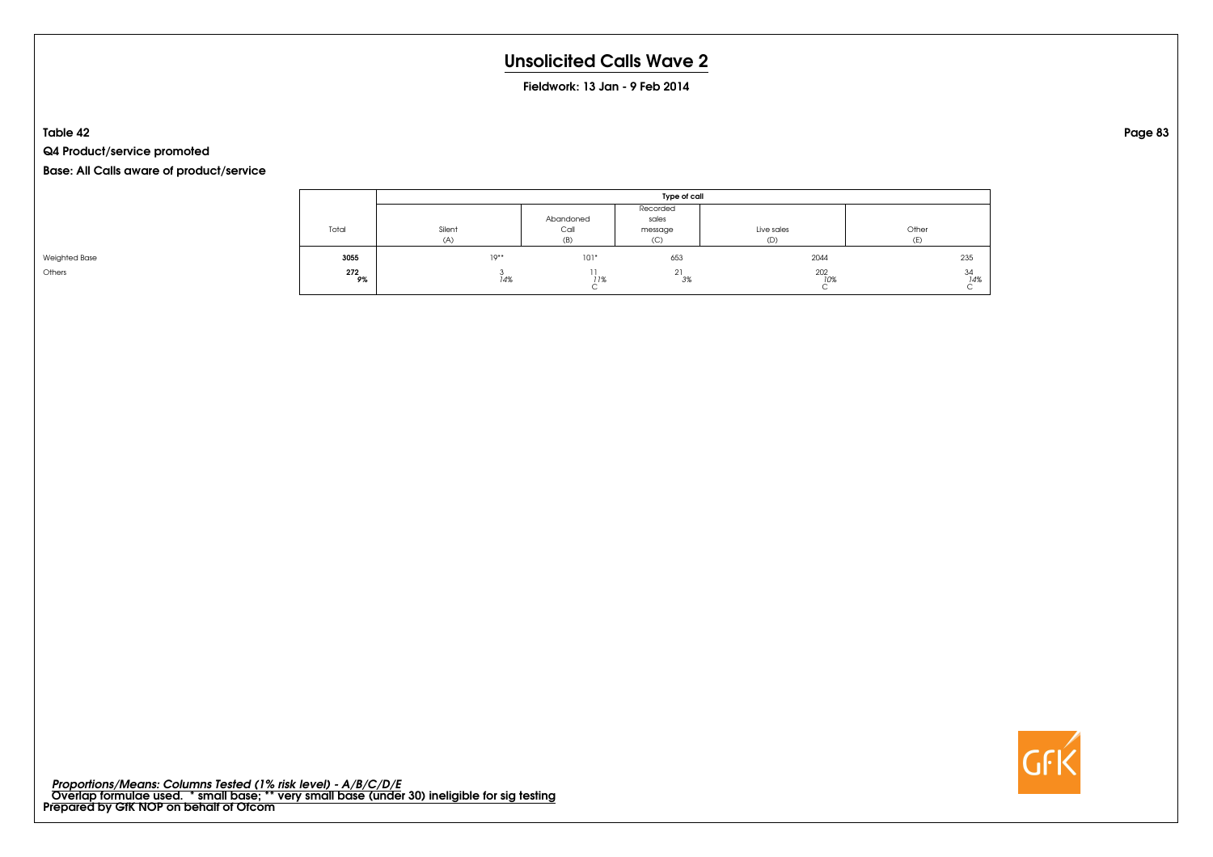# Unsolicited Calls Wave 2

**Fieldwork: 13 Jan - 9 Feb 2014**

**Table 42**

**Q4 Product/service promoted**

**Base: All Calls aware of product/service**

| | Total | Type of call | | | | |
|---|---|---|---|---|---|---|
| | | Silent (A) | Abandoned Call (B) | Recorded sales message (C) | Live sales (D) | Other (E) |
| Weighted Base | **3055** | 19** | 101* | 653 | 2044 | 235 |
| Others | **272** | 3 | 11 | 21 | 202 | 34 |
| | ***9%*** | *14%* | *11%* | *3%* | *10%* | *14%* |
| | | | C | | C | C |

*Proportions/Means: Columns Tested (1% risk level) - A/B/C/D/E*
Overlap formulae used. * small base; ** very small base (under 30) ineligible for sig testing
Prepared by GfK NOP on behalf of Ofcom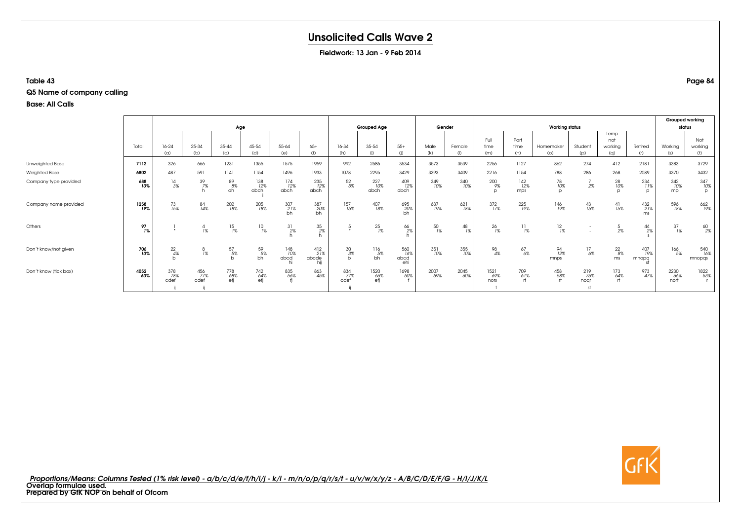# Unsolicited Calls Wave 2

**Fieldwork: 13 Jan - 9 Feb 2014**

**Table 43**

**Q5 Name of company calling**

**Base: All Calls**

| | Total | Age | | | | | | Grouped Age | | | Gender | | Working status | | | | | | Grouped working status | |
|---|---|---|---|---|---|---|---|---|---|---|---|---|---|---|---|---|---|---|---|---|
| | | 16-24 (a) | 25-34 (b) | 35-44 (c) | 45-54 (d) | 55-64 (e) | 65+ (f) | 16-34 (h) | 35-54 (i) | 55+ (j) | Male (k) | Female (l) | Full time (m) | Part time (n) | Homemaker (o) | Student (p) | Temp not working (q) | Retired (r) | Working (s) | Not working (t) |
| Unweighted Base | 7112 | 326 | 666 | 1231 | 1355 | 1575 | 1959 | 992 | 2586 | 3534 | 3573 | 3539 | 2256 | 1127 | 862 | 274 | 412 | 2181 | 3383 | 3729 |
| Weighted Base | 6802 | 487 | 591 | 1141 | 1154 | 1496 | 1933 | 1078 | 2295 | 3429 | 3393 | 3409 | 2216 | 1154 | 788 | 286 | 268 | 2089 | 3370 | 3432 |
| Company type provided | 688 10% | 14 3% | 39 7% h | 89 8% ah | 138 12% abch i | 174 12% abch | 235 12% abch | 52 5% | 227 10% abch | 409 12% abch | 349 10% | 340 10% | 200 9% p | 142 12% mps | 78 10% p | 7 2% | 28 10% p | 234 11% p | 342 10% mp | 347 10% p |
| Company name provided | 1258 19% | 73 15% | 84 14% | 202 18% | 205 18% | 307 21% bh | 387 20% bh | 157 15% | 407 18% | 695 20% bh | 637 19% | 621 18% | 372 17% | 225 19% | 146 19% | 43 15% | 41 15% | 432 21% ms | 596 18% | 662 19% |
| Others | 97 1% | 1 * | 4 1% | 15 1% | 10 1% | 31 2% h | 35 2% h | 5 * | 25 1% | 66 2% h | 50 1% | 48 1% | 26 1% | 11 1% | 12 1% | - - | 5 2% | 44 2% s | 37 1% | 60 2% |
| Don't know/not given | 706 10% | 22 4% b | 8 1% | 57 5% b | 59 5% bh | 148 10% abcd hi | 412 21% abcde hij | 30 3% b | 116 5% bh | 560 16% abcd ehi | 351 10% | 355 10% | 98 4% | 67 6% | 94 12% mnps | 17 6% | 22 8% ms | 407 19% mnopq st | 166 5% | 540 16% mnopqs |
| Don't know (tick box) | 4052 60% | 378 78% cdef ij | 456 77% cdef ij | 778 68% efj | 742 64% efj | 835 56% fj | 863 45% | 834 77% cdef ij | 1520 66% efj | 1698 50% f | 2007 59% | 2045 60% | 1521 69% nors t | 709 61% rt | 458 58% rt | 219 76% noqr st | 173 64% rt | 973 47% | 2230 66% nort | 1822 53% r |

*Proportions/Means: Columns Tested (1% risk level) - a/b/c/d/e/f/h/i/j - k/l - m/n/o/p/q/r/s/t - u/v/w/x/y/z - A/B/C/D/E/F/G - H/I/J/K/L*
**Overlap formulae used.**
**Prepared by GfK NOP on behalf of Ofcom**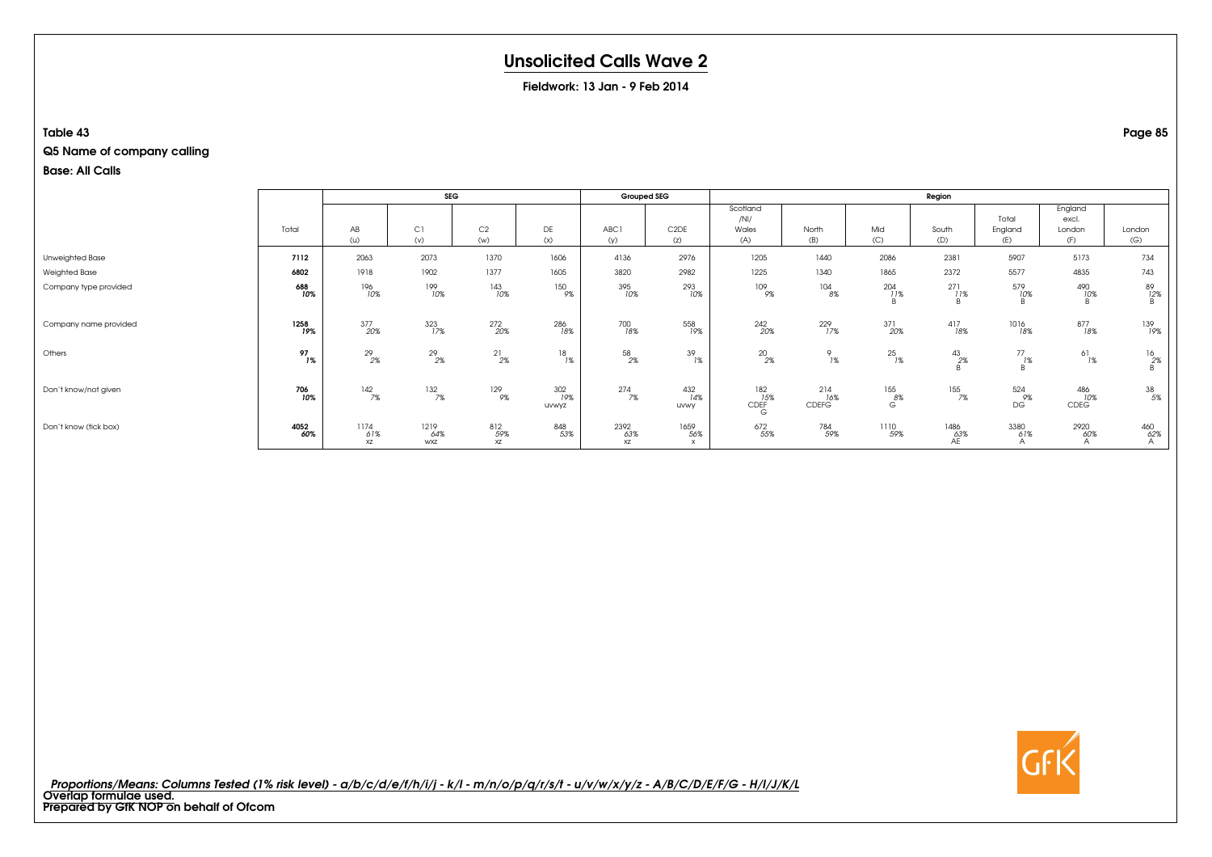# Unsolicited Calls Wave 2

**Fieldwork: 13 Jan - 9 Feb 2014**

**Table 43**

**Q5 Name of company calling**

**Base: All Calls**

| | Total | SEG | | | | Grouped SEG | | Region | | | | | | |
|---|---|---|---|---|---|---|---|---|---|---|---|---|---|---|
| | | AB (u) | C1 (v) | C2 (w) | DE (x) | ABC1 (y) | C2DE (z) | Scotland /NI/ Wales (A) | North (B) | Mid (C) | South (D) | Total England (E) | England excl. London (F) | London (G) |
| Unweighted Base | **7112** | 2063 | 2073 | 1370 | 1606 | 4136 | 2976 | 1205 | 1440 | 2086 | 2381 | 5907 | 5173 | 734 |
| Weighted Base | **6802** | 1918 | 1902 | 1377 | 1605 | 3820 | 2982 | 1225 | 1340 | 1865 | 2372 | 5577 | 4835 | 743 |
| Company type provided | **688** *10%* | 196 *10%* | 199 *10%* | 143 *10%* | 150 *9%* | 395 *10%* | 293 *10%* | 109 *9%* | 104 *8%* | 204 *11%* B | 271 *11%* B | 579 *10%* B | 490 *10%* B | 89 *12%* B |
| Company name provided | **1258** *19%* | 377 *20%* | 323 *17%* | 272 *20%* | 286 *18%* | 700 *18%* | 558 *19%* | 242 *20%* | 229 *17%* | 371 *20%* | 417 *18%* | 1016 *18%* | 877 *18%* | 139 *19%* |
| Others | **97** *1%* | 29 *2%* | 29 *2%* | 21 *2%* | 18 *1%* | 58 *2%* | 39 *1%* | 20 *2%* | 9 *1%* | 25 *1%* | 43 *2%* B | 77 *1%* B | 61 *1%* | 16 *2%* B |
| Don't know/not given | **706** *10%* | 142 *7%* | 132 *7%* | 129 *9%* | 302 *19%* uvwyz | 274 *7%* | 432 *14%* uvwy | 182 *15%* CDEF G | 214 *16%* CDEFG | 155 *8%* G | 155 *7%* | 524 *9%* DG | 486 *10%* CDEG | 38 *5%* |
| Don't know (tick box) | **4052** *60%* | 1174 *61%* xz | 1219 *64%* wxz | 812 *59%* xz | 848 *53%* | 2392 *63%* xz | 1659 *56%* x | 672 *55%* | 784 *59%* | 1110 *59%* | 1486 *63%* AE | 3380 *61%* A | 2920 *60%* A | 460 *62%* A |

*Proportions/Means: Columns Tested (1% risk level) - a/b/c/d/e/f/h/i/j - k/l - m/n/o/p/q/r/s/t - u/v/w/x/y/z - A/B/C/D/E/F/G - H/I/J/K/L*

**Overlap formulae used.**

**Prepared by GfK NOP on behalf of Ofcom**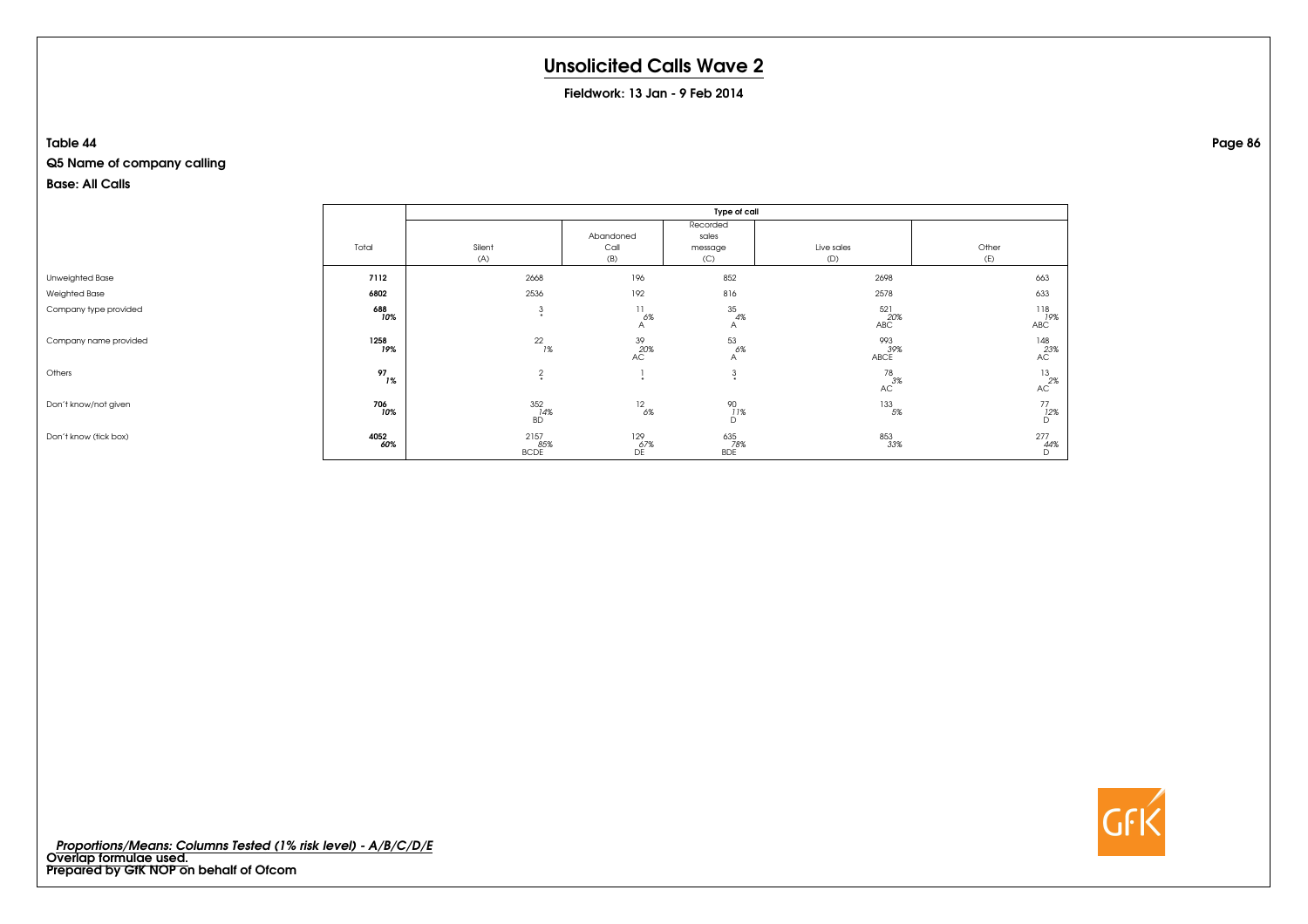# Unsolicited Calls Wave 2

**Fieldwork: 13 Jan - 9 Feb 2014**

**Table 44**

**Q5 Name of company calling**

**Base: All Calls**

| | Total | Type of call | | | | |
|---|---|---|---|---|---|---|
| | | Silent (A) | Abandoned Call (B) | Recorded sales message (C) | Live sales (D) | Other (E) |
| Unweighted Base | **7112** | 2668 | 196 | 852 | 2698 | 663 |
| Weighted Base | **6802** | 2536 | 192 | 816 | 2578 | 633 |
| Company type provided | **688** *10%* | 3 * | 11 *6%* A | 35 *4%* A | 521 *20%* ABC | 118 *19%* ABC |
| Company name provided | **1258** *19%* | 22 *1%* | 39 *20%* AC | 53 *6%* A | 993 *39%* ABCE | 148 *23%* AC |
| Others | **97** *1%* | 2 * | 1 * | 3 * | 78 *3%* AC | 13 *2%* AC |
| Don't know/not given | **706** *10%* | 352 *14%* BD | 12 *6%* | 90 *11%* D | 133 *5%* | 77 *12%* D |
| Don't know (tick box) | **4052** *60%* | 2157 *85%* BCDE | 129 *67%* DE | 635 *78%* BDE | 853 *33%* | 277 *44%* D |

*Proportions/Means: Columns Tested (1% risk level) - A/B/C/D/E*
**Overlap formulae used.**
**Prepared by GfK NOP on behalf of Ofcom**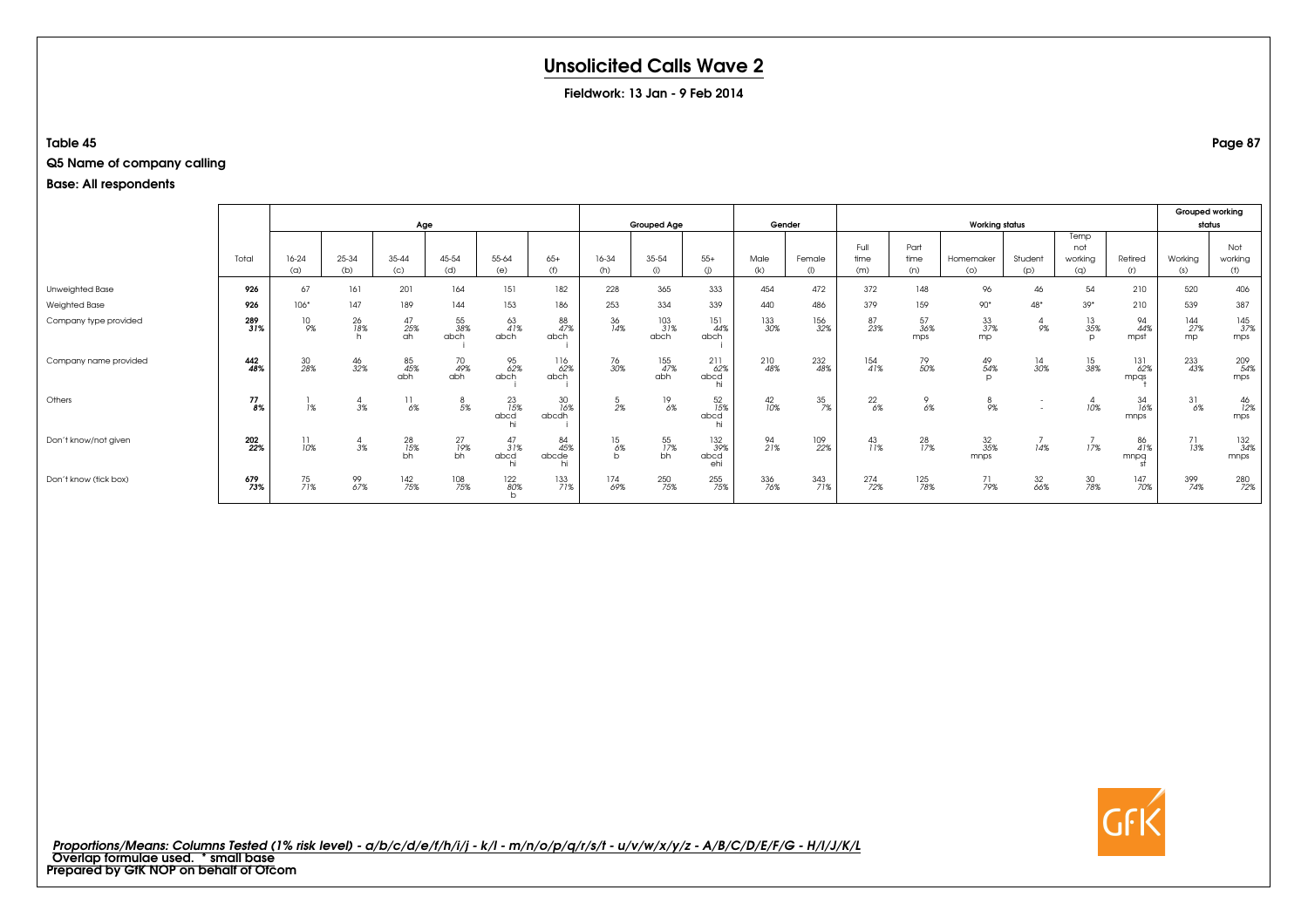# Unsolicited Calls Wave 2

**Fieldwork: 13 Jan - 9 Feb 2014**

**Table 45**

**Q5 Name of company calling**

**Base: All respondents**

| | | Age | | | | | | Grouped Age | | | Gender | | Working status | | | | | | Grouped working status | |
|---|---|---|---|---|---|---|---|---|---|---|---|---|---|---|---|---|---|---|---|---|
| | Total | 16-24 (a) | 25-34 (b) | 35-44 (c) | 45-54 (d) | 55-64 (e) | 65+ (f) | 16-34 (h) | 35-54 (i) | 55+ (j) | Male (k) | Female (l) | Full time (m) | Part time (n) | Homemaker (o) | Student (p) | Temp not working (q) | Retired (r) | Working (s) | Not working (t) |
| Unweighted Base | **926** | 67 | 161 | 201 | 164 | 151 | 182 | 228 | 365 | 333 | 454 | 472 | 372 | 148 | 96 | 46 | 54 | 210 | 520 | 406 |
| Weighted Base | **926** | 106* | 147 | 189 | 144 | 153 | 186 | 253 | 334 | 339 | 440 | 486 | 379 | 159 | 90* | 48* | 39* | 210 | 539 | 387 |
| Company type provided | **289** **31%** | 10 9% | 26 18% h | 47 25% ah | 55 38% abch | 63 41% abch | 88 47% abch i | 36 14% | 103 31% abch | 151 44% abch i | 133 30% | 156 32% | 87 23% | 57 36% mps | 33 37% mp | 4 9% | 13 35% p | 94 44% mpst | 144 27% mp | 145 37% mps |
| Company name provided | **442** **48%** | 30 28% | 46 32% | 85 45% abh | 70 49% abh | 95 62% abch i | 116 62% abch i | 76 30% | 155 47% abh | 211 62% abcd hi | 210 48% | 232 48% | 154 41% | 79 50% | 49 54% p | 14 30% | 15 38% | 131 62% mpqs t | 233 43% | 209 54% mps |
| Others | **77** **8%** | 1 1% | 4 3% | 11 6% | 8 5% | 23 15% abcd hi | 30 16% abcdh i | 5 2% | 19 6% | 52 15% abcd hi | 42 10% | 35 7% | 22 6% | 9 6% | 8 9% | - - | 4 10% | 34 16% mnps | 31 6% | 46 12% mps |
| Don't know/not given | **202** **22%** | 11 10% | 4 3% | 28 15% bh | 27 19% bh | 47 31% abcd hi | 84 45% abcde hi | 15 6% b | 55 17% bh | 132 39% abcd ehi | 94 21% | 109 22% | 43 11% | 28 17% | 32 35% mnps | 7 14% | 7 17% | 86 41% mnpq st | 71 13% | 132 34% mnps |
| Don't know (tick box) | **679** **73%** | 75 71% | 99 67% | 142 75% | 108 75% | 122 80% b | 133 71% | 174 69% | 250 75% | 255 75% | 336 76% | 343 71% | 274 72% | 125 78% | 71 79% | 32 66% | 30 78% | 147 70% | 399 74% | 280 72% |

*Proportions/Means: Columns Tested (1% risk level) - a/b/c/d/e/f/h/i/j - k/l - m/n/o/p/q/r/s/t - u/v/w/x/y/z - A/B/C/D/E/F/G - H/I/J/K/L*
Overlap formulae used. * small base
Prepared by GfK NOP on behalf of Ofcom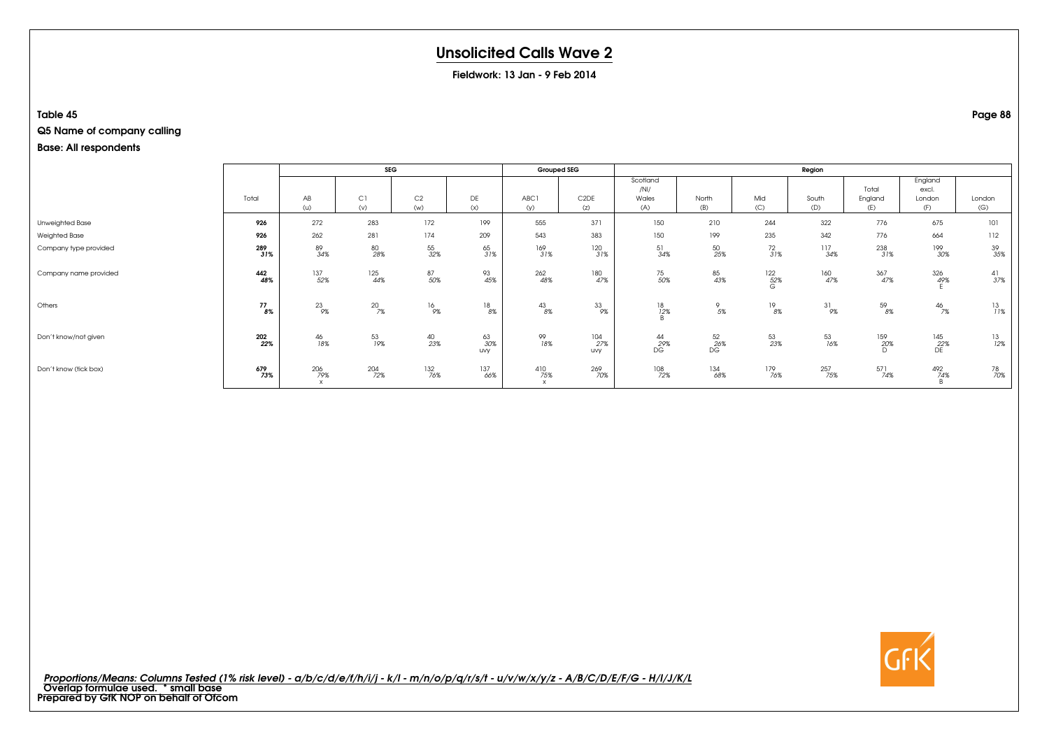# Unsolicited Calls Wave 2

**Fieldwork: 13 Jan - 9 Feb 2014**

**Table 45**

**Q5 Name of company calling**

**Base: All respondents**

| | Total | SEG | | | | Grouped SEG | | Region | | | | | | |
|---|---|---|---|---|---|---|---|---|---|---|---|---|---|---|
| | | AB (u) | C1 (v) | C2 (w) | DE (x) | ABC1 (y) | C2DE (z) | Scotland /NI/ Wales (A) | North (B) | Mid (C) | South (D) | Total England (E) | England excl. London (F) | London (G) |
| Unweighted Base | **926** | 272 | 283 | 172 | 199 | 555 | 371 | 150 | 210 | 244 | 322 | 776 | 675 | 101 |
| Weighted Base | **926** | 262 | 281 | 174 | 209 | 543 | 383 | 150 | 199 | 235 | 342 | 776 | 664 | 112 |
| Company type provided | **289** *31%* | 89 *34%* | 80 *28%* | 55 *32%* | 65 *31%* | 169 *31%* | 120 *31%* | 51 *34%* | 50 *25%* | 72 *31%* | 117 *34%* | 238 *31%* | 199 *30%* | 39 *35%* |
| Company name provided | **442** *48%* | 137 *52%* | 125 *44%* | 87 *50%* | 93 *45%* | 262 *48%* | 180 *47%* | 75 *50%* | 85 *43%* | 122 *52%* G | 160 *47%* | 367 *47%* | 326 *49%* E | 41 *37%* |
| Others | **77** *8%* | 23 *9%* | 20 *7%* | 16 *9%* | 18 *8%* | 43 *8%* | 33 *9%* | 18 *12%* B | 9 *5%* | 19 *8%* | 31 *9%* | 59 *8%* | 46 *7%* | 13 *11%* |
| Don't know/not given | **202** *22%* | 46 *18%* | 53 *19%* | 40 *23%* | 63 *30%* uvy | 99 *18%* | 104 *27%* uvy | 44 *29%* DG | 52 *26%* DG | 53 *23%* | 53 *16%* | 159 *20%* D | 145 *22%* DE | 13 *12%* |
| Don't know (tick box) | **679** *73%* | 206 *79%* x | 204 *72%* | 132 *76%* | 137 *66%* | 410 *75%* x | 269 *70%* | 108 *72%* | 134 *68%* | 179 *76%* | 257 *75%* | 571 *74%* | 492 *74%* B | 78 *70%* |

***Proportions/Means: Columns Tested (1% risk level) - a/b/c/d/e/f/h/i/j - k/l - m/n/o/p/q/r/s/t - u/v/w/x/y/z - A/B/C/D/E/F/G - H/I/J/K/L***
**Overlap formulae used. * small base**
**Prepared by GfK NOP on behalf of Ofcom**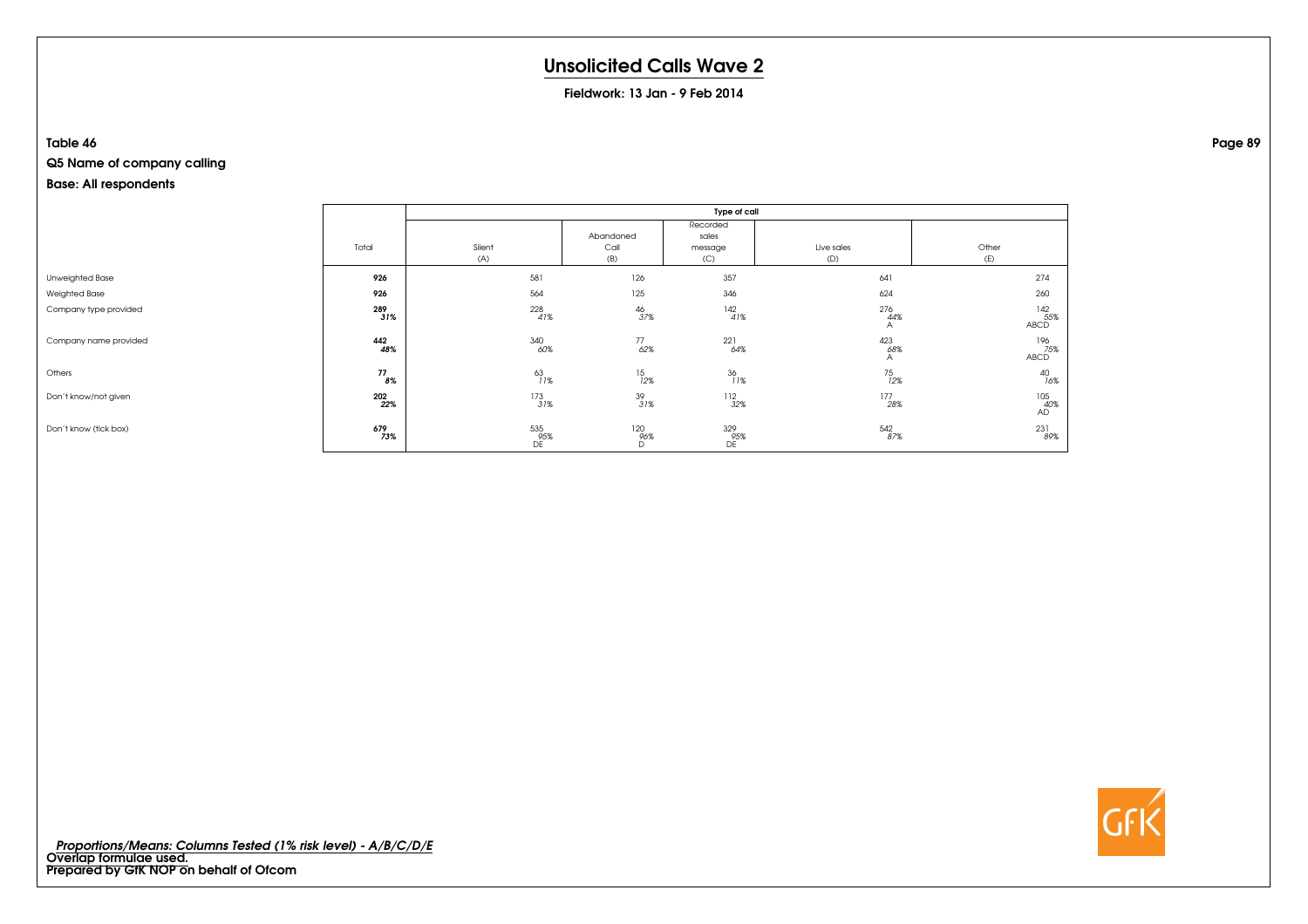# Unsolicited Calls Wave 2

**Fieldwork: 13 Jan - 9 Feb 2014**

**Table 46**

**Q5 Name of company calling**

**Base: All respondents**

| | Total | Type of call | | | | |
|---|---|---|---|---|---|---|
| | | Silent (A) | Abandoned Call (B) | Recorded sales message (C) | Live sales (D) | Other (E) |
| Unweighted Base | **926** | 581 | 126 | 357 | 641 | 274 |
| Weighted Base | **926** | 564 | 125 | 346 | 624 | 260 |
| Company type provided | **289** *31%* | 228 *41%* | 46 *37%* | 142 *41%* | 276 *44%* A | 142 *55%* ABCD |
| Company name provided | **442** *48%* | 340 *60%* | 77 *62%* | 221 *64%* | 423 *68%* A | 196 *75%* ABCD |
| Others | **77** *8%* | 63 *11%* | 15 *12%* | 36 *11%* | 75 *12%* | 40 *16%* |
| Don't know/not given | **202** *22%* | 173 *31%* | 39 *31%* | 112 *32%* | 177 *28%* | 105 *40%* AD |
| Don't know (tick box) | **679** *73%* | 535 *95%* DE | 120 *96%* D | 329 *95%* DE | 542 *87%* | 231 *89%* |

*Proportions/Means: Columns Tested (1% risk level) - A/B/C/D/E*
**Overlap formulae used.**
**Prepared by GfK NOP on behalf of Ofcom**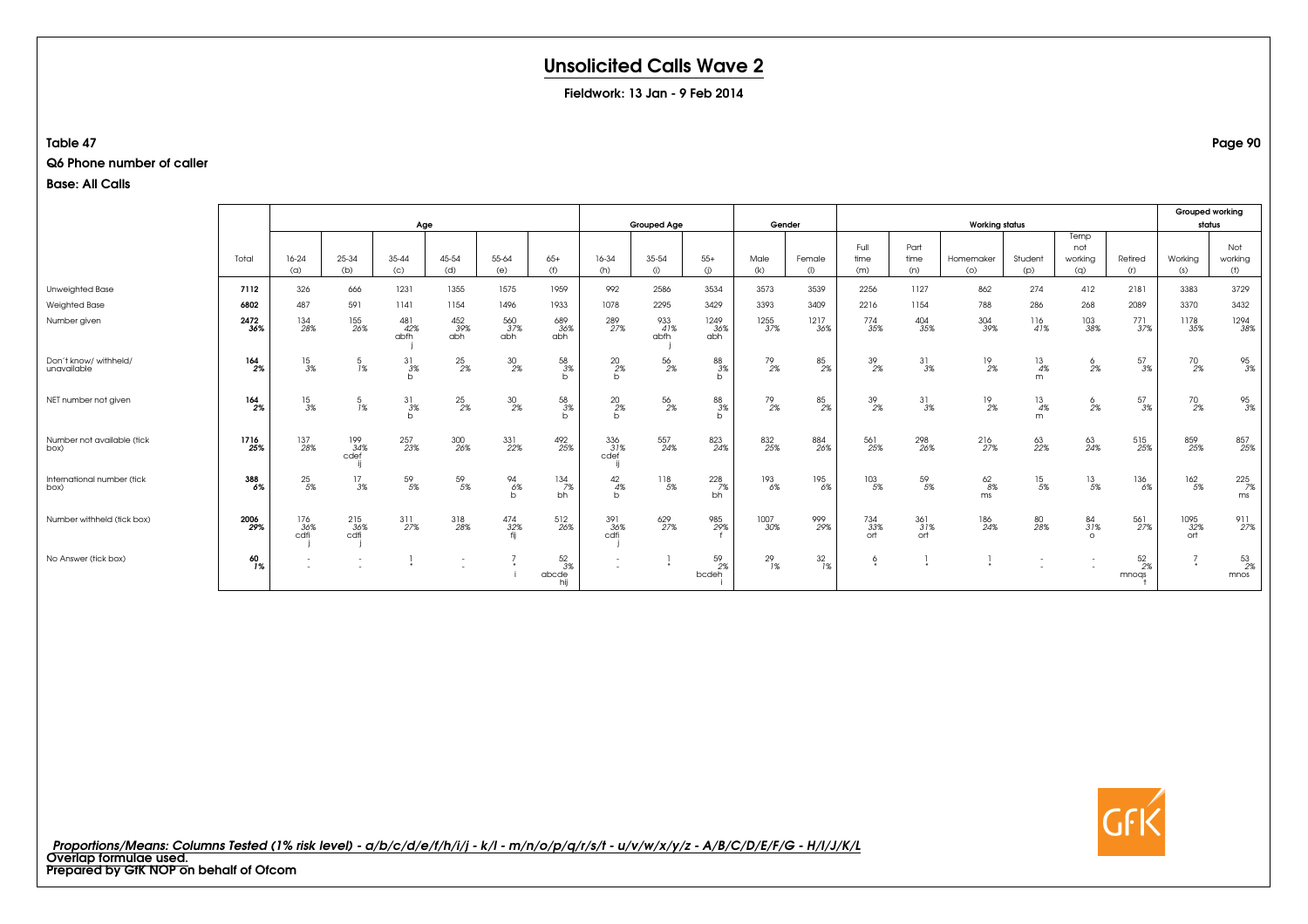# Unsolicited Calls Wave 2

**Fieldwork: 13 Jan - 9 Feb 2014**

**Table 47**

**Q6 Phone number of caller**

**Base: All Calls**

| | Total | Age | | | | | | Grouped Age | | | Gender | | Working status | | | | | | Grouped working status | |
|---|---|---|---|---|---|---|---|---|---|---|---|---|---|---|---|---|---|---|---|---|
| | | 16-24 (a) | 25-34 (b) | 35-44 (c) | 45-54 (d) | 55-64 (e) | 65+ (f) | 16-34 (h) | 35-54 (i) | 55+ (j) | Male (k) | Female (l) | Full time (m) | Part time (n) | Homemaker (o) | Student (p) | Temp not working (q) | Retired (r) | Working (s) | Not working (t) |
| Unweighted Base | 7112 | 326 | 666 | 1231 | 1355 | 1575 | 1959 | 992 | 2586 | 3534 | 3573 | 3539 | 2256 | 1127 | 862 | 274 | 412 | 2181 | 3383 | 3729 |
| Weighted Base | 6802 | 487 | 591 | 1141 | 1154 | 1496 | 1933 | 1078 | 2295 | 3429 | 3393 | 3409 | 2216 | 1154 | 788 | 286 | 268 | 2089 | 3370 | 3432 |
| Number given | 2472 36% | 134 28% | 155 26% | 481 42% abfh j | 452 39% abh | 560 37% abh | 689 36% abh | 289 27% | 933 41% abfh j | 1249 36% abh | 1255 37% | 1217 36% | 774 35% | 404 35% | 304 39% | 116 41% | 103 38% | 771 37% | 1178 35% | 1294 38% |
| Don't know/ withheld/ unavailable | 164 2% | 15 3% | 5 1% | 31 3% b | 25 2% | 30 2% | 58 3% b | 20 2% b | 56 2% | 88 3% b | 79 2% | 85 2% | 39 2% | 31 3% | 19 2% | 13 4% m | 6 2% | 57 3% | 70 2% | 95 3% |
| NET number not given | 164 2% | 15 3% | 5 1% | 31 3% b | 25 2% | 30 2% | 58 3% b | 20 2% b | 56 2% | 88 3% b | 79 2% | 85 2% | 39 2% | 31 3% | 19 2% | 13 4% m | 6 2% | 57 3% | 70 2% | 95 3% |
| Number not available (tick box) | 1716 25% | 137 28% | 199 34% cdef ij | 257 23% | 300 26% | 331 22% | 492 25% | 336 31% cdef ij | 557 24% | 823 24% | 832 25% | 884 26% | 561 25% | 298 26% | 216 27% | 63 22% | 63 24% | 515 25% | 859 25% | 857 25% |
| International number (tick box) | 388 6% | 25 5% | 17 3% | 59 5% | 59 5% | 94 6% b | 134 7% bh | 42 4% b | 118 5% | 228 7% bh | 193 6% | 195 6% | 103 5% | 59 5% | 62 8% ms | 15 5% | 13 5% | 136 6% | 162 5% | 225 7% ms |
| Number withheld (tick box) | 2006 29% | 176 36% cdfi j | 215 36% cdfi j | 311 27% | 318 28% | 474 32% fij | 512 26% | 391 36% cdfi j | 629 27% | 985 29% f | 1007 30% | 999 29% | 734 33% ort | 361 31% ort | 186 24% | 80 28% | 84 31% o | 561 27% | 1095 32% ort | 911 27% |
| No Answer (tick box) | 60 1% | - - | - - | 1 * | - - | 7 * i | 52 3% abcde hij | - - | 1 * | 59 2% bcdeh i | 29 1% | 32 1% | 6 * | 1 * | 1 * | - - | - - | 52 2% mnoqs t | 7 * | 53 2% mnos |

*Proportions/Means: Columns Tested (1% risk level) - a/b/c/d/e/f/h/i/j - k/l - m/n/o/p/q/r/s/t - u/v/w/x/y/z - A/B/C/D/E/F/G - H/I/J/K/L*

Overlap formulae used.

Prepared by GfK NOP on behalf of Ofcom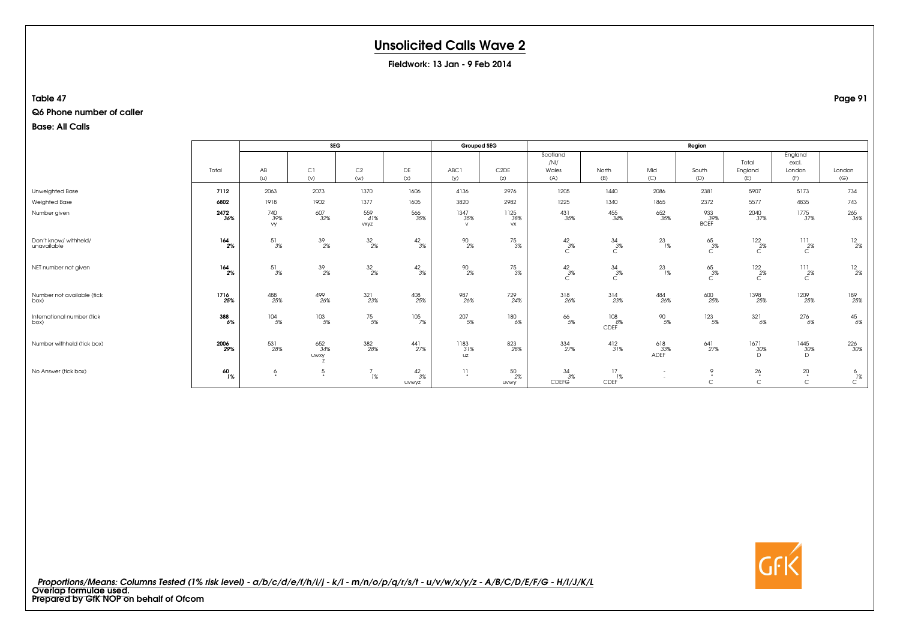# Unsolicited Calls Wave 2

**Fieldwork: 13 Jan - 9 Feb 2014**

**Table 47**

**Q6 Phone number of caller**

**Base: All Calls**

| | Total | SEG | | | | Grouped SEG | | Region | | | | | | |
|---|---|---|---|---|---|---|---|---|---|---|---|---|---|---|
| | | AB (u) | C1 (v) | C2 (w) | DE (x) | ABC1 (y) | C2DE (z) | Scotland /NI/ Wales (A) | North (B) | Mid (C) | South (D) | Total England (E) | England excl. London (F) | London (G) |
| Unweighted Base | **7112** | 2063 | 2073 | 1370 | 1606 | 4136 | 2976 | 1205 | 1440 | 2086 | 2381 | 5907 | 5173 | 734 |
| Weighted Base | **6802** | 1918 | 1902 | 1377 | 1605 | 3820 | 2982 | 1225 | 1340 | 1865 | 2372 | 5577 | 4835 | 743 |
| Number given | **2472** **36%** | 740 39% vy | 607 32% | 559 41% vxyz | 566 35% | 1347 35% v | 1125 38% vx | 431 35% | 455 34% | 652 35% | 933 39% BCEF | 2040 37% | 1775 37% | 265 36% |
| Don't know/ withheld/ unavailable | **164** **2%** | 51 3% | 39 2% | 32 2% | 42 3% | 90 2% | 75 3% | 42 3% C | 34 3% C | 23 1% | 65 3% C | 122 2% C | 111 2% C | 12 2% |
| NET number not given | **164** **2%** | 51 3% | 39 2% | 32 2% | 42 3% | 90 2% | 75 3% | 42 3% C | 34 3% C | 23 1% | 65 3% C | 122 2% C | 111 2% C | 12 2% |
| Number not available (tick box) | **1716** **25%** | 488 25% | 499 26% | 321 23% | 408 25% | 987 26% | 729 24% | 318 26% | 314 23% | 484 26% | 600 25% | 1398 25% | 1209 25% | 189 25% |
| International number (tick box) | **388** **6%** | 104 5% | 103 5% | 75 5% | 105 7% | 207 5% | 180 6% | 66 5% | 108 8% CDEF | 90 5% | 123 5% | 321 6% | 276 6% | 45 6% |
| Number withheld (tick box) | **2006** **29%** | 531 28% | 652 34% uwxy z | 382 28% | 441 27% | 1183 31% uz | 823 28% | 334 27% | 412 31% | 618 33% ADEF | 641 27% | 1671 30% D | 1445 30% D | 226 30% |
| No Answer (tick box) | **60** **1%** | 6 * | 5 * | 7 1% | 42 3% uvwyz | 11 * | 50 2% uvwy | 34 3% CDEFG | 17 1% CDEF | - - | 9 * C | 26 * C | 20 * C | 6 1% C |

*Proportions/Means: Columns Tested (1% risk level) - a/b/c/d/e/f/h/i/j - k/l - m/n/o/p/q/r/s/t - u/v/w/x/y/z - A/B/C/D/E/F/G - H/I/J/K/L*

**Overlap formulae used.**

**Prepared by GfK NOP on behalf of Ofcom**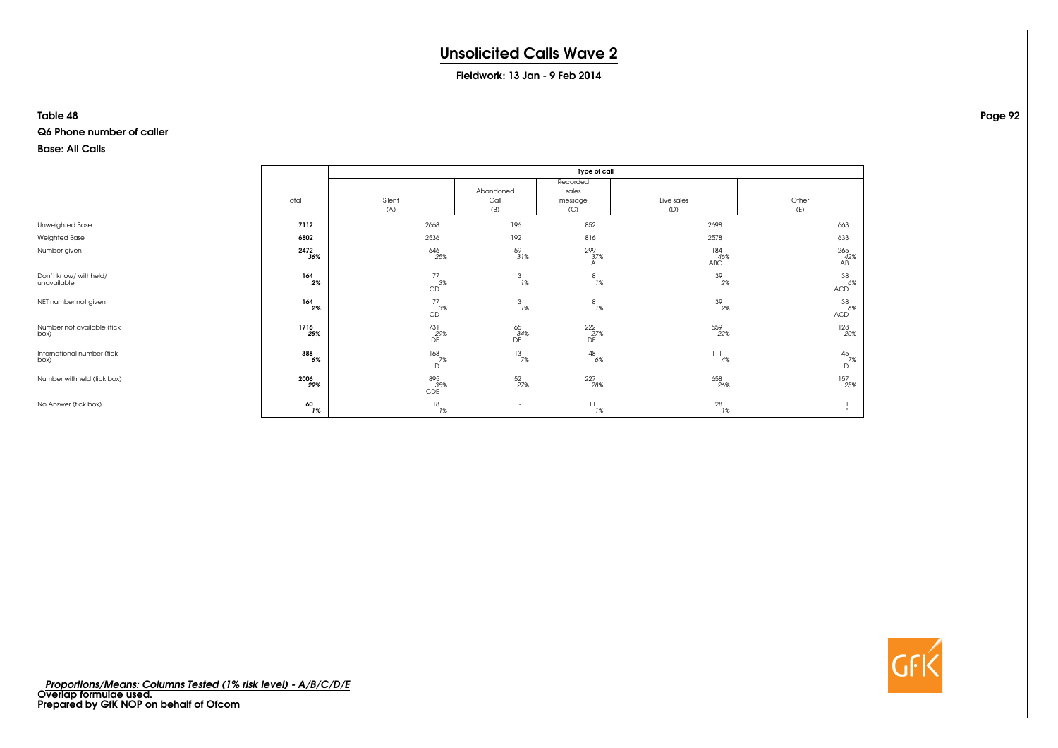# Unsolicited Calls Wave 2

**Fieldwork: 13 Jan - 9 Feb 2014**

**Table 48**

**Q6 Phone number of caller**

**Base: All Calls**

| | Total | Type of call | | | | |
|---|---|---|---|---|---|---|
| | | Silent (A) | Abandoned Call (B) | Recorded sales message (C) | Live sales (D) | Other (E) |
| Unweighted Base | **7112** | 2668 | 196 | 852 | 2698 | 663 |
| Weighted Base | **6802** | 2536 | 192 | 816 | 2578 | 633 |
| Number given | **2472** **36%** | 646 25% | 59 31% | 299 37% A | 1184 46% ABC | 265 42% AB |
| Don't know/ withheld/ unavailable | **164** **2%** | 77 3% CD | 3 1% | 8 1% | 39 2% | 38 6% ACD |
| NET number not given | **164** **2%** | 77 3% CD | 3 1% | 8 1% | 39 2% | 38 6% ACD |
| Number not available (tick box) | **1716** **25%** | 731 29% DE | 65 34% DE | 222 27% DE | 559 22% | 128 20% |
| International number (tick box) | **388** **6%** | 168 7% D | 13 7% | 48 6% | 111 4% | 45 7% D |
| Number withheld (tick box) | **2006** **29%** | 895 35% CDE | 52 27% | 227 28% | 658 26% | 157 25% |
| No Answer (tick box) | **60** **1%** | 18 1% | - - | 11 1% | 28 1% | 1 * |

*Proportions/Means: Columns Tested (1% risk level) - A/B/C/D/E*
Overlap formulae used.
Prepared by GfK NOP on behalf of Ofcom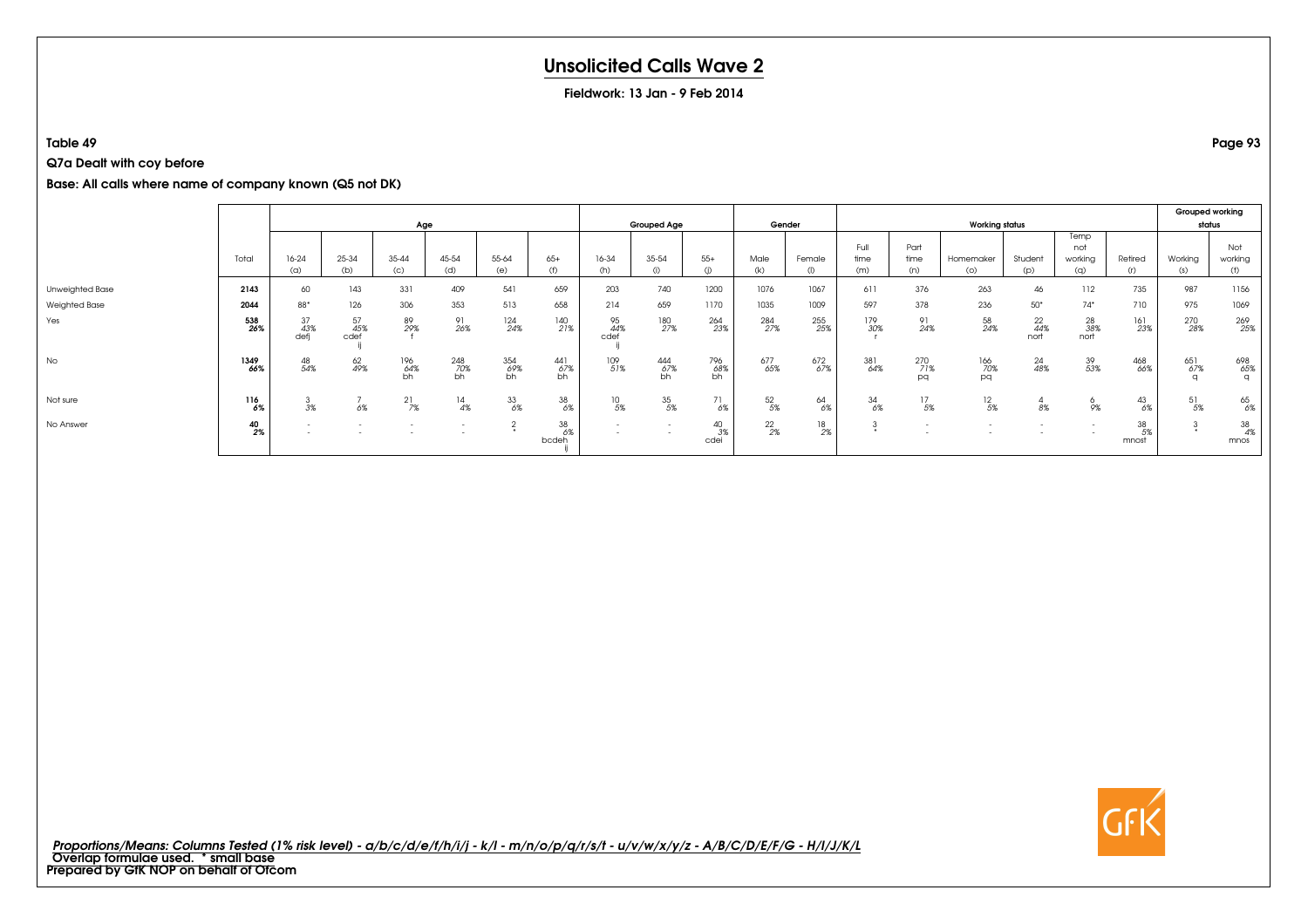# Unsolicited Calls Wave 2

**Fieldwork: 13 Jan - 9 Feb 2014**

**Table 49**

**Q7a Dealt with coy before**

**Base: All calls where name of company known (Q5 not DK)**

| | Total | Age | | | | | | Grouped Age | | | Gender | | Working status | | | | | | Grouped working status | |
|---|---|---|---|---|---|---|---|---|---|---|---|---|---|---|---|---|---|---|---|---|
| | | 16-24 (a) | 25-34 (b) | 35-44 (c) | 45-54 (d) | 55-64 (e) | 65+ (f) | 16-34 (h) | 35-54 (i) | 55+ (j) | Male (k) | Female (l) | Full time (m) | Part time (n) | Homemaker (o) | Student (p) | Temp not working (q) | Retired (r) | Working (s) | Not working (t) |
| Unweighted Base | **2143** | 60 | 143 | 331 | 409 | 541 | 659 | 203 | 740 | 1200 | 1076 | 1067 | 611 | 376 | 263 | 46 | 112 | 735 | 987 | 1156 |
| Weighted Base | **2044** | 88* | 126 | 306 | 353 | 513 | 658 | 214 | 659 | 1170 | 1035 | 1009 | 597 | 378 | 236 | 50* | 74* | 710 | 975 | 1069 |
| Yes | **538** **26%** | 37 43% defj | 57 45% cdef ij | 89 29% f | 91 26% | 124 24% | 140 21% | 95 44% cdef ij | 180 27% | 264 23% | 284 27% | 255 25% | 179 30% r | 91 24% | 58 24% | 22 44% nort | 28 38% nort | 161 23% | 270 28% | 269 25% |
| No | **1349** **66%** | 48 54% | 62 49% | 196 64% bh | 248 70% bh | 354 69% bh | 441 67% bh | 109 51% | 444 67% bh | 796 68% bh | 677 65% | 672 67% | 381 64% | 270 71% pq | 166 70% pq | 24 48% | 39 53% | 468 66% | 651 67% q | 698 65% q |
| Not sure | **116** **6%** | 3 3% | 7 6% | 21 7% | 14 4% | 33 6% | 38 6% | 10 5% | 35 5% | 71 6% | 52 5% | 64 6% | 34 6% | 17 5% | 12 5% | 4 8% | 6 9% | 43 6% | 51 5% | 65 6% |
| No Answer | **40** **2%** | - | - | - | - | 2 * | 38 6% bcdeh ij | - | - | 40 3% cdei | 22 2% | 18 2% | 3 * | - | - | - | - | 38 5% mnost | 3 * | 38 4% mnos |

*Proportions/Means: Columns Tested (1% risk level) - a/b/c/d/e/f/h/i/j - k/l - m/n/o/p/q/r/s/t - u/v/w/x/y/z - A/B/C/D/E/F/G - H/I/J/K/L*
Overlap formulae used. * small base
**Prepared by GfK NOP on behalf of Ofcom**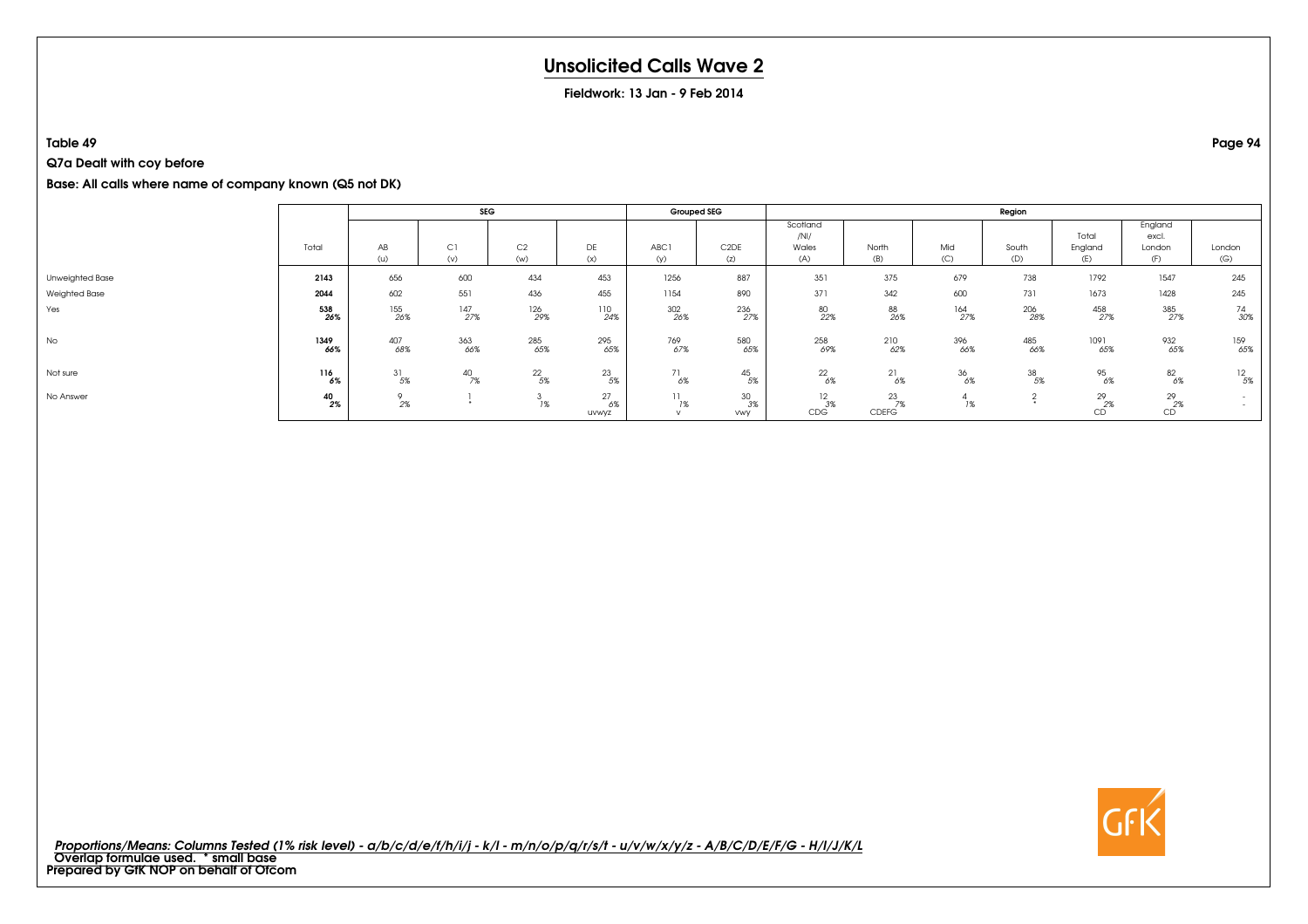# Unsolicited Calls Wave 2

**Fieldwork: 13 Jan - 9 Feb 2014**

**Table 49**

**Q7a Dealt with coy before**

**Base: All calls where name of company known (Q5 not DK)**

| | Total | SEG | | | | Grouped SEG | | Region | | | | | | |
|---|---|---|---|---|---|---|---|---|---|---|---|---|---|---|
| | | AB (u) | C1 (v) | C2 (w) | DE (x) | ABC1 (y) | C2DE (z) | Scotland /NI/ Wales (A) | North (B) | Mid (C) | South (D) | Total England (E) | England excl. London (F) | London (G) |
| Unweighted Base | **2143** | 656 | 600 | 434 | 453 | 1256 | 887 | 351 | 375 | 679 | 738 | 1792 | 1547 | 245 |
| Weighted Base | **2044** | 602 | 551 | 436 | 455 | 1154 | 890 | 371 | 342 | 600 | 731 | 1673 | 1428 | 245 |
| Yes | **538** | 155 | 147 | 126 | 110 | 302 | 236 | 80 | 88 | 164 | 206 | 458 | 385 | 74 |
| | **26%** | 26% | 27% | 29% | 24% | 26% | 27% | 22% | 26% | 27% | 28% | 27% | 27% | 30% |
| No | **1349** | 407 | 363 | 285 | 295 | 769 | 580 | 258 | 210 | 396 | 485 | 1091 | 932 | 159 |
| | **66%** | 68% | 66% | 65% | 65% | 67% | 65% | 69% | 62% | 66% | 66% | 65% | 65% | 65% |
| Not sure | **116** | 31 | 40 | 22 | 23 | 71 | 45 | 22 | 21 | 36 | 38 | 95 | 82 | 12 |
| | **6%** | 5% | 7% | 5% | 5% | 6% | 5% | 6% | 6% | 6% | 5% | 6% | 6% | 5% |
| No Answer | **40** | 9 | 1 | 3 | 27 | 11 | 30 | 12 | 23 | 4 | 2 | 29 | 29 | - |
| | **2%** | 2% | * | 1% | 6% | 1% | 3% | 3% | 7% | 1% | * | 2% | 2% | - |
| | | | | | uvwyz | v | vwy | CDG | CDEFG | | | CD | CD | |

*Proportions/Means: Columns Tested (1% risk level) - a/b/c/d/e/f/h/i/j - k/l - m/n/o/p/q/r/s/t - u/v/w/x/y/z - A/B/C/D/E/F/G - H/I/J/K/L*
Overlap formulae used. * small base
**Prepared by GfK NOP on behalf of Ofcom**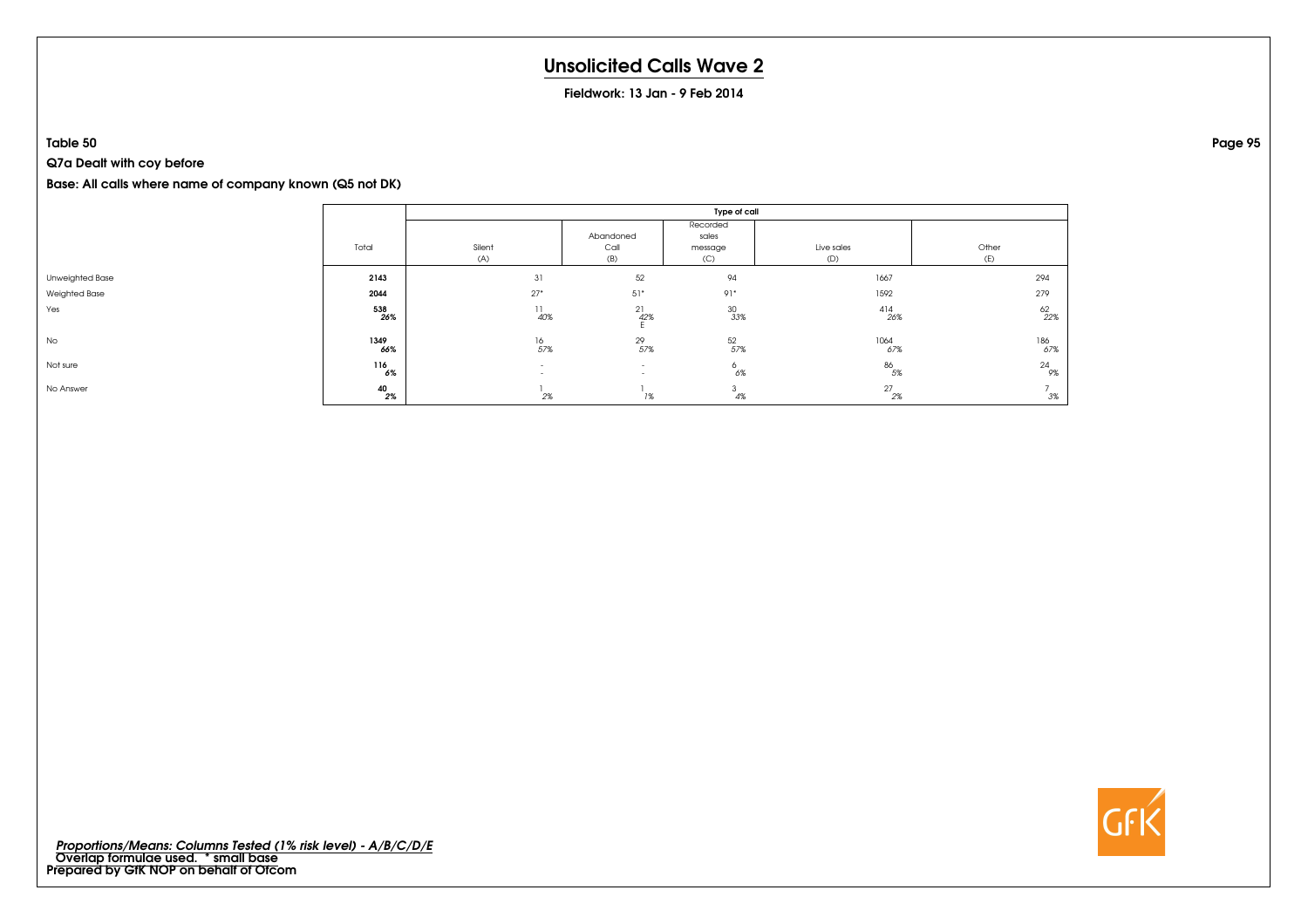# Unsolicited Calls Wave 2

**Fieldwork: 13 Jan - 9 Feb 2014**

**Table 50**

**Q7a Dealt with coy before**

**Base: All calls where name of company known (Q5 not DK)**

| | Total | Type of call | | | | |
|---|---|---|---|---|---|---|
| | | Silent (A) | Abandoned Call (B) | Recorded sales message (C) | Live sales (D) | Other (E) |
| Unweighted Base | **2143** | 31 | 52 | 94 | 1667 | 294 |
| Weighted Base | **2044** | 27* | 51* | 91* | 1592 | 279 |
| Yes | **538** *26%* | 11 *40%* | 21 *42%* E | 30 *33%* | 414 *26%* | 62 *22%* |
| No | **1349** *66%* | 16 *57%* | 29 *57%* | 52 *57%* | 1064 *67%* | 186 *67%* |
| Not sure | **116** *6%* | - - | - - | 6 *6%* | 86 *5%* | 24 *9%* |
| No Answer | **40** *2%* | 1 *2%* | 1 *1%* | 3 *4%* | 27 *2%* | 7 *3%* |

*Proportions/Means: Columns Tested (1% risk level) - A/B/C/D/E*
Overlap formulae used. * small base
Prepared by GfK NOP on behalf of Ofcom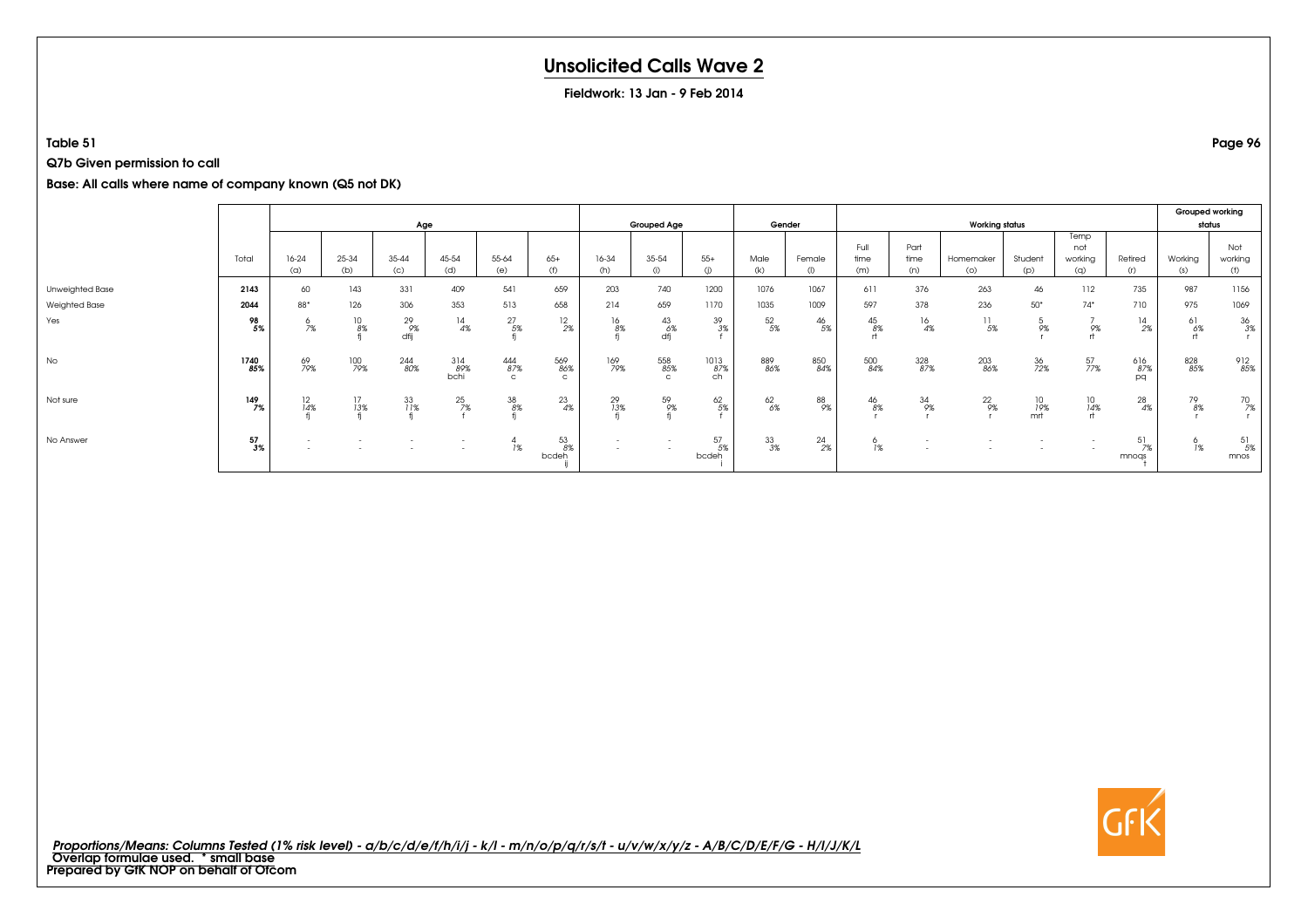# Unsolicited Calls Wave 2

**Fieldwork: 13 Jan - 9 Feb 2014**

**Table 51**

**Q7b Given permission to call**

**Base: All calls where name of company known (Q5 not DK)**

| | | Age | | | | | | Grouped Age | | | Gender | | Working status | | | | | | Grouped working status | |
|---|---|---|---|---|---|---|---|---|---|---|---|---|---|---|---|---|---|---|---|---|
| | Total | 16-24 (a) | 25-34 (b) | 35-44 (c) | 45-54 (d) | 55-64 (e) | 65+ (f) | 16-34 (h) | 35-54 (i) | 55+ (j) | Male (k) | Female (l) | Full time (m) | Part time (n) | Homemaker (o) | Student (p) | Temp not working (q) | Retired (r) | Working (s) | Not working (t) |
| Unweighted Base | **2143** | 60 | 143 | 331 | 409 | 541 | 659 | 203 | 740 | 1200 | 1076 | 1067 | 611 | 376 | 263 | 46 | 112 | 735 | 987 | 1156 |
| Weighted Base | **2044** | 88* | 126 | 306 | 353 | 513 | 658 | 214 | 659 | 1170 | 1035 | 1009 | 597 | 378 | 236 | 50* | 74* | 710 | 975 | 1069 |
| Yes | **98** | 6 | 10 | 29 | 14 | 27 | 12 | 16 | 43 | 39 | 52 | 46 | 45 | 16 | 11 | 5 | 7 | 14 | 61 | 36 |
| | **5%** | 7% | 8% | 9% | 4% | 5% | 2% | 8% | 6% | 3% | 5% | 5% | 8% | 4% | 5% | 9% | 9% | 2% | 6% | 3% |
| | | | fj | dfij | | fj | | fj | dfj | f | | | rt | | | r | rt | | rt | r |
| No | **1740** | 69 | 100 | 244 | 314 | 444 | 569 | 169 | 558 | 1013 | 889 | 850 | 500 | 328 | 203 | 36 | 57 | 616 | 828 | 912 |
| | **85%** | 79% | 79% | 80% | 89% | 87% | 86% | 79% | 85% | 87% | 86% | 84% | 84% | 87% | 86% | 72% | 77% | 87% | 85% | 85% |
| | | | | | bchi | c | c | | c | ch | | | | | | | | pq | | |
| Not sure | **149** | 12 | 17 | 33 | 25 | 38 | 23 | 29 | 59 | 62 | 62 | 88 | 46 | 34 | 22 | 10 | 10 | 28 | 79 | 70 |
| | **7%** | 14% | 13% | 11% | 7% | 8% | 4% | 13% | 9% | 5% | 6% | 9% | 8% | 9% | 9% | 19% | 14% | 4% | 8% | 7% |
| | | fj | fj | fj | f | fj | | fj | fj | f | | | r | r | r | mrt | rt | | r | r |
| No Answer | **57** | - | - | - | - | 4 | 53 | - | - | 57 | 33 | 24 | 6 | - | - | - | - | 51 | 6 | 51 |
| | **3%** | - | - | - | - | 1% | 8% | - | - | 5% | 3% | 2% | 1% | - | - | - | - | 7% | 1% | 5% |
| | | | | | | | bcdehij | | | bcdehi | | | | | | | | mnoqst | | mnos |

*Proportions/Means: Columns Tested (1% risk level) - a/b/c/d/e/f/h/i/j - k/l - m/n/o/p/q/r/s/t - u/v/w/x/y/z - A/B/C/D/E/F/G - H/I/J/K/L*
**Overlap formulae used. * small base**
**Prepared by GfK NOP on behalf of Ofcom**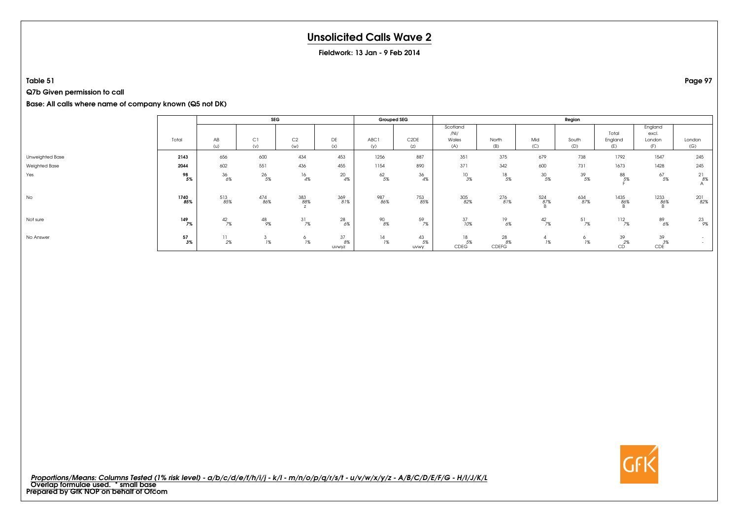# Unsolicited Calls Wave 2

**Fieldwork: 13 Jan - 9 Feb 2014**

**Table 51**

**Q7b Given permission to call**

**Base: All calls where name of company known (Q5 not DK)**

| | Total | SEG | | | | Grouped SEG | | Region | | | | | | |
|---|---|---|---|---|---|---|---|---|---|---|---|---|---|---|
| | | AB (u) | C1 (v) | C2 (w) | DE (x) | ABC1 (y) | C2DE (z) | Scotland /NI/ Wales (A) | North (B) | Mid (C) | South (D) | Total England (E) | England excl. London (F) | London (G) |
| Unweighted Base | **2143** | 656 | 600 | 434 | 453 | 1256 | 887 | 351 | 375 | 679 | 738 | 1792 | 1547 | 245 |
| Weighted Base | **2044** | 602 | 551 | 436 | 455 | 1154 | 890 | 371 | 342 | 600 | 731 | 1673 | 1428 | 245 |
| Yes | **98** **5%** | 36 6% | 26 5% | 16 4% | 20 4% | 62 5% | 36 4% | 10 3% | 18 5% | 30 5% | 39 5% | 88 5% F | 67 5% | 21 8% A |
| No | **1740** **85%** | 513 85% | 474 86% | 383 88% z | 369 81% | 987 86% | 753 85% | 305 82% | 276 81% | 524 87% B | 634 87% | 1435 86% B | 1233 86% B | 201 82% |
| Not sure | **149** **7%** | 42 7% | 48 9% | 31 7% | 28 6% | 90 8% | 59 7% | 37 10% | 19 6% | 42 7% | 51 7% | 112 7% | 89 6% | 23 9% |
| No Answer | **57** **3%** | 11 2% | 3 1% | 6 1% | 37 8% uvwyz | 14 1% | 43 5% uvwy | 18 5% CDEG | 28 8% CDEFG | 4 1% | 6 1% | 39 2% CD | 39 3% CDE | - - |

*Proportions/Means: Columns Tested (1% risk level) - a/b/c/d/e/f/h/i/j - k/l - m/n/o/p/q/r/s/t - u/v/w/x/y/z - A/B/C/D/E/F/G - H/I/J/K/L*
**Overlap formulae used. * small base**
**Prepared by GfK NOP on behalf of Ofcom**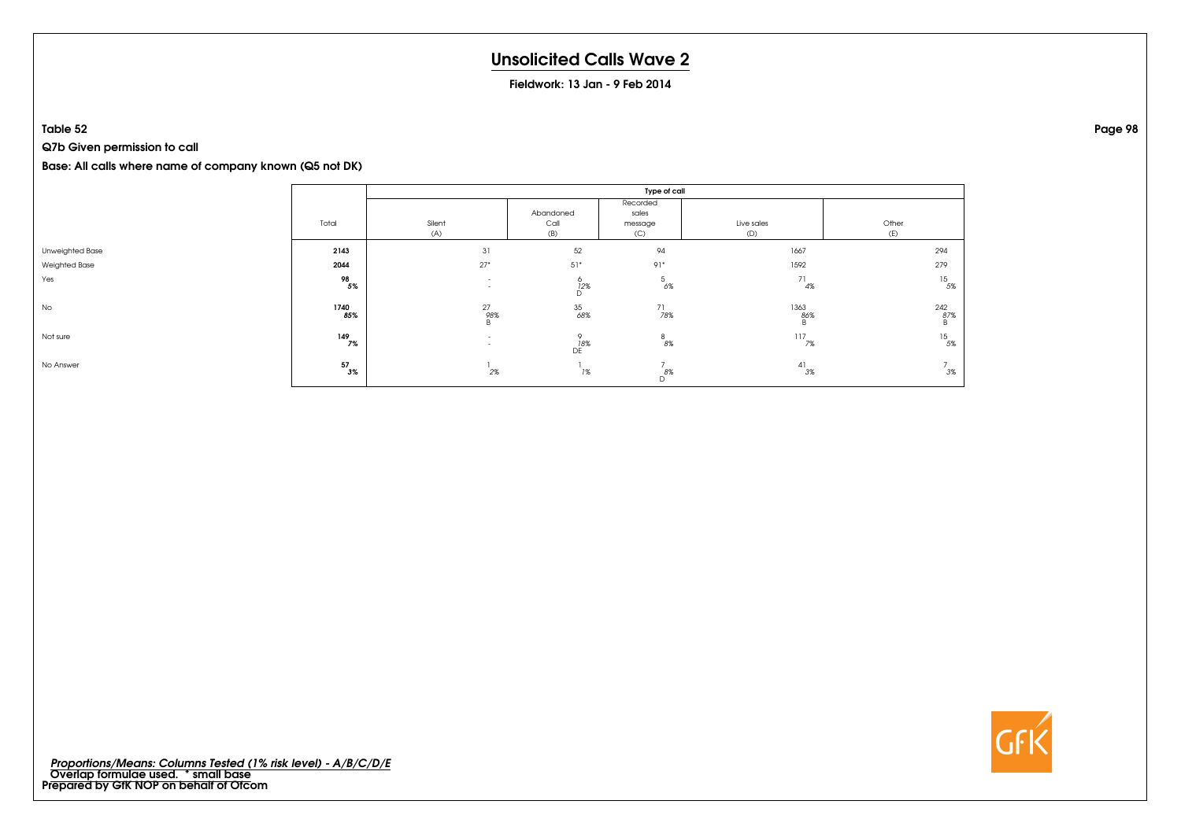# Unsolicited Calls Wave 2

**Fieldwork: 13 Jan - 9 Feb 2014**

**Table 52**

**Q7b Given permission to call**

**Base: All calls where name of company known (Q5 not DK)**

| | Total | Type of call | | | | |
|---|---|---|---|---|---|---|
| | | Silent (A) | Abandoned Call (B) | Recorded sales message (C) | Live sales (D) | Other (E) |
| Unweighted Base | **2143** | 31 | 52 | 94 | 1667 | 294 |
| Weighted Base | **2044** | 27* | 51* | 91* | 1592 | 279 |
| Yes | **98** *5%* | - - | 6 *12%* D | 5 *6%* | 71 *4%* | 15 *5%* |
| No | **1740** *85%* | 27 *98%* B | 35 *68%* | 71 *78%* | 1363 *86%* B | 242 *87%* B |
| Not sure | **149** *7%* | - - | 9 *18%* DE | 8 *8%* | 117 *7%* | 15 *5%* |
| No Answer | **57** *3%* | 1 *2%* | 1 *1%* | 7 *8%* D | 41 *3%* | 7 *3%* |

*Proportions/Means: Columns Tested (1% risk level) - A/B/C/D/E*
Overlap formulae used. * small base
Prepared by GfK NOP on behalf of Ofcom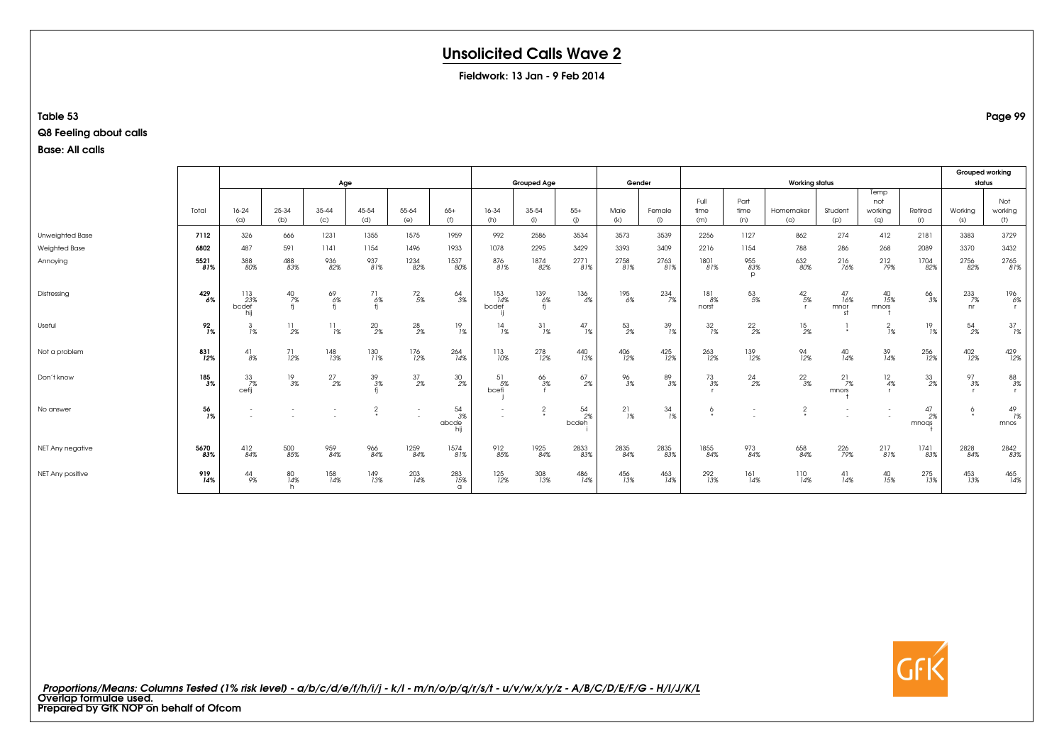# Unsolicited Calls Wave 2

**Fieldwork: 13 Jan - 9 Feb 2014**

**Table 53**

**Q8 Feeling about calls**

**Base: All calls**

| | Total | Age | | | | | | Grouped Age | | | Gender | | Working status | | | | | | Grouped working status | |
|---|---|---|---|---|---|---|---|---|---|---|---|---|---|---|---|---|---|---|---|---|
| | | 16-24 (a) | 25-34 (b) | 35-44 (c) | 45-54 (d) | 55-64 (e) | 65+ (f) | 16-34 (h) | 35-54 (i) | 55+ (j) | Male (k) | Female (l) | Full time (m) | Part time (n) | Homemaker (o) | Student (p) | Temp not working (q) | Retired (r) | Working (s) | Not working (t) |
| Unweighted Base | 7112 | 326 | 666 | 1231 | 1355 | 1575 | 1959 | 992 | 2586 | 3534 | 3573 | 3539 | 2256 | 1127 | 862 | 274 | 412 | 2181 | 3383 | 3729 |
| Weighted Base | 6802 | 487 | 591 | 1141 | 1154 | 1496 | 1933 | 1078 | 2295 | 3429 | 3393 | 3409 | 2216 | 1154 | 788 | 286 | 268 | 2089 | 3370 | 3432 |
| Annoying | 5521 81% | 388 80% | 488 83% | 936 82% | 937 81% | 1234 82% | 1537 80% | 876 81% | 1874 82% | 2771 81% | 2758 81% | 2763 81% | 1801 81% | 955 83% p | 632 80% | 216 76% | 212 79% | 1704 82% | 2756 82% | 2765 81% |
| Distressing | 429 6% | 113 23% bcdef hij | 40 7% fj | 69 6% fj | 71 6% fj | 72 5% | 64 3% | 153 14% bcdef ij | 139 6% fj | 136 4% | 195 6% | 234 7% | 181 8% norst | 53 5% | 42 5% r | 47 16% mnor st | 40 15% mnors t | 66 3% | 233 7% nr | 196 6% r |
| Useful | 92 1% | 3 1% | 11 2% | 11 1% | 20 2% | 28 2% | 19 1% | 14 1% | 31 1% | 47 1% | 53 2% | 39 1% | 32 1% | 22 2% | 15 2% | 1 * | 2 1% | 19 1% | 54 2% | 37 1% |
| Not a problem | 831 12% | 41 8% | 71 12% | 148 13% | 130 11% | 176 12% | 264 14% | 113 10% | 278 12% | 440 13% | 406 12% | 425 12% | 263 12% | 139 12% | 94 12% | 40 14% | 39 14% | 256 12% | 402 12% | 429 12% |
| Don't know | 185 3% | 33 7% cefij | 19 3% | 27 2% | 39 3% fj | 37 2% | 30 2% | 51 5% bcefi j | 66 3% f | 67 2% | 96 3% | 89 3% | 73 3% r | 24 2% | 22 3% | 21 7% mnors t | 12 4% r | 33 2% | 97 3% r | 88 3% r |
| No answer | 56 1% | - | - | - | 2 * | - | 54 3% abcde hij | - | 2 * | 54 2% bcdeh i | 21 1% | 34 1% | 6 * | - | 2 * | - | - | 47 2% mnoqs t | 6 * | 49 1% mnos |
| NET Any negative | 5670 83% | 412 84% | 500 85% | 959 84% | 966 84% | 1259 84% | 1574 81% | 912 85% | 1925 84% | 2833 83% | 2835 84% | 2835 83% | 1855 84% | 973 84% | 658 84% | 226 79% | 217 81% | 1741 83% | 2828 84% | 2842 83% |
| NET Any positive | 919 14% | 44 9% | 80 14% h | 158 14% | 149 13% | 203 14% | 283 15% a | 125 12% | 308 13% | 486 14% | 456 13% | 463 14% | 292 13% | 161 14% | 110 14% | 41 14% | 40 15% | 275 13% | 453 13% | 465 14% |

*Proportions/Means: Columns Tested (1% risk level) - a/b/c/d/e/f/h/i/j - k/l - m/n/o/p/q/r/s/t - u/v/w/x/y/z - A/B/C/D/E/F/G - H/I/J/K/L*
Overlap formulae used.
Prepared by GfK NOP on behalf of Ofcom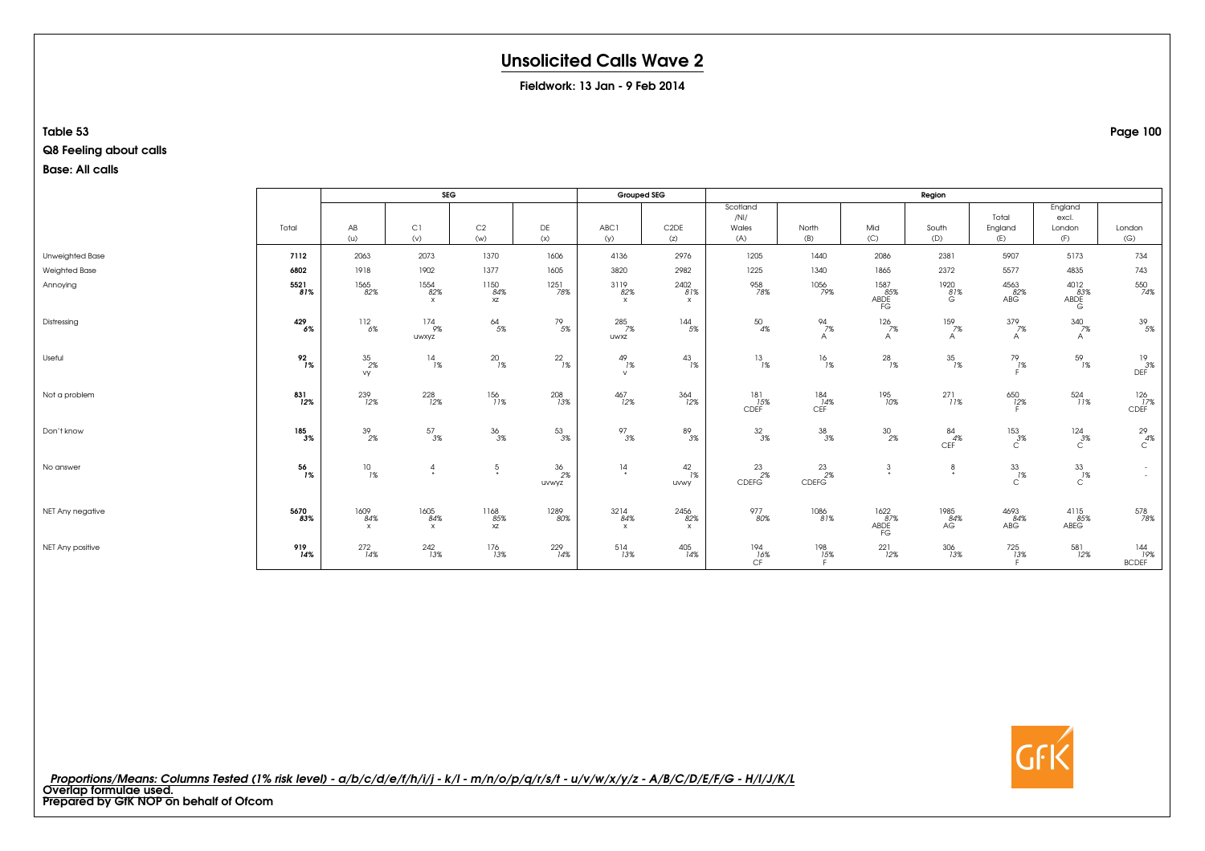# Unsolicited Calls Wave 2

**Fieldwork: 13 Jan - 9 Feb 2014**

**Table 53**

**Q8 Feeling about calls**

**Base: All calls**

| | Total | SEG | | | | Grouped SEG | | Region | | | | | | |
|---|---|---|---|---|---|---|---|---|---|---|---|---|---|---|
| | | AB (u) | C1 (v) | C2 (w) | DE (x) | ABC1 (y) | C2DE (z) | Scotland /NI/ Wales (A) | North (B) | Mid (C) | South (D) | Total England (E) | England excl. London (F) | London (G) |
| Unweighted Base | **7112** | 2063 | 2073 | 1370 | 1606 | 4136 | 2976 | 1205 | 1440 | 2086 | 2381 | 5907 | 5173 | 734 |
| Weighted Base | **6802** | 1918 | 1902 | 1377 | 1605 | 3820 | 2982 | 1225 | 1340 | 1865 | 2372 | 5577 | 4835 | 743 |
| Annoying | **5521** | 1565 | 1554 | 1150 | 1251 | 3119 | 2402 | 958 | 1056 | 1587 | 1920 | 4563 | 4012 | 550 |
| | ***81%*** | *82%* | *82%* | *84%* | *78%* | *82%* | *81%* | *78%* | *79%* | *85%* | *81%* | *82%* | *83%* | *74%* |
| | | | x | xz | | x | x | | | ABDE FG | G | ABG | ABDE G | |
| Distressing | **429** | 112 | 174 | 64 | 79 | 285 | 144 | 50 | 94 | 126 | 159 | 379 | 340 | 39 |
| | ***6%*** | *6%* | *9%* | *5%* | *5%* | *7%* | *5%* | *4%* | *7%* | *7%* | *7%* | *7%* | *7%* | *5%* |
| | | | uwxyz | | | uwxz | | | A | A | A | A | A | |
| Useful | **92** | 35 | 14 | 20 | 22 | 49 | 43 | 13 | 16 | 28 | 35 | 79 | 59 | 19 |
| | ***1%*** | *2%* | *1%* | *1%* | *1%* | *1%* | *1%* | *1%* | *1%* | *1%* | *1%* | *1%* | *1%* | *3%* |
| | | vy | | | | v | | | | | | F | | DEF |
| Not a problem | **831** | 239 | 228 | 156 | 208 | 467 | 364 | 181 | 184 | 195 | 271 | 650 | 524 | 126 |
| | ***12%*** | *12%* | *12%* | *11%* | *13%* | *12%* | *12%* | *15%* | *14%* | *10%* | *11%* | *12%* | *11%* | *17%* |
| | | | | | | | | CDEF | CEF | | | F | | CDEF |
| Don't know | **185** | 39 | 57 | 36 | 53 | 97 | 89 | 32 | 38 | 30 | 84 | 153 | 124 | 29 |
| | ***3%*** | *2%* | *3%* | *3%* | *3%* | *3%* | *3%* | *3%* | *3%* | *2%* | *4%* | *3%* | *3%* | *4%* |
| | | | | | | | | | | | CEF | C | C | C |
| No answer | **56** | 10 | 4 | 5 | 36 | 14 | 42 | 23 | 23 | 3 | 8 | 33 | 33 | - |
| | ***1%*** | *1%* | * | * | *2%* | * | *1%* | *2%* | *2%* | * | * | *1%* | *1%* | - |
| | | | | | uvwyz | | uvwy | CDEFG | CDEFG | | | C | C | |
| NET Any negative | **5670** | 1609 | 1605 | 1168 | 1289 | 3214 | 2456 | 977 | 1086 | 1622 | 1985 | 4693 | 4115 | 578 |
| | ***83%*** | *84%* | *84%* | *85%* | *80%* | *84%* | *82%* | *80%* | *81%* | *87%* | *84%* | *84%* | *85%* | *78%* |
| | | x | x | xz | | x | x | | | ABDE FG | AG | ABG | ABEG | |
| NET Any positive | **919** | 272 | 242 | 176 | 229 | 514 | 405 | 194 | 198 | 221 | 306 | 725 | 581 | 144 |
| | ***14%*** | *14%* | *13%* | *13%* | *14%* | *13%* | *14%* | *16%* | *15%* | *12%* | *13%* | *13%* | *12%* | *19%* |
| | | | | | | | | CF | F | | | F | | BCDEF |

*Proportions/Means: Columns Tested (1% risk level) - a/b/c/d/e/f/h/i/j - k/l - m/n/o/p/q/r/s/t - u/v/w/x/y/z - A/B/C/D/E/F/G - H/I/J/K/L*

**Overlap formulae used.**

**Prepared by GfK NOP on behalf of Ofcom**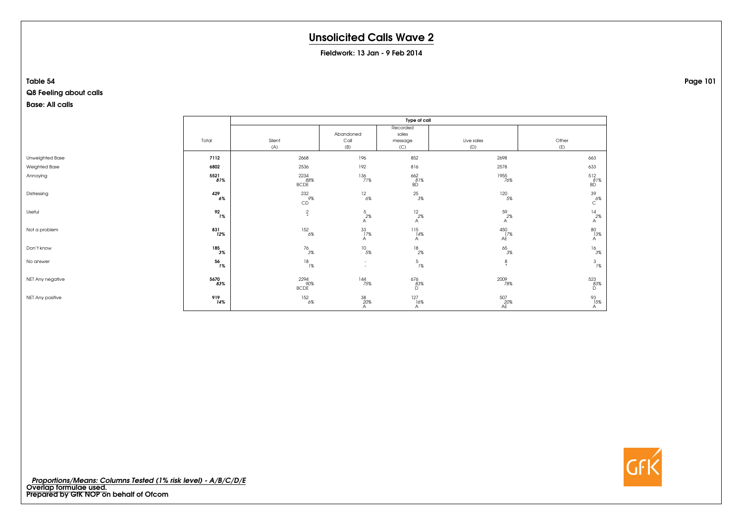# Unsolicited Calls Wave 2

**Fieldwork: 13 Jan - 9 Feb 2014**

**Table 54**

**Q8 Feeling about calls**

**Base: All calls**

| | Total | Type of call | | | | |
|---|---|---|---|---|---|---|
| | | Silent (A) | Abandoned Call (B) | Recorded sales message (C) | Live sales (D) | Other (E) |
| Unweighted Base | **7112** | 2668 | 196 | 852 | 2698 | 663 |
| Weighted Base | **6802** | 2536 | 192 | 816 | 2578 | 633 |
| Annoying | **5521** *81%* | 2234 *88%* BCDE | 136 *71%* | 662 *81%* BD | 1955 *76%* | 512 *81%* BD |
| Distressing | **429** *6%* | 232 *9%* CD | 12 *6%* | 25 *3%* | 120 *5%* | 39 *6%* C |
| Useful | **92** *1%* | 2 * | 5 *2%* A | 12 *2%* A | 59 *2%* A | 14 *2%* A |
| Not a problem | **831** *12%* | 152 *6%* | 33 *17%* A | 115 *14%* A | 450 *17%* AE | 80 *13%* A |
| Don't know | **185** *3%* | 76 *3%* | 10 *5%* | 18 *2%* | 65 *3%* | 16 *3%* |
| No answer | **56** *1%* | 18 *1%* | - - | 5 *1%* | 8 * | 3 *1%* |
| NET Any negative | **5670** *83%* | 2294 *90%* BCDE | 144 *75%* | 676 *83%* D | 2009 *78%* | 523 *83%* D |
| NET Any positive | **919** *14%* | 152 *6%* | 38 *20%* A | 127 *16%* A | 507 *20%* AE | 93 *15%* A |

*Proportions/Means: Columns Tested (1% risk level) - A/B/C/D/E*
**Overlap formulae used.**
**Prepared by GfK NOP on behalf of Ofcom**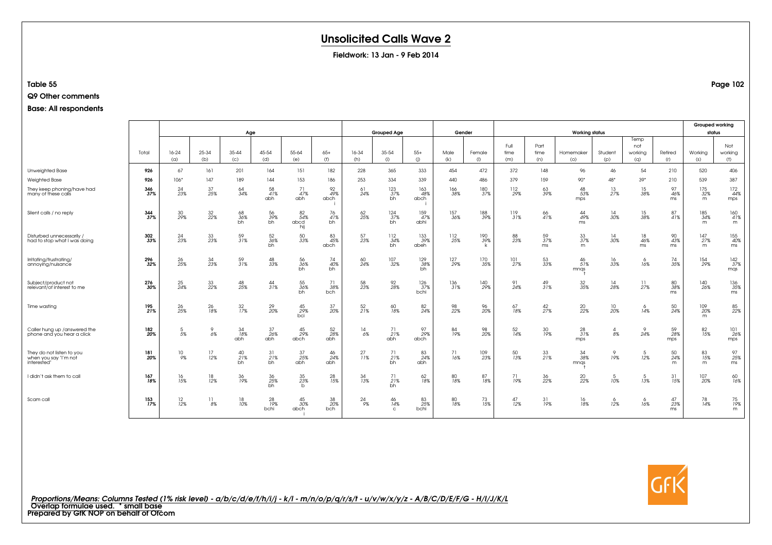# Unsolicited Calls Wave 2

**Fieldwork: 13 Jan - 9 Feb 2014**

**Table 55**

**Q9 Other comments**

**Base: All respondents**

| | Total | Age | | | | | | Grouped Age | | | Gender | | Working status | | | | | | Grouped working status | |
|---|---|---|---|---|---|---|---|---|---|---|---|---|---|---|---|---|---|---|---|---|
| | | 16-24 (a) | 25-34 (b) | 35-44 (c) | 45-54 (d) | 55-64 (e) | 65+ (f) | 16-34 (h) | 35-54 (i) | 55+ (j) | Male (k) | Female (l) | Full time (m) | Part time (n) | Homemaker (o) | Student (p) | Temp not working (q) | Retired (r) | Working (s) | Not working (t) |
| Unweighted Base | 926 | 67 | 161 | 201 | 164 | 151 | 182 | 228 | 365 | 333 | 454 | 472 | 372 | 148 | 96 | 46 | 54 | 210 | 520 | 406 |
| Weighted Base | 926 | 106* | 147 | 189 | 144 | 153 | 186 | 253 | 334 | 339 | 440 | 486 | 379 | 159 | 90* | 48* | 39* | 210 | 539 | 387 |
| They keep phoning/have had many of these calls | 346 37% | 24 23% | 37 25% | 64 34% | 58 41% abh | 71 47% abh | 92 49% abch i | 61 24% | 123 37% bh | 163 48% abch i | 166 38% | 180 37% | 112 29% | 63 39% | 48 53% mps | 13 27% | 15 38% | 97 46% ms | 175 32% m | 172 44% mps |
| Silent calls / no reply | 344 37% | 30 29% | 32 22% | 68 36% bh | 56 39% bh | 82 54% abcd hij | 76 41% bh | 62 25% | 124 37% bh | 159 47% abhi | 157 36% | 188 39% | 119 31% | 66 41% | 44 49% ms | 14 30% | 15 38% | 87 41% | 185 34% m | 160 41% m |
| Disturbed unnecessarily / had to stop what I was doing | 302 33% | 24 23% | 33 23% | 59 31% | 52 36% bh | 50 33% | 83 45% abch | 57 23% | 112 34% bh | 133 39% abeh | 112 25% | 190 39% k | 88 23% | 59 37% ms | 33 37% m | 14 30% | 18 46% ms | 90 43% ms | 147 27% m | 155 40% ms |
| Irritating/frustrating/ annoying/nuisance | 296 32% | 26 25% | 34 23% | 59 31% | 48 33% | 56 36% bh | 74 40% bh | 60 24% | 107 32% | 129 38% bh | 127 29% | 170 35% | 101 27% | 53 33% | 46 51% mnqs t | 16 33% | 6 16% | 74 35% | 154 29% | 142 37% mqs |
| Subject/product not relevant/of interest to me | 276 30% | 25 24% | 33 22% | 48 25% | 44 31% | 55 36% bh | 71 38% bch | 58 23% | 92 28% | 126 37% bchi | 136 31% | 140 29% | 91 24% | 49 31% | 32 35% | 14 28% | 11 27% | 80 38% ms | 140 26% | 136 35% ms |
| Time wasting | 195 21% | 26 25% | 26 18% | 32 17% | 29 20% | 45 29% bci | 37 20% | 52 21% | 60 18% | 82 24% | 98 22% | 96 20% | 67 18% | 42 27% | 20 22% | 10 20% | 6 14% | 50 24% | 109 20% m | 85 22% |
| Caller hung up /answered the phone and you hear a click | 182 20% | 5 5% | 9 6% | 34 18% abh | 37 26% abh | 45 29% abch | 52 28% abh | 14 6% | 71 21% abh | 97 29% abch | 84 19% | 98 20% | 52 14% | 30 19% | 28 31% mps | 4 8% | 9 24% | 59 28% mps | 82 15% | 101 26% mps |
| They do not listen to you when you say "I'm not interested" | 181 20% | 10 9% | 17 12% | 40 21% bh | 31 21% bh | 37 25% abh | 46 24% abh | 27 11% | 71 21% bh | 83 24% abh | 71 16% | 109 23% | 50 13% | 33 21% | 34 38% mnqs t | 9 19% | 5 12% | 50 24% m | 83 15% m | 97 25% ms |
| I didn't ask them to call | 167 18% | 16 15% | 18 12% | 36 19% | 36 25% bh | 35 23% b | 28 15% | 34 13% | 71 21% bh | 62 18% | 80 18% | 87 18% | 71 19% | 36 22% | 20 22% | 5 10% | 5 13% | 31 15% | 107 20% | 60 16% |
| Scam call | 153 17% | 12 12% | 11 8% | 18 10% | 28 19% bchi | 45 30% abch i | 38 20% bch | 24 9% | 46 14% c | 83 25% bchi | 80 18% | 73 15% | 47 12% | 31 19% | 16 18% | 6 12% | 6 16% | 47 23% ms | 78 14% | 75 19% m |

*Proportions/Means: Columns Tested (1% risk level) - a/b/c/d/e/f/h/i/j - k/l - m/n/o/p/q/r/s/t - u/v/w/x/y/z - A/B/C/D/E/F/G - H/I/J/K/L*
**Overlap formulae used. * small base**
**Prepared by GfK NOP on behalf of Ofcom**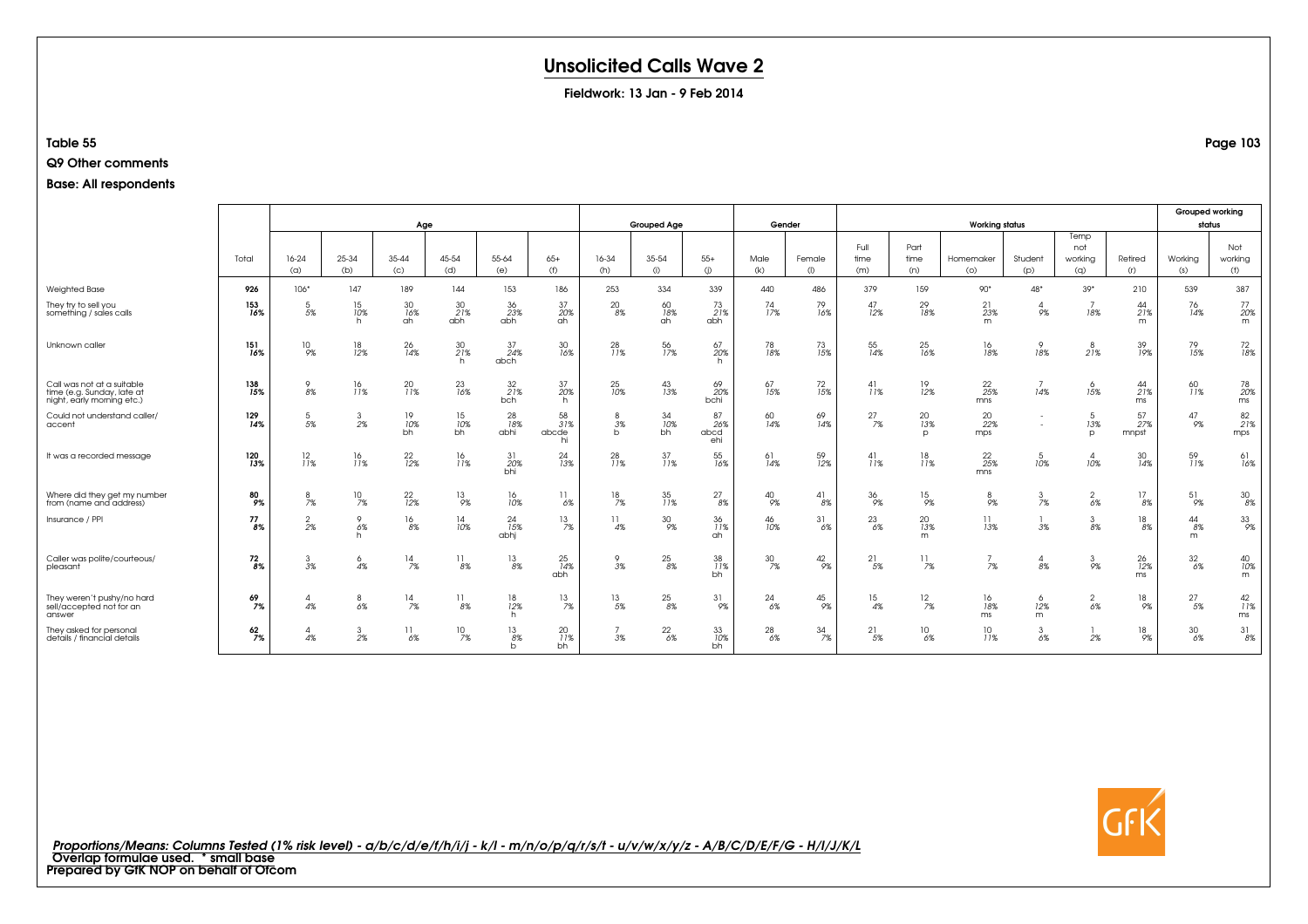# Unsolicited Calls Wave 2

**Fieldwork: 13 Jan - 9 Feb 2014**

**Table 55**

**Q9 Other comments**

**Base: All respondents**

| | Total | Age | | | | | | Grouped Age | | | Gender | | Working status | | | | | | Grouped working status | |
|---|---|---|---|---|---|---|---|---|---|---|---|---|---|---|---|---|---|---|---|---|
| | | 16-24 (a) | 25-34 (b) | 35-44 (c) | 45-54 (d) | 55-64 (e) | 65+ (f) | 16-34 (h) | 35-54 (i) | 55+ (j) | Male (k) | Female (l) | Full time (m) | Part time (n) | Homemaker (o) | Student (p) | Temp not working (q) | Retired (r) | Working (s) | Not working (t) |
| Weighted Base | **926** | 106* | 147 | 189 | 144 | 153 | 186 | 253 | 334 | 339 | 440 | 486 | 379 | 159 | 90* | 48* | 39* | 210 | 539 | 387 |
| They try to sell you something / sales calls | **153** **16%** | 5 5% | 15 10% h | 30 16% ah | 30 21% abh | 36 23% abh | 37 20% ah | 20 8% | 60 18% ah | 73 21% abh | 74 17% | 79 16% | 47 12% | 29 18% | 21 23% m | 4 9% | 7 18% | 44 21% m | 76 14% | 77 20% m |
| Unknown caller | **151** **16%** | 10 9% | 18 12% | 26 14% | 30 21% h | 37 24% abch | 30 16% | 28 11% | 56 17% | 67 20% h | 78 18% | 73 15% | 55 14% | 25 16% | 16 18% | 9 18% | 8 21% | 39 19% | 79 15% | 72 18% |
| Call was not at a suitable time (e.g. Sunday, late at night, early morning etc.) | **138** **15%** | 9 8% | 16 11% | 20 11% | 23 16% | 32 21% bch | 37 20% h | 25 10% | 43 13% | 69 20% bchi | 67 15% | 72 15% | 41 11% | 19 12% | 22 25% mns | 7 14% | 6 15% | 44 21% ms | 60 11% | 78 20% ms |
| Could not understand caller/ accent | **129** **14%** | 5 5% | 3 2% | 19 10% bh | 15 10% bh | 28 18% abhi | 58 31% abcde hi | 8 3% b | 34 10% bh | 87 26% abcd ehi | 60 14% | 69 14% | 27 7% | 20 13% p | 20 22% mps | - - | 5 13% p | 57 27% mnpst | 47 9% | 82 21% mps |
| It was a recorded message | **120** **13%** | 12 11% | 16 11% | 22 12% | 16 11% | 31 20% bhi | 24 13% | 28 11% | 37 11% | 55 16% | 61 14% | 59 12% | 41 11% | 18 11% | 22 25% mns | 5 10% | 4 10% | 30 14% | 59 11% | 61 16% |
| Where did they get my number from (name and address) | **80** **9%** | 8 7% | 10 7% | 22 12% | 13 9% | 16 10% | 11 6% | 18 7% | 35 11% | 27 8% | 40 9% | 41 8% | 36 9% | 15 9% | 8 9% | 3 7% | 2 6% | 17 8% | 51 9% | 30 8% |
| Insurance / PPI | **77** **8%** | 2 2% | 9 6% h | 16 8% | 14 10% | 24 15% abhj | 13 7% | 11 4% | 30 9% | 36 11% ah | 46 10% | 31 6% | 23 6% | 20 13% m | 11 13% | 1 3% | 3 8% | 18 8% | 44 8% m | 33 9% |
| Caller was polite/courteous/ pleasant | **72** **8%** | 3 3% | 6 4% | 14 7% | 11 8% | 13 8% | 25 14% abh | 9 3% | 25 8% | 38 11% bh | 30 7% | 42 9% | 21 5% | 11 7% | 7 7% | 4 8% | 3 9% | 26 12% ms | 32 6% | 40 10% m |
| They weren't pushy/no hard sell/accepted not for an answer | **69** **7%** | 4 4% | 8 6% | 14 7% | 11 8% | 18 12% h | 13 7% | 13 5% | 25 8% | 31 9% | 24 6% | 45 9% | 15 4% | 12 7% | 16 18% ms | 6 12% m | 2 6% | 18 9% | 27 5% | 42 11% ms |
| They asked for personal details / financial details | **62** **7%** | 4 4% | 3 2% | 11 6% | 10 7% | 13 8% b | 20 11% bh | 7 3% | 22 6% | 33 10% bh | 28 6% | 34 7% | 21 5% | 10 6% | 10 11% | 3 6% | 1 2% | 18 9% | 30 6% | 31 8% |

*Proportions/Means: Columns Tested (1% risk level) - a/b/c/d/e/f/h/i/j - k/l - m/n/o/p/q/r/s/t - u/v/w/x/y/z - A/B/C/D/E/F/G - H/I/J/K/L*
Overlap formulae used. * small base
Prepared by GfK NOP on behalf of Ofcom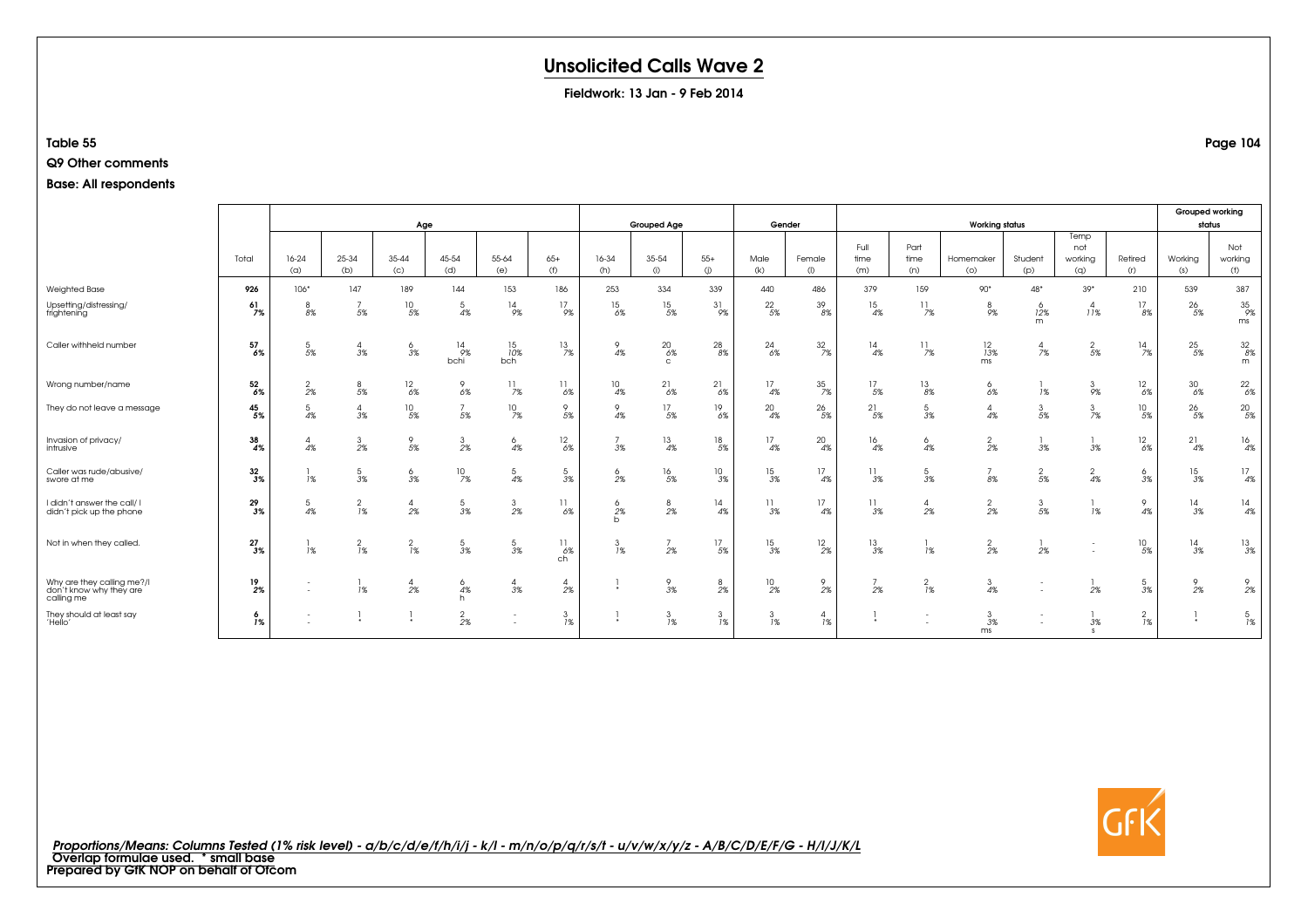# Unsolicited Calls Wave 2

**Fieldwork: 13 Jan - 9 Feb 2014**

**Table 55**

**Q9 Other comments**

**Base: All respondents**

| | Total | Age | | | | | | Grouped Age | | | Gender | | Working status | | | | | | Grouped working status | |
|---|---|---|---|---|---|---|---|---|---|---|---|---|---|---|---|---|---|---|---|---|
| | | 16-24 (a) | 25-34 (b) | 35-44 (c) | 45-54 (d) | 55-64 (e) | 65+ (f) | 16-34 (h) | 35-54 (i) | 55+ (j) | Male (k) | Female (l) | Full time (m) | Part time (n) | Homemaker (o) | Student (p) | Temp not working (q) | Retired (r) | Working (s) | Not working (t) |
| Weighted Base | 926 | 106* | 147 | 189 | 144 | 153 | 186 | 253 | 334 | 339 | 440 | 486 | 379 | 159 | 90* | 48* | 39* | 210 | 539 | 387 |
| Upsetting/distressing/ frightening | 61 7% | 8 8% | 7 5% | 10 5% | 5 4% | 14 9% | 17 9% | 15 6% | 15 5% | 31 9% | 22 5% | 39 8% | 15 4% | 11 7% | 8 9% | 6 12% m | 4 11% | 17 8% | 26 5% | 35 9% ms |
| Caller withheld number | 57 6% | 5 5% | 4 3% | 6 3% | 14 9% bchi | 15 10% bch | 13 7% | 9 4% | 20 6% c | 28 8% | 24 6% | 32 7% | 14 4% | 11 7% | 12 13% ms | 4 7% | 2 5% | 14 7% | 25 5% | 32 8% m |
| Wrong number/name | 52 6% | 2 2% | 8 5% | 12 6% | 9 6% | 11 7% | 11 6% | 10 4% | 21 6% | 21 6% | 17 4% | 35 7% | 17 5% | 13 8% | 6 6% | 1 1% | 3 9% | 12 6% | 30 6% | 22 6% |
| They do not leave a message | 45 5% | 5 4% | 4 3% | 10 5% | 7 5% | 10 7% | 9 5% | 9 4% | 17 5% | 19 6% | 20 4% | 26 5% | 21 5% | 5 3% | 4 4% | 3 5% | 3 7% | 10 5% | 26 5% | 20 5% |
| Invasion of privacy/ intrusive | 38 4% | 4 4% | 3 2% | 9 5% | 3 2% | 6 4% | 12 6% | 7 3% | 13 4% | 18 5% | 17 4% | 20 4% | 16 4% | 6 4% | 2 2% | 1 3% | 1 3% | 12 6% | 21 4% | 16 4% |
| Caller was rude/abusive/ swore at me | 32 3% | 1 1% | 5 3% | 6 3% | 10 7% | 5 4% | 5 3% | 6 2% | 16 5% | 10 3% | 15 3% | 17 4% | 11 3% | 5 3% | 7 8% | 2 5% | 2 4% | 6 3% | 15 3% | 17 4% |
| I didn't answer the call/ I didn't pick up the phone | 29 3% | 5 4% | 2 1% | 4 2% | 5 3% | 3 2% | 11 6% | 6 2% b | 8 2% | 14 4% | 11 3% | 17 4% | 11 3% | 4 2% | 2 2% | 3 5% | 1 1% | 9 4% | 14 3% | 14 4% |
| Not in when they called. | 27 3% | 1 1% | 2 1% | 2 1% | 5 3% | 5 3% | 11 6% ch | 3 1% | 7 2% | 17 5% | 15 3% | 12 2% | 13 3% | 1 1% | 2 2% | 1 2% | - - | 10 5% | 14 3% | 13 3% |
| Why are they calling me?/I don't know why they are calling me | 19 2% | - - | 1 1% | 4 2% | 6 4% h | 4 3% | 4 2% | 1 * | 9 3% | 8 2% | 10 2% | 9 2% | 7 2% | 2 1% | 3 4% | - - | 1 2% | 5 3% | 9 2% | 9 2% |
| They should at least say 'Hello' | 6 1% | - - | 1 * | 1 * | 2 2% | - - | 3 1% | 1 * | 3 1% | 3 1% | 3 1% | 4 1% | 1 * | - - | 3 3% ms | - - | 1 3% s | 2 1% | 1 * | 5 1% |

*Proportions/Means: Columns Tested (1% risk level) - a/b/c/d/e/f/h/i/j - k/l - m/n/o/p/q/r/s/t - u/v/w/x/y/z - A/B/C/D/E/F/G - H/I/J/K/L*
Overlap formulae used. * small base
Prepared by GfK NOP on behalf of Ofcom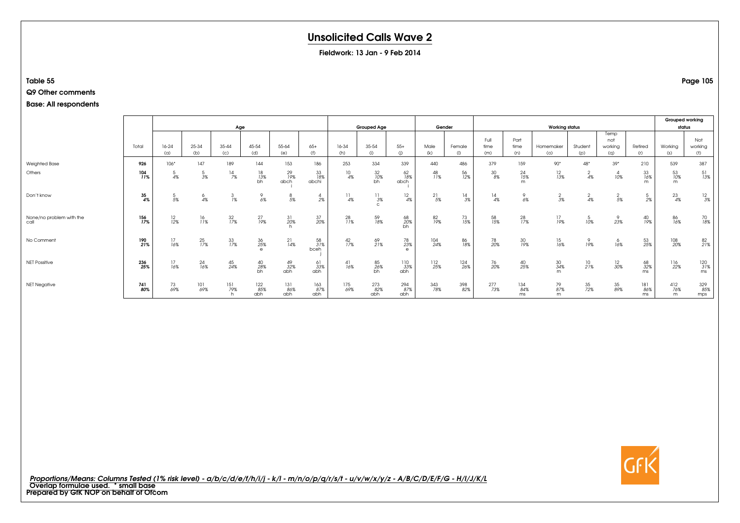# Unsolicited Calls Wave 2

**Fieldwork: 13 Jan - 9 Feb 2014**

**Table 55**

**Q9 Other comments**

**Base: All respondents**

| | Total | Age | | | | | | Grouped Age | | | Gender | | Working status | | | | | | Grouped working status | |
|---|---|---|---|---|---|---|---|---|---|---|---|---|---|---|---|---|---|---|---|---|
| | | 16-24 (a) | 25-34 (b) | 35-44 (c) | 45-54 (d) | 55-64 (e) | 65+ (f) | 16-34 (h) | 35-54 (i) | 55+ (j) | Male (k) | Female (l) | Full time (m) | Part time (n) | Homemaker (o) | Student (p) | Temp not working (q) | Retired (r) | Working (s) | Not working (t) |
| Weighted Base | 926 | 106* | 147 | 189 | 144 | 153 | 186 | 253 | 334 | 339 | 440 | 486 | 379 | 159 | 90* | 48* | 39* | 210 | 539 | 387 |
| Others | 104 11% | 5 4% | 5 3% | 14 7% | 18 13% bh | 29 19% abch i | 33 18% abchi | 10 4% | 32 10% bh | 62 18% abch i | 48 11% | 56 12% | 30 8% | 24 15% m | 12 13% | 2 4% | 4 10% | 33 16% m | 53 10% m | 51 13% |
| Don't know | 35 4% | 5 5% | 6 4% | 3 1% | 9 6% | 8 5% | 4 2% | 11 4% | 11 3% c | 12 4% | 21 5% | 14 3% | 14 4% | 9 6% | 2 3% | 2 4% | 2 5% | 5 2% | 23 4% | 12 3% |
| None/no problem with the call | 156 17% | 12 12% | 16 11% | 32 17% | 27 19% | 31 20% h | 37 20% | 28 11% | 59 18% | 68 20% bh | 82 19% | 73 15% | 58 15% | 28 17% | 17 19% | 5 10% | 9 23% | 40 19% | 86 16% | 70 18% |
| No Comment | 190 21% | 17 16% | 25 17% | 33 17% | 36 25% e | 21 14% | 58 31% bceh j | 42 17% | 69 21% | 78 23% e | 104 24% | 86 18% | 78 20% | 30 19% | 15 16% | 9 19% | 6 16% | 53 25% | 108 20% | 82 21% |
| NET Possitive | 236 25% | 17 16% | 24 16% | 45 24% | 40 28% bh | 49 32% abh | 61 33% abh | 41 16% | 85 26% bh | 110 33% abh | 112 25% | 124 26% | 76 20% | 40 25% | 30 34% m | 10 21% | 12 30% | 68 32% ms | 116 22% | 120 31% ms |
| NET Negative | 741 80% | 73 69% | 101 69% | 151 79% h | 122 85% abh | 131 86% abh | 163 87% abh | 175 69% | 273 82% abh | 294 87% abh | 343 78% | 398 82% | 277 73% | 134 84% ms | 79 87% m | 35 72% | 35 89% | 181 86% ms | 412 76% m | 329 85% mps |

*Proportions/Means: Columns Tested (1% risk level) - a/b/c/d/e/f/h/i/j - k/l - m/n/o/p/q/r/s/t - u/v/w/x/y/z - A/B/C/D/E/F/G - H/I/J/K/L*
Overlap formulae used. * small base
Prepared by GfK NOP on behalf of Ofcom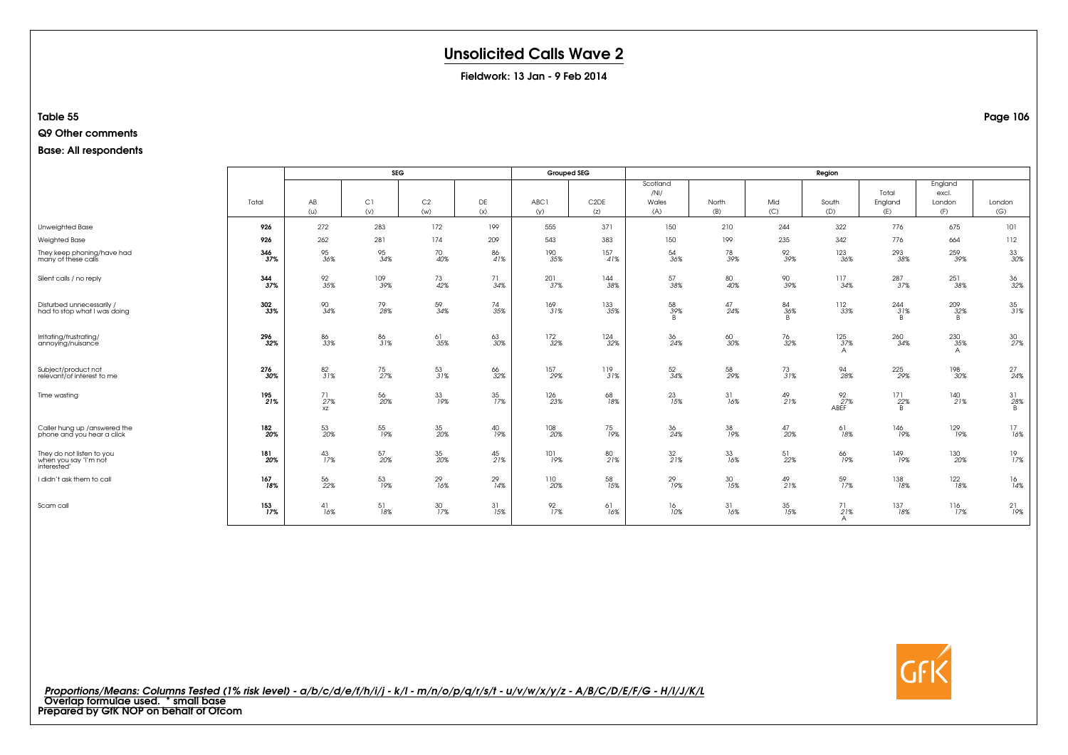# Unsolicited Calls Wave 2

**Fieldwork: 13 Jan - 9 Feb 2014**

**Table 55**

**Q9 Other comments**

**Base: All respondents**

| | Total | SEG | | | | Grouped SEG | | Region | | | | | | |
|---|---|---|---|---|---|---|---|---|---|---|---|---|---|---|
| | | AB (u) | C1 (v) | C2 (w) | DE (x) | ABC1 (y) | C2DE (z) | Scotland /NI/ Wales (A) | North (B) | Mid (C) | South (D) | Total England (E) | England excl. London (F) | London (G) |
| Unweighted Base | **926** | 272 | 283 | 172 | 199 | 555 | 371 | 150 | 210 | 244 | 322 | 776 | 675 | 101 |
| Weighted Base | **926** | 262 | 281 | 174 | 209 | 543 | 383 | 150 | 199 | 235 | 342 | 776 | 664 | 112 |
| They keep phoning/have had many of these calls | **346** **37%** | 95 36% | 95 34% | 70 40% | 86 41% | 190 35% | 157 41% | 54 36% | 78 39% | 92 39% | 123 36% | 293 38% | 259 39% | 33 30% |
| Silent calls / no reply | **344** **37%** | 92 35% | 109 39% | 73 42% | 71 34% | 201 37% | 144 38% | 57 38% | 80 40% | 90 39% | 117 34% | 287 37% | 251 38% | 36 32% |
| Disturbed unnecessarily / had to stop what I was doing | **302** **33%** | 90 34% | 79 28% | 59 34% | 74 35% | 169 31% | 133 35% | 58 39% B | 47 24% | 84 36% B | 112 33% | 244 31% B | 209 32% B | 35 31% |
| Irritating/frustrating/ annoying/nuisance | **296** **32%** | 86 33% | 86 31% | 61 35% | 63 30% | 172 32% | 124 32% | 36 24% | 60 30% | 76 32% | 125 37% A | 260 34% | 230 35% A | 30 27% |
| Subject/product not relevant/of interest to me | **276** **30%** | 82 31% | 75 27% | 53 31% | 66 32% | 157 29% | 119 31% | 52 34% | 58 29% | 73 31% | 94 28% | 225 29% | 198 30% | 27 24% |
| Time wasting | **195** **21%** | 71 27% xz | 56 20% | 33 19% | 35 17% | 126 23% | 68 18% | 23 15% | 31 16% | 49 21% | 92 27% ABEF | 171 22% B | 140 21% | 31 28% B |
| Caller hung up /answered the phone and you hear a click | **182** **20%** | 53 20% | 55 19% | 35 20% | 40 19% | 108 20% | 75 19% | 36 24% | 38 19% | 47 20% | 61 18% | 146 19% | 129 19% | 17 16% |
| They do not listen to you when you say "I'm not interested" | **181** **20%** | 43 17% | 57 20% | 35 20% | 45 21% | 101 19% | 80 21% | 32 21% | 33 16% | 51 22% | 66 19% | 149 19% | 130 20% | 19 17% |
| I didn't ask them to call | **167** **18%** | 56 22% | 53 19% | 29 16% | 29 14% | 110 20% | 58 15% | 29 19% | 30 15% | 49 21% | 59 17% | 138 18% | 122 18% | 16 14% |
| Scam call | **153** **17%** | 41 16% | 51 18% | 30 17% | 31 15% | 92 17% | 61 16% | 16 10% | 31 16% | 35 15% | 71 21% A | 137 18% | 116 17% | 21 19% |

*Proportions/Means: Columns Tested (1% risk level) - a/b/c/d/e/f/h/i/j - k/l - m/n/o/p/q/r/s/t - u/v/w/x/y/z - A/B/C/D/E/F/G - H/I/J/K/L*
**Overlap formulae used. * small base**
**Prepared by GfK NOP on behalf of Ofcom**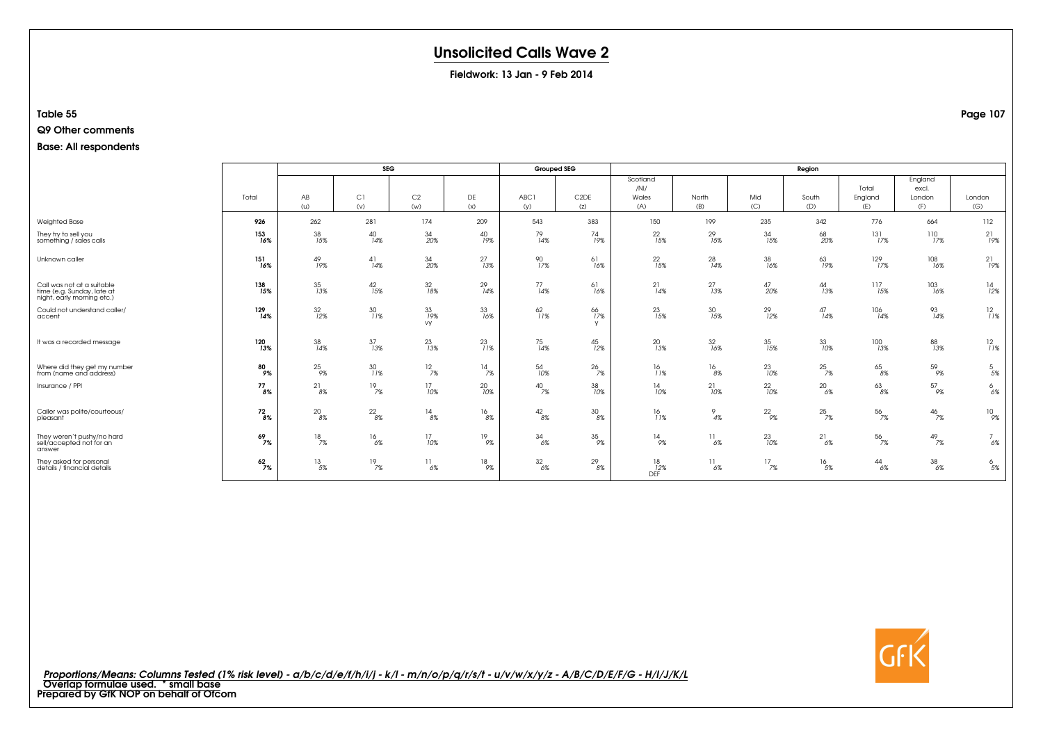# Unsolicited Calls Wave 2

**Fieldwork: 13 Jan - 9 Feb 2014**

**Table 55**

**Q9 Other comments**

**Base: All respondents**

| | Total | SEG | | | | Grouped SEG | | Region | | | | | | |
|---|---|---|---|---|---|---|---|---|---|---|---|---|---|---|
| | | AB (u) | C1 (v) | C2 (w) | DE (x) | ABC1 (y) | C2DE (z) | Scotland /NI/ Wales (A) | North (B) | Mid (C) | South (D) | Total England (E) | England excl. London (F) | London (G) |
| Weighted Base | 926 | 262 | 281 | 174 | 209 | 543 | 383 | 150 | 199 | 235 | 342 | 776 | 664 | 112 |
| They try to sell you something / sales calls | **153** ***16%*** | 38 *15%* | 40 *14%* | 34 *20%* | 40 *19%* | 79 *14%* | 74 *19%* | 22 *15%* | 29 *15%* | 34 *15%* | 68 *20%* | 131 *17%* | 110 *17%* | 21 *19%* |
| Unknown caller | **151** ***16%*** | 49 *19%* | 41 *14%* | 34 *20%* | 27 *13%* | 90 *17%* | 61 *16%* | 22 *15%* | 28 *14%* | 38 *16%* | 63 *19%* | 129 *17%* | 108 *16%* | 21 *19%* |
| Call was not at a suitable time (e.g. Sunday, late at night, early morning etc.) | **138** ***15%*** | 35 *13%* | 42 *15%* | 32 *18%* | 29 *14%* | 77 *14%* | 61 *16%* | 21 *14%* | 27 *13%* | 47 *20%* | 44 *13%* | 117 *15%* | 103 *16%* | 14 *12%* |
| Could not understand caller/ accent | **129** ***14%*** | 32 *12%* | 30 *11%* | 33 *19%* vy | 33 *16%* | 62 *11%* | 66 *17%* y | 23 *15%* | 30 *15%* | 29 *12%* | 47 *14%* | 106 *14%* | 93 *14%* | 12 *11%* |
| It was a recorded message | **120** ***13%*** | 38 *14%* | 37 *13%* | 23 *13%* | 23 *11%* | 75 *14%* | 45 *12%* | 20 *13%* | 32 *16%* | 35 *15%* | 33 *10%* | 100 *13%* | 88 *13%* | 12 *11%* |
| Where did they get my number from (name and address) | **80** ***9%*** | 25 *9%* | 30 *11%* | 12 *7%* | 14 *7%* | 54 *10%* | 26 *7%* | 16 *11%* | 16 *8%* | 23 *10%* | 25 *7%* | 65 *8%* | 59 *9%* | 5 *5%* |
| Insurance / PPI | **77** ***8%*** | 21 *8%* | 19 *7%* | 17 *10%* | 20 *10%* | 40 *7%* | 38 *10%* | 14 *10%* | 21 *10%* | 22 *10%* | 20 *6%* | 63 *8%* | 57 *9%* | 6 *6%* |
| Caller was polite/courteous/ pleasant | **72** ***8%*** | 20 *8%* | 22 *8%* | 14 *8%* | 16 *8%* | 42 *8%* | 30 *8%* | 16 *11%* | 9 *4%* | 22 *9%* | 25 *7%* | 56 *7%* | 46 *7%* | 10 *9%* |
| They weren't pushy/no hard sell/accepted not for an answer | **69** ***7%*** | 18 *7%* | 16 *6%* | 17 *10%* | 19 *9%* | 34 *6%* | 35 *9%* | 14 *9%* | 11 *6%* | 23 *10%* | 21 *6%* | 56 *7%* | 49 *7%* | 7 *6%* |
| They asked for personal details / financial details | **62** ***7%*** | 13 *5%* | 19 *7%* | 11 *6%* | 18 *9%* | 32 *6%* | 29 *8%* | 18 *12%* DEF | 11 *6%* | 17 *7%* | 16 *5%* | 44 *6%* | 38 *6%* | 6 *5%* |

*Proportions/Means: Columns Tested (1% risk level) - a/b/c/d/e/f/h/i/j - k/l - m/n/o/p/q/r/s/t - u/v/w/x/y/z - A/B/C/D/E/F/G - H/I/J/K/L*
**Overlap formulae used. * small base**
**Prepared by GfK NOP on behalf of Ofcom**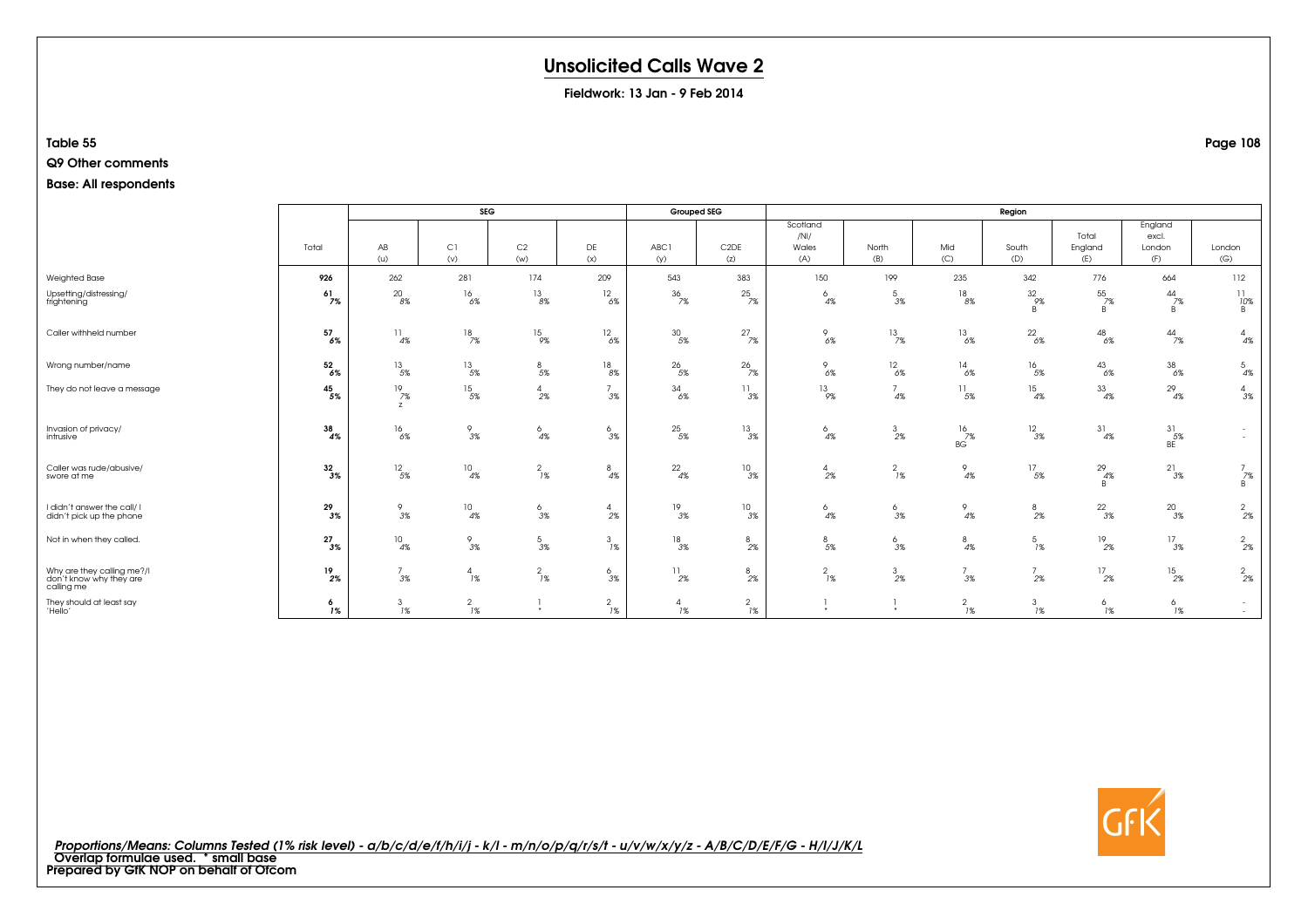# Unsolicited Calls Wave 2

**Fieldwork: 13 Jan - 9 Feb 2014**

**Table 55**

**Q9 Other comments**

**Base: All respondents**

| | Total | SEG | | | | Grouped SEG | | Region | | | | | | |
|---|---|---|---|---|---|---|---|---|---|---|---|---|---|---|
| | | AB (u) | C1 (v) | C2 (w) | DE (x) | ABC1 (y) | C2DE (z) | Scotland /NI/ Wales (A) | North (B) | Mid (C) | South (D) | Total England (E) | England excl. London (F) | London (G) |
| Weighted Base | **926** | 262 | 281 | 174 | 209 | 543 | 383 | 150 | 199 | 235 | 342 | 776 | 664 | 112 |
| Upsetting/distressing/ frightening | **61** **7%** | 20 8% | 16 6% | 13 8% | 12 6% | 36 7% | 25 7% | 6 4% | 5 3% | 18 8% | 32 9% B | 55 7% B | 44 7% B | 11 10% B |
| Caller withheld number | **57** **6%** | 11 4% | 18 7% | 15 9% | 12 6% | 30 5% | 27 7% | 9 6% | 13 7% | 13 6% | 22 6% | 48 6% | 44 7% | 4 4% |
| Wrong number/name | **52** **6%** | 13 5% | 13 5% | 8 5% | 18 8% | 26 5% | 26 7% | 9 6% | 12 6% | 14 6% | 16 5% | 43 6% | 38 6% | 5 4% |
| They do not leave a message | **45** **5%** | 19 7% z | 15 5% | 4 2% | 7 3% | 34 6% | 11 3% | 13 9% | 7 4% | 11 5% | 15 4% | 33 4% | 29 4% | 4 3% |
| Invasion of privacy/ intrusive | **38** **4%** | 16 6% | 9 3% | 6 4% | 6 3% | 25 5% | 13 3% | 6 4% | 3 2% | 16 7% BG | 12 3% | 31 4% | 31 5% BE | - - |
| Caller was rude/abusive/ swore at me | **32** **3%** | 12 5% | 10 4% | 2 1% | 8 4% | 22 4% | 10 3% | 4 2% | 2 1% | 9 4% | 17 5% | 29 4% B | 21 3% | 7 7% B |
| I didn't answer the call/ I didn't pick up the phone | **29** **3%** | 9 3% | 10 4% | 6 3% | 4 2% | 19 3% | 10 3% | 6 4% | 6 3% | 9 4% | 8 2% | 22 3% | 20 3% | 2 2% |
| Not in when they called. | **27** **3%** | 10 4% | 9 3% | 5 3% | 3 1% | 18 3% | 8 2% | 8 5% | 6 3% | 8 4% | 5 1% | 19 2% | 17 3% | 2 2% |
| Why are they calling me?/I don't know why they are calling me | **19** **2%** | 7 3% | 4 1% | 2 1% | 6 3% | 11 2% | 8 2% | 2 1% | 3 2% | 7 3% | 7 2% | 17 2% | 15 2% | 2 2% |
| They should at least say 'Hello' | **6** **1%** | 3 1% | 2 1% | 1 * | 2 1% | 4 1% | 2 1% | 1 * | 1 * | 2 1% | 3 1% | 6 1% | 6 1% | - - |

*Proportions/Means: Columns Tested (1% risk level) - a/b/c/d/e/f/h/i/j - k/l - m/n/o/p/q/r/s/t - u/v/w/x/y/z - A/B/C/D/E/F/G - H/I/J/K/L*
Overlap formulae used. * small base
Prepared by GfK NOP on behalf of Ofcom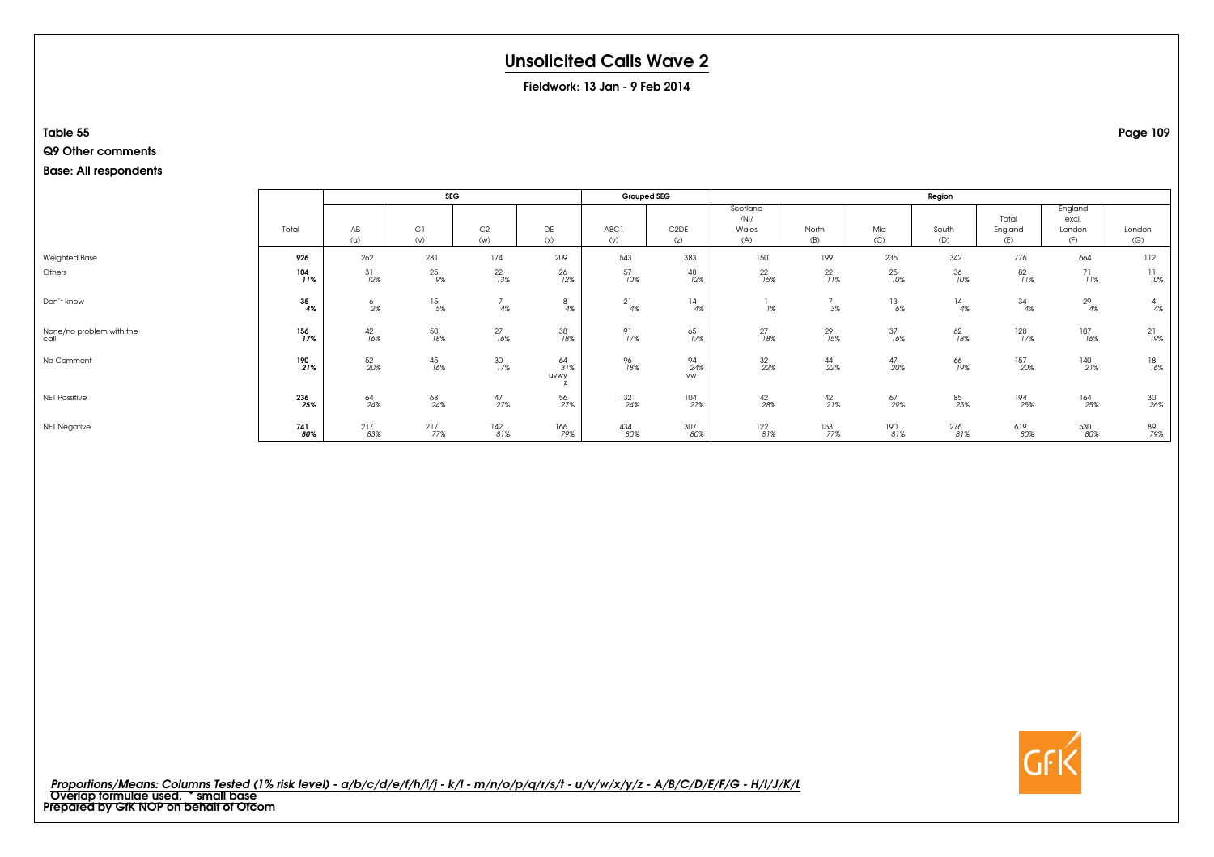# Unsolicited Calls Wave 2

**Fieldwork: 13 Jan - 9 Feb 2014**

**Table 55**

**Q9 Other comments**

**Base: All respondents**

| | Total | SEG | | | | Grouped SEG | | Region | | | | | | |
|---|---|---|---|---|---|---|---|---|---|---|---|---|---|---|
| | | AB (u) | C1 (v) | C2 (w) | DE (x) | ABC1 (y) | C2DE (z) | Scotland /NI/ Wales (A) | North (B) | Mid (C) | South (D) | Total England (E) | England excl. London (F) | London (G) |
| Weighted Base | **926** | 262 | 281 | 174 | 209 | 543 | 383 | 150 | 199 | 235 | 342 | 776 | 664 | 112 |
| Others | **104** | 31 | 25 | 22 | 26 | 57 | 48 | 22 | 22 | 25 | 36 | 82 | 71 | 11 |
| | ***11%*** | *12%* | *9%* | *13%* | *12%* | *10%* | *12%* | *15%* | *11%* | *10%* | *10%* | *11%* | *11%* | *10%* |
| Don't know | **35** | 6 | 15 | 7 | 8 | 21 | 14 | 1 | 7 | 13 | 14 | 34 | 29 | 4 |
| | ***4%*** | *2%* | *5%* | *4%* | *4%* | *4%* | *4%* | *1%* | *3%* | *6%* | *4%* | *4%* | *4%* | *4%* |
| None/no problem with the call | **156** | 42 | 50 | 27 | 38 | 91 | 65 | 27 | 29 | 37 | 62 | 128 | 107 | 21 |
| | ***17%*** | *16%* | *18%* | *16%* | *18%* | *17%* | *17%* | *18%* | *15%* | *16%* | *18%* | *17%* | *16%* | *19%* |
| No Comment | **190** | 52 | 45 | 30 | 64 | 96 | 94 | 32 | 44 | 47 | 66 | 157 | 140 | 18 |
| | ***21%*** | *20%* | *16%* | *17%* | *31%* | *18%* | *24%* | *22%* | *22%* | *20%* | *19%* | *20%* | *21%* | *16%* |
| | | | | | uvwy z | | vw | | | | | | | |
| NET Positive | **236** | 64 | 68 | 47 | 56 | 132 | 104 | 42 | 42 | 67 | 85 | 194 | 164 | 30 |
| | ***25%*** | *24%* | *24%* | *27%* | *27%* | *24%* | *27%* | *28%* | *21%* | *29%* | *25%* | *25%* | *25%* | *26%* |
| NET Negative | **741** | 217 | 217 | 142 | 166 | 434 | 307 | 122 | 153 | 190 | 276 | 619 | 530 | 89 |
| | ***80%*** | *83%* | *77%* | *81%* | *79%* | *80%* | *80%* | *81%* | *77%* | *81%* | *81%* | *80%* | *80%* | *79%* |

***Proportions/Means: Columns Tested (1% risk level) - a/b/c/d/e/f/h/i/j - k/l - m/n/o/p/q/r/s/t - u/v/w/x/y/z - A/B/C/D/E/F/G - H/I/J/K/L***
**Overlap formulae used. * small base**
**Prepared by GfK NOP on behalf of Ofcom**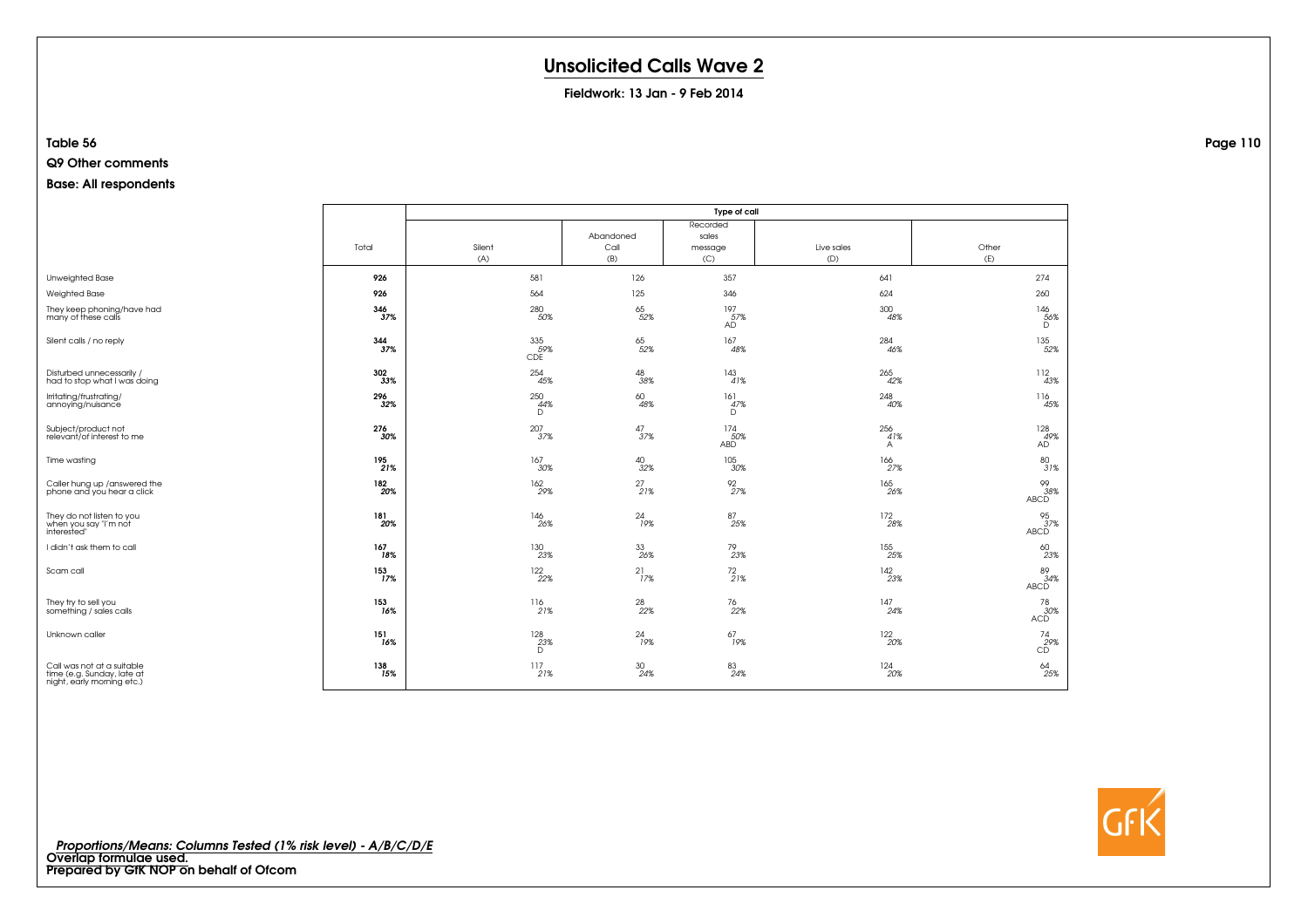# Unsolicited Calls Wave 2

**Fieldwork: 13 Jan - 9 Feb 2014**

**Table 56**

**Q9 Other comments**

**Base: All respondents**

| | Total | Type of call | | | | |
|---|---|---|---|---|---|---|
| | | Silent (A) | Abandoned Call (B) | Recorded sales message (C) | Live sales (D) | Other (E) |
| Unweighted Base | **926** | 581 | 126 | 357 | 641 | 274 |
| Weighted Base | **926** | 564 | 125 | 346 | 624 | 260 |
| They keep phoning/have had many of these calls | **346** **37%** | 280 50% | 65 52% | 197 57% AD | 300 48% | 146 56% D |
| Silent calls / no reply | **344** **37%** | 335 59% CDE | 65 52% | 167 48% | 284 46% | 135 52% |
| Disturbed unnecessarily / had to stop what I was doing | **302** **33%** | 254 45% | 48 38% | 143 41% | 265 42% | 112 43% |
| Irritating/frustrating/ annoying/nuisance | **296** **32%** | 250 44% D | 60 48% | 161 47% D | 248 40% | 116 45% |
| Subject/product not relevant/of interest to me | **276** **30%** | 207 37% | 47 37% | 174 50% ABD | 256 41% A | 128 49% AD |
| Time wasting | **195** **21%** | 167 30% | 40 32% | 105 30% | 166 27% | 80 31% |
| Caller hung up /answered the phone and you hear a click | **182** **20%** | 162 29% | 27 21% | 92 27% | 165 26% | 99 38% ABCD |
| They do not listen to you when you say "I'm not interested" | **181** **20%** | 146 26% | 24 19% | 87 25% | 172 28% | 95 37% ABCD |
| I didn't ask them to call | **167** **18%** | 130 23% | 33 26% | 79 23% | 155 25% | 60 23% |
| Scam call | **153** **17%** | 122 22% | 21 17% | 72 21% | 142 23% | 89 34% ABCD |
| They try to sell you something / sales calls | **153** **16%** | 116 21% | 28 22% | 76 22% | 147 24% | 78 30% ACD |
| Unknown caller | **151** **16%** | 128 23% D | 24 19% | 67 19% | 122 20% | 74 29% CD |
| Call was not at a suitable time (e.g. Sunday, late at night, early morning etc.) | **138** **15%** | 117 21% | 30 24% | 83 24% | 124 20% | 64 25% |

*Proportions/Means: Columns Tested (1% risk level) - A/B/C/D/E*
**Overlap formulae used.**
**Prepared by GfK NOP on behalf of Ofcom**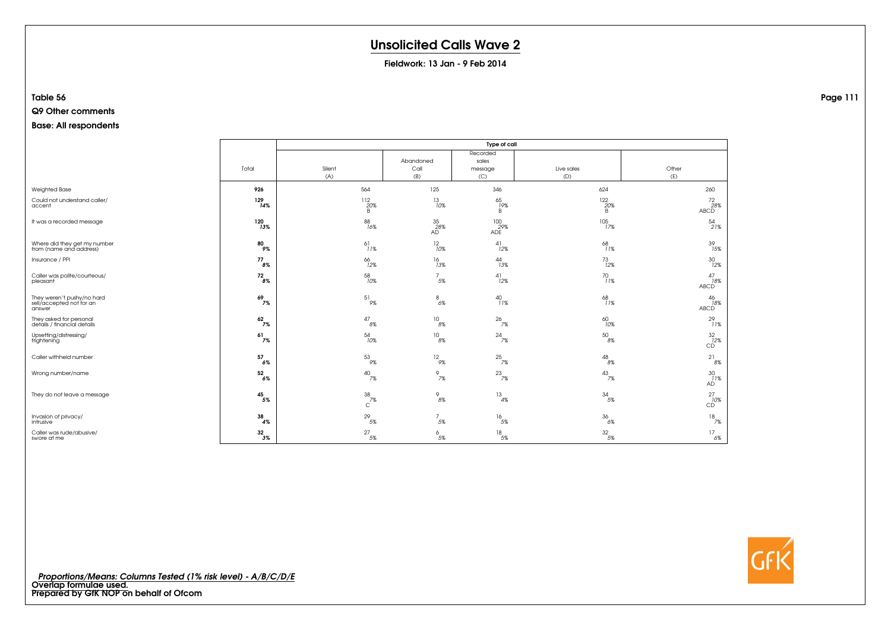# Unsolicited Calls Wave 2

**Fieldwork: 13 Jan - 9 Feb 2014**

**Table 56**

**Q9 Other comments**

**Base: All respondents**

| | Total | Type of call | | | | |
|---|---|---|---|---|---|---|
| | | Silent (A) | Abandoned Call (B) | Recorded sales message (C) | Live sales (D) | Other (E) |
| Weighted Base | **926** | 564 | 125 | 346 | 624 | 260 |
| Could not understand caller/ accent | **129** **14%** | 112 20% B | 13 10% | 65 19% B | 122 20% B | 72 28% ABCD |
| It was a recorded message | **120** **13%** | 88 16% | 35 28% AD | 100 29% ADE | 105 17% | 54 21% |
| Where did they get my number from (name and address) | **80** **9%** | 61 11% | 12 10% | 41 12% | 68 11% | 39 15% |
| Insurance / PPI | **77** **8%** | 66 12% | 16 13% | 44 13% | 73 12% | 30 12% |
| Caller was polite/courteous/ pleasant | **72** **8%** | 58 10% | 7 5% | 41 12% | 70 11% | 47 18% ABCD |
| They weren't pushy/no hard sell/accepted not for an answer | **69** **7%** | 51 9% | 8 6% | 40 11% | 68 11% | 46 18% ABCD |
| They asked for personal details / financial details | **62** **7%** | 47 8% | 10 8% | 26 7% | 60 10% | 29 11% |
| Upsetting/distressing/ frightening | **61** **7%** | 54 10% | 10 8% | 24 7% | 50 8% | 32 12% CD |
| Caller withheld number | **57** **6%** | 53 9% | 12 9% | 25 7% | 48 8% | 21 8% |
| Wrong number/name | **52** **6%** | 40 7% | 9 7% | 23 7% | 43 7% | 30 11% AD |
| They do not leave a message | **45** **5%** | 38 7% C | 9 8% | 13 4% | 34 5% | 27 10% CD |
| Invasion of privacy/ intrusive | **38** **4%** | 29 5% | 7 5% | 16 5% | 36 6% | 18 7% |
| Caller was rude/abusive/ swore at me | **32** **3%** | 27 5% | 6 5% | 18 5% | 32 5% | 17 6% |

*Proportions/Means: Columns Tested (1% risk level) - A/B/C/D/E*
**Overlap formulae used.**
**Prepared by GfK NOP on behalf of Ofcom**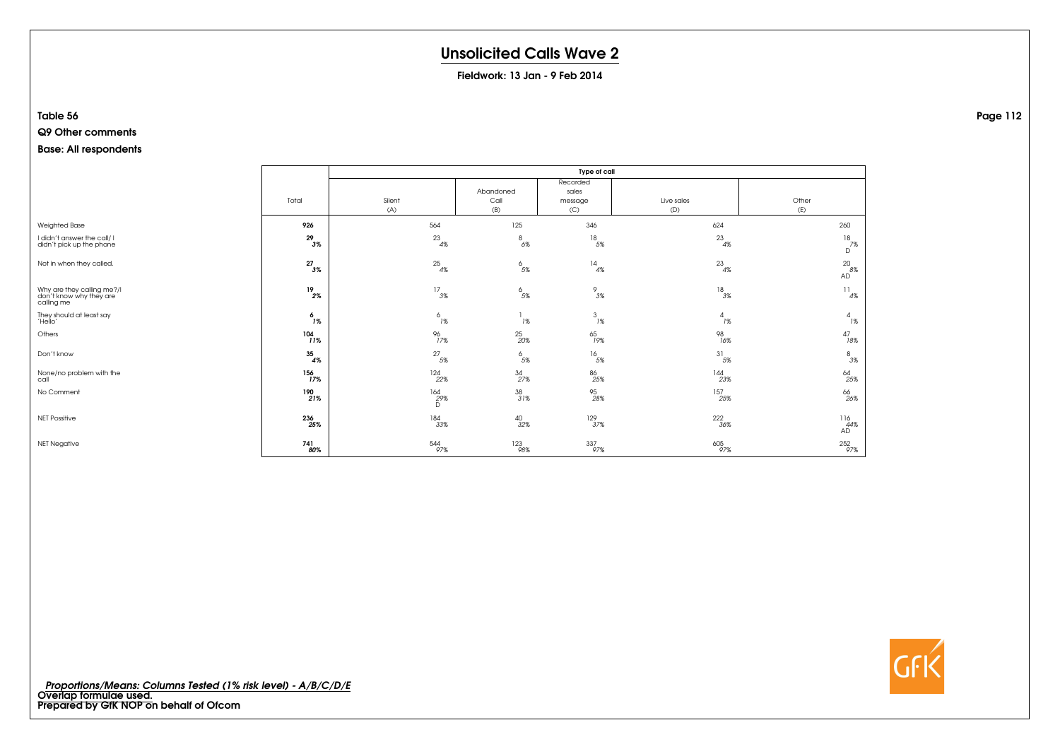# Unsolicited Calls Wave 2

**Fieldwork: 13 Jan - 9 Feb 2014**

**Table 56**

**Q9 Other comments**

**Base: All respondents**

| | Total | Type of call | | | | |
|---|---|---|---|---|---|---|
| | | Silent (A) | Abandoned Call (B) | Recorded sales message (C) | Live sales (D) | Other (E) |
| Weighted Base | **926** | 564 | 125 | 346 | 624 | 260 |
| I didn't answer the call/ I didn't pick up the phone | **29** *3%* | 23 *4%* | 8 *6%* | 18 *5%* | 23 *4%* | 18 *7%* D |
| Not in when they called. | **27** *3%* | 25 *4%* | 6 *5%* | 14 *4%* | 23 *4%* | 20 *8%* AD |
| Why are they calling me?/I don't know why they are calling me | **19** *2%* | 17 *3%* | 6 *5%* | 9 *3%* | 18 *3%* | 11 *4%* |
| They should at least say 'Hello' | **6** *1%* | 6 *1%* | 1 *1%* | 3 *1%* | 4 *1%* | 4 *1%* |
| Others | **104** *11%* | 96 *17%* | 25 *20%* | 65 *19%* | 98 *16%* | 47 *18%* |
| Don't know | **35** *4%* | 27 *5%* | 6 *5%* | 16 *5%* | 31 *5%* | 8 *3%* |
| None/no problem with the call | **156** *17%* | 124 *22%* | 34 *27%* | 86 *25%* | 144 *23%* | 64 *25%* |
| No Comment | **190** *21%* | 164 *29%* D | 38 *31%* | 95 *28%* | 157 *25%* | 66 *26%* |
| NET Possitive | **236** *25%* | 184 *33%* | 40 *32%* | 129 *37%* | 222 *36%* | 116 *44%* AD |
| NET Negative | **741** *80%* | 544 *97%* | 123 *98%* | 337 *97%* | 605 *97%* | 252 *97%* |

*Proportions/Means: Columns Tested (1% risk level) - A/B/C/D/E*

**Overlap formulae used.**

**Prepared by GfK NOP on behalf of Ofcom**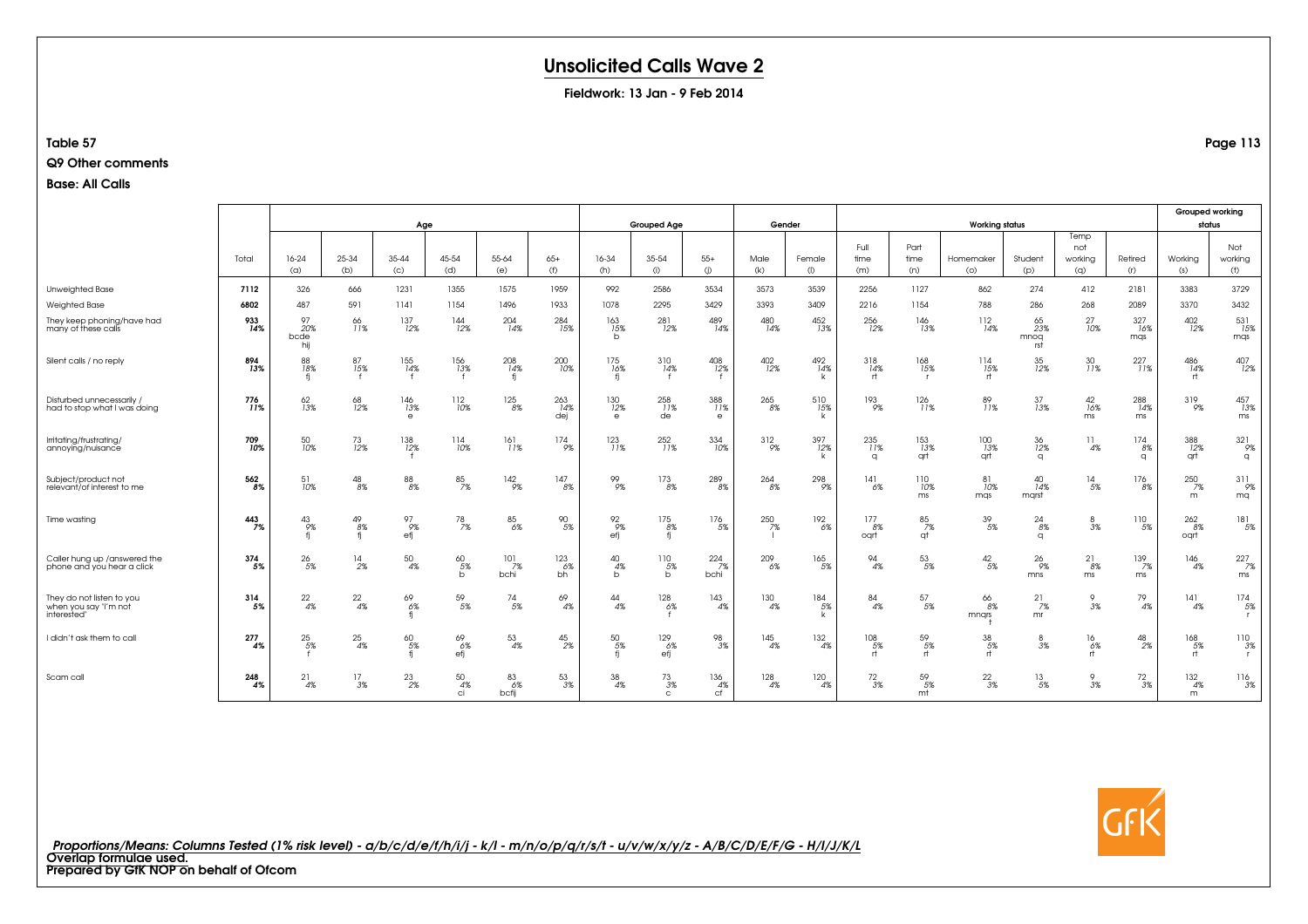# Unsolicited Calls Wave 2

**Fieldwork: 13 Jan - 9 Feb 2014**

**Table 57**

**Q9 Other comments**

**Base: All Calls**

| | Total | Age | | | | | | Grouped Age | | | Gender | | Working status | | | | | | Grouped working status | |
|---|---|---|---|---|---|---|---|---|---|---|---|---|---|---|---|---|---|---|---|---|
| | | 16-24 (a) | 25-34 (b) | 35-44 (c) | 45-54 (d) | 55-64 (e) | 65+ (f) | 16-34 (h) | 35-54 (i) | 55+ (j) | Male (k) | Female (l) | Full time (m) | Part time (n) | Homemaker (o) | Student (p) | Temp not working (q) | Retired (r) | Working (s) | Not working (t) |
| Unweighted Base | **7112** | 326 | 666 | 1231 | 1355 | 1575 | 1959 | 992 | 2586 | 3534 | 3573 | 3539 | 2256 | 1127 | 862 | 274 | 412 | 2181 | 3383 | 3729 |
| Weighted Base | **6802** | 487 | 591 | 1141 | 1154 | 1496 | 1933 | 1078 | 2295 | 3429 | 3393 | 3409 | 2216 | 1154 | 788 | 286 | 268 | 2089 | 3370 | 3432 |
| They keep phoning/have had many of these calls | **933** **14%** | 97 20% bcde hij | 66 11% | 137 12% | 144 12% | 204 14% | 284 15% | 163 15% b | 281 12% | 489 14% | 480 14% | 452 13% | 256 12% | 146 13% | 112 14% | 65 23% mnoq rst | 27 10% | 327 16% mqs | 402 12% | 531 15% mqs |
| Silent calls / no reply | **894** **13%** | 88 18% fj | 87 15% f | 155 14% f | 156 13% f | 208 14% fj | 200 10% | 175 16% fj | 310 14% f | 408 12% f | 402 12% | 492 14% k | 318 14% rt | 168 15% r | 114 15% rt | 35 12% | 30 11% | 227 11% | 486 14% rt | 407 12% |
| Disturbed unnecessarily / had to stop what I was doing | **776** **11%** | 62 13% | 68 12% | 146 13% e | 112 10% | 125 8% | 263 14% dej | 130 12% e | 258 11% de | 388 11% e | 265 8% | 510 15% k | 193 9% | 126 11% | 89 11% | 37 13% | 42 16% ms | 288 14% ms | 319 9% | 457 13% ms |
| Irritating/frustrating/ annoying/nuisance | **709** **10%** | 50 10% | 73 12% | 138 12% f | 114 10% | 161 11% | 174 9% | 123 11% | 252 11% | 334 10% | 312 9% | 397 12% k | 235 11% q | 153 13% qrt | 100 13% qrt | 36 12% q | 11 4% | 174 8% q | 388 12% qrt | 321 9% q |
| Subject/product not relevant/of interest to me | **562** **8%** | 51 10% | 48 8% | 88 8% | 85 7% | 142 9% | 147 8% | 99 9% | 173 8% | 289 8% | 264 8% | 298 9% | 141 6% | 110 10% ms | 81 10% mqs | 40 14% mqrst | 14 5% | 176 8% | 250 7% m | 311 9% mq |
| Time wasting | **443** **7%** | 43 9% fj | 49 8% fj | 97 9% efj | 78 7% | 85 6% | 90 5% | 92 9% efj | 175 8% fj | 176 5% | 250 7% l | 192 6% | 177 8% oqrt | 85 7% qt | 39 5% | 24 8% q | 8 3% | 110 5% | 262 8% oqrt | 181 5% |
| Caller hung up /answered the phone and you hear a click | **374** **5%** | 26 5% | 14 2% | 50 4% | 60 5% b | 101 7% bchi | 123 6% bh | 40 4% b | 110 5% b | 224 7% bchi | 209 6% | 165 5% | 94 4% | 53 5% | 42 5% | 26 9% mns | 21 8% ms | 139 7% ms | 146 4% | 227 7% ms |
| They do not listen to you when you say "I'm not interested" | **314** **5%** | 22 4% | 22 4% | 69 6% fj | 59 5% | 74 5% | 69 4% | 44 4% | 128 6% f | 143 4% | 130 4% | 184 5% k | 84 4% | 57 5% | 66 8% mnqrs t | 21 7% mr | 9 3% | 79 4% | 141 4% | 174 5% r |
| I didn't ask them to call | **277** **4%** | 25 5% f | 25 4% | 60 5% fj | 69 6% efj | 53 4% | 45 2% | 50 5% fj | 129 6% efj | 98 3% | 145 4% | 132 4% | 108 5% rt | 59 5% rt | 38 5% rt | 8 3% | 16 6% rt | 48 2% | 168 5% rt | 110 3% r |
| Scam call | **248** **4%** | 21 4% | 17 3% | 23 2% | 50 4% ci | 83 6% bcfij | 53 3% | 38 4% | 73 3% c | 136 4% cf | 128 4% | 120 4% | 72 3% | 59 5% mt | 22 3% | 13 5% | 9 3% | 72 3% | 132 4% m | 116 3% |

*Proportions/Means: Columns Tested (1% risk level) - a/b/c/d/e/f/h/i/j - k/l - m/n/o/p/q/r/s/t - u/v/w/x/y/z - A/B/C/D/E/F/G - H/I/J/K/L*

**Overlap formulae used.**

**Prepared by GfK NOP on behalf of Ofcom**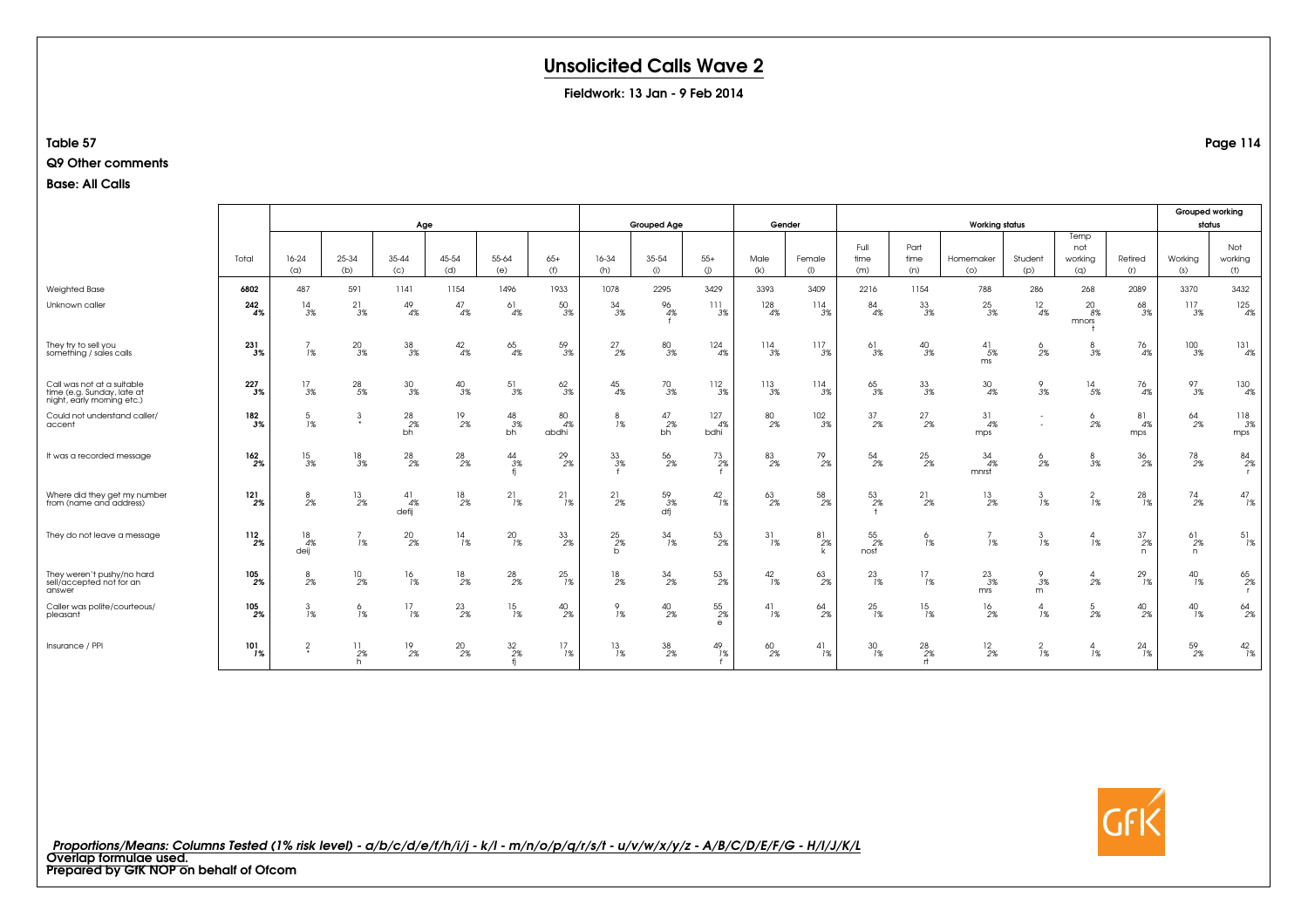# Unsolicited Calls Wave 2

**Fieldwork: 13 Jan - 9 Feb 2014**

**Table 57**

**Q9 Other comments**

**Base: All Calls**

| | | Age | | | | | | Grouped Age | | | Gender | | Working status | | | | | | Grouped working status | |
|---|---|---|---|---|---|---|---|---|---|---|---|---|---|---|---|---|---|---|---|---|
| | Total | 16-24 (a) | 25-34 (b) | 35-44 (c) | 45-54 (d) | 55-64 (e) | 65+ (f) | 16-34 (h) | 35-54 (i) | 55+ (j) | Male (k) | Female (l) | Full time (m) | Part time (n) | Homemaker (o) | Student (p) | Temp not working (q) | Retired (r) | Working (s) | Not working (t) |
| Weighted Base | **6802** | 487 | 591 | 1141 | 1154 | 1496 | 1933 | 1078 | 2295 | 3429 | 3393 | 3409 | 2216 | 1154 | 788 | 286 | 268 | 2089 | 3370 | 3432 |
| Unknown caller | **242** **4%** | 14 3% | 21 3% | 49 4% | 47 4% | 61 4% | 50 3% | 34 3% | 96 4% f | 111 3% | 128 4% | 114 3% | 84 4% | 33 3% | 25 3% | 12 4% | 20 8% mnors t | 68 3% | 117 3% | 125 4% |
| They try to sell you something / sales calls | **231** **3%** | 7 1% | 20 3% | 38 3% | 42 4% | 65 4% | 59 3% | 27 2% | 80 3% | 124 4% | 114 3% | 117 3% | 61 3% | 40 3% | 41 5% ms | 6 2% | 8 3% | 76 4% | 100 3% | 131 4% |
| Call was not at a suitable time (e.g. Sunday, late at night, early morning etc.) | **227** **3%** | 17 3% | 28 5% | 30 3% | 40 3% | 51 3% | 62 3% | 45 4% | 70 3% | 112 3% | 113 3% | 114 3% | 65 3% | 33 3% | 30 4% | 9 3% | 14 5% | 76 4% | 97 3% | 130 4% |
| Could not understand caller/ accent | **182** **3%** | 5 1% | 3 * | 28 2% bh | 19 2% | 48 3% bh | 80 4% abdhi | 8 1% | 47 2% bh | 127 4% bdhi | 80 2% | 102 3% | 37 2% | 27 2% | 31 4% mps | - - | 6 2% | 81 4% mps | 64 2% | 118 3% mps |
| It was a recorded message | **162** **2%** | 15 3% | 18 3% | 28 2% | 28 2% | 44 3% fj | 29 2% | 33 3% f | 56 2% | 73 2% f | 83 2% | 79 2% | 54 2% | 25 2% | 34 4% mnrst | 6 2% | 8 3% | 36 2% | 78 2% | 84 2% r |
| Where did they get my number from (name and address) | **121** **2%** | 8 2% | 13 2% | 41 4% defij | 18 2% | 21 1% | 21 1% | 21 2% | 59 3% dfj | 42 1% | 63 2% | 58 2% | 53 2% t | 21 2% | 13 2% | 3 1% | 2 1% | 28 1% | 74 2% | 47 1% |
| They do not leave a message | **112** **2%** | 18 4% deij | 7 1% | 20 2% | 14 1% | 20 1% | 33 2% | 25 2% b | 34 1% | 53 2% | 31 1% | 81 2% k | 55 2% nost | 6 1% | 7 1% | 3 1% | 4 1% | 37 2% n | 61 2% n | 51 1% |
| They weren't pushy/no hard sell/accepted not for an answer | **105** **2%** | 8 2% | 10 2% | 16 1% | 18 2% | 28 2% | 25 1% | 18 2% | 34 2% | 53 2% | 42 1% | 63 2% | 23 1% | 17 1% | 23 3% mrs | 9 3% m | 4 2% | 29 1% | 40 1% | 65 2% r |
| Caller was polite/courteous/ pleasant | **105** **2%** | 3 1% | 6 1% | 17 1% | 23 2% | 15 1% | 40 2% | 9 1% | 40 2% | 55 2% e | 41 1% | 64 2% | 25 1% | 15 1% | 16 2% | 4 1% | 5 2% | 40 2% | 40 1% | 64 2% |
| Insurance / PPI | **101** **1%** | 2 * | 11 2% h | 19 2% | 20 2% | 32 2% fj | 17 1% | 13 1% | 38 2% | 49 1% f | 60 2% | 41 1% | 30 1% | 28 2% rt | 12 2% | 2 1% | 4 1% | 24 1% | 59 2% | 42 1% |

*Proportions/Means: Columns Tested (1% risk level) - a/b/c/d/e/f/h/i/j - k/l - m/n/o/p/q/r/s/t - u/v/w/x/y/z - A/B/C/D/E/F/G - H/I/J/K/L*
Overlap formulae used.
Prepared by GfK NOP on behalf of Ofcom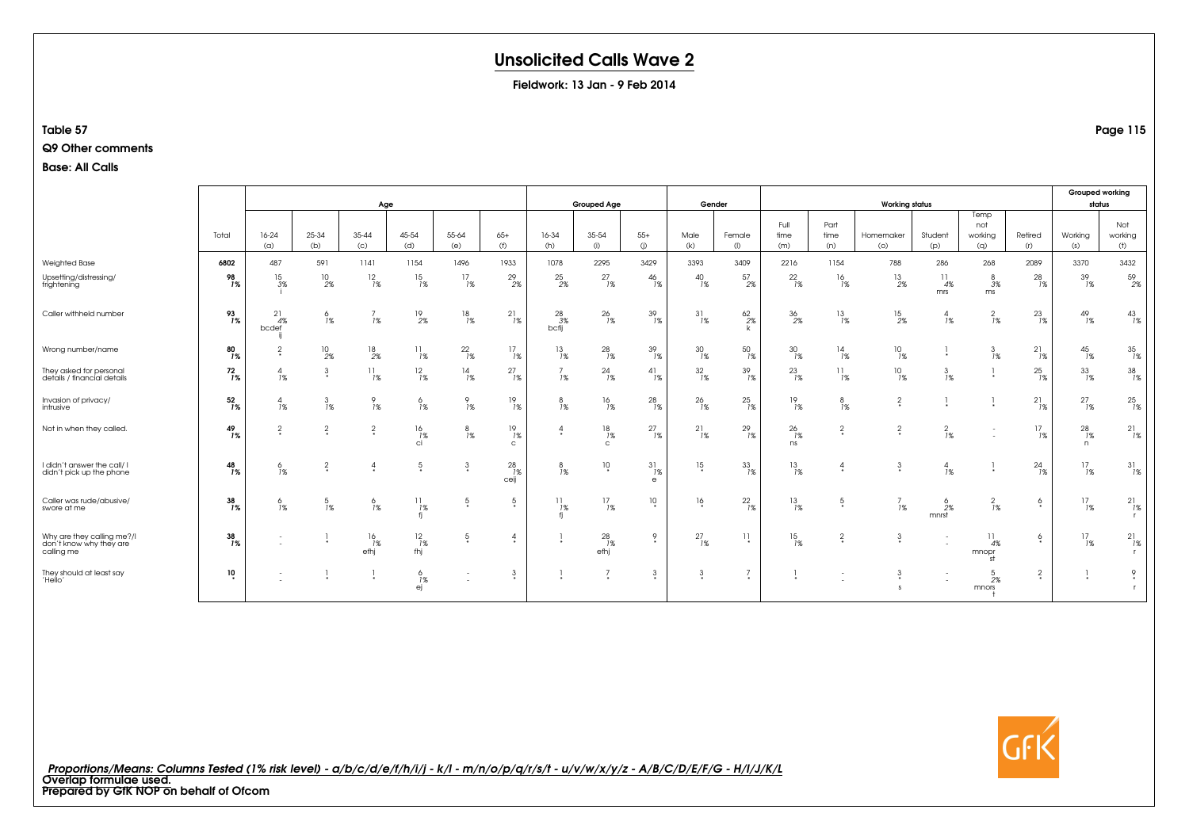# Unsolicited Calls Wave 2

**Fieldwork: 13 Jan - 9 Feb 2014**

**Table 57**

**Q9 Other comments**

**Base: All Calls**

| | Total | Age | | | | | | Grouped Age | | | Gender | | Working status | | | | | | Grouped working status | |
|---|---|---|---|---|---|---|---|---|---|---|---|---|---|---|---|---|---|---|---|---|
| | | 16-24 (a) | 25-34 (b) | 35-44 (c) | 45-54 (d) | 55-64 (e) | 65+ (f) | 16-34 (h) | 35-54 (i) | 55+ (j) | Male (k) | Female (l) | Full time (m) | Part time (n) | Homemaker (o) | Student (p) | Temp not working (q) | Retired (r) | Working (s) | Not working (t) |
| Weighted Base | **6802** | 487 | 591 | 1141 | 1154 | 1496 | 1933 | 1078 | 2295 | 3429 | 3393 | 3409 | 2216 | 1154 | 788 | 286 | 268 | 2089 | 3370 | 3432 |
| Upsetting/distressing/ frightening | **98** **1%** | 15 3% i | 10 2% | 12 1% | 15 1% | 17 1% | 29 2% | 25 2% | 27 1% | 46 1% | 40 1% | 57 2% | 22 1% | 16 1% | 13 2% | 11 4% mrs | 8 3% ms | 28 1% | 39 1% | 59 2% |
| Caller withheld number | **93** **1%** | 21 4% bcdef ij | 6 1% | 7 1% | 19 2% | 18 1% | 21 1% | 28 3% bcfij | 26 1% | 39 1% | 31 1% | 62 2% k | 36 2% | 13 1% | 15 2% | 4 1% | 2 1% | 23 1% | 49 1% | 43 1% |
| Wrong number/name | **80** **1%** | 2 * | 10 2% | 18 2% | 11 1% | 22 1% | 17 1% | 13 1% | 28 1% | 39 1% | 30 1% | 50 1% | 30 1% | 14 1% | 10 1% | 1 * | 3 1% | 21 1% | 45 1% | 35 1% |
| They asked for personal details / financial details | **72** **1%** | 4 1% | 3 * | 11 1% | 12 1% | 14 1% | 27 1% | 7 1% | 24 1% | 41 1% | 32 1% | 39 1% | 23 1% | 11 1% | 10 1% | 3 1% | 1 * | 25 1% | 33 1% | 38 1% |
| Invasion of privacy/ intrusive | **52** **1%** | 4 1% | 3 1% | 9 1% | 6 1% | 9 1% | 19 1% | 8 1% | 16 1% | 28 1% | 26 1% | 25 1% | 19 1% | 8 1% | 2 * | 1 * | 1 * | 21 1% | 27 1% | 25 1% |
| Not in when they called. | **49** **1%** | 2 * | 2 * | 2 * | 16 1% ci | 8 1% | 19 1% c | 4 * | 18 1% c | 27 1% | 21 1% | 29 1% | 26 1% ns | 2 * | 2 * | 2 1% | - - | 17 1% | 28 1% n | 21 1% |
| I didn't answer the call/ I didn't pick up the phone | **48** **1%** | 6 1% | 2 * | 4 * | 5 * | 3 * | 28 1% ceij | 8 1% | 10 * | 31 1% e | 15 * | 33 1% | 13 1% | 4 * | 3 * | 4 1% | 1 * | 24 1% | 17 1% | 31 1% |
| Caller was rude/abusive/ swore at me | **38** **1%** | 6 1% | 5 1% | 6 1% | 11 1% fj | 5 * | 5 * | 11 1% fj | 17 1% | 10 * | 16 * | 22 1% | 13 1% | 5 * | 7 1% | 6 2% mnrst | 2 1% | 6 * | 17 1% | 21 1% r |
| Why are they calling me?/I don't know why they are calling me | **38** **1%** | - - | 1 * | 16 1% efhj | 12 1% fhj | 5 * | 4 * | 1 * | 28 1% efhj | 9 * | 27 1% | 11 * | 15 1% | 2 * | 3 * | - - | 11 4% mnopr st | 6 * | 17 1% | 21 1% r |
| They should at least say 'Hello' | **10** * | - - | 1 * | 1 * | 6 1% ej | - - | 3 * | 1 * | 7 * | 3 * | 3 * | 7 * | 1 * | - - | 3 * s | - - | 5 2% mnors t | 2 * | 1 * | 9 * r |

*Proportions/Means: Columns Tested (1% risk level) - a/b/c/d/e/f/h/i/j - k/l - m/n/o/p/q/r/s/t - u/v/w/x/y/z - A/B/C/D/E/F/G - H/I/J/K/L*
Overlap formulae used.
Prepared by GfK NOP on behalf of Ofcom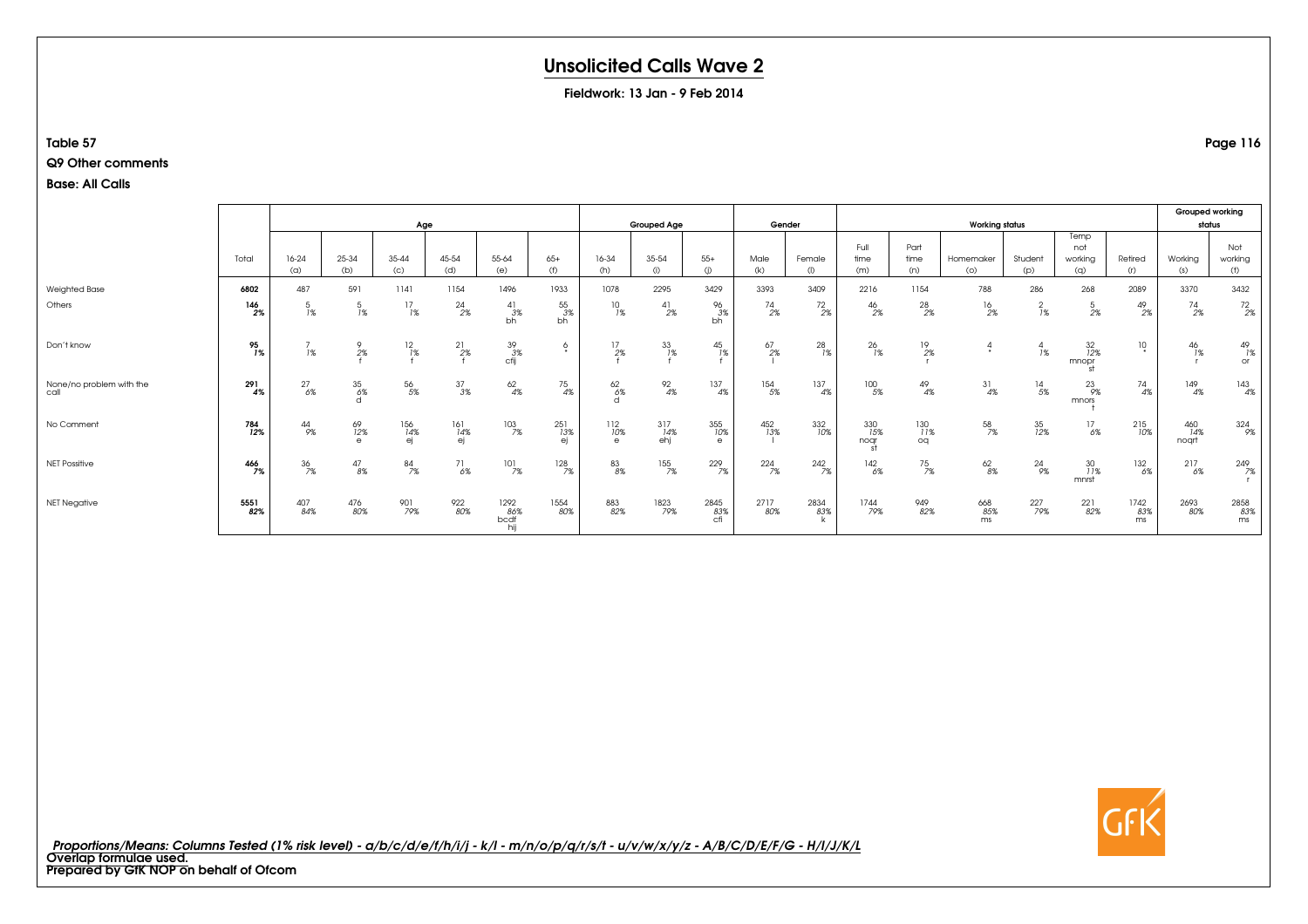# Unsolicited Calls Wave 2

**Fieldwork: 13 Jan - 9 Feb 2014**

**Table 57**

**Q9 Other comments**

**Base: All Calls**

| | Total | Age | | | | | | Grouped Age | | | Gender | | Working status | | | | | | Grouped working status | |
|---|---|---|---|---|---|---|---|---|---|---|---|---|---|---|---|---|---|---|---|---|
| | | 16-24 (a) | 25-34 (b) | 35-44 (c) | 45-54 (d) | 55-64 (e) | 65+ (f) | 16-34 (h) | 35-54 (i) | 55+ (j) | Male (k) | Female (l) | Full time (m) | Part time (n) | Homemaker (o) | Student (p) | Temp not working (q) | Retired (r) | Working (s) | Not working (t) |
| Weighted Base | **6802** | 487 | 591 | 1141 | 1154 | 1496 | 1933 | 1078 | 2295 | 3429 | 3393 | 3409 | 2216 | 1154 | 788 | 286 | 268 | 2089 | 3370 | 3432 |
| Others | **146** *2%* | 5 *1%* | 5 *1%* | 17 *1%* | 24 *2%* | 41 *3%* bh | 55 *3%* bh | 10 *1%* | 41 *2%* | 96 *3%* bh | 74 *2%* | 72 *2%* | 46 *2%* | 28 *2%* | 16 *2%* | 2 *1%* | 5 *2%* | 49 *2%* | 74 *2%* | 72 *2%* |
| Don't know | **95** *1%* | 7 *1%* | 9 *2%* f | 12 *1%* f | 21 *2%* f | 39 *3%* cflj | 6 * | 17 *2%* f | 33 *1%* f | 45 *1%* f | 67 *2%* l | 28 *1%* | 26 *1%* | 19 *2%* r | 4 * | 4 *1%* | 32 *12%* mnopr st | 10 * | 46 *1%* r | 49 *1%* or |
| None/no problem with the call | **291** *4%* | 27 *6%* | 35 *6%* d | 56 *5%* | 37 *3%* | 62 *4%* | 75 *4%* | 62 *6%* d | 92 *4%* | 137 *4%* | 154 *5%* | 137 *4%* | 100 *5%* | 49 *4%* | 31 *4%* | 14 *5%* | 23 *9%* mnors t | 74 *4%* | 149 *4%* | 143 *4%* |
| No Comment | **784** *12%* | 44 *9%* | 69 *12%* e | 156 *14%* ej | 161 *14%* ej | 103 *7%* | 251 *13%* ej | 112 *10%* e | 317 *14%* ehj | 355 *10%* e | 452 *13%* l | 332 *10%* | 330 *15%* noqr st | 130 *11%* oq | 58 *7%* | 35 *12%* | 17 *6%* | 215 *10%* | 460 *14%* noqrt | 324 *9%* |
| NET Possitive | **466** *7%* | 36 *7%* | 47 *8%* | 84 *7%* | 71 *6%* | 101 *7%* | 128 *7%* | 83 *8%* | 155 *7%* | 229 *7%* | 224 *7%* | 242 *7%* | 142 *6%* | 75 *7%* | 62 *8%* | 24 *9%* | 30 *11%* mnrst | 132 *6%* | 217 *6%* | 249 *7%* r |
| NET Negative | **5551** *82%* | 407 *84%* | 476 *80%* | 901 *79%* | 922 *80%* | 1292 *86%* bcdf hij | 1554 *80%* | 883 *82%* | 1823 *79%* | 2845 *83%* cfi | 2717 *80%* | 2834 *83%* k | 1744 *79%* | 949 *82%* | 668 *85%* ms | 227 *79%* | 221 *82%* | 1742 *83%* ms | 2693 *80%* | 2858 *83%* ms |

*Proportions/Means: Columns Tested (1% risk level) - a/b/c/d/e/f/h/i/j - k/l - m/n/o/p/q/r/s/t - u/v/w/x/y/z - A/B/C/D/E/F/G - H/I/J/K/L*

**Overlap formulae used.**

**Prepared by GfK NOP on behalf of Ofcom**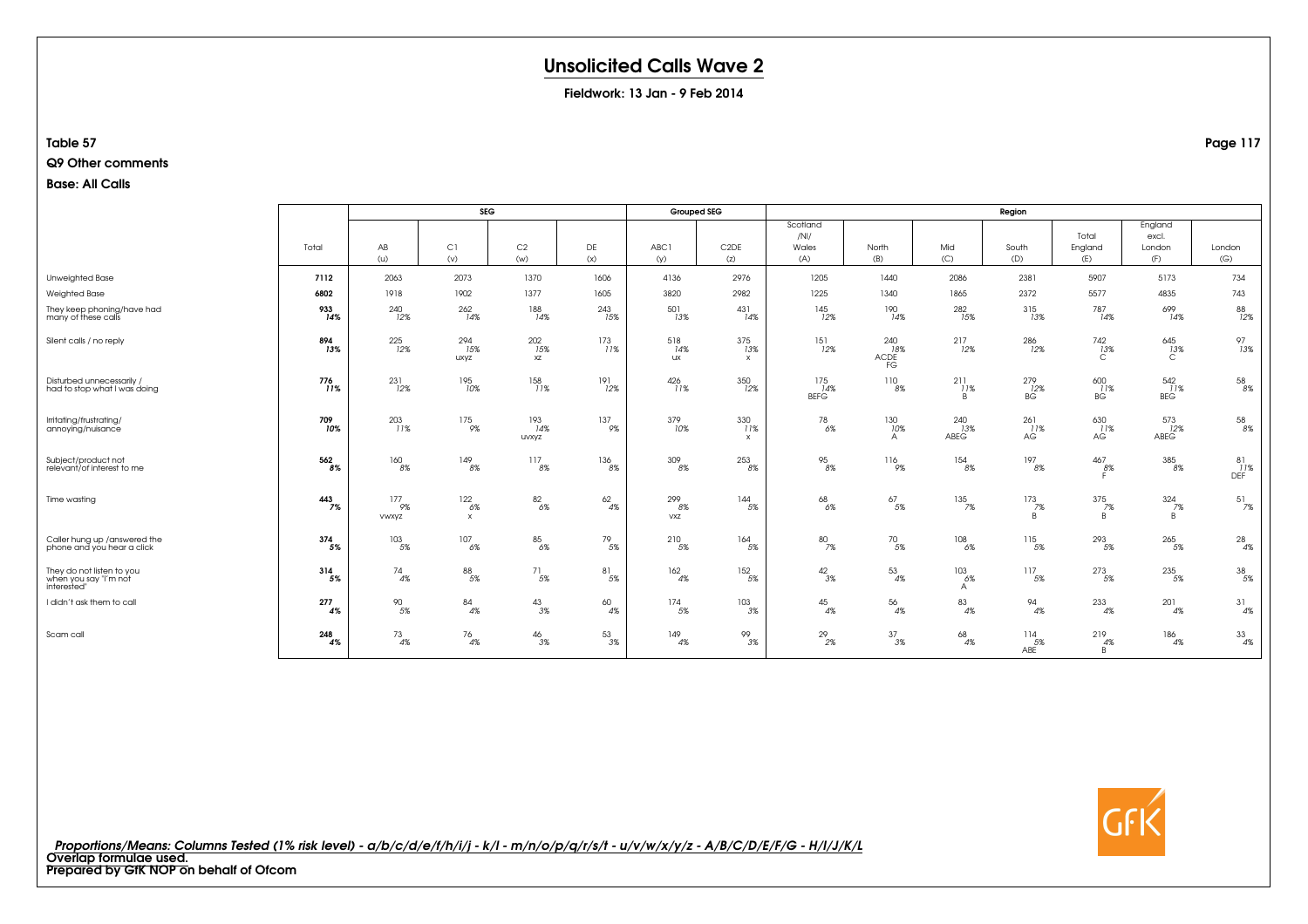# Unsolicited Calls Wave 2

**Fieldwork: 13 Jan - 9 Feb 2014**

**Table 57**

**Q9 Other comments**

**Base: All Calls**

| | Total | SEG | | | | Grouped SEG | | Region | | | | | | |
|---|---|---|---|---|---|---|---|---|---|---|---|---|---|---|
| | | AB (u) | C1 (v) | C2 (w) | DE (x) | ABC1 (y) | C2DE (z) | Scotland /NI/ Wales (A) | North (B) | Mid (C) | South (D) | Total England (E) | England excl. London (F) | London (G) |
| Unweighted Base | **7112** | 2063 | 2073 | 1370 | 1606 | 4136 | 2976 | 1205 | 1440 | 2086 | 2381 | 5907 | 5173 | 734 |
| Weighted Base | **6802** | 1918 | 1902 | 1377 | 1605 | 3820 | 2982 | 1225 | 1340 | 1865 | 2372 | 5577 | 4835 | 743 |
| They keep phoning/have had many of these calls | **933** *14%* | 240 *12%* | 262 *14%* | 188 *14%* | 243 *15%* | 501 *13%* | 431 *14%* | 145 *12%* | 190 *14%* | 282 *15%* | 315 *13%* | 787 *14%* | 699 *14%* | 88 *12%* |
| Silent calls / no reply | **894** *13%* | 225 *12%* | 294 *15%* uxyz | 202 *15%* xz | 173 *11%* | 518 *14%* ux | 375 *13%* x | 151 *12%* | 240 *18%* ACDE FG | 217 *12%* | 286 *12%* | 742 *13%* C | 645 *13%* C | 97 *13%* |
| Disturbed unnecessarily / had to stop what I was doing | **776** *11%* | 231 *12%* | 195 *10%* | 158 *11%* | 191 *12%* | 426 *11%* | 350 *12%* | 175 *14%* BEFG | 110 *8%* | 211 *11%* B | 279 *12%* BG | 600 *11%* BG | 542 *11%* BEG | 58 *8%* |
| Irritating/frustrating/ annoying/nuisance | **709** *10%* | 203 *11%* | 175 *9%* | 193 *14%* uvxyz | 137 *9%* | 379 *10%* | 330 *11%* x | 78 *6%* | 130 *10%* A | 240 *13%* ABEG | 261 *11%* AG | 630 *11%* AG | 573 *12%* ABEG | 58 *8%* |
| Subject/product not relevant/of interest to me | **562** *8%* | 160 *8%* | 149 *8%* | 117 *8%* | 136 *8%* | 309 *8%* | 253 *8%* | 95 *8%* | 116 *9%* | 154 *8%* | 197 *8%* | 467 *8%* F | 385 *8%* | 81 *11%* DEF |
| Time wasting | **443** *7%* | 177 *9%* vwxyz | 122 *6%* x | 82 *6%* | 62 *4%* | 299 *8%* vxz | 144 *5%* | 68 *6%* | 67 *5%* | 135 *7%* | 173 *7%* B | 375 *7%* B | 324 *7%* B | 51 *7%* |
| Caller hung up /answered the phone and you hear a click | **374** *5%* | 103 *5%* | 107 *6%* | 85 *6%* | 79 *5%* | 210 *5%* | 164 *5%* | 80 *7%* | 70 *5%* | 108 *6%* | 115 *5%* | 293 *5%* | 265 *5%* | 28 *4%* |
| They do not listen to you when you say "I'm not interested" | **314** *5%* | 74 *4%* | 88 *5%* | 71 *5%* | 81 *5%* | 162 *4%* | 152 *5%* | 42 *3%* | 53 *4%* | 103 *6%* A | 117 *5%* | 273 *5%* | 235 *5%* | 38 *5%* |
| I didn't ask them to call | **277** *4%* | 90 *5%* | 84 *4%* | 43 *3%* | 60 *4%* | 174 *5%* | 103 *3%* | 45 *4%* | 56 *4%* | 83 *4%* | 94 *4%* | 233 *4%* | 201 *4%* | 31 *4%* |
| Scam call | **248** *4%* | 73 *4%* | 76 *4%* | 46 *3%* | 53 *3%* | 149 *4%* | 99 *3%* | 29 *2%* | 37 *3%* | 68 *4%* | 114 *5%* ABE | 219 *4%* B | 186 *4%* | 33 *4%* |

*Proportions/Means: Columns Tested (1% risk level) - a/b/c/d/e/f/h/i/j - k/l - m/n/o/p/q/r/s/t - u/v/w/x/y/z - A/B/C/D/E/F/G - H/I/J/K/L*

**Overlap formulae used.**

**Prepared by GfK NOP on behalf of Ofcom**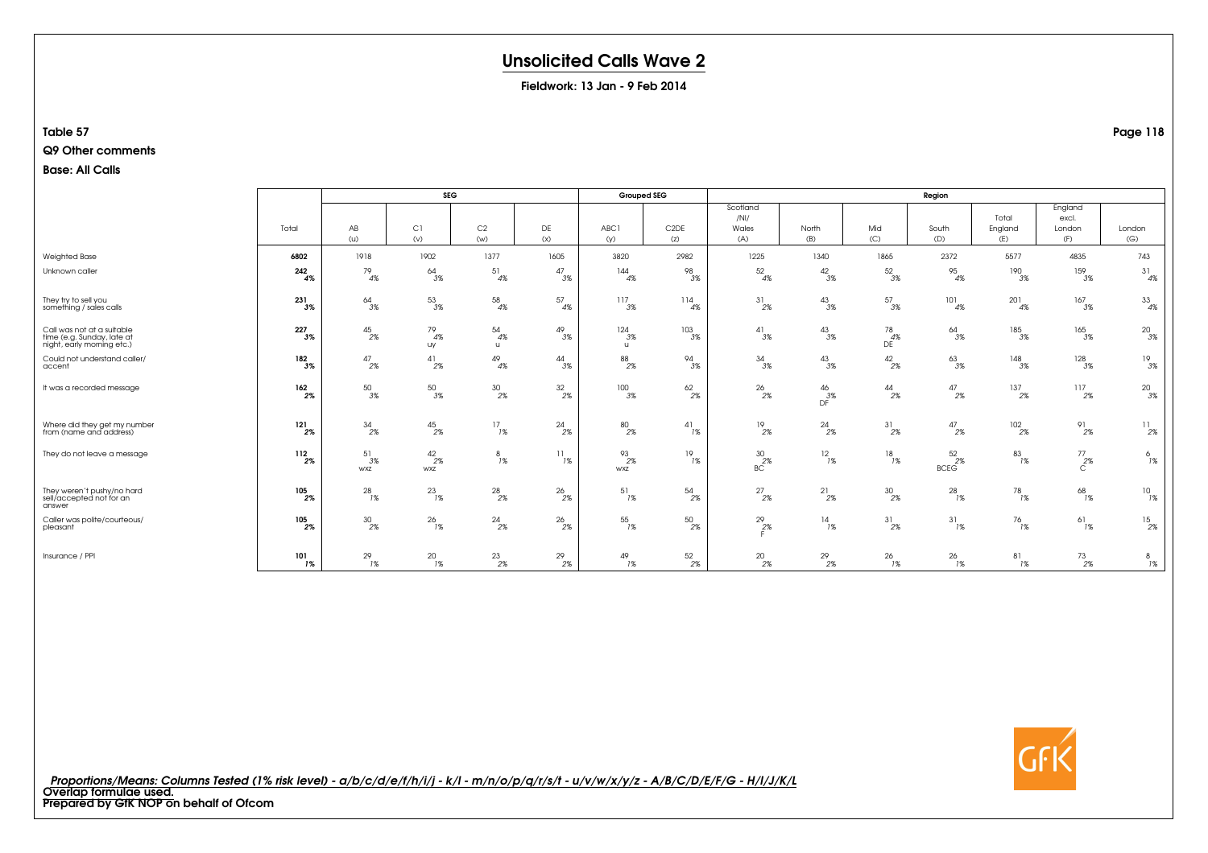# Unsolicited Calls Wave 2

**Fieldwork: 13 Jan - 9 Feb 2014**

**Table 57**

**Q9 Other comments**

**Base: All Calls**

| | Total | SEG | | | | Grouped SEG | | Region | | | | | | |
|---|---|---|---|---|---|---|---|---|---|---|---|---|---|---|
| | | AB (u) | C1 (v) | C2 (w) | DE (x) | ABC1 (y) | C2DE (z) | Scotland /NI/ Wales (A) | North (B) | Mid (C) | South (D) | Total England (E) | England excl. London (F) | London (G) |
| Weighted Base | 6802 | 1918 | 1902 | 1377 | 1605 | 3820 | 2982 | 1225 | 1340 | 1865 | 2372 | 5577 | 4835 | 743 |
| Unknown caller | 242<br>4% | 79<br>4% | 64<br>3% | 51<br>4% | 47<br>3% | 144<br>4% | 98<br>3% | 52<br>4% | 42<br>3% | 52<br>3% | 95<br>4% | 190<br>3% | 159<br>3% | 31<br>4% |
| They try to sell you something / sales calls | 231<br>3% | 64<br>3% | 53<br>3% | 58<br>4% | 57<br>4% | 117<br>3% | 114<br>4% | 31<br>2% | 43<br>3% | 57<br>3% | 101<br>4% | 201<br>4% | 167<br>3% | 33<br>4% |
| Call was not at a suitable time (e.g. Sunday, late at night, early morning etc.) | 227<br>3% | 45<br>2% | 79<br>4%<br>uy | 54<br>4%<br>u | 49<br>3% | 124<br>3%<br>u | 103<br>3% | 41<br>3% | 43<br>3% | 78<br>4%<br>DE | 64<br>3% | 185<br>3% | 165<br>3% | 20<br>3% |
| Could not understand caller/ accent | 182<br>3% | 47<br>2% | 41<br>2% | 49<br>4% | 44<br>3% | 88<br>2% | 94<br>3% | 34<br>3% | 43<br>3% | 42<br>2% | 63<br>3% | 148<br>3% | 128<br>3% | 19<br>3% |
| It was a recorded message | 162<br>2% | 50<br>3% | 50<br>3% | 30<br>2% | 32<br>2% | 100<br>3% | 62<br>2% | 26<br>2% | 46<br>3%<br>DF | 44<br>2% | 47<br>2% | 137<br>2% | 117<br>2% | 20<br>3% |
| Where did they get my number from (name and address) | 121<br>2% | 34<br>2% | 45<br>2% | 17<br>1% | 24<br>2% | 80<br>2% | 41<br>1% | 19<br>2% | 24<br>2% | 31<br>2% | 47<br>2% | 102<br>2% | 91<br>2% | 11<br>2% |
| They do not leave a message | 112<br>2% | 51<br>3%<br>wxz | 42<br>2%<br>wxz | 8<br>1% | 11<br>1% | 93<br>2%<br>wxz | 19<br>1% | 30<br>2%<br>BC | 12<br>1% | 18<br>1% | 52<br>2%<br>BCEG | 83<br>1% | 77<br>2%<br>C | 6<br>1% |
| They weren't pushy/no hard sell/accepted not for an answer | 105<br>2% | 28<br>1% | 23<br>1% | 28<br>2% | 26<br>2% | 51<br>1% | 54<br>2% | 27<br>2% | 21<br>2% | 30<br>2% | 28<br>1% | 78<br>1% | 68<br>1% | 10<br>1% |
| Caller was polite/courteous/ pleasant | 105<br>2% | 30<br>2% | 26<br>1% | 24<br>2% | 26<br>2% | 55<br>1% | 50<br>2% | 29<br>2%<br>F | 14<br>1% | 31<br>2% | 31<br>1% | 76<br>1% | 61<br>1% | 15<br>2% |
| Insurance / PPI | 101<br>1% | 29<br>1% | 20<br>1% | 23<br>2% | 29<br>2% | 49<br>1% | 52<br>2% | 20<br>2% | 29<br>2% | 26<br>1% | 26<br>1% | 81<br>1% | 73<br>2% | 8<br>1% |

*Proportions/Means: Columns Tested (1% risk level) - a/b/c/d/e/f/h/i/j - k/l - m/n/o/p/q/r/s/t - u/v/w/x/y/z - A/B/C/D/E/F/G - H/I/J/K/L*

**Overlap formulae used.**

**Prepared by GfK NOP on behalf of Ofcom**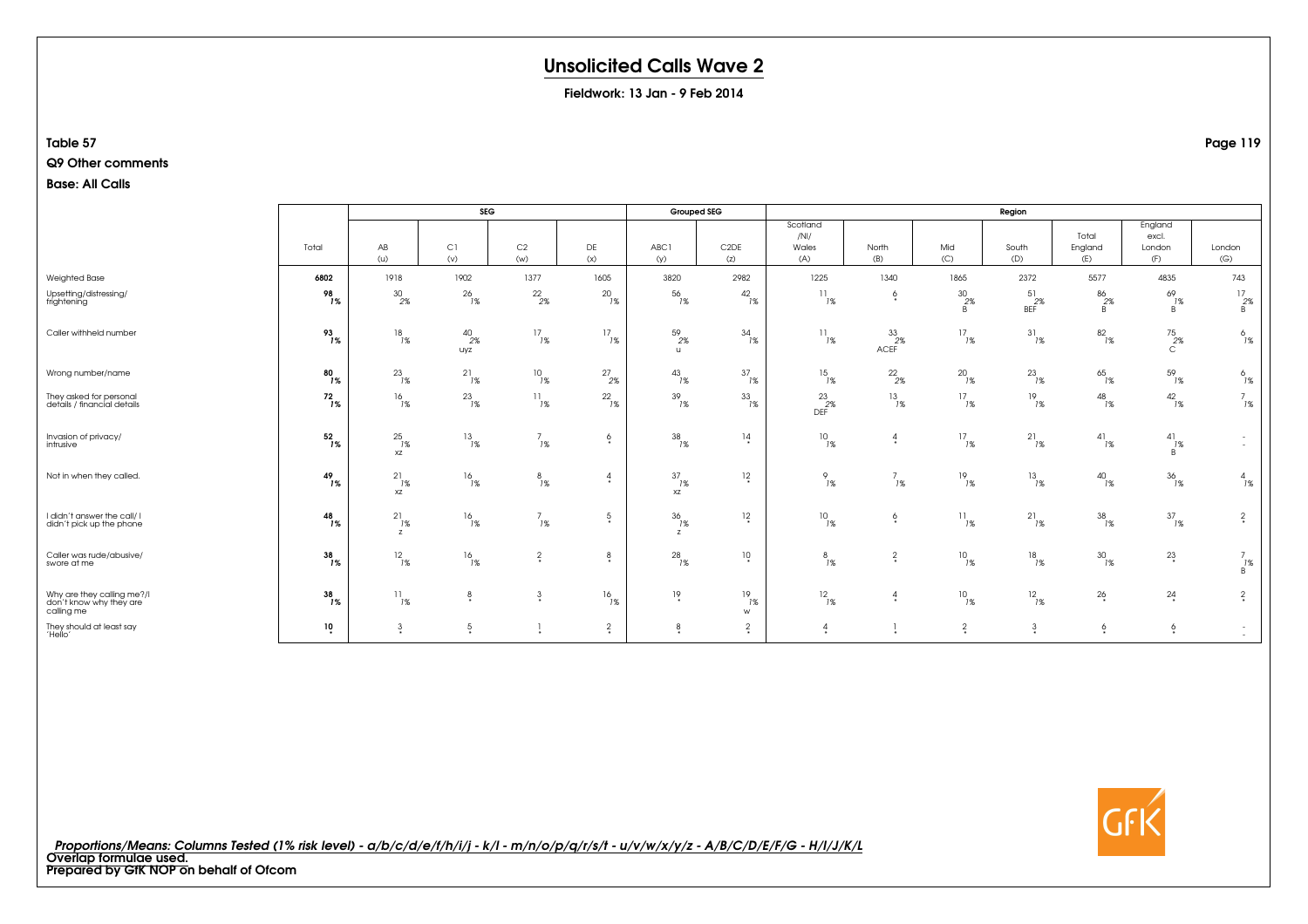# Unsolicited Calls Wave 2

**Fieldwork: 13 Jan - 9 Feb 2014**

**Table 57**

**Q9 Other comments**

**Base: All Calls**

| | Total | SEG | | | | Grouped SEG | | Region | | | | | | |
|---|---|---|---|---|---|---|---|---|---|---|---|---|---|---|
| | Total | AB (u) | C1 (v) | C2 (w) | DE (x) | ABC1 (y) | C2DE (z) | Scotland /NI/ Wales (A) | North (B) | Mid (C) | South (D) | Total England (E) | England excl. London (F) | London (G) |
| Weighted Base | **6802** | 1918 | 1902 | 1377 | 1605 | 3820 | 2982 | 1225 | 1340 | 1865 | 2372 | 5577 | 4835 | 743 |
| Upsetting/distressing/ frightening | **98** **1%** | 30 2% | 26 1% | 22 2% | 20 1% | 56 1% | 42 1% | 11 1% | 6 * | 30 2% B | 51 2% BEF | 86 2% B | 69 1% B | 17 2% B |
| Caller withheld number | **93** **1%** | 18 1% | 40 2% uyz | 17 1% | 17 1% | 59 2% u | 34 1% | 11 1% | 33 2% ACEF | 17 1% | 31 1% | 82 1% | 75 2% C | 6 1% |
| Wrong number/name | **80** **1%** | 23 1% | 21 1% | 10 1% | 27 2% | 43 1% | 37 1% | 15 1% | 22 2% | 20 1% | 23 1% | 65 1% | 59 1% | 6 1% |
| They asked for personal details / financial details | **72** **1%** | 16 1% | 23 1% | 11 1% | 22 1% | 39 1% | 33 1% | 23 2% DEF | 13 1% | 17 1% | 19 1% | 48 1% | 42 1% | 7 1% |
| Invasion of privacy/ intrusive | **52** **1%** | 25 1% xz | 13 1% | 7 1% | 6 * | 38 1% | 14 * | 10 1% | 4 * | 17 1% | 21 1% | 41 1% | 41 1% B | - - |
| Not in when they called. | **49** **1%** | 21 1% xz | 16 1% | 8 1% | 4 * | 37 1% xz | 12 * | 9 1% | 7 1% | 19 1% | 13 1% | 40 1% | 36 1% | 4 1% |
| I didn't answer the call/ I didn't pick up the phone | **48** **1%** | 21 1% z | 16 1% | 7 1% | 5 * | 36 1% z | 12 * | 10 1% | 6 * | 11 1% | 21 1% | 38 1% | 37 1% | 2 * |
| Caller was rude/abusive/ swore at me | **38** **1%** | 12 1% | 16 1% | 2 * | 8 * | 28 1% | 10 * | 8 1% | 2 * | 10 1% | 18 1% | 30 1% | 23 * | 7 1% B |
| Why are they calling me?/I don't know why they are calling me | **38** **1%** | 11 1% | 8 * | 3 * | 16 1% | 19 * | 19 1% w | 12 1% | 4 * | 10 1% | 12 1% | 26 * | 24 * | 2 * |
| They should at least say 'Hello' | **10** * | 3 * | 5 * | 1 * | 2 * | 8 * | 2 * | 4 * | 1 * | 2 * | 3 * | 6 * | 6 * | - - |

*Proportions/Means: Columns Tested (1% risk level) - a/b/c/d/e/f/h/i/j - k/l - m/n/o/p/q/r/s/t - u/v/w/x/y/z - A/B/C/D/E/F/G - H/I/J/K/L*
Overlap formulae used.
Prepared by GfK NOP on behalf of Ofcom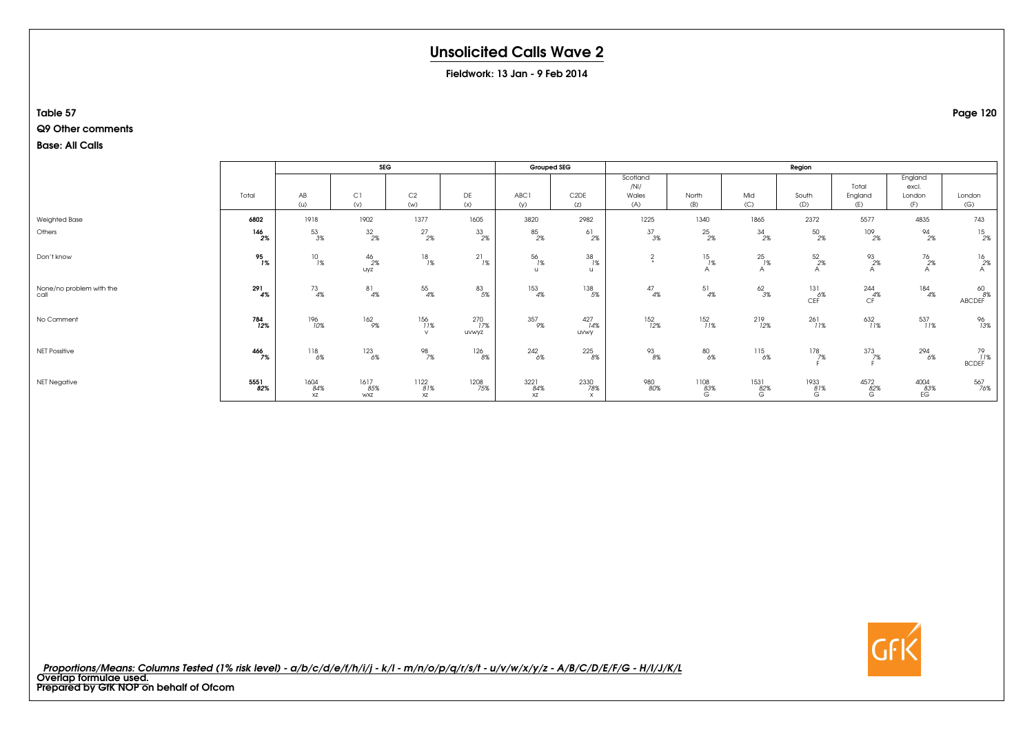# Unsolicited Calls Wave 2

**Fieldwork: 13 Jan - 9 Feb 2014**

**Table 57**

**Q9 Other comments**

**Base: All Calls**

| | Total | SEG | | | | Grouped SEG | | Region | | | | | | |
|---|---|---|---|---|---|---|---|---|---|---|---|---|---|---|
| | | AB (u) | C1 (v) | C2 (w) | DE (x) | ABC1 (y) | C2DE (z) | Scotland /NI/ Wales (A) | North (B) | Mid (C) | South (D) | Total England (E) | England excl. London (F) | London (G) |
| Weighted Base | **6802** | 1918 | 1902 | 1377 | 1605 | 3820 | 2982 | 1225 | 1340 | 1865 | 2372 | 5577 | 4835 | 743 |
| Others | **146** **2%** | 53 3% | 32 2% | 27 2% | 33 2% | 85 2% | 61 2% | 37 3% | 25 2% | 34 2% | 50 2% | 109 2% | 94 2% | 15 2% |
| Don't know | **95** **1%** | 10 1% | 46 2% uyz | 18 1% | 21 1% | 56 1% u | 38 1% u | 2 * | 15 1% A | 25 1% A | 52 2% A | 93 2% A | 76 2% A | 16 2% A |
| None/no problem with the call | **291** **4%** | 73 4% | 81 4% | 55 4% | 83 5% | 153 4% | 138 5% | 47 4% | 51 4% | 62 3% | 131 6% CEF | 244 4% CF | 184 4% | 60 8% ABCDEF |
| No Comment | **784** **12%** | 196 10% | 162 9% | 156 11% v | 270 17% uvwyz | 357 9% | 427 14% uvwy | 152 12% | 152 11% | 219 12% | 261 11% | 632 11% | 537 11% | 96 13% |
| NET Possitive | **466** **7%** | 118 6% | 123 6% | 98 7% | 126 8% | 242 6% | 225 8% | 93 8% | 80 6% | 115 6% | 178 7% F | 373 7% F | 294 6% | 79 11% BCDEF |
| NET Negative | **5551** **82%** | 1604 84% xz | 1617 85% wxz | 1122 81% xz | 1208 75% | 3221 84% xz | 2330 78% x | 980 80% | 1108 83% G | 1531 82% G | 1933 81% G | 4572 82% G | 4004 83% EG | 567 76% |

*Proportions/Means: Columns Tested (1% risk level) - a/b/c/d/e/f/h/i/j - k/l - m/n/o/p/q/r/s/t - u/v/w/x/y/z - A/B/C/D/E/F/G - H/I/J/K/L*
**Overlap formulae used.**
**Prepared by GfK NOP on behalf of Ofcom**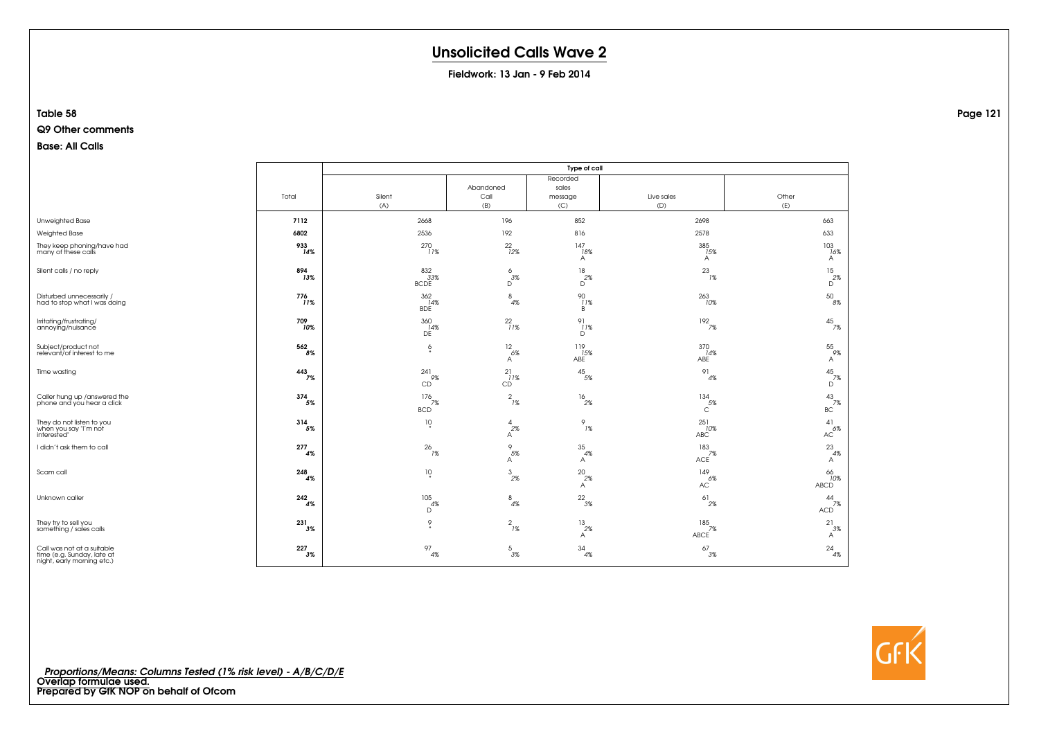# Unsolicited Calls Wave 2

**Fieldwork: 13 Jan - 9 Feb 2014**

**Table 58**

**Q9 Other comments**

**Base: All Calls**

| | Total | Type of call | | | | |
|---|---|---|---|---|---|---|
| | | Silent (A) | Abandoned Call (B) | Recorded sales message (C) | Live sales (D) | Other (E) |
| Unweighted Base | **7112** | 2668 | 196 | 852 | 2698 | 663 |
| Weighted Base | **6802** | 2536 | 192 | 816 | 2578 | 633 |
| They keep phoning/have had many of these calls | **933** *14%* | 270 *11%* | 22 *12%* | 147 *18%* A | 385 *15%* A | 103 *16%* A |
| Silent calls / no reply | **894** *13%* | 832 *33%* BCDE | 6 *3%* D | 18 *2%* D | 23 *1%* | 15 *2%* D |
| Disturbed unnecessarily / had to stop what I was doing | **776** *11%* | 362 *14%* BDE | 8 *4%* | 90 *11%* B | 263 *10%* | 50 *8%* |
| Irritating/frustrating/ annoying/nuisance | **709** *10%* | 360 *14%* DE | 22 *11%* | 91 *11%* D | 192 *7%* | 45 *7%* |
| Subject/product not relevant/of interest to me | **562** *8%* | 6 * | 12 *6%* A | 119 *15%* ABE | 370 *14%* ABE | 55 *9%* A |
| Time wasting | **443** *7%* | 241 *9%* CD | 21 *11%* CD | 45 *5%* | 91 *4%* | 45 *7%* D |
| Caller hung up /answered the phone and you hear a click | **374** *5%* | 176 *7%* BCD | 2 *1%* | 16 *2%* | 134 *5%* C | 43 *7%* BC |
| They do not listen to you when you say "I'm not interested" | **314** *5%* | 10 * | 4 *2%* A | 9 *1%* | 251 *10%* ABC | 41 *6%* AC |
| I didn't ask them to call | **277** *4%* | 26 *1%* | 9 *5%* A | 35 *4%* A | 183 *7%* ACE | 23 *4%* A |
| Scam call | **248** *4%* | 10 * | 3 *2%* | 20 *2%* A | 149 *6%* AC | 66 *10%* ABCD |
| Unknown caller | **242** *4%* | 105 *4%* D | 8 *4%* | 22 *3%* | 61 *2%* | 44 *7%* ACD |
| They try to sell you something / sales calls | **231** *3%* | 9 * | 2 *1%* | 13 *2%* A | 185 *7%* ABCE | 21 *3%* A |
| Call was not at a suitable time (e.g. Sunday, late at night, early morning etc.) | **227** *3%* | 97 *4%* | 5 *3%* | 34 *4%* | 67 *3%* | 24 *4%* |

*Proportions/Means: Columns Tested (1% risk level) - A/B/C/D/E*
**Overlap formulae used.**
**Prepared by GfK NOP on behalf of Ofcom**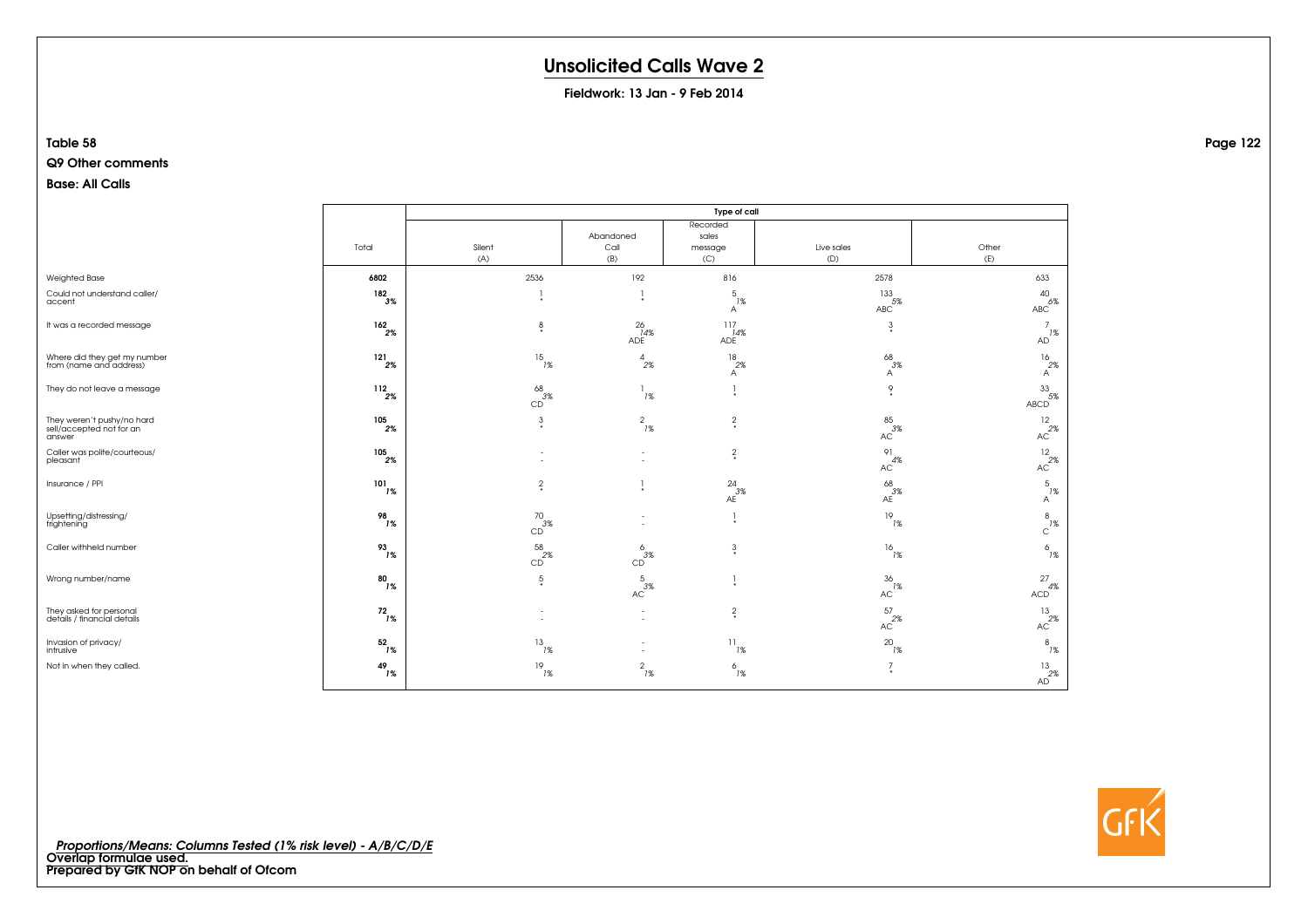# Unsolicited Calls Wave 2

**Fieldwork: 13 Jan - 9 Feb 2014**

**Table 58**

**Q9 Other comments**

**Base: All Calls**

| | Total | Type of call | | | | |
|---|---|---|---|---|---|---|
| | | Silent (A) | Abandoned Call (B) | Recorded sales message (C) | Live sales (D) | Other (E) |
| Weighted Base | 6802 | 2536 | 192 | 816 | 2578 | 633 |
| Could not understand caller/ accent | 182 3% | 1 * | 1 * | 5 1% A | 133 5% ABC | 40 6% ABC |
| It was a recorded message | 162 2% | 8 * | 26 14% ADE | 117 14% ADE | 3 * | 7 1% AD |
| Where did they get my number from (name and address) | 121 2% | 15 1% | 4 2% | 18 2% A | 68 3% A | 16 2% A |
| They do not leave a message | 112 2% | 68 3% CD | 1 1% | 1 * | 9 * | 33 5% ABCD |
| They weren't pushy/no hard sell/accepted not for an answer | 105 2% | 3 * | 2 1% | 2 * | 85 3% AC | 12 2% AC |
| Caller was polite/courteous/ pleasant | 105 2% | - - | - - | 2 * | 91 4% AC | 12 2% AC |
| Insurance / PPI | 101 1% | 2 * | 1 * | 24 3% AE | 68 3% AE | 5 1% A |
| Upsetting/distressing/ frightening | 98 1% | 70 3% CD | - - | 1 * | 19 1% | 8 1% C |
| Caller withheld number | 93 1% | 58 2% CD | 6 3% CD | 3 * | 16 1% | 6 1% |
| Wrong number/name | 80 1% | 5 * | 5 3% AC | 1 * | 36 1% AC | 27 4% ACD |
| They asked for personal details / financial details | 72 1% | - - | - - | 2 * | 57 2% AC | 13 2% AC |
| Invasion of privacy/ intrusive | 52 1% | 13 1% | - - | 11 1% | 20 1% | 8 1% |
| Not in when they called. | 49 1% | 19 1% | 2 1% | 6 1% | 7 * | 13 2% AD |

*Proportions/Means: Columns Tested (1% risk level) - A/B/C/D/E*
Overlap formulae used.
Prepared by GfK NOP on behalf of Ofcom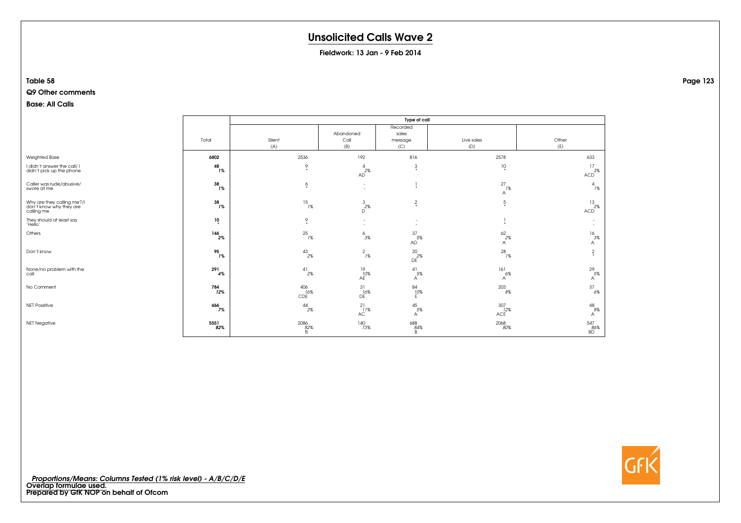# Unsolicited Calls Wave 2

**Fieldwork: 13 Jan - 9 Feb 2014**

**Table 58**

**Q9 Other comments**

**Base: All Calls**

| | | Type of call | | | | |
|---|---|---|---|---|---|---|
| | Total | Silent (A) | Abandoned Call (B) | Recorded sales message (C) | Live sales (D) | Other (E) |
| Weighted Base | **6802** | 2536 | 192 | 816 | 2578 | 633 |
| I didn't answer the call/ I didn't pick up the phone | **48** *1%* | 9 * | 4 *2%* AD | 3 * | 10 * | 17 *3%* ACD |
| Caller was rude/abusive/ swore at me | **38** *1%* | 6 * | - - | 1 * | 27 *1%* A | 4 *1%* |
| Why are they calling me?/I don't know why they are calling me | **38** *1%* | 15 *1%* | 3 *2%* D | 2 * | 5 * | 13 *2%* ACD |
| They should at least say 'Hello' | **10** * | 9 * | - - | - - | 1 * | - - |
| Others | **146** *2%* | 25 *1%* | 6 *3%* | 37 *5%* AD | 62 *2%* A | 16 *3%* A |
| Don't know | **95** *1%* | 43 *2%* | 2 *1%* | 20 *2%* DE | 28 *1%* | 2 * |
| None/no problem with the call | **291** *4%* | 41 *2%* | 19 *10%* AE | 41 *5%* A | 161 *6%* A | 29 *5%* A |
| No Comment | **784** *12%* | 406 *16%* CDE | 31 *16%* DE | 84 *10%* E | 203 *8%* | 37 *6%* |
| NET Possitive | **466** *7%* | 44 *2%* | 21 *11%* AC | 45 *5%* A | 307 *12%* ACE | 48 *8%* A |
| NET Negative | **5551** *82%* | 2086 *82%* B | 140 *73%* | 688 *84%* B | 2068 *80%* | 547 *86%* BD |

*Proportions/Means: Columns Tested (1% risk level) - A/B/C/D/E*
**Overlap formulae used.**
**Prepared by GfK NOP on behalf of Ofcom**